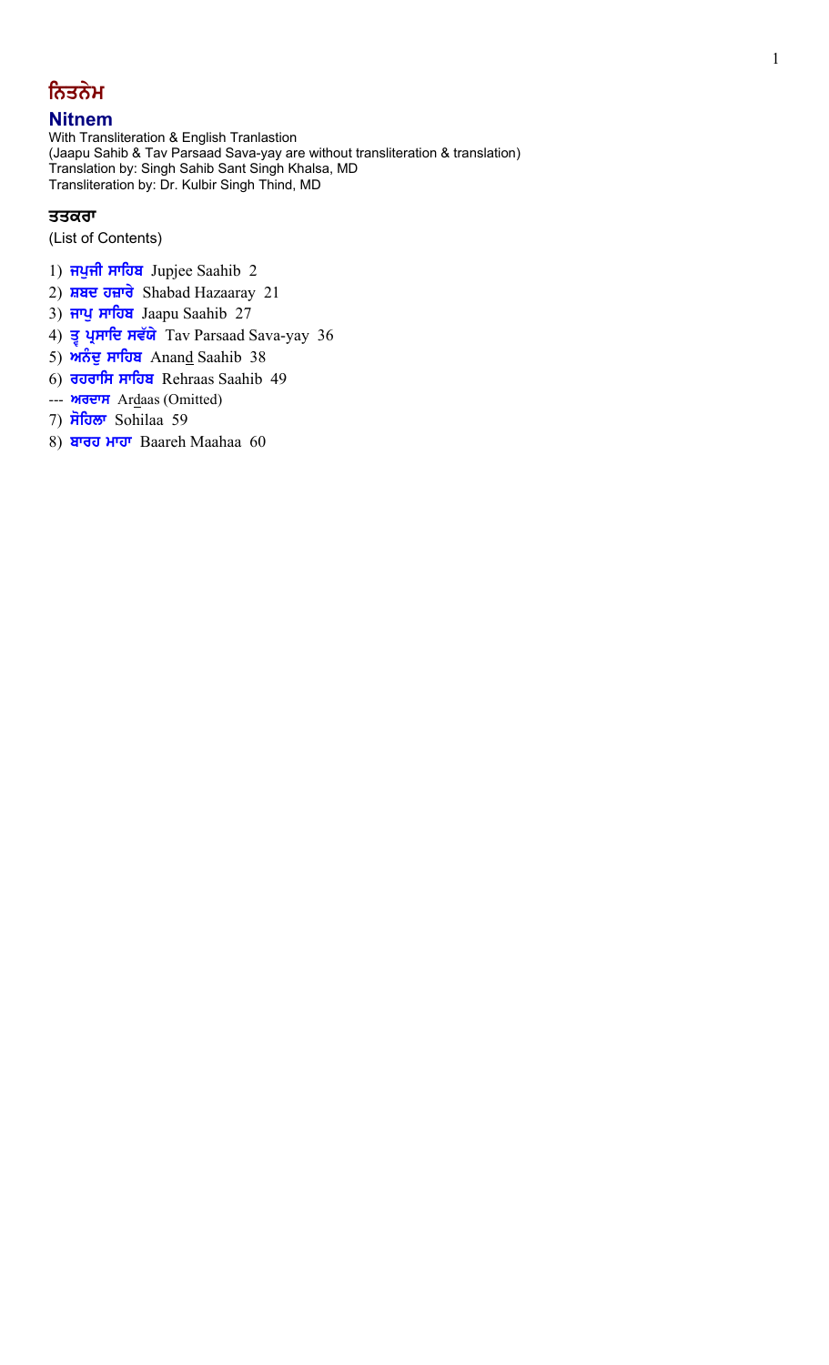# ਨਿਤਨੇਮ

## Nitnem

With Transliteration & English Tranlastion
(Jaapu Sahib & Tav Parsaad Sava-yay are without transliteration & translation)
Translation by: Singh Sahib Sant Singh Khalsa, MD
Transliteration by: Dr. Kulbir Singh Thind, MD

### ਤਤਕਰਾ

(List of Contents)

1) **ਜਪੁਜੀ ਸਾਹਿਬ** Jupjee Saahib 2
2) **ਸ਼ਬਦ ਹਜ਼ਾਰੇ** Shabad Hazaaray 21
3) **ਜਾਪੁ ਸਾਹਿਬ** Jaapu Saahib 27
4) **ਤ੍ਵ ਪ੍ਰਸਾਦਿ ਸਵੱਯੇ** Tav Parsaad Sava-yay 36
5) **ਅਨੰਦੁ ਸਾਹਿਬ** Anand Saahib 38
6) **ਰਹਰਾਸਿ ਸਾਹਿਬ** Rehraas Saahib 49

--- **ਅਰਦਾਸ** Ardaas (Omitted)

7) **ਸੋਹਿਲਾ** Sohilaa 59
8) **ਬਾਰਹ ਮਾਹਾ** Baareh Maahaa 60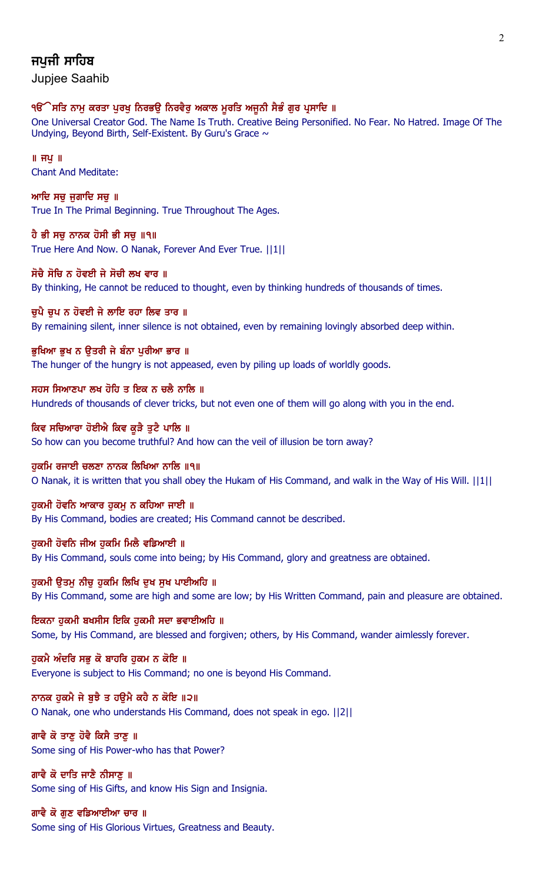# ਜਪੁਜੀ ਸਾਹਿਬ

Jupjee Saahib

ੴ ਸਤਿ ਨਾਮੁ ਕਰਤਾ ਪੁਰਖੁ ਨਿਰਭਉ ਨਿਰਵੈਰੁ ਅਕਾਲ ਮੂਰਤਿ ਅਜੂਨੀ ਸੈਭੰ ਗੁਰ ਪ੍ਰਸਾਦਿ ॥

One Universal Creator God. The Name Is Truth. Creative Being Personified. No Fear. No Hatred. Image Of The Undying, Beyond Birth, Self-Existent. By Guru's Grace ~

॥ ਜਪੁ ॥

Chant And Meditate:

ਆਦਿ ਸਚੁ ਜੁਗਾਦਿ ਸਚੁ ॥

True In The Primal Beginning. True Throughout The Ages.

ਹੈ ਭੀ ਸਚੁ ਨਾਨਕ ਹੋਸੀ ਭੀ ਸਚੁ ॥੧॥

True Here And Now. O Nanak, Forever And Ever True. ||1||

ਸੋਚੈ ਸੋਚਿ ਨ ਹੋਵਈ ਜੇ ਸੋਚੀ ਲਖ ਵਾਰ ॥

By thinking, He cannot be reduced to thought, even by thinking hundreds of thousands of times.

ਚੁਪੈ ਚੁਪ ਨ ਹੋਵਈ ਜੇ ਲਾਇ ਰਹਾ ਲਿਵ ਤਾਰ ॥

By remaining silent, inner silence is not obtained, even by remaining lovingly absorbed deep within.

ਭੁਖਿਆ ਭੁਖ ਨ ਉਤਰੀ ਜੇ ਬੰਨਾ ਪੁਰੀਆ ਭਾਰ ॥

The hunger of the hungry is not appeased, even by piling up loads of worldly goods.

ਸਹਸ ਸਿਆਣਪਾ ਲਖ ਹੋਹਿ ਤ ਇਕ ਨ ਚਲੈ ਨਾਲਿ ॥

Hundreds of thousands of clever tricks, but not even one of them will go along with you in the end.

ਕਿਵ ਸਚਿਆਰਾ ਹੋਈਐ ਕਿਵ ਕੂੜੈ ਤੁਟੈ ਪਾਲਿ ॥

So how can you become truthful? And how can the veil of illusion be torn away?

ਹੁਕਮਿ ਰਜਾਈ ਚਲਣਾ ਨਾਨਕ ਲਿਖਿਆ ਨਾਲਿ ॥੧॥

O Nanak, it is written that you shall obey the Hukam of His Command, and walk in the Way of His Will. ||1||

ਹੁਕਮੀ ਹੋਵਨਿ ਆਕਾਰ ਹੁਕਮੁ ਨ ਕਹਿਆ ਜਾਈ ॥

By His Command, bodies are created; His Command cannot be described.

ਹੁਕਮੀ ਹੋਵਨਿ ਜੀਅ ਹੁਕਮਿ ਮਿਲੈ ਵਡਿਆਈ ॥

By His Command, souls come into being; by His Command, glory and greatness are obtained.

ਹੁਕਮੀ ਉਤਮੁ ਨੀਚੁ ਹੁਕਮਿ ਲਿਖਿ ਦੁਖ ਸੁਖ ਪਾਈਅਹਿ ॥

By His Command, some are high and some are low; by His Written Command, pain and pleasure are obtained.

ਇਕਨਾ ਹੁਕਮੀ ਬਖਸੀਸ ਇਕਿ ਹੁਕਮੀ ਸਦਾ ਭਵਾਈਅਹਿ ॥

Some, by His Command, are blessed and forgiven; others, by His Command, wander aimlessly forever.

ਹੁਕਮੈ ਅੰਦਰਿ ਸਭੁ ਕੋ ਬਾਹਰਿ ਹੁਕਮ ਨ ਕੋਇ ॥

Everyone is subject to His Command; no one is beyond His Command.

ਨਾਨਕ ਹੁਕਮੈ ਜੇ ਬੁਝੈ ਤ ਹਉਮੈ ਕਹੈ ਨ ਕੋਇ ॥੨॥

O Nanak, one who understands His Command, does not speak in ego. ||2||

ਗਾਵੈ ਕੋ ਤਾਣੁ ਹੋਵੈ ਕਿਸੈ ਤਾਣੁ ॥

Some sing of His Power-who has that Power?

ਗਾਵੈ ਕੋ ਦਾਤਿ ਜਾਣੈ ਨੀਸਾਣੁ ॥

Some sing of His Gifts, and know His Sign and Insignia.

ਗਾਵੈ ਕੋ ਗੁਣ ਵਡਿਆਈਆ ਚਾਰ ॥

Some sing of His Glorious Virtues, Greatness and Beauty.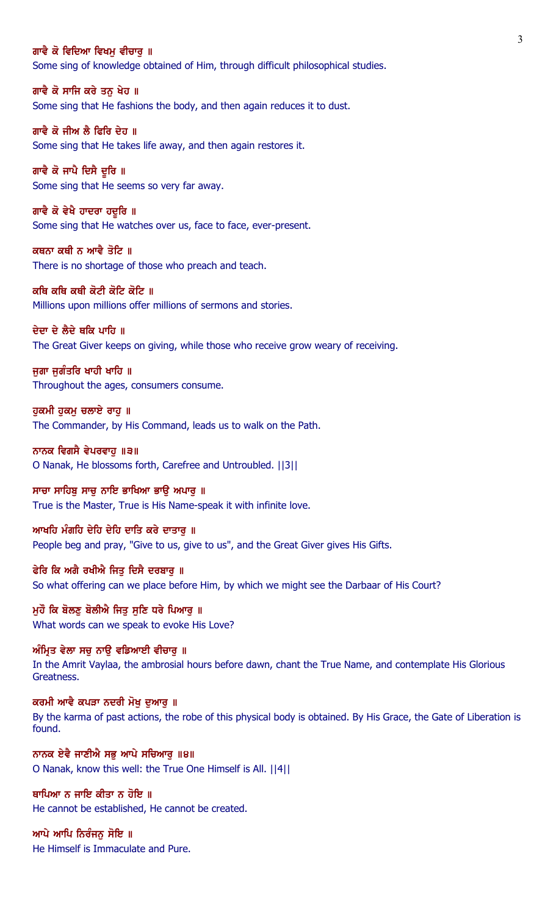ਗਾਵੈ ਕੋ ਵਿਦਿਆ ਵਿਖਮੁ ਵੀਚਾਰੁ ॥
Some sing of knowledge obtained of Him, through difficult philosophical studies.

ਗਾਵੈ ਕੋ ਸਾਜਿ ਕਰੇ ਤਨੁ ਖੇਹ ॥
Some sing that He fashions the body, and then again reduces it to dust.

ਗਾਵੈ ਕੋ ਜੀਅ ਲੈ ਫਿਰਿ ਦੇਹ ॥
Some sing that He takes life away, and then again restores it.

ਗਾਵੈ ਕੋ ਜਾਪੈ ਦਿਸੈ ਦੂਰਿ ॥
Some sing that He seems so very far away.

ਗਾਵੈ ਕੋ ਵੇਖੈ ਹਾਦਰਾ ਹਦੂਰਿ ॥
Some sing that He watches over us, face to face, ever-present.

ਕਥਨਾ ਕਥੀ ਨ ਆਵੈ ਤੋਟਿ ॥
There is no shortage of those who preach and teach.

ਕਥਿ ਕਥਿ ਕਥੀ ਕੋਟੀ ਕੋਟਿ ਕੋਟਿ ॥
Millions upon millions offer millions of sermons and stories.

ਦੇਦਾ ਦੇ ਲੈਦੇ ਥਕਿ ਪਾਹਿ ॥
The Great Giver keeps on giving, while those who receive grow weary of receiving.

ਜੁਗਾ ਜੁਗੰਤਰਿ ਖਾਹੀ ਖਾਹਿ ॥
Throughout the ages, consumers consume.

ਹੁਕਮੀ ਹੁਕਮੁ ਚਲਾਏ ਰਾਹੁ ॥
The Commander, by His Command, leads us to walk on the Path.

ਨਾਨਕ ਵਿਗਸੈ ਵੇਪਰਵਾਹੁ ॥੩॥
O Nanak, He blossoms forth, Carefree and Untroubled. ||3||

ਸਾਚਾ ਸਾਹਿਬੁ ਸਾਚੁ ਨਾਇ ਭਾਖਿਆ ਭਾਉ ਅਪਾਰੁ ॥
True is the Master, True is His Name-speak it with infinite love.

ਆਖਹਿ ਮੰਗਹਿ ਦੇਹਿ ਦੇਹਿ ਦਾਤਿ ਕਰੇ ਦਾਤਾਰੁ ॥
People beg and pray, "Give to us, give to us", and the Great Giver gives His Gifts.

ਫੇਰਿ ਕਿ ਅਗੈ ਰਖੀਐ ਜਿਤੁ ਦਿਸੈ ਦਰਬਾਰੁ ॥
So what offering can we place before Him, by which we might see the Darbaar of His Court?

ਮੁਹੌ ਕਿ ਬੋਲਣੁ ਬੋਲੀਐ ਜਿਤੁ ਸੁਣਿ ਧਰੇ ਪਿਆਰੁ ॥
What words can we speak to evoke His Love?

ਅੰਮ੍ਰਿਤ ਵੇਲਾ ਸਚੁ ਨਾਉ ਵਡਿਆਈ ਵੀਚਾਰੁ ॥
In the Amrit Vaylaa, the ambrosial hours before dawn, chant the True Name, and contemplate His Glorious Greatness.

ਕਰਮੀ ਆਵੈ ਕਪੜਾ ਨਦਰੀ ਮੋਖੁ ਦੁਆਰੁ ॥
By the karma of past actions, the robe of this physical body is obtained. By His Grace, the Gate of Liberation is found.

ਨਾਨਕ ਏਵੈ ਜਾਣੀਐ ਸਭੁ ਆਪੇ ਸਚਿਆਰੁ ॥੪॥
O Nanak, know this well: the True One Himself is All. ||4||

ਥਾਪਿਆ ਨ ਜਾਇ ਕੀਤਾ ਨ ਹੋਇ ॥
He cannot be established, He cannot be created.

ਆਪੇ ਆਪਿ ਨਿਰੰਜਨੁ ਸੋਇ ॥
He Himself is Immaculate and Pure.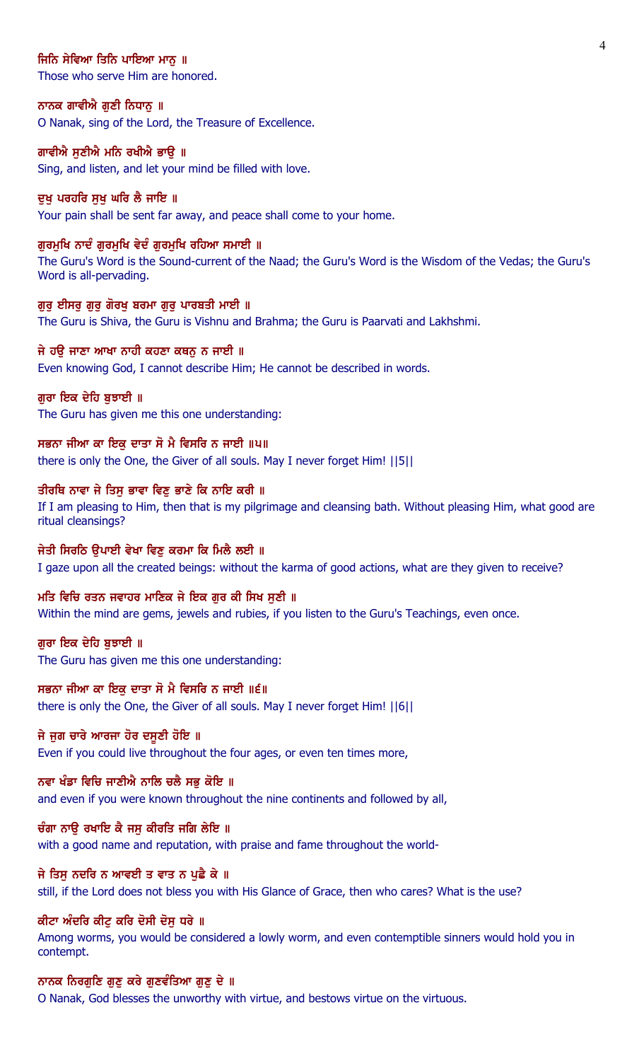**ਜਿਨਿ ਸੇਵਿਆ ਤਿਨਿ ਪਾਇਆ ਮਾਨੁ ॥**
Those who serve Him are honored.

**ਨਾਨਕ ਗਾਵੀਐ ਗੁਣੀ ਨਿਧਾਨੁ ॥**
O Nanak, sing of the Lord, the Treasure of Excellence.

**ਗਾਵੀਐ ਸੁਣੀਐ ਮਨਿ ਰਖੀਐ ਭਾਉ ॥**
Sing, and listen, and let your mind be filled with love.

**ਦੁਖੁ ਪਰਹਰਿ ਸੁਖੁ ਘਰਿ ਲੈ ਜਾਇ ॥**
Your pain shall be sent far away, and peace shall come to your home.

**ਗੁਰਮੁਖਿ ਨਾਦੰ ਗੁਰਮੁਖਿ ਵੇਦੰ ਗੁਰਮੁਖਿ ਰਹਿਆ ਸਮਾਈ ॥**
The Guru's Word is the Sound-current of the Naad; the Guru's Word is the Wisdom of the Vedas; the Guru's Word is all-pervading.

**ਗੁਰੁ ਈਸਰੁ ਗੁਰੁ ਗੋਰਖੁ ਬਰਮਾ ਗੁਰੁ ਪਾਰਬਤੀ ਮਾਈ ॥**
The Guru is Shiva, the Guru is Vishnu and Brahma; the Guru is Paarvati and Lakhshmi.

**ਜੇ ਹਉ ਜਾਣਾ ਆਖਾ ਨਾਹੀ ਕਹਣਾ ਕਥਨੁ ਨ ਜਾਈ ॥**
Even knowing God, I cannot describe Him; He cannot be described in words.

**ਗੁਰਾ ਇਕ ਦੇਹਿ ਬੁਝਾਈ ॥**
The Guru has given me this one understanding:

**ਸਭਨਾ ਜੀਆ ਕਾ ਇਕੁ ਦਾਤਾ ਸੋ ਮੈ ਵਿਸਰਿ ਨ ਜਾਈ ॥੫॥**
there is only the One, the Giver of all souls. May I never forget Him! ||5||

**ਤੀਰਥਿ ਨਾਵਾ ਜੇ ਤਿਸੁ ਭਾਵਾ ਵਿਣੁ ਭਾਣੇ ਕਿ ਨਾਇ ਕਰੀ ॥**
If I am pleasing to Him, then that is my pilgrimage and cleansing bath. Without pleasing Him, what good are ritual cleansings?

**ਜੇਤੀ ਸਿਰਠਿ ਉਪਾਈ ਵੇਖਾ ਵਿਣੁ ਕਰਮਾ ਕਿ ਮਿਲੈ ਲਈ ॥**
I gaze upon all the created beings: without the karma of good actions, what are they given to receive?

**ਮਤਿ ਵਿਚਿ ਰਤਨ ਜਵਾਹਰ ਮਾਣਿਕ ਜੇ ਇਕ ਗੁਰ ਕੀ ਸਿਖ ਸੁਣੀ ॥**
Within the mind are gems, jewels and rubies, if you listen to the Guru's Teachings, even once.

**ਗੁਰਾ ਇਕ ਦੇਹਿ ਬੁਝਾਈ ॥**
The Guru has given me this one understanding:

**ਸਭਨਾ ਜੀਆ ਕਾ ਇਕੁ ਦਾਤਾ ਸੋ ਮੈ ਵਿਸਰਿ ਨ ਜਾਈ ॥੬॥**
there is only the One, the Giver of all souls. May I never forget Him! ||6||

**ਜੇ ਜੁਗ ਚਾਰੇ ਆਰਜਾ ਹੋਰ ਦਸੂਣੀ ਹੋਇ ॥**
Even if you could live throughout the four ages, or even ten times more,

**ਨਵਾ ਖੰਡਾ ਵਿਚਿ ਜਾਣੀਐ ਨਾਲਿ ਚਲੈ ਸਭੁ ਕੋਇ ॥**
and even if you were known throughout the nine continents and followed by all,

**ਚੰਗਾ ਨਾਉ ਰਖਾਇ ਕੈ ਜਸੁ ਕੀਰਤਿ ਜਗਿ ਲੇਇ ॥**
with a good name and reputation, with praise and fame throughout the world-

**ਜੇ ਤਿਸੁ ਨਦਰਿ ਨ ਆਵਈ ਤ ਵਾਤ ਨ ਪੁਛੈ ਕੇ ॥**
still, if the Lord does not bless you with His Glance of Grace, then who cares? What is the use?

**ਕੀਟਾ ਅੰਦਰਿ ਕੀਟੁ ਕਰਿ ਦੋਸੀ ਦੋਸੁ ਧਰੇ ॥**
Among worms, you would be considered a lowly worm, and even contemptible sinners would hold you in contempt.

**ਨਾਨਕ ਨਿਰਗੁਣਿ ਗੁਣੁ ਕਰੇ ਗੁਣਵੰਤਿਆ ਗੁਣੁ ਦੇ ॥**
O Nanak, God blesses the unworthy with virtue, and bestows virtue on the virtuous.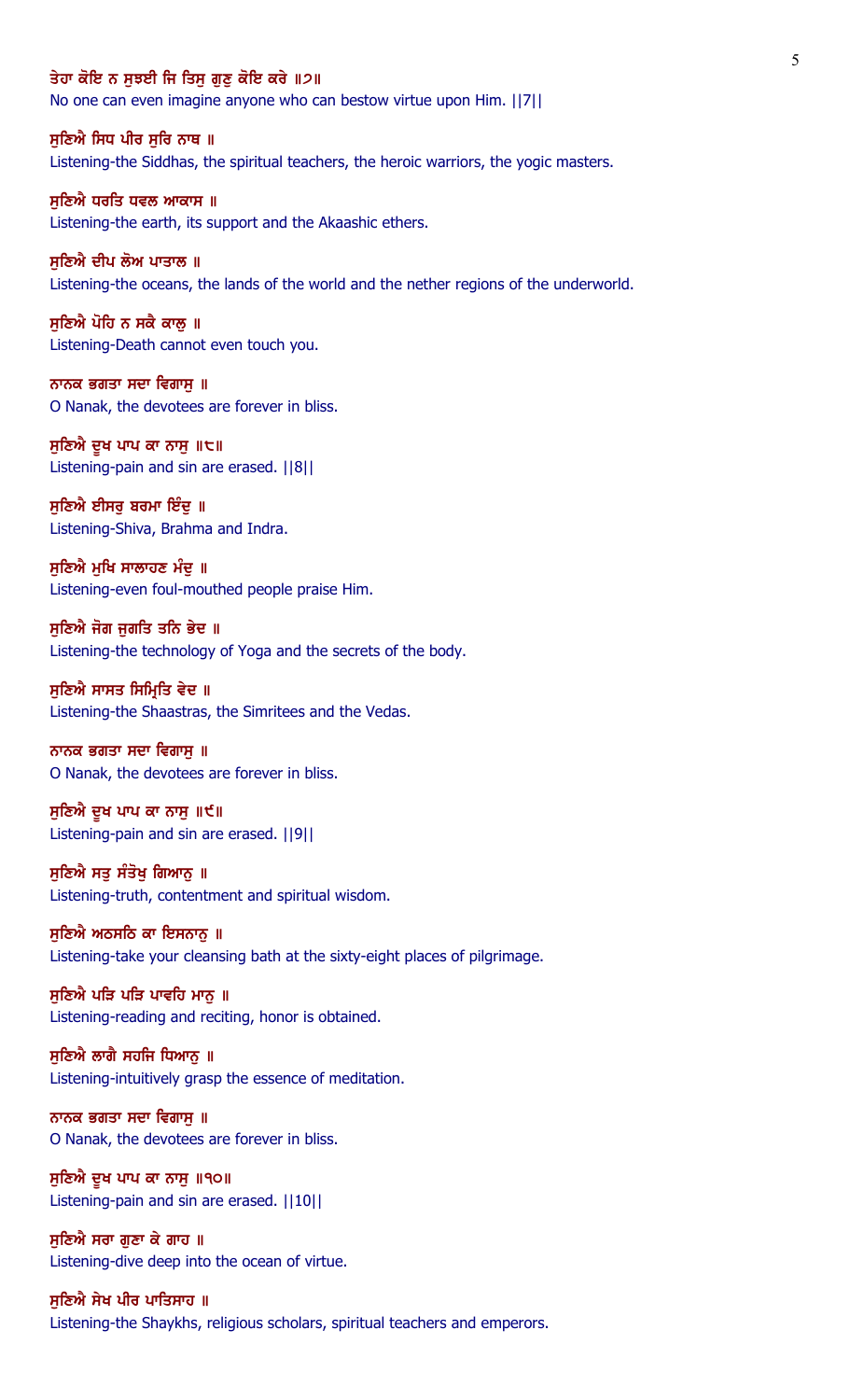ਤੇਹਾ ਕੋਇ ਨ ਸੁਝਈ ਜਿ ਤਿਸੁ ਗੁਣੁ ਕੋਇ ਕਰੇ ॥੭॥
No one can even imagine anyone who can bestow virtue upon Him. ||7||

ਸੁਣਿਐ ਸਿਧ ਪੀਰ ਸੁਰਿ ਨਾਥ ॥
Listening-the Siddhas, the spiritual teachers, the heroic warriors, the yogic masters.

ਸੁਣਿਐ ਧਰਤਿ ਧਵਲ ਆਕਾਸ ॥
Listening-the earth, its support and the Akaashic ethers.

ਸੁਣਿਐ ਦੀਪ ਲੋਅ ਪਾਤਾਲ ॥
Listening-the oceans, the lands of the world and the nether regions of the underworld.

ਸੁਣਿਐ ਪੋਹਿ ਨ ਸਕੈ ਕਾਲੁ ॥
Listening-Death cannot even touch you.

ਨਾਨਕ ਭਗਤਾ ਸਦਾ ਵਿਗਾਸੁ ॥
O Nanak, the devotees are forever in bliss.

ਸੁਣਿਐ ਦੂਖ ਪਾਪ ਕਾ ਨਾਸੁ ॥੮॥
Listening-pain and sin are erased. ||8||

ਸੁਣਿਐ ਈਸਰੁ ਬਰਮਾ ਇੰਦੁ ॥
Listening-Shiva, Brahma and Indra.

ਸੁਣਿਐ ਮੁਖਿ ਸਾਲਾਹਣ ਮੰਦੁ ॥
Listening-even foul-mouthed people praise Him.

ਸੁਣਿਐ ਜੋਗ ਜੁਗਤਿ ਤਨਿ ਭੇਦ ॥
Listening-the technology of Yoga and the secrets of the body.

ਸੁਣਿਐ ਸਾਸਤ ਸਿਮ੍ਰਿਤਿ ਵੇਦ ॥
Listening-the Shaastras, the Simritees and the Vedas.

ਨਾਨਕ ਭਗਤਾ ਸਦਾ ਵਿਗਾਸੁ ॥
O Nanak, the devotees are forever in bliss.

ਸੁਣਿਐ ਦੂਖ ਪਾਪ ਕਾ ਨਾਸੁ ॥੯॥
Listening-pain and sin are erased. ||9||

ਸੁਣਿਐ ਸਤੁ ਸੰਤੋਖੁ ਗਿਆਨੁ ॥
Listening-truth, contentment and spiritual wisdom.

ਸੁਣਿਐ ਅਠਸਠਿ ਕਾ ਇਸਨਾਨੁ ॥
Listening-take your cleansing bath at the sixty-eight places of pilgrimage.

ਸੁਣਿਐ ਪੜਿ ਪੜਿ ਪਾਵਹਿ ਮਾਨੁ ॥
Listening-reading and reciting, honor is obtained.

ਸੁਣਿਐ ਲਾਗੈ ਸਹਜਿ ਧਿਆਨੁ ॥
Listening-intuitively grasp the essence of meditation.

ਨਾਨਕ ਭਗਤਾ ਸਦਾ ਵਿਗਾਸੁ ॥
O Nanak, the devotees are forever in bliss.

ਸੁਣਿਐ ਦੂਖ ਪਾਪ ਕਾ ਨਾਸੁ ॥੧੦॥
Listening-pain and sin are erased. ||10||

ਸੁਣਿਐ ਸਰਾ ਗੁਣਾ ਕੇ ਗਾਹ ॥
Listening-dive deep into the ocean of virtue.

ਸੁਣਿਐ ਸੇਖ ਪੀਰ ਪਾਤਿਸਾਹ ॥
Listening-the Shaykhs, religious scholars, spiritual teachers and emperors.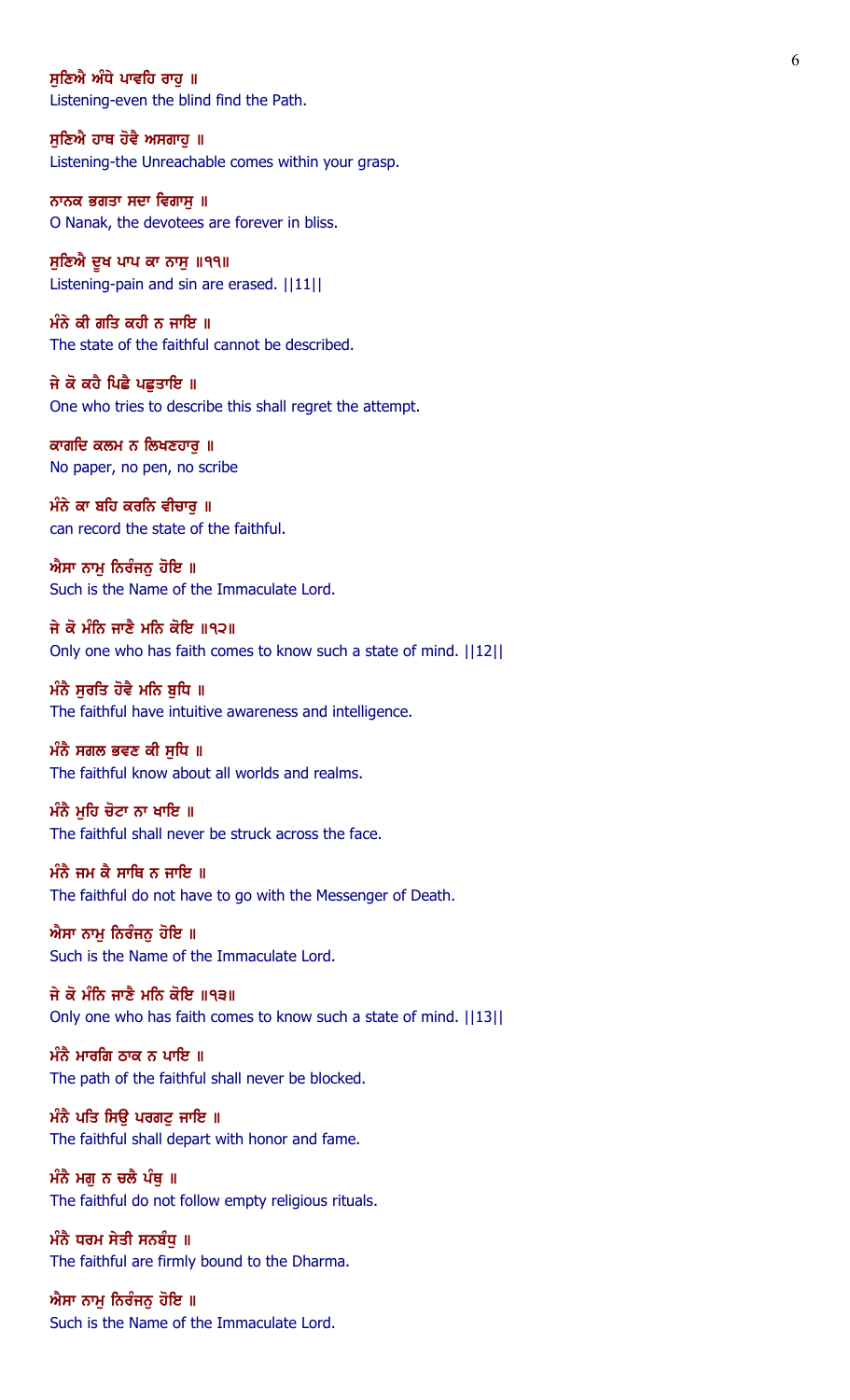ਸੁਣਿਐ ਅੰਧੇ ਪਾਵਹਿ ਰਾਹੁ ॥
Listening-even the blind find the Path.

ਸੁਣਿਐ ਹਾਥ ਹੋਵੈ ਅਸਗਾਹੁ ॥
Listening-the Unreachable comes within your grasp.

ਨਾਨਕ ਭਗਤਾ ਸਦਾ ਵਿਗਾਸੁ ॥
O Nanak, the devotees are forever in bliss.

ਸੁਣਿਐ ਦੂਖ ਪਾਪ ਕਾ ਨਾਸੁ ॥੧੧॥
Listening-pain and sin are erased. ||11||

ਮੰਨੇ ਕੀ ਗਤਿ ਕਹੀ ਨ ਜਾਇ ॥
The state of the faithful cannot be described.

ਜੇ ਕੋ ਕਹੈ ਪਿਛੈ ਪਛੁਤਾਇ ॥
One who tries to describe this shall regret the attempt.

ਕਾਗਦਿ ਕਲਮ ਨ ਲਿਖਣਹਾਰੁ ॥
No paper, no pen, no scribe

ਮੰਨੇ ਕਾ ਬਹਿ ਕਰਨਿ ਵੀਚਾਰੁ ॥
can record the state of the faithful.

ਐਸਾ ਨਾਮੁ ਨਿਰੰਜਨੁ ਹੋਇ ॥
Such is the Name of the Immaculate Lord.

ਜੇ ਕੋ ਮੰਨਿ ਜਾਣੈ ਮਨਿ ਕੋਇ ॥੧੨॥
Only one who has faith comes to know such a state of mind. ||12||

ਮੰਨੈ ਸੁਰਤਿ ਹੋਵੈ ਮਨਿ ਬੁਧਿ ॥
The faithful have intuitive awareness and intelligence.

ਮੰਨੈ ਸਗਲ ਭਵਣ ਕੀ ਸੁਧਿ ॥
The faithful know about all worlds and realms.

ਮੰਨੈ ਮੁਹਿ ਚੋਟਾ ਨਾ ਖਾਇ ॥
The faithful shall never be struck across the face.

ਮੰਨੈ ਜਮ ਕੈ ਸਾਥਿ ਨ ਜਾਇ ॥
The faithful do not have to go with the Messenger of Death.

ਐਸਾ ਨਾਮੁ ਨਿਰੰਜਨੁ ਹੋਇ ॥
Such is the Name of the Immaculate Lord.

ਜੇ ਕੋ ਮੰਨਿ ਜਾਣੈ ਮਨਿ ਕੋਇ ॥੧੩॥
Only one who has faith comes to know such a state of mind. ||13||

ਮੰਨੈ ਮਾਰਗਿ ਠਾਕ ਨ ਪਾਇ ॥
The path of the faithful shall never be blocked.

ਮੰਨੈ ਪਤਿ ਸਿਉ ਪਰਗਟੁ ਜਾਇ ॥
The faithful shall depart with honor and fame.

ਮੰਨੈ ਮਗੁ ਨ ਚਲੈ ਪੰਥੁ ॥
The faithful do not follow empty religious rituals.

ਮੰਨੈ ਧਰਮ ਸੇਤੀ ਸਨਬੰਧੁ ॥
The faithful are firmly bound to the Dharma.

ਐਸਾ ਨਾਮੁ ਨਿਰੰਜਨੁ ਹੋਇ ॥
Such is the Name of the Immaculate Lord.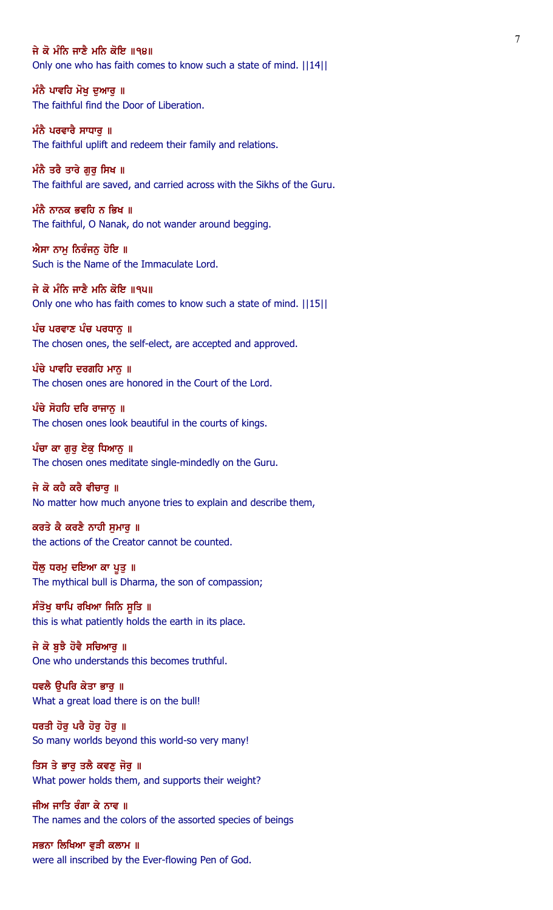**ਜੇ ਕੋ ਮੰਨਿ ਜਾਣੈ ਮਨਿ ਕੋਇ ॥੧੪॥**
Only one who has faith comes to know such a state of mind. ||14||

**ਮੰਨੈ ਪਾਵਹਿ ਮੋਖੁ ਦੁਆਰੁ ॥**
The faithful find the Door of Liberation.

**ਮੰਨੈ ਪਰਵਾਰੈ ਸਾਧਾਰੁ ॥**
The faithful uplift and redeem their family and relations.

**ਮੰਨੈ ਤਰੈ ਤਾਰੇ ਗੁਰੁ ਸਿਖ ॥**
The faithful are saved, and carried across with the Sikhs of the Guru.

**ਮੰਨੈ ਨਾਨਕ ਭਵਹਿ ਨ ਭਿਖ ॥**
The faithful, O Nanak, do not wander around begging.

**ਐਸਾ ਨਾਮੁ ਨਿਰੰਜਨੁ ਹੋਇ ॥**
Such is the Name of the Immaculate Lord.

**ਜੇ ਕੋ ਮੰਨਿ ਜਾਣੈ ਮਨਿ ਕੋਇ ॥੧੫॥**
Only one who has faith comes to know such a state of mind. ||15||

**ਪੰਚ ਪਰਵਾਣ ਪੰਚ ਪਰਧਾਨੁ ॥**
The chosen ones, the self-elect, are accepted and approved.

**ਪੰਚੇ ਪਾਵਹਿ ਦਰਗਹਿ ਮਾਨੁ ॥**
The chosen ones are honored in the Court of the Lord.

**ਪੰਚੇ ਸੋਹਹਿ ਦਰਿ ਰਾਜਾਨੁ ॥**
The chosen ones look beautiful in the courts of kings.

**ਪੰਚਾ ਕਾ ਗੁਰੁ ਏਕੁ ਧਿਆਨੁ ॥**
The chosen ones meditate single-mindedly on the Guru.

**ਜੇ ਕੋ ਕਹੈ ਕਰੈ ਵੀਚਾਰੁ ॥**
No matter how much anyone tries to explain and describe them,

**ਕਰਤੇ ਕੈ ਕਰਣੈ ਨਾਹੀ ਸੁਮਾਰੁ ॥**
the actions of the Creator cannot be counted.

**ਧੌਲੁ ਧਰਮੁ ਦਇਆ ਕਾ ਪੂਤੁ ॥**
The mythical bull is Dharma, the son of compassion;

**ਸੰਤੋਖੁ ਥਾਪਿ ਰਖਿਆ ਜਿਨਿ ਸੂਤਿ ॥**
this is what patiently holds the earth in its place.

**ਜੇ ਕੋ ਬੁਝੈ ਹੋਵੈ ਸਚਿਆਰੁ ॥**
One who understands this becomes truthful.

**ਧਵਲੈ ਉਪਰਿ ਕੇਤਾ ਭਾਰੁ ॥**
What a great load there is on the bull!

**ਧਰਤੀ ਹੋਰੁ ਪਰੈ ਹੋਰੁ ਹੋਰੁ ॥**
So many worlds beyond this world-so very many!

**ਤਿਸ ਤੇ ਭਾਰੁ ਤਲੈ ਕਵਣੁ ਜੋਰੁ ॥**
What power holds them, and supports their weight?

**ਜੀਅ ਜਾਤਿ ਰੰਗਾ ਕੇ ਨਾਵ ॥**
The names and the colors of the assorted species of beings

**ਸਭਨਾ ਲਿਖਿਆ ਵੁੜੀ ਕਲਾਮ ॥**
were all inscribed by the Ever-flowing Pen of God.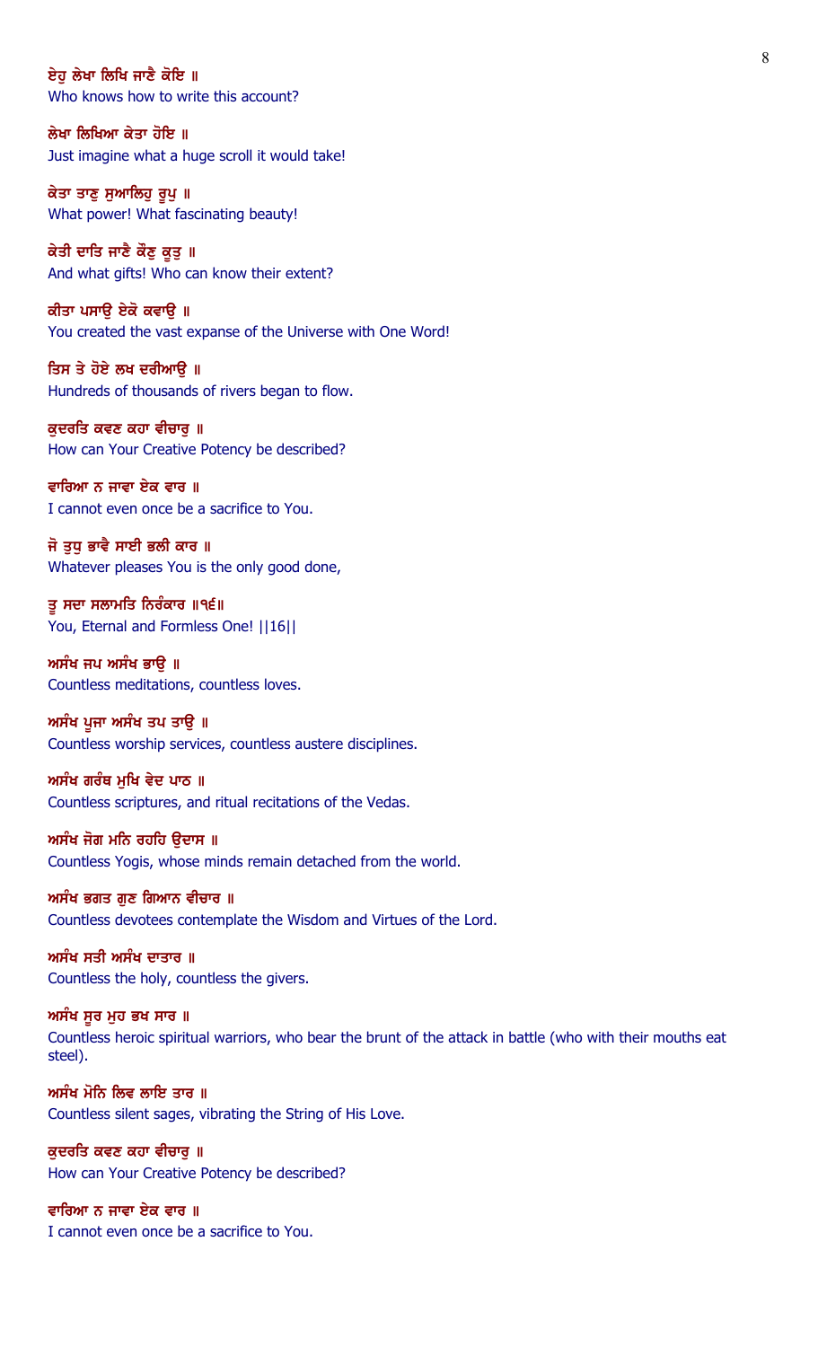ਏਹੁ ਲੇਖਾ ਲਿਖਿ ਜਾਣੈ ਕੋਇ ॥
Who knows how to write this account?

ਲੇਖਾ ਲਿਖਿਆ ਕੇਤਾ ਹੋਇ ॥
Just imagine what a huge scroll it would take!

ਕੇਤਾ ਤਾਣੁ ਸੁਆਲਿਹੁ ਰੂਪੁ ॥
What power! What fascinating beauty!

ਕੇਤੀ ਦਾਤਿ ਜਾਣੈ ਕੌਣੁ ਕੂਤੁ ॥
And what gifts! Who can know their extent?

ਕੀਤਾ ਪਸਾਉ ਏਕੋ ਕਵਾਉ ॥
You created the vast expanse of the Universe with One Word!

ਤਿਸ ਤੇ ਹੋਏ ਲਖ ਦਰੀਆਉ ॥
Hundreds of thousands of rivers began to flow.

ਕੁਦਰਤਿ ਕਵਣ ਕਹਾ ਵੀਚਾਰੁ ॥
How can Your Creative Potency be described?

ਵਾਰਿਆ ਨ ਜਾਵਾ ਏਕ ਵਾਰ ॥
I cannot even once be a sacrifice to You.

ਜੋ ਤੁਧੁ ਭਾਵੈ ਸਾਈ ਭਲੀ ਕਾਰ ॥
Whatever pleases You is the only good done,

ਤੂ ਸਦਾ ਸਲਾਮਤਿ ਨਿਰੰਕਾਰ ॥੧੬॥
You, Eternal and Formless One! ||16||

ਅਸੰਖ ਜਪ ਅਸੰਖ ਭਾਉ ॥
Countless meditations, countless loves.

ਅਸੰਖ ਪੂਜਾ ਅਸੰਖ ਤਪ ਤਾਉ ॥
Countless worship services, countless austere disciplines.

ਅਸੰਖ ਗਰੰਥ ਮੁਖਿ ਵੇਦ ਪਾਠ ॥
Countless scriptures, and ritual recitations of the Vedas.

ਅਸੰਖ ਜੋਗ ਮਨਿ ਰਹਹਿ ਉਦਾਸ ॥
Countless Yogis, whose minds remain detached from the world.

ਅਸੰਖ ਭਗਤ ਗੁਣ ਗਿਆਨ ਵੀਚਾਰ ॥
Countless devotees contemplate the Wisdom and Virtues of the Lord.

ਅਸੰਖ ਸਤੀ ਅਸੰਖ ਦਾਤਾਰ ॥
Countless the holy, countless the givers.

ਅਸੰਖ ਸੂਰ ਮੁਹ ਭਖ ਸਾਰ ॥
Countless heroic spiritual warriors, who bear the brunt of the attack in battle (who with their mouths eat steel).

ਅਸੰਖ ਮੋਨਿ ਲਿਵ ਲਾਇ ਤਾਰ ॥
Countless silent sages, vibrating the String of His Love.

ਕੁਦਰਤਿ ਕਵਣ ਕਹਾ ਵੀਚਾਰੁ ॥
How can Your Creative Potency be described?

ਵਾਰਿਆ ਨ ਜਾਵਾ ਏਕ ਵਾਰ ॥
I cannot even once be a sacrifice to You.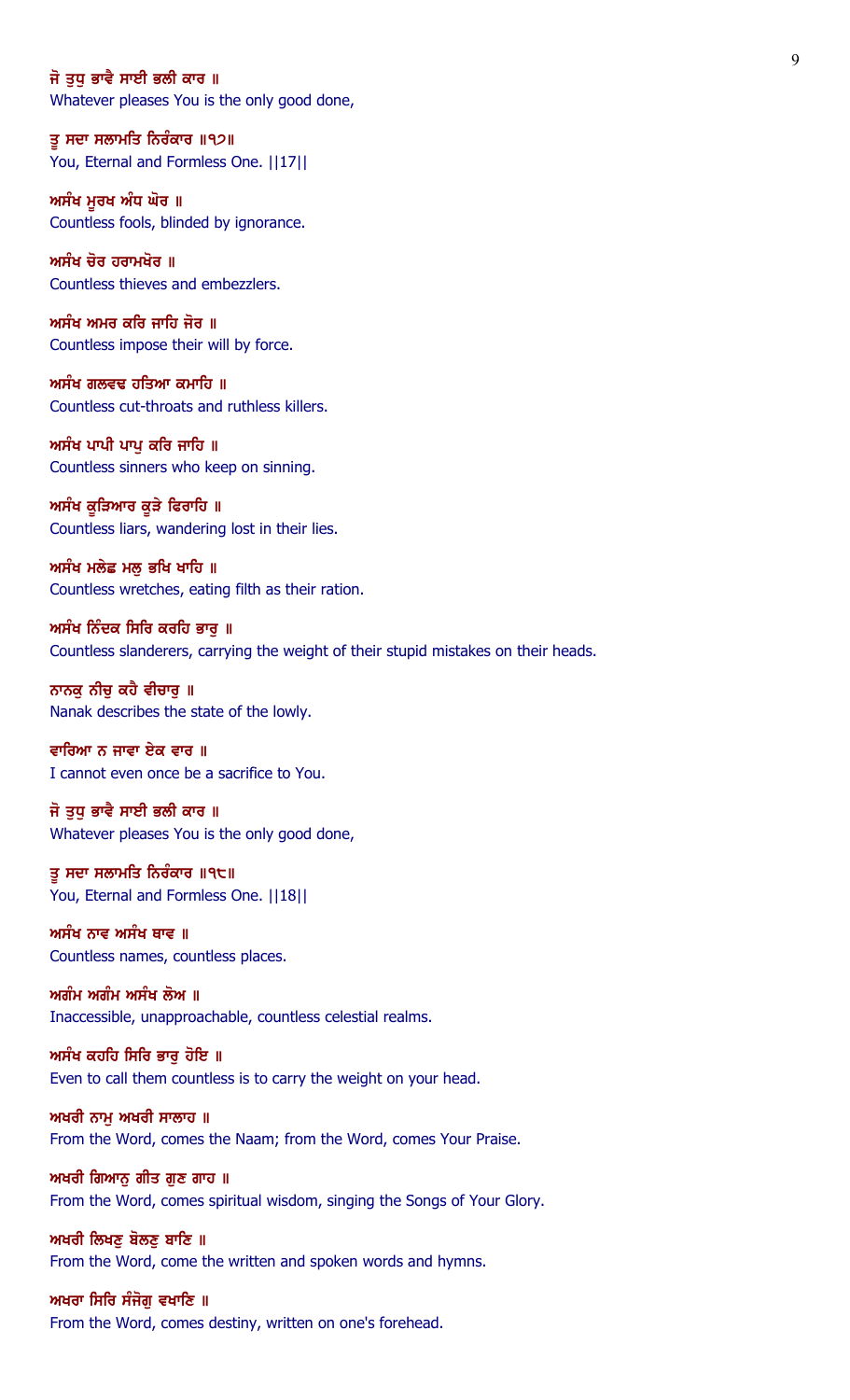ਜੋ ਤੁਧੁ ਭਾਵੈ ਸਾਈ ਭਲੀ ਕਾਰ ॥
Whatever pleases You is the only good done,

ਤੂ ਸਦਾ ਸਲਾਮਤਿ ਨਿਰੰਕਾਰ ॥੧੭॥
You, Eternal and Formless One. ||17||

ਅਸੰਖ ਮੂਰਖ ਅੰਧ ਘੋਰ ॥
Countless fools, blinded by ignorance.

ਅਸੰਖ ਚੋਰ ਹਰਾਮਖੋਰ ॥
Countless thieves and embezzlers.

ਅਸੰਖ ਅਮਰ ਕਰਿ ਜਾਹਿ ਜੋਰ ॥
Countless impose their will by force.

ਅਸੰਖ ਗਲਵਢ ਹਤਿਆ ਕਮਾਹਿ ॥
Countless cut-throats and ruthless killers.

ਅਸੰਖ ਪਾਪੀ ਪਾਪੁ ਕਰਿ ਜਾਹਿ ॥
Countless sinners who keep on sinning.

ਅਸੰਖ ਕੂੜਿਆਰ ਕੂੜੇ ਫਿਰਾਹਿ ॥
Countless liars, wandering lost in their lies.

ਅਸੰਖ ਮਲੇਛ ਮਲੁ ਭਖਿ ਖਾਹਿ ॥
Countless wretches, eating filth as their ration.

ਅਸੰਖ ਨਿੰਦਕ ਸਿਰਿ ਕਰਹਿ ਭਾਰੁ ॥
Countless slanderers, carrying the weight of their stupid mistakes on their heads.

ਨਾਨਕੁ ਨੀਚੁ ਕਹੈ ਵੀਚਾਰੁ ॥
Nanak describes the state of the lowly.

ਵਾਰਿਆ ਨ ਜਾਵਾ ਏਕ ਵਾਰ ॥
I cannot even once be a sacrifice to You.

ਜੋ ਤੁਧੁ ਭਾਵੈ ਸਾਈ ਭਲੀ ਕਾਰ ॥
Whatever pleases You is the only good done,

ਤੂ ਸਦਾ ਸਲਾਮਤਿ ਨਿਰੰਕਾਰ ॥੧੮॥
You, Eternal and Formless One. ||18||

ਅਸੰਖ ਨਾਵ ਅਸੰਖ ਥਾਵ ॥
Countless names, countless places.

ਅਗੰਮ ਅਗੰਮ ਅਸੰਖ ਲੋਅ ॥
Inaccessible, unapproachable, countless celestial realms.

ਅਸੰਖ ਕਹਹਿ ਸਿਰਿ ਭਾਰੁ ਹੋਇ ॥
Even to call them countless is to carry the weight on your head.

ਅਖਰੀ ਨਾਮੁ ਅਖਰੀ ਸਾਲਾਹ ॥
From the Word, comes the Naam; from the Word, comes Your Praise.

ਅਖਰੀ ਗਿਆਨੁ ਗੀਤ ਗੁਣ ਗਾਹ ॥
From the Word, comes spiritual wisdom, singing the Songs of Your Glory.

ਅਖਰੀ ਲਿਖਣੁ ਬੋਲਣੁ ਬਾਣਿ ॥
From the Word, come the written and spoken words and hymns.

ਅਖਰਾ ਸਿਰਿ ਸੰਜੋਗੁ ਵਖਾਣਿ ॥
From the Word, comes destiny, written on one's forehead.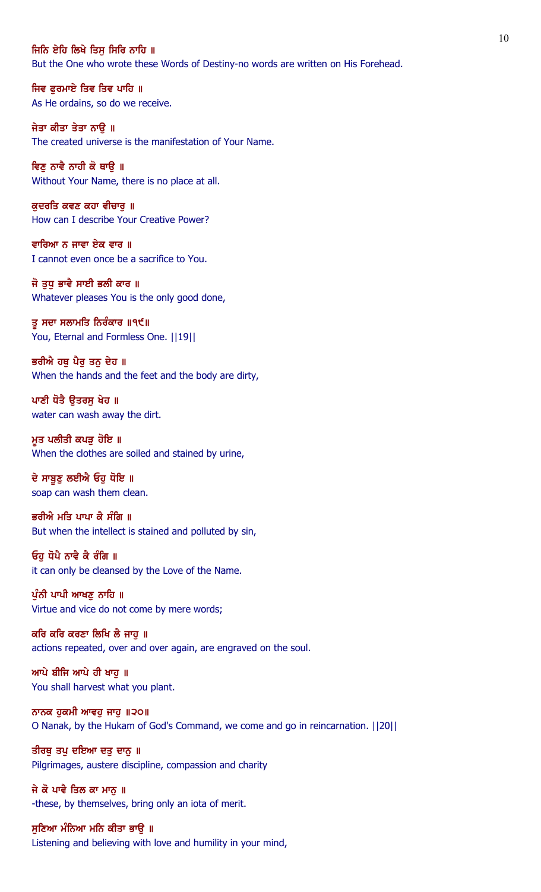ਜਿਨਿ ਏਹਿ ਲਿਖੇ ਤਿਸੁ ਸਿਰਿ ਨਾਹਿ ॥
But the One who wrote these Words of Destiny-no words are written on His Forehead.

ਜਿਵ ਫੁਰਮਾਏ ਤਿਵ ਤਿਵ ਪਾਹਿ ॥
As He ordains, so do we receive.

ਜੇਤਾ ਕੀਤਾ ਤੇਤਾ ਨਾਉ ॥
The created universe is the manifestation of Your Name.

ਵਿਣੁ ਨਾਵੈ ਨਾਹੀ ਕੋ ਥਾਉ ॥
Without Your Name, there is no place at all.

ਕੁਦਰਤਿ ਕਵਣ ਕਹਾ ਵੀਚਾਰੁ ॥
How can I describe Your Creative Power?

ਵਾਰਿਆ ਨ ਜਾਵਾ ਏਕ ਵਾਰ ॥
I cannot even once be a sacrifice to You.

ਜੋ ਤੁਧੁ ਭਾਵੈ ਸਾਈ ਭਲੀ ਕਾਰ ॥
Whatever pleases You is the only good done,

ਤੂ ਸਦਾ ਸਲਾਮਤਿ ਨਿਰੰਕਾਰ ॥੧੯॥
You, Eternal and Formless One. ||19||

ਭਰੀਐ ਹਥੁ ਪੈਰੁ ਤਨੁ ਦੇਹ ॥
When the hands and the feet and the body are dirty,

ਪਾਣੀ ਧੋਤੈ ਉਤਰਸੁ ਖੇਹ ॥
water can wash away the dirt.

ਮੂਤ ਪਲੀਤੀ ਕਪੜੁ ਹੋਇ ॥
When the clothes are soiled and stained by urine,

ਦੇ ਸਾਬੂਣੁ ਲਈਐ ਓਹੁ ਧੋਇ ॥
soap can wash them clean.

ਭਰੀਐ ਮਤਿ ਪਾਪਾ ਕੈ ਸੰਗਿ ॥
But when the intellect is stained and polluted by sin,

ਓਹੁ ਧੋਪੈ ਨਾਵੈ ਕੈ ਰੰਗਿ ॥
it can only be cleansed by the Love of the Name.

ਪੁੰਨੀ ਪਾਪੀ ਆਖਣੁ ਨਾਹਿ ॥
Virtue and vice do not come by mere words;

ਕਰਿ ਕਰਿ ਕਰਣਾ ਲਿਖਿ ਲੈ ਜਾਹੁ ॥
actions repeated, over and over again, are engraved on the soul.

ਆਪੇ ਬੀਜਿ ਆਪੇ ਹੀ ਖਾਹੁ ॥
You shall harvest what you plant.

ਨਾਨਕ ਹੁਕਮੀ ਆਵਹੁ ਜਾਹੁ ॥੨੦॥
O Nanak, by the Hukam of God's Command, we come and go in reincarnation. ||20||

ਤੀਰਥੁ ਤਪੁ ਦਇਆ ਦਤੁ ਦਾਨੁ ॥
Pilgrimages, austere discipline, compassion and charity

ਜੇ ਕੋ ਪਾਵੈ ਤਿਲ ਕਾ ਮਾਨੁ ॥
-these, by themselves, bring only an iota of merit.

ਸੁਣਿਆ ਮੰਨਿਆ ਮਨਿ ਕੀਤਾ ਭਾਉ ॥
Listening and believing with love and humility in your mind,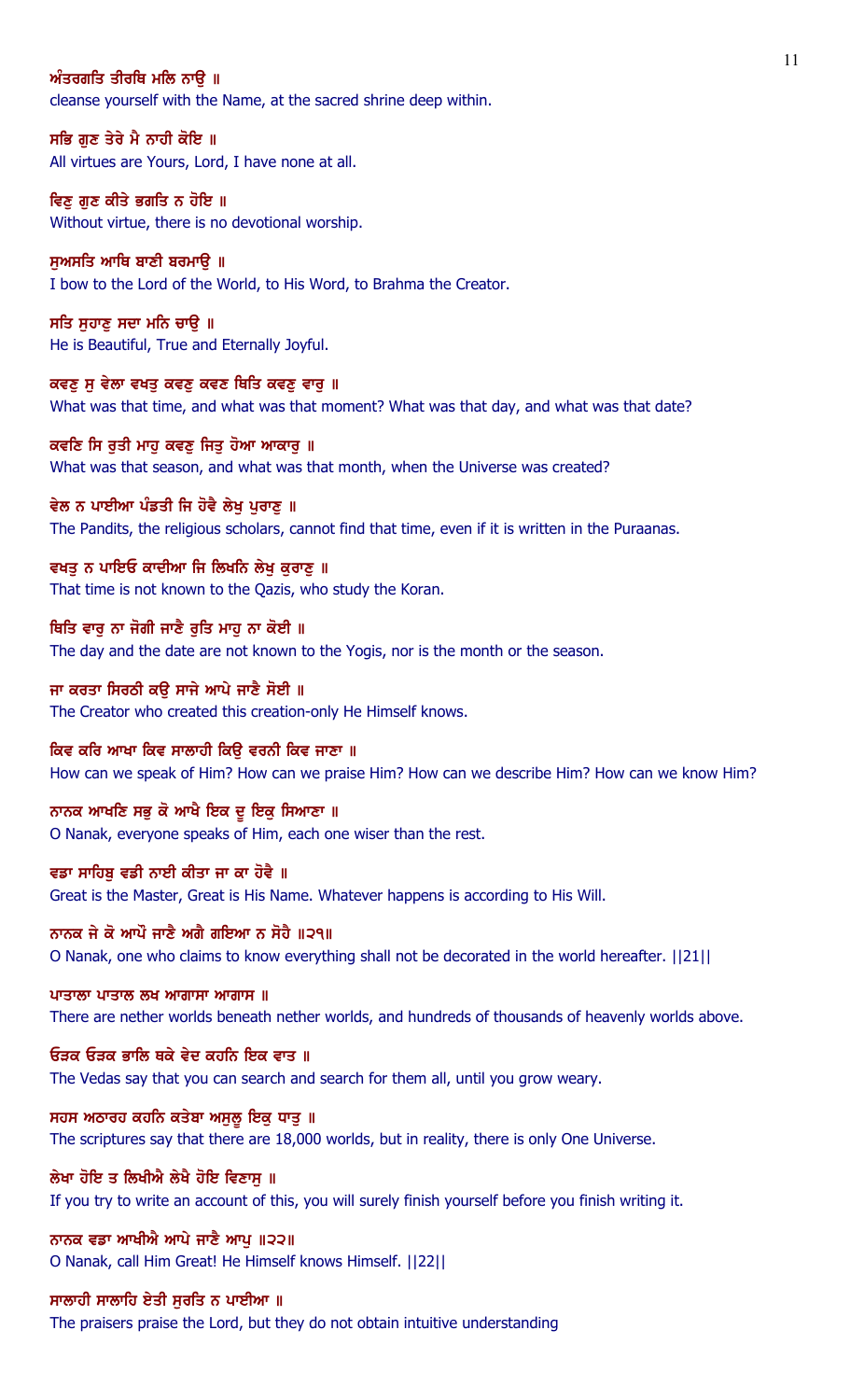ਅੰਤਰਗਤਿ ਤੀਰਥਿ ਮਲਿ ਨਾਉ ॥
cleanse yourself with the Name, at the sacred shrine deep within.

ਸਭਿ ਗੁਣ ਤੇਰੇ ਮੈ ਨਾਹੀ ਕੋਇ ॥
All virtues are Yours, Lord, I have none at all.

ਵਿਣੁ ਗੁਣ ਕੀਤੇ ਭਗਤਿ ਨ ਹੋਇ ॥
Without virtue, there is no devotional worship.

ਸੁਅਸਤਿ ਆਥਿ ਬਾਣੀ ਬਰਮਾਉ ॥
I bow to the Lord of the World, to His Word, to Brahma the Creator.

ਸਤਿ ਸੁਹਾਣੁ ਸਦਾ ਮਨਿ ਚਾਉ ॥
He is Beautiful, True and Eternally Joyful.

ਕਵਣੁ ਸੁ ਵੇਲਾ ਵਖਤੁ ਕਵਣੁ ਕਵਣ ਥਿਤਿ ਕਵਣੁ ਵਾਰੁ ॥
What was that time, and what was that moment? What was that day, and what was that date?

ਕਵਣਿ ਸਿ ਰੁਤੀ ਮਾਹੁ ਕਵਣੁ ਜਿਤੁ ਹੋਆ ਆਕਾਰੁ ॥
What was that season, and what was that month, when the Universe was created?

ਵੇਲ ਨ ਪਾਈਆ ਪੰਡਤੀ ਜਿ ਹੋਵੈ ਲੇਖੁ ਪੁਰਾਣੁ ॥
The Pandits, the religious scholars, cannot find that time, even if it is written in the Puraanas.

ਵਖਤੁ ਨ ਪਾਇਓ ਕਾਦੀਆ ਜਿ ਲਿਖਨਿ ਲੇਖੁ ਕੁਰਾਣੁ ॥
That time is not known to the Qazis, who study the Koran.

ਥਿਤਿ ਵਾਰੁ ਨਾ ਜੋਗੀ ਜਾਣੈ ਰੁਤਿ ਮਾਹੁ ਨਾ ਕੋਈ ॥
The day and the date are not known to the Yogis, nor is the month or the season.

ਜਾ ਕਰਤਾ ਸਿਰਠੀ ਕਉ ਸਾਜੇ ਆਪੇ ਜਾਣੈ ਸੋਈ ॥
The Creator who created this creation-only He Himself knows.

ਕਿਵ ਕਰਿ ਆਖਾ ਕਿਵ ਸਾਲਾਹੀ ਕਿਉ ਵਰਨੀ ਕਿਵ ਜਾਣਾ ॥
How can we speak of Him? How can we praise Him? How can we describe Him? How can we know Him?

ਨਾਨਕ ਆਖਣਿ ਸਭੁ ਕੋ ਆਖੈ ਇਕ ਦੂ ਇਕੁ ਸਿਆਣਾ ॥
O Nanak, everyone speaks of Him, each one wiser than the rest.

ਵਡਾ ਸਾਹਿਬੁ ਵਡੀ ਨਾਈ ਕੀਤਾ ਜਾ ਕਾ ਹੋਵੈ ॥
Great is the Master, Great is His Name. Whatever happens is according to His Will.

ਨਾਨਕ ਜੇ ਕੋ ਆਪੌ ਜਾਣੈ ਅਗੈ ਗਇਆ ਨ ਸੋਹੈ ॥੨੧॥
O Nanak, one who claims to know everything shall not be decorated in the world hereafter. ||21||

ਪਾਤਾਲਾ ਪਾਤਾਲ ਲਖ ਆਗਾਸਾ ਆਗਾਸ ॥
There are nether worlds beneath nether worlds, and hundreds of thousands of heavenly worlds above.

ਓੜਕ ਓੜਕ ਭਾਲਿ ਥਕੇ ਵੇਦ ਕਹਨਿ ਇਕ ਵਾਤ ॥
The Vedas say that you can search and search for them all, until you grow weary.

ਸਹਸ ਅਠਾਰਹ ਕਹਨਿ ਕਤੇਬਾ ਅਸੁਲੂ ਇਕੁ ਧਾਤੁ ॥
The scriptures say that there are 18,000 worlds, but in reality, there is only One Universe.

ਲੇਖਾ ਹੋਇ ਤ ਲਿਖੀਐ ਲੇਖੈ ਹੋਇ ਵਿਣਾਸੁ ॥
If you try to write an account of this, you will surely finish yourself before you finish writing it.

ਨਾਨਕ ਵਡਾ ਆਖੀਐ ਆਪੇ ਜਾਣੈ ਆਪੁ ॥੨੨॥
O Nanak, call Him Great! He Himself knows Himself. ||22||

ਸਾਲਾਹੀ ਸਾਲਾਹਿ ਏਤੀ ਸੁਰਤਿ ਨ ਪਾਈਆ ॥
The praisers praise the Lord, but they do not obtain intuitive understanding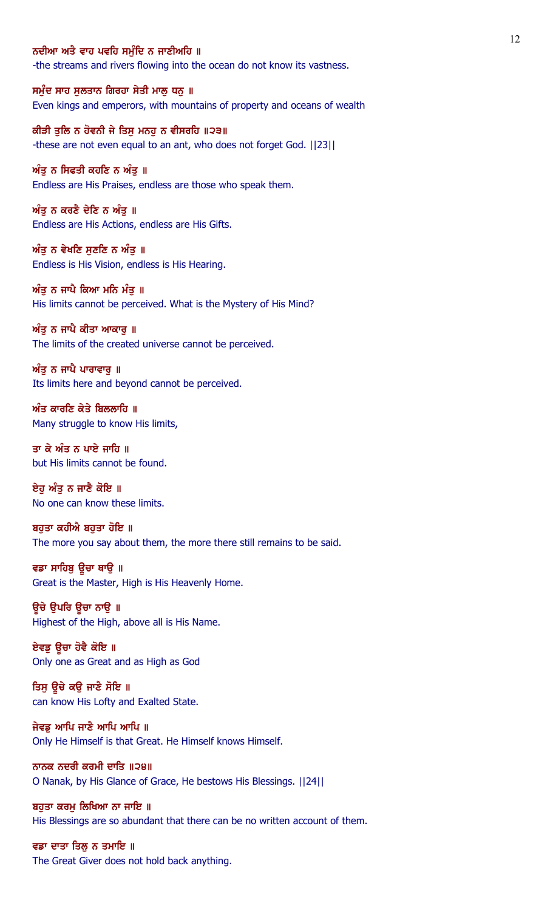ਨਦੀਆ ਅਤੈ ਵਾਹ ਪਵਹਿ ਸਮੁੰਦਿ ਨ ਜਾਣੀਅਹਿ ॥
-the streams and rivers flowing into the ocean do not know its vastness.

ਸਮੁੰਦ ਸਾਹ ਸੁਲਤਾਨ ਗਿਰਹਾ ਸੇਤੀ ਮਾਲੁ ਧਨੁ ॥
Even kings and emperors, with mountains of property and oceans of wealth

ਕੀੜੀ ਤੁਲਿ ਨ ਹੋਵਨੀ ਜੇ ਤਿਸੁ ਮਨਹੁ ਨ ਵੀਸਰਹਿ ॥੨੩॥
-these are not even equal to an ant, who does not forget God. ||23||

ਅੰਤੁ ਨ ਸਿਫਤੀ ਕਹਣਿ ਨ ਅੰਤੁ ॥
Endless are His Praises, endless are those who speak them.

ਅੰਤੁ ਨ ਕਰਣੈ ਦੇਣਿ ਨ ਅੰਤੁ ॥
Endless are His Actions, endless are His Gifts.

ਅੰਤੁ ਨ ਵੇਖਣਿ ਸੁਣਣਿ ਨ ਅੰਤੁ ॥
Endless is His Vision, endless is His Hearing.

ਅੰਤੁ ਨ ਜਾਪੈ ਕਿਆ ਮਨਿ ਮੰਤੁ ॥
His limits cannot be perceived. What is the Mystery of His Mind?

ਅੰਤੁ ਨ ਜਾਪੈ ਕੀਤਾ ਆਕਾਰੁ ॥
The limits of the created universe cannot be perceived.

ਅੰਤੁ ਨ ਜਾਪੈ ਪਾਰਾਵਾਰੁ ॥
Its limits here and beyond cannot be perceived.

ਅੰਤ ਕਾਰਣਿ ਕੇਤੇ ਬਿਲਲਾਹਿ ॥
Many struggle to know His limits,

ਤਾ ਕੇ ਅੰਤ ਨ ਪਾਏ ਜਾਹਿ ॥
but His limits cannot be found.

ਏਹੁ ਅੰਤੁ ਨ ਜਾਣੈ ਕੋਇ ॥
No one can know these limits.

ਬਹੁਤਾ ਕਹੀਐ ਬਹੁਤਾ ਹੋਇ ॥
The more you say about them, the more there still remains to be said.

ਵਡਾ ਸਾਹਿਬੁ ਊਚਾ ਥਾਉ ॥
Great is the Master, High is His Heavenly Home.

ਊਚੇ ਉਪਰਿ ਊਚਾ ਨਾਉ ॥
Highest of the High, above all is His Name.

ਏਵਡੁ ਊਚਾ ਹੋਵੈ ਕੋਇ ॥
Only one as Great and as High as God

ਤਿਸੁ ਊਚੇ ਕਉ ਜਾਣੈ ਸੋਇ ॥
can know His Lofty and Exalted State.

ਜੇਵਡੁ ਆਪਿ ਜਾਣੈ ਆਪਿ ਆਪਿ ॥
Only He Himself is that Great. He Himself knows Himself.

ਨਾਨਕ ਨਦਰੀ ਕਰਮੀ ਦਾਤਿ ॥੨੪॥
O Nanak, by His Glance of Grace, He bestows His Blessings. ||24||

ਬਹੁਤਾ ਕਰਮੁ ਲਿਖਿਆ ਨਾ ਜਾਇ ॥
His Blessings are so abundant that there can be no written account of them.

ਵਡਾ ਦਾਤਾ ਤਿਲੁ ਨ ਤਮਾਇ ॥
The Great Giver does not hold back anything.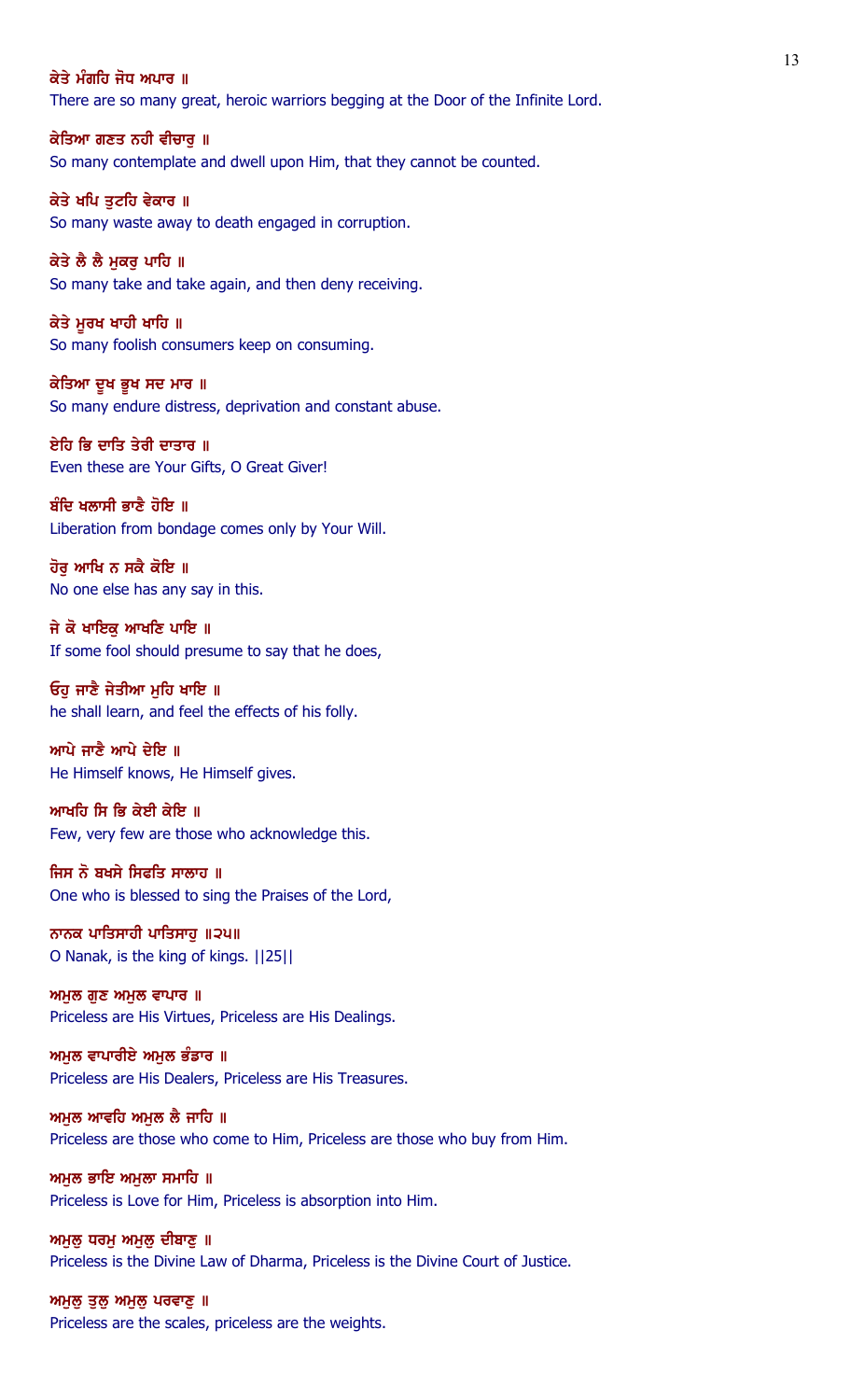ਕੇਤੇ ਮੰਗਹਿ ਜੋਧ ਅਪਾਰ ॥
There are so many great, heroic warriors begging at the Door of the Infinite Lord.

ਕੇਤਿਆ ਗਣਤ ਨਹੀ ਵੀਚਾਰੁ ॥
So many contemplate and dwell upon Him, that they cannot be counted.

ਕੇਤੇ ਖਪਿ ਤੁਟਹਿ ਵੇਕਾਰ ॥
So many waste away to death engaged in corruption.

ਕੇਤੇ ਲੈ ਲੈ ਮੁਕਰੁ ਪਾਹਿ ॥
So many take and take again, and then deny receiving.

ਕੇਤੇ ਮੂਰਖ ਖਾਹੀ ਖਾਹਿ ॥
So many foolish consumers keep on consuming.

ਕੇਤਿਆ ਦੂਖ ਭੂਖ ਸਦ ਮਾਰ ॥
So many endure distress, deprivation and constant abuse.

ਏਹਿ ਭਿ ਦਾਤਿ ਤੇਰੀ ਦਾਤਾਰ ॥
Even these are Your Gifts, O Great Giver!

ਬੰਦਿ ਖਲਾਸੀ ਭਾਣੈ ਹੋਇ ॥
Liberation from bondage comes only by Your Will.

ਹੋਰੁ ਆਖਿ ਨ ਸਕੈ ਕੋਇ ॥
No one else has any say in this.

ਜੇ ਕੋ ਖਾਇਕੁ ਆਖਣਿ ਪਾਇ ॥
If some fool should presume to say that he does,

ਓਹੁ ਜਾਣੈ ਜੇਤੀਆ ਮੁਹਿ ਖਾਇ ॥
he shall learn, and feel the effects of his folly.

ਆਪੇ ਜਾਣੈ ਆਪੇ ਦੇਇ ॥
He Himself knows, He Himself gives.

ਆਖਹਿ ਸਿ ਭਿ ਕੇਈ ਕੇਇ ॥
Few, very few are those who acknowledge this.

ਜਿਸ ਨੋ ਬਖਸੇ ਸਿਫਤਿ ਸਾਲਾਹ ॥
One who is blessed to sing the Praises of the Lord,

ਨਾਨਕ ਪਾਤਿਸਾਹੀ ਪਾਤਿਸਾਹੁ ॥੨੫॥
O Nanak, is the king of kings. ||25||

ਅਮੁਲ ਗੁਣ ਅਮੁਲ ਵਾਪਾਰ ॥
Priceless are His Virtues, Priceless are His Dealings.

ਅਮੁਲ ਵਾਪਾਰੀਏ ਅਮੁਲ ਭੰਡਾਰ ॥
Priceless are His Dealers, Priceless are His Treasures.

ਅਮੁਲ ਆਵਹਿ ਅਮੁਲ ਲੈ ਜਾਹਿ ॥
Priceless are those who come to Him, Priceless are those who buy from Him.

ਅਮੁਲ ਭਾਇ ਅਮੁਲਾ ਸਮਾਹਿ ॥
Priceless is Love for Him, Priceless is absorption into Him.

ਅਮੁਲੁ ਧਰਮੁ ਅਮੁਲੁ ਦੀਬਾਣੁ ॥
Priceless is the Divine Law of Dharma, Priceless is the Divine Court of Justice.

ਅਮੁਲੁ ਤੁਲੁ ਅਮੁਲੁ ਪਰਵਾਣੁ ॥
Priceless are the scales, priceless are the weights.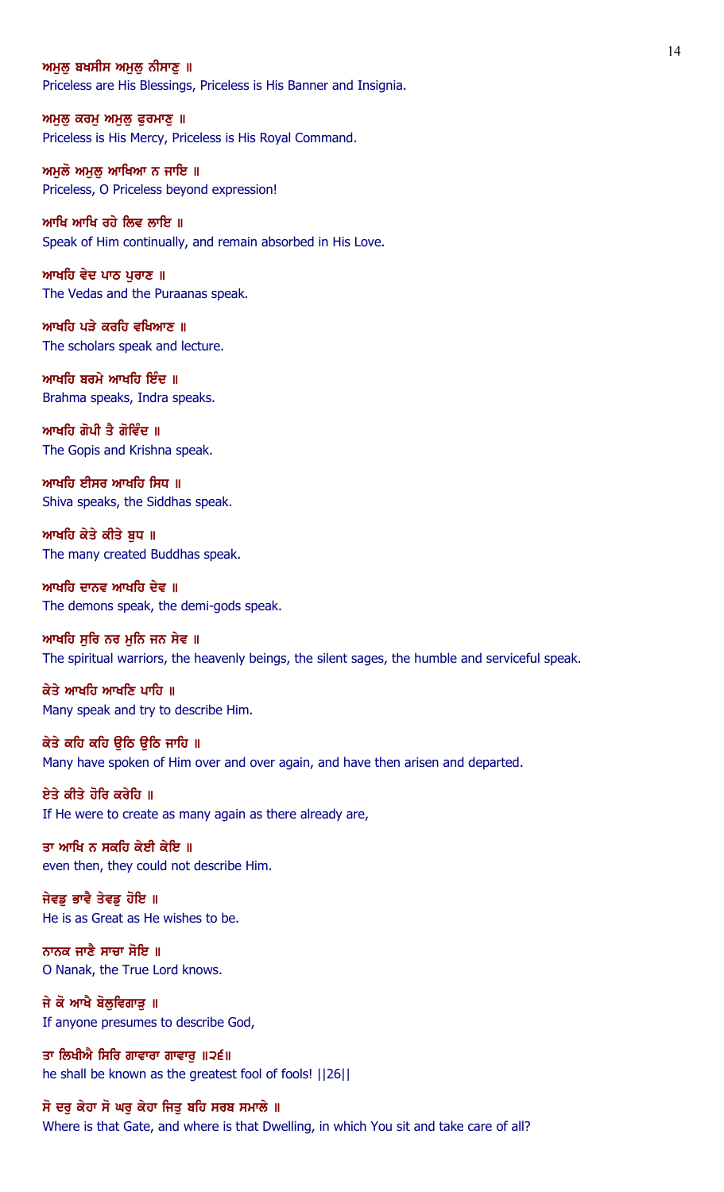ਅਮੁਲੁ ਬਖਸੀਸ ਅਮੁਲੁ ਨੀਸਾਣੁ ॥
Priceless are His Blessings, Priceless is His Banner and Insignia.

ਅਮੁਲੁ ਕਰਮੁ ਅਮੁਲੁ ਫੁਰਮਾਣੁ ॥
Priceless is His Mercy, Priceless is His Royal Command.

ਅਮੁਲੋ ਅਮੁਲੁ ਆਖਿਆ ਨ ਜਾਇ ॥
Priceless, O Priceless beyond expression!

ਆਖਿ ਆਖਿ ਰਹੇ ਲਿਵ ਲਾਇ ॥
Speak of Him continually, and remain absorbed in His Love.

ਆਖਹਿ ਵੇਦ ਪਾਠ ਪੁਰਾਣ ॥
The Vedas and the Puraanas speak.

ਆਖਹਿ ਪੜੇ ਕਰਹਿ ਵਖਿਆਣ ॥
The scholars speak and lecture.

ਆਖਹਿ ਬਰਮੇ ਆਖਹਿ ਇੰਦ ॥
Brahma speaks, Indra speaks.

ਆਖਹਿ ਗੋਪੀ ਤੈ ਗੋਵਿੰਦ ॥
The Gopis and Krishna speak.

ਆਖਹਿ ਈਸਰ ਆਖਹਿ ਸਿਧ ॥
Shiva speaks, the Siddhas speak.

ਆਖਹਿ ਕੇਤੇ ਕੀਤੇ ਬੁਧ ॥
The many created Buddhas speak.

ਆਖਹਿ ਦਾਨਵ ਆਖਹਿ ਦੇਵ ॥
The demons speak, the demi-gods speak.

ਆਖਹਿ ਸੁਰਿ ਨਰ ਮੁਨਿ ਜਨ ਸੇਵ ॥
The spiritual warriors, the heavenly beings, the silent sages, the humble and serviceful speak.

ਕੇਤੇ ਆਖਹਿ ਆਖਣਿ ਪਾਹਿ ॥
Many speak and try to describe Him.

ਕੇਤੇ ਕਹਿ ਕਹਿ ਉਠਿ ਉਠਿ ਜਾਹਿ ॥
Many have spoken of Him over and over again, and have then arisen and departed.

ਏਤੇ ਕੀਤੇ ਹੋਰਿ ਕਰੇਹਿ ॥
If He were to create as many again as there already are,

ਤਾ ਆਖਿ ਨ ਸਕਹਿ ਕੇਈ ਕੇਇ ॥
even then, they could not describe Him.

ਜੇਵਡੁ ਭਾਵੈ ਤੇਵਡੁ ਹੋਇ ॥
He is as Great as He wishes to be.

ਨਾਨਕ ਜਾਣੈ ਸਾਚਾ ਸੋਇ ॥
O Nanak, the True Lord knows.

ਜੇ ਕੋ ਆਖੈ ਬੋਲੁਵਿਗਾੜੁ ॥
If anyone presumes to describe God,

ਤਾ ਲਿਖੀਐ ਸਿਰਿ ਗਾਵਾਰਾ ਗਾਵਾਰੁ ॥੨੬॥
he shall be known as the greatest fool of fools! ||26||

ਸੋ ਦਰੁ ਕੇਹਾ ਸੋ ਘਰੁ ਕੇਹਾ ਜਿਤੁ ਬਹਿ ਸਰਬ ਸਮਾਲੇ ॥
Where is that Gate, and where is that Dwelling, in which You sit and take care of all?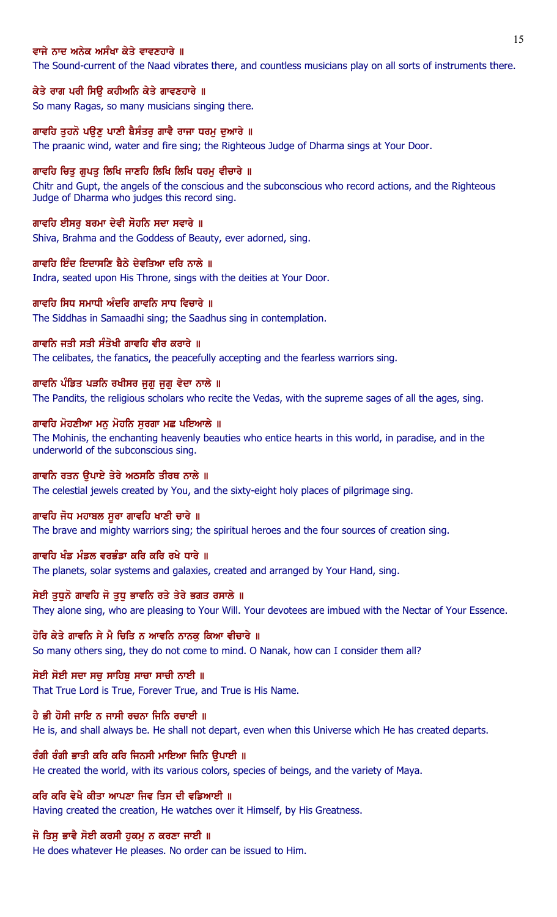ਵਾਜੇ ਨਾਦ ਅਨੇਕ ਅਸੰਖਾ ਕੇਤੇ ਵਾਵਣਹਾਰੇ ॥
The Sound-current of the Naad vibrates there, and countless musicians play on all sorts of instruments there.

ਕੇਤੇ ਰਾਗ ਪਰੀ ਸਿਉ ਕਹੀਅਨਿ ਕੇਤੇ ਗਾਵਣਹਾਰੇ ॥
So many Ragas, so many musicians singing there.

ਗਾਵਹਿ ਤੁਹਨੋ ਪਉਣੁ ਪਾਣੀ ਬੈਸੰਤਰੁ ਗਾਵੈ ਰਾਜਾ ਧਰਮੁ ਦੁਆਰੇ ॥
The praanic wind, water and fire sing; the Righteous Judge of Dharma sings at Your Door.

ਗਾਵਹਿ ਚਿਤੁ ਗੁਪਤੁ ਲਿਖਿ ਜਾਣਹਿ ਲਿਖਿ ਲਿਖਿ ਧਰਮੁ ਵੀਚਾਰੇ ॥
Chitr and Gupt, the angels of the conscious and the subconscious who record actions, and the Righteous Judge of Dharma who judges this record sing.

ਗਾਵਹਿ ਈਸਰੁ ਬਰਮਾ ਦੇਵੀ ਸੋਹਨਿ ਸਦਾ ਸਵਾਰੇ ॥
Shiva, Brahma and the Goddess of Beauty, ever adorned, sing.

ਗਾਵਹਿ ਇੰਦ ਇਦਾਸਣਿ ਬੈਠੇ ਦੇਵਤਿਆ ਦਰਿ ਨਾਲੇ ॥
Indra, seated upon His Throne, sings with the deities at Your Door.

ਗਾਵਹਿ ਸਿਧ ਸਮਾਧੀ ਅੰਦਰਿ ਗਾਵਨਿ ਸਾਧ ਵਿਚਾਰੇ ॥
The Siddhas in Samaadhi sing; the Saadhus sing in contemplation.

ਗਾਵਨਿ ਜਤੀ ਸਤੀ ਸੰਤੋਖੀ ਗਾਵਹਿ ਵੀਰ ਕਰਾਰੇ ॥
The celibates, the fanatics, the peacefully accepting and the fearless warriors sing.

ਗਾਵਨਿ ਪੰਡਿਤ ਪੜਨਿ ਰਖੀਸਰ ਜੁਗੁ ਜੁਗੁ ਵੇਦਾ ਨਾਲੇ ॥
The Pandits, the religious scholars who recite the Vedas, with the supreme sages of all the ages, sing.

ਗਾਵਹਿ ਮੋਹਣੀਆ ਮਨੁ ਮੋਹਨਿ ਸੁਰਗਾ ਮਛ ਪਇਆਲੇ ॥
The Mohinis, the enchanting heavenly beauties who entice hearts in this world, in paradise, and in the underworld of the subconscious sing.

ਗਾਵਨਿ ਰਤਨ ਉਪਾਏ ਤੇਰੇ ਅਠਸਠਿ ਤੀਰਥ ਨਾਲੇ ॥
The celestial jewels created by You, and the sixty-eight holy places of pilgrimage sing.

ਗਾਵਹਿ ਜੋਧ ਮਹਾਬਲ ਸੂਰਾ ਗਾਵਹਿ ਖਾਣੀ ਚਾਰੇ ॥
The brave and mighty warriors sing; the spiritual heroes and the four sources of creation sing.

ਗਾਵਹਿ ਖੰਡ ਮੰਡਲ ਵਰਭੰਡਾ ਕਰਿ ਕਰਿ ਰਖੇ ਧਾਰੇ ॥
The planets, solar systems and galaxies, created and arranged by Your Hand, sing.

ਸੇਈ ਤੁਧੁਨੋ ਗਾਵਹਿ ਜੋ ਤੁਧੁ ਭਾਵਨਿ ਰਤੇ ਤੇਰੇ ਭਗਤ ਰਸਾਲੇ ॥
They alone sing, who are pleasing to Your Will. Your devotees are imbued with the Nectar of Your Essence.

ਹੋਰਿ ਕੇਤੇ ਗਾਵਨਿ ਸੇ ਮੈ ਚਿਤਿ ਨ ਆਵਨਿ ਨਾਨਕੁ ਕਿਆ ਵੀਚਾਰੇ ॥
So many others sing, they do not come to mind. O Nanak, how can I consider them all?

ਸੋਈ ਸੋਈ ਸਦਾ ਸਚੁ ਸਾਹਿਬੁ ਸਾਚਾ ਸਾਚੀ ਨਾਈ ॥
That True Lord is True, Forever True, and True is His Name.

ਹੈ ਭੀ ਹੋਸੀ ਜਾਇ ਨ ਜਾਸੀ ਰਚਨਾ ਜਿਨਿ ਰਚਾਈ ॥
He is, and shall always be. He shall not depart, even when this Universe which He has created departs.

ਰੰਗੀ ਰੰਗੀ ਭਾਤੀ ਕਰਿ ਕਰਿ ਜਿਨਸੀ ਮਾਇਆ ਜਿਨਿ ਉਪਾਈ ॥
He created the world, with its various colors, species of beings, and the variety of Maya.

ਕਰਿ ਕਰਿ ਵੇਖੈ ਕੀਤਾ ਆਪਣਾ ਜਿਵ ਤਿਸ ਦੀ ਵਡਿਆਈ ॥
Having created the creation, He watches over it Himself, by His Greatness.

ਜੋ ਤਿਸੁ ਭਾਵੈ ਸੋਈ ਕਰਸੀ ਹੁਕਮੁ ਨ ਕਰਣਾ ਜਾਈ ॥
He does whatever He pleases. No order can be issued to Him.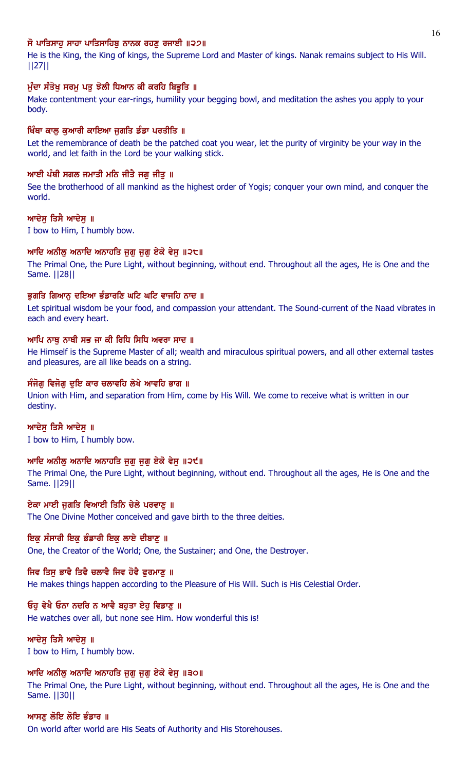**ਸੋ ਪਾਤਿਸਾਹੁ ਸਾਹਾ ਪਾਤਿਸਾਹਿਬੁ ਨਾਨਕ ਰਹਣੁ ਰਜਾਈ ॥੨੭॥**

He is the King, the King of kings, the Supreme Lord and Master of kings. Nanak remains subject to His Will. ||27||

**ਮੁੰਦਾ ਸੰਤੋਖੁ ਸਰਮੁ ਪਤੁ ਝੋਲੀ ਧਿਆਨ ਕੀ ਕਰਹਿ ਬਿਭੂਤਿ ॥**

Make contentment your ear-rings, humility your begging bowl, and meditation the ashes you apply to your body.

**ਖਿੰਥਾ ਕਾਲੁ ਕੁਆਰੀ ਕਾਇਆ ਜੁਗਤਿ ਡੰਡਾ ਪਰਤੀਤਿ ॥**

Let the remembrance of death be the patched coat you wear, let the purity of virginity be your way in the world, and let faith in the Lord be your walking stick.

**ਆਈ ਪੰਥੀ ਸਗਲ ਜਮਾਤੀ ਮਨਿ ਜੀਤੈ ਜਗੁ ਜੀਤੁ ॥**

See the brotherhood of all mankind as the highest order of Yogis; conquer your own mind, and conquer the world.

**ਆਦੇਸੁ ਤਿਸੈ ਆਦੇਸੁ ॥**

I bow to Him, I humbly bow.

**ਆਦਿ ਅਨੀਲੁ ਅਨਾਦਿ ਅਨਾਹਤਿ ਜੁਗੁ ਜੁਗੁ ਏਕੋ ਵੇਸੁ ॥੨੮॥**

The Primal One, the Pure Light, without beginning, without end. Throughout all the ages, He is One and the Same. ||28||

**ਭੁਗਤਿ ਗਿਆਨੁ ਦਇਆ ਭੰਡਾਰਣਿ ਘਟਿ ਘਟਿ ਵਾਜਹਿ ਨਾਦ ॥**

Let spiritual wisdom be your food, and compassion your attendant. The Sound-current of the Naad vibrates in each and every heart.

**ਆਪਿ ਨਾਥੁ ਨਾਥੀ ਸਭ ਜਾ ਕੀ ਰਿਧਿ ਸਿਧਿ ਅਵਰਾ ਸਾਦ ॥**

He Himself is the Supreme Master of all; wealth and miraculous spiritual powers, and all other external tastes and pleasures, are all like beads on a string.

**ਸੰਜੋਗੁ ਵਿਜੋਗੁ ਦੁਇ ਕਾਰ ਚਲਾਵਹਿ ਲੇਖੇ ਆਵਹਿ ਭਾਗ ॥**

Union with Him, and separation from Him, come by His Will. We come to receive what is written in our destiny.

**ਆਦੇਸੁ ਤਿਸੈ ਆਦੇਸੁ ॥**

I bow to Him, I humbly bow.

**ਆਦਿ ਅਨੀਲੁ ਅਨਾਦਿ ਅਨਾਹਤਿ ਜੁਗੁ ਜੁਗੁ ਏਕੋ ਵੇਸੁ ॥੨੯॥**

The Primal One, the Pure Light, without beginning, without end. Throughout all the ages, He is One and the Same. ||29||

**ਏਕਾ ਮਾਈ ਜੁਗਤਿ ਵਿਆਈ ਤਿਨਿ ਚੇਲੇ ਪਰਵਾਣੁ ॥**

The One Divine Mother conceived and gave birth to the three deities.

**ਇਕੁ ਸੰਸਾਰੀ ਇਕੁ ਭੰਡਾਰੀ ਇਕੁ ਲਾਏ ਦੀਬਾਣੁ ॥**

One, the Creator of the World; One, the Sustainer; and One, the Destroyer.

**ਜਿਵ ਤਿਸੁ ਭਾਵੈ ਤਿਵੈ ਚਲਾਵੈ ਜਿਵ ਹੋਵੈ ਫੁਰਮਾਣੁ ॥**

He makes things happen according to the Pleasure of His Will. Such is His Celestial Order.

**ਓਹੁ ਵੇਖੈ ਓਨਾ ਨਦਰਿ ਨ ਆਵੈ ਬਹੁਤਾ ਏਹੁ ਵਿਡਾਣੁ ॥**

He watches over all, but none see Him. How wonderful this is!

**ਆਦੇਸੁ ਤਿਸੈ ਆਦੇਸੁ ॥**

I bow to Him, I humbly bow.

**ਆਦਿ ਅਨੀਲੁ ਅਨਾਦਿ ਅਨਾਹਤਿ ਜੁਗੁ ਜੁਗੁ ਏਕੋ ਵੇਸੁ ॥੩੦॥**

The Primal One, the Pure Light, without beginning, without end. Throughout all the ages, He is One and the Same. ||30||

**ਆਸਣੁ ਲੋਇ ਲੋਇ ਭੰਡਾਰ ॥**

On world after world are His Seats of Authority and His Storehouses.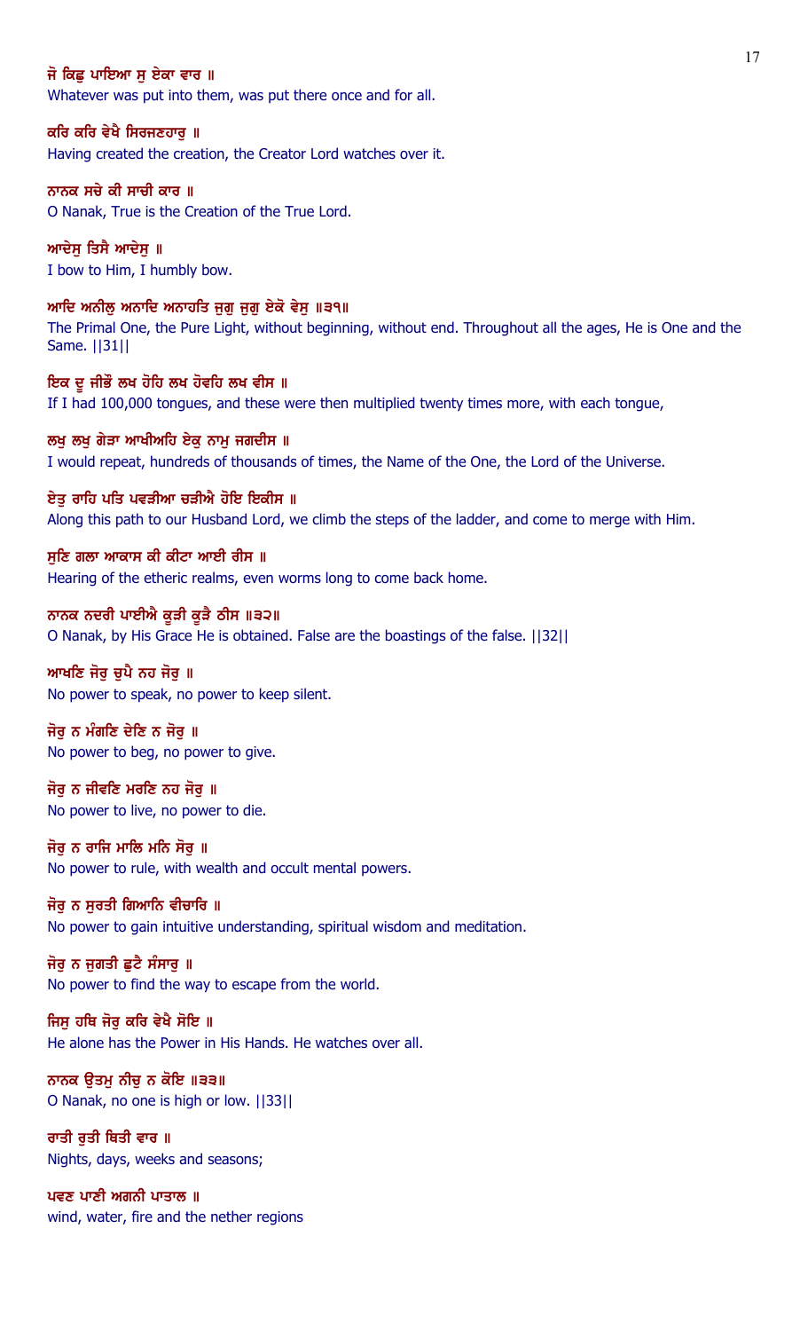ਜੋ ਕਿਛੁ ਪਾਇਆ ਸੁ ਏਕਾ ਵਾਰ ॥

Whatever was put into them, was put there once and for all.

ਕਰਿ ਕਰਿ ਵੇਖੈ ਸਿਰਜਣਹਾਰੁ ॥

Having created the creation, the Creator Lord watches over it.

ਨਾਨਕ ਸਚੇ ਕੀ ਸਾਚੀ ਕਾਰ ॥

O Nanak, True is the Creation of the True Lord.

ਆਦੇਸੁ ਤਿਸੈ ਆਦੇਸੁ ॥

I bow to Him, I humbly bow.

ਆਦਿ ਅਨੀਲੁ ਅਨਾਦਿ ਅਨਾਹਤਿ ਜੁਗੁ ਜੁਗੁ ਏਕੋ ਵੇਸੁ ॥੩੧॥

The Primal One, the Pure Light, without beginning, without end. Throughout all the ages, He is One and the Same. ||31||

ਇਕ ਦੂ ਜੀਭੌ ਲਖ ਹੋਹਿ ਲਖ ਹੋਵਹਿ ਲਖ ਵੀਸ ॥

If I had 100,000 tongues, and these were then multiplied twenty times more, with each tongue,

ਲਖੁ ਲਖੁ ਗੇੜਾ ਆਖੀਅਹਿ ਏਕੁ ਨਾਮੁ ਜਗਦੀਸ ॥

I would repeat, hundreds of thousands of times, the Name of the One, the Lord of the Universe.

ਏਤੁ ਰਾਹਿ ਪਤਿ ਪਵੜੀਆ ਚੜੀਐ ਹੋਇ ਇਕੀਸ ॥

Along this path to our Husband Lord, we climb the steps of the ladder, and come to merge with Him.

ਸੁਣਿ ਗਲਾ ਆਕਾਸ ਕੀ ਕੀਟਾ ਆਈ ਰੀਸ ॥

Hearing of the etheric realms, even worms long to come back home.

ਨਾਨਕ ਨਦਰੀ ਪਾਈਐ ਕੂੜੀ ਕੂੜੈ ਠੀਸ ॥੩੨॥

O Nanak, by His Grace He is obtained. False are the boastings of the false. ||32||

ਆਖਣਿ ਜੋਰੁ ਚੁਪੈ ਨਹ ਜੋਰੁ ॥

No power to speak, no power to keep silent.

ਜੋਰੁ ਨ ਮੰਗਣਿ ਦੇਣਿ ਨ ਜੋਰੁ ॥

No power to beg, no power to give.

ਜੋਰੁ ਨ ਜੀਵਣਿ ਮਰਣਿ ਨਹ ਜੋਰੁ ॥

No power to live, no power to die.

ਜੋਰੁ ਨ ਰਾਜਿ ਮਾਲਿ ਮਨਿ ਸੋਰੁ ॥

No power to rule, with wealth and occult mental powers.

ਜੋਰੁ ਨ ਸੁਰਤੀ ਗਿਆਨਿ ਵੀਚਾਰਿ ॥

No power to gain intuitive understanding, spiritual wisdom and meditation.

ਜੋਰੁ ਨ ਜੁਗਤੀ ਛੁਟੈ ਸੰਸਾਰੁ ॥

No power to find the way to escape from the world.

ਜਿਸੁ ਹਥਿ ਜੋਰੁ ਕਰਿ ਵੇਖੈ ਸੋਇ ॥

He alone has the Power in His Hands. He watches over all.

ਨਾਨਕ ਉਤਮੁ ਨੀਚੁ ਨ ਕੋਇ ॥੩੩॥

O Nanak, no one is high or low. ||33||

ਰਾਤੀ ਰੁਤੀ ਥਿਤੀ ਵਾਰ ॥

Nights, days, weeks and seasons;

ਪਵਣ ਪਾਣੀ ਅਗਨੀ ਪਾਤਾਲ ॥

wind, water, fire and the nether regions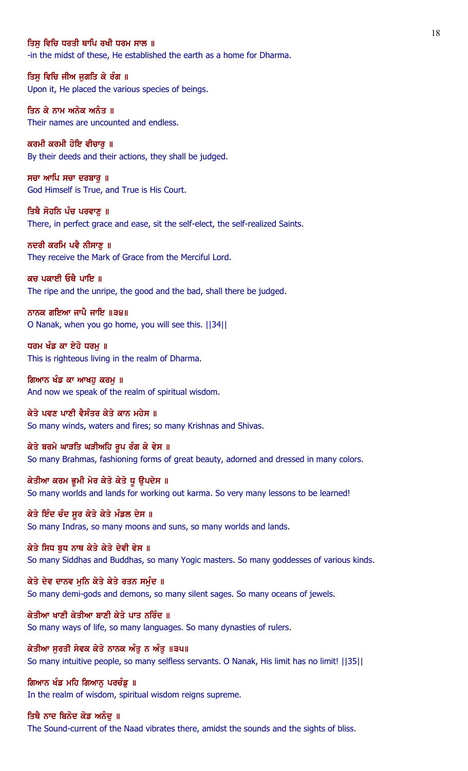ਤਿਸੁ ਵਿਚਿ ਧਰਤੀ ਥਾਪਿ ਰਖੀ ਧਰਮ ਸਾਲ ॥
-in the midst of these, He established the earth as a home for Dharma.

ਤਿਸੁ ਵਿਚਿ ਜੀਅ ਜੁਗਤਿ ਕੇ ਰੰਗ ॥
Upon it, He placed the various species of beings.

ਤਿਨ ਕੇ ਨਾਮ ਅਨੇਕ ਅਨੰਤ ॥
Their names are uncounted and endless.

ਕਰਮੀ ਕਰਮੀ ਹੋਇ ਵੀਚਾਰੁ ॥
By their deeds and their actions, they shall be judged.

ਸਚਾ ਆਪਿ ਸਚਾ ਦਰਬਾਰੁ ॥
God Himself is True, and True is His Court.

ਤਿਥੈ ਸੋਹਨਿ ਪੰਚ ਪਰਵਾਣੁ ॥
There, in perfect grace and ease, sit the self-elect, the self-realized Saints.

ਨਦਰੀ ਕਰਮਿ ਪਵੈ ਨੀਸਾਣੁ ॥
They receive the Mark of Grace from the Merciful Lord.

ਕਚ ਪਕਾਈ ਓਥੈ ਪਾਇ ॥
The ripe and the unripe, the good and the bad, shall there be judged.

ਨਾਨਕ ਗਇਆ ਜਾਪੈ ਜਾਇ ॥੩੪॥
O Nanak, when you go home, you will see this. ||34||

ਧਰਮ ਖੰਡ ਕਾ ਏਹੋ ਧਰਮੁ ॥
This is righteous living in the realm of Dharma.

ਗਿਆਨ ਖੰਡ ਕਾ ਆਖਹੁ ਕਰਮੁ ॥
And now we speak of the realm of spiritual wisdom.

ਕੇਤੇ ਪਵਣ ਪਾਣੀ ਵੈਸੰਤਰ ਕੇਤੇ ਕਾਨ ਮਹੇਸ ॥
So many winds, waters and fires; so many Krishnas and Shivas.

ਕੇਤੇ ਬਰਮੇ ਘਾੜਤਿ ਘੜੀਅਹਿ ਰੂਪ ਰੰਗ ਕੇ ਵੇਸ ॥
So many Brahmas, fashioning forms of great beauty, adorned and dressed in many colors.

ਕੇਤੀਆ ਕਰਮ ਭੂਮੀ ਮੇਰ ਕੇਤੇ ਕੇਤੇ ਧੂ ਉਪਦੇਸ ॥
So many worlds and lands for working out karma. So very many lessons to be learned!

ਕੇਤੇ ਇੰਦ ਚੰਦ ਸੂਰ ਕੇਤੇ ਕੇਤੇ ਮੰਡਲ ਦੇਸ ॥
So many Indras, so many moons and suns, so many worlds and lands.

ਕੇਤੇ ਸਿਧ ਬੁਧ ਨਾਥ ਕੇਤੇ ਕੇਤੇ ਦੇਵੀ ਵੇਸ ॥
So many Siddhas and Buddhas, so many Yogic masters. So many goddesses of various kinds.

ਕੇਤੇ ਦੇਵ ਦਾਨਵ ਮੁਨਿ ਕੇਤੇ ਕੇਤੇ ਰਤਨ ਸਮੁੰਦ ॥
So many demi-gods and demons, so many silent sages. So many oceans of jewels.

ਕੇਤੀਆ ਖਾਣੀ ਕੇਤੀਆ ਬਾਣੀ ਕੇਤੇ ਪਾਤ ਨਰਿੰਦ ॥
So many ways of life, so many languages. So many dynasties of rulers.

ਕੇਤੀਆ ਸੁਰਤੀ ਸੇਵਕ ਕੇਤੇ ਨਾਨਕ ਅੰਤੁ ਨ ਅੰਤੁ ॥੩੫॥
So many intuitive people, so many selfless servants. O Nanak, His limit has no limit! ||35||

ਗਿਆਨ ਖੰਡ ਮਹਿ ਗਿਆਨੁ ਪਰਚੰਡੁ ॥
In the realm of wisdom, spiritual wisdom reigns supreme.

ਤਿਥੈ ਨਾਦ ਬਿਨੋਦ ਕੋਡ ਅਨੰਦੁ ॥
The Sound-current of the Naad vibrates there, amidst the sounds and the sights of bliss.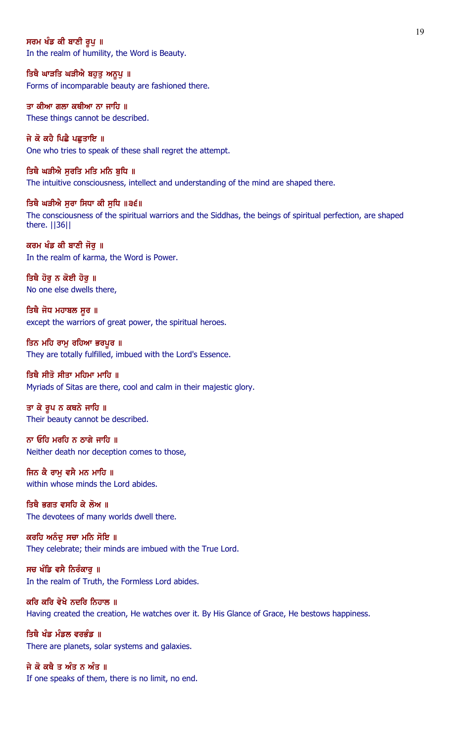ਸਰਮ ਖੰਡ ਕੀ ਬਾਣੀ ਰੂਪੁ ॥
In the realm of humility, the Word is Beauty.

ਤਿਥੈ ਘਾੜਤਿ ਘੜੀਐ ਬਹੁਤੁ ਅਨੂਪੁ ॥
Forms of incomparable beauty are fashioned there.

ਤਾ ਕੀਆ ਗਲਾ ਕਥੀਆ ਨਾ ਜਾਹਿ ॥
These things cannot be described.

ਜੇ ਕੋ ਕਹੈ ਪਿਛੈ ਪਛੁਤਾਇ ॥
One who tries to speak of these shall regret the attempt.

ਤਿਥੈ ਘੜੀਐ ਸੁਰਤਿ ਮਤਿ ਮਨਿ ਬੁਧਿ ॥
The intuitive consciousness, intellect and understanding of the mind are shaped there.

ਤਿਥੈ ਘੜੀਐ ਸੁਰਾ ਸਿਧਾ ਕੀ ਸੁਧਿ ॥੩੬॥
The consciousness of the spiritual warriors and the Siddhas, the beings of spiritual perfection, are shaped there. ||36||

ਕਰਮ ਖੰਡ ਕੀ ਬਾਣੀ ਜੋਰੁ ॥
In the realm of karma, the Word is Power.

ਤਿਥੈ ਹੋਰੁ ਨ ਕੋਈ ਹੋਰੁ ॥
No one else dwells there,

ਤਿਥੈ ਜੋਧ ਮਹਾਬਲ ਸੂਰ ॥
except the warriors of great power, the spiritual heroes.

ਤਿਨ ਮਹਿ ਰਾਮੁ ਰਹਿਆ ਭਰਪੂਰ ॥
They are totally fulfilled, imbued with the Lord's Essence.

ਤਿਥੈ ਸੀਤੋ ਸੀਤਾ ਮਹਿਮਾ ਮਾਹਿ ॥
Myriads of Sitas are there, cool and calm in their majestic glory.

ਤਾ ਕੇ ਰੂਪ ਨ ਕਥਨੇ ਜਾਹਿ ॥
Their beauty cannot be described.

ਨਾ ਓਹਿ ਮਰਹਿ ਨ ਠਾਗੇ ਜਾਹਿ ॥
Neither death nor deception comes to those,

ਜਿਨ ਕੈ ਰਾਮੁ ਵਸੈ ਮਨ ਮਾਹਿ ॥
within whose minds the Lord abides.

ਤਿਥੈ ਭਗਤ ਵਸਹਿ ਕੇ ਲੋਅ ॥
The devotees of many worlds dwell there.

ਕਰਹਿ ਅਨੰਦੁ ਸਚਾ ਮਨਿ ਸੋਇ ॥
They celebrate; their minds are imbued with the True Lord.

ਸਚ ਖੰਡਿ ਵਸੈ ਨਿਰੰਕਾਰੁ ॥
In the realm of Truth, the Formless Lord abides.

ਕਰਿ ਕਰਿ ਵੇਖੈ ਨਦਰਿ ਨਿਹਾਲ ॥
Having created the creation, He watches over it. By His Glance of Grace, He bestows happiness.

ਤਿਥੈ ਖੰਡ ਮੰਡਲ ਵਰਭੰਡ ॥
There are planets, solar systems and galaxies.

ਜੇ ਕੋ ਕਥੈ ਤ ਅੰਤ ਨ ਅੰਤ ॥
If one speaks of them, there is no limit, no end.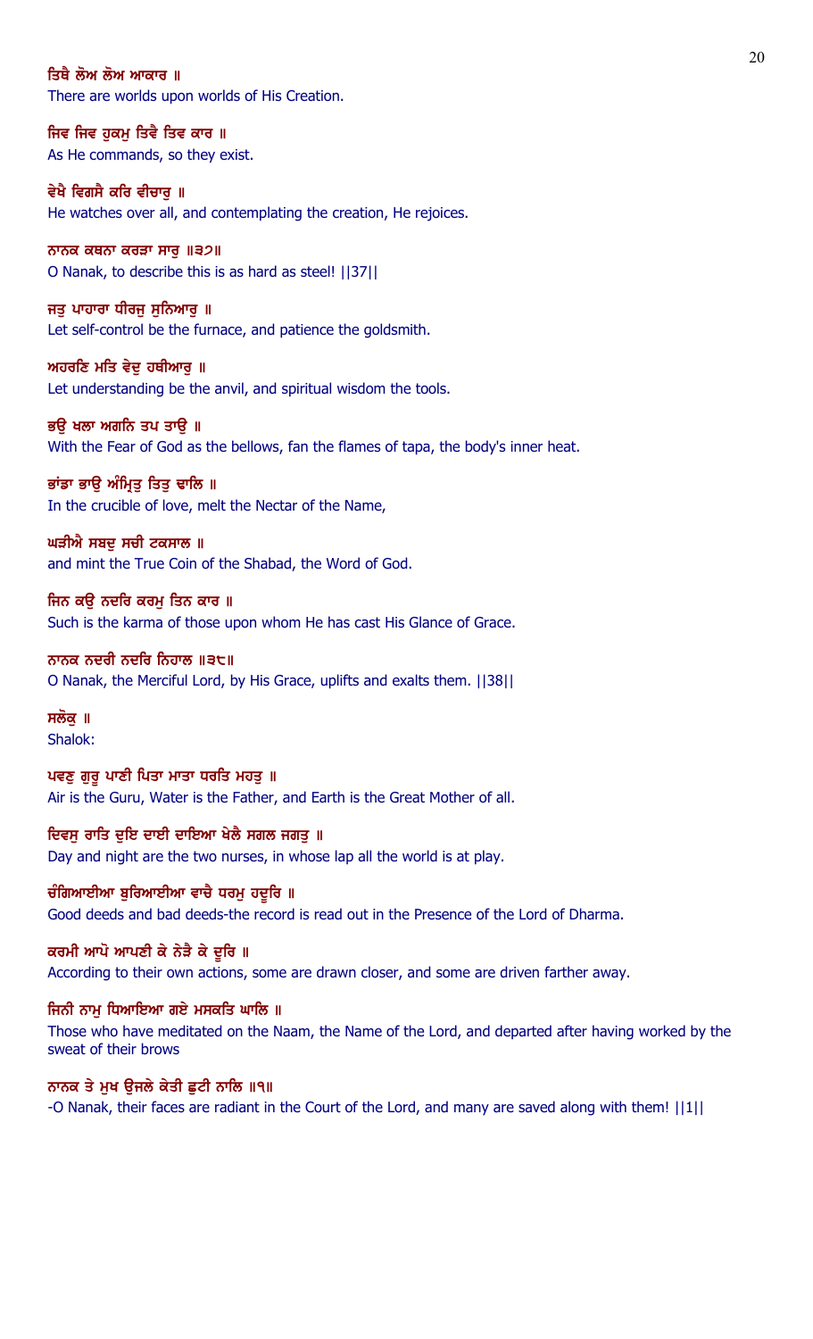ਤਿਥੈ ਲੋਅ ਲੋਅ ਆਕਾਰ ॥
There are worlds upon worlds of His Creation.

ਜਿਵ ਜਿਵ ਹੁਕਮੁ ਤਿਵੈ ਤਿਵ ਕਾਰ ॥
As He commands, so they exist.

ਵੇਖੈ ਵਿਗਸੈ ਕਰਿ ਵੀਚਾਰੁ ॥
He watches over all, and contemplating the creation, He rejoices.

ਨਾਨਕ ਕਥਨਾ ਕਰੜਾ ਸਾਰੁ ॥੩੭॥
O Nanak, to describe this is as hard as steel! ||37||

ਜਤੁ ਪਾਹਾਰਾ ਧੀਰਜੁ ਸੁਨਿਆਰੁ ॥
Let self-control be the furnace, and patience the goldsmith.

ਅਹਰਣਿ ਮਤਿ ਵੇਦੁ ਹਥੀਆਰੁ ॥
Let understanding be the anvil, and spiritual wisdom the tools.

ਭਉ ਖਲਾ ਅਗਨਿ ਤਪ ਤਾਉ ॥
With the Fear of God as the bellows, fan the flames of tapa, the body's inner heat.

ਭਾਂਡਾ ਭਾਉ ਅੰਮ੍ਰਿਤੁ ਤਿਤੁ ਢਾਲਿ ॥
In the crucible of love, melt the Nectar of the Name,

ਘੜੀਐ ਸਬਦੁ ਸਚੀ ਟਕਸਾਲ ॥
and mint the True Coin of the Shabad, the Word of God.

ਜਿਨ ਕਉ ਨਦਰਿ ਕਰਮੁ ਤਿਨ ਕਾਰ ॥
Such is the karma of those upon whom He has cast His Glance of Grace.

ਨਾਨਕ ਨਦਰੀ ਨਦਰਿ ਨਿਹਾਲ ॥੩੮॥
O Nanak, the Merciful Lord, by His Grace, uplifts and exalts them. ||38||

ਸਲੋਕੁ ॥
Shalok:

ਪਵਣੁ ਗੁਰੂ ਪਾਣੀ ਪਿਤਾ ਮਾਤਾ ਧਰਤਿ ਮਹਤੁ ॥
Air is the Guru, Water is the Father, and Earth is the Great Mother of all.

ਦਿਵਸੁ ਰਾਤਿ ਦੁਇ ਦਾਈ ਦਾਇਆ ਖੇਲੈ ਸਗਲ ਜਗਤੁ ॥
Day and night are the two nurses, in whose lap all the world is at play.

ਚੰਗਿਆਈਆ ਬੁਰਿਆਈਆ ਵਾਚੈ ਧਰਮੁ ਹਦੂਰਿ ॥
Good deeds and bad deeds-the record is read out in the Presence of the Lord of Dharma.

ਕਰਮੀ ਆਪੋ ਆਪਣੀ ਕੇ ਨੇੜੈ ਕੇ ਦੂਰਿ ॥
According to their own actions, some are drawn closer, and some are driven farther away.

ਜਿਨੀ ਨਾਮੁ ਧਿਆਇਆ ਗਏ ਮਸਕਤਿ ਘਾਲਿ ॥
Those who have meditated on the Naam, the Name of the Lord, and departed after having worked by the sweat of their brows

ਨਾਨਕ ਤੇ ਮੁਖ ਉਜਲੇ ਕੇਤੀ ਛੁਟੀ ਨਾਲਿ ॥੧॥
-O Nanak, their faces are radiant in the Court of the Lord, and many are saved along with them! ||1||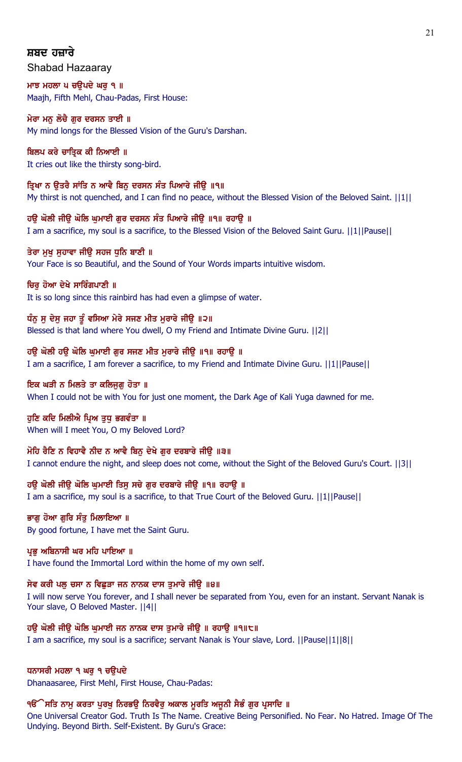## ਸ਼ਬਦ ਹਜ਼ਾਰੇ

Shabad Hazaaray

ਮਾਝ ਮਹਲਾ ੫ ਚਉਪਦੇ ਘਰੁ ੧ ॥

Maajh, Fifth Mehl, Chau-Padas, First House:

ਮੇਰਾ ਮਨੁ ਲੋਚੈ ਗੁਰ ਦਰਸਨ ਤਾਈ ॥

My mind longs for the Blessed Vision of the Guru's Darshan.

ਬਿਲਪ ਕਰੇ ਚਾਤ੍ਰਿਕ ਕੀ ਨਿਆਈ ॥

It cries out like the thirsty song-bird.

ਤ੍ਰਿਖਾ ਨ ਉਤਰੈ ਸਾਂਤਿ ਨ ਆਵੈ ਬਿਨੁ ਦਰਸਨ ਸੰਤ ਪਿਆਰੇ ਜੀਉ ॥੧॥

My thirst is not quenched, and I can find no peace, without the Blessed Vision of the Beloved Saint. ||1||

ਹਉ ਘੋਲੀ ਜੀਉ ਘੋਲਿ ਘੁਮਾਈ ਗੁਰ ਦਰਸਨ ਸੰਤ ਪਿਆਰੇ ਜੀਉ ॥੧॥ ਰਹਾਉ ॥

I am a sacrifice, my soul is a sacrifice, to the Blessed Vision of the Beloved Saint Guru. ||1||Pause||

ਤੇਰਾ ਮੁਖੁ ਸੁਹਾਵਾ ਜੀਉ ਸਹਜ ਧੁਨਿ ਬਾਣੀ ॥

Your Face is so Beautiful, and the Sound of Your Words imparts intuitive wisdom.

ਚਿਰੁ ਹੋਆ ਦੇਖੇ ਸਾਰਿੰਗਪਾਣੀ ॥

It is so long since this rainbird has had even a glimpse of water.

ਧੰਨੁ ਸੁ ਦੇਸੁ ਜਹਾ ਤੂੰ ਵਸਿਆ ਮੇਰੇ ਸਜਣ ਮੀਤ ਮੁਰਾਰੇ ਜੀਉ ॥੨॥

Blessed is that land where You dwell, O my Friend and Intimate Divine Guru. ||2||

ਹਉ ਘੋਲੀ ਹਉ ਘੋਲਿ ਘੁਮਾਈ ਗੁਰ ਸਜਣ ਮੀਤ ਮੁਰਾਰੇ ਜੀਉ ॥੧॥ ਰਹਾਉ ॥

I am a sacrifice, I am forever a sacrifice, to my Friend and Intimate Divine Guru. ||1||Pause||

ਇਕ ਘੜੀ ਨ ਮਿਲਤੇ ਤਾ ਕਲਿਜੁਗੁ ਹੋਤਾ ॥

When I could not be with You for just one moment, the Dark Age of Kali Yuga dawned for me.

ਹੁਣਿ ਕਦਿ ਮਿਲੀਐ ਪ੍ਰਿਅ ਤੁਧੁ ਭਗਵੰਤਾ ॥

When will I meet You, O my Beloved Lord?

ਮੋਹਿ ਰੈਣਿ ਨ ਵਿਹਾਵੈ ਨੀਦ ਨ ਆਵੈ ਬਿਨੁ ਦੇਖੇ ਗੁਰ ਦਰਬਾਰੇ ਜੀਉ ॥੩॥

I cannot endure the night, and sleep does not come, without the Sight of the Beloved Guru's Court. ||3||

ਹਉ ਘੋਲੀ ਜੀਉ ਘੋਲਿ ਘੁਮਾਈ ਤਿਸੁ ਸਚੇ ਗੁਰ ਦਰਬਾਰੇ ਜੀਉ ॥੧॥ ਰਹਾਉ ॥

I am a sacrifice, my soul is a sacrifice, to that True Court of the Beloved Guru. ||1||Pause||

ਭਾਗੁ ਹੋਆ ਗੁਰਿ ਸੰਤੁ ਮਿਲਾਇਆ ॥

By good fortune, I have met the Saint Guru.

ਪ੍ਰਭੁ ਅਬਿਨਾਸੀ ਘਰ ਮਹਿ ਪਾਇਆ ॥

I have found the Immortal Lord within the home of my own self.

ਸੇਵ ਕਰੀ ਪਲੁ ਚਸਾ ਨ ਵਿਛੁੜਾ ਜਨ ਨਾਨਕ ਦਾਸ ਤੁਮਾਰੇ ਜੀਉ ॥੪॥

I will now serve You forever, and I shall never be separated from You, even for an instant. Servant Nanak is Your slave, O Beloved Master. ||4||

ਹਉ ਘੋਲੀ ਜੀਉ ਘੋਲਿ ਘੁਮਾਈ ਜਨ ਨਾਨਕ ਦਾਸ ਤੁਮਾਰੇ ਜੀਉ ॥ ਰਹਾਉ ॥੧॥੮॥

I am a sacrifice, my soul is a sacrifice; servant Nanak is Your slave, Lord. ||Pause||1||8||

ਧਨਾਸਰੀ ਮਹਲਾ ੧ ਘਰੁ ੧ ਚਉਪਦੇ

Dhanaasaree, First Mehl, First House, Chau-Padas:

ੴ ਸਤਿ ਨਾਮੁ ਕਰਤਾ ਪੁਰਖੁ ਨਿਰਭਉ ਨਿਰਵੈਰੁ ਅਕਾਲ ਮੂਰਤਿ ਅਜੂਨੀ ਸੈਭੰ ਗੁਰ ਪ੍ਰਸਾਦਿ ॥

One Universal Creator God. Truth Is The Name. Creative Being Personified. No Fear. No Hatred. Image Of The Undying. Beyond Birth. Self-Existent. By Guru's Grace: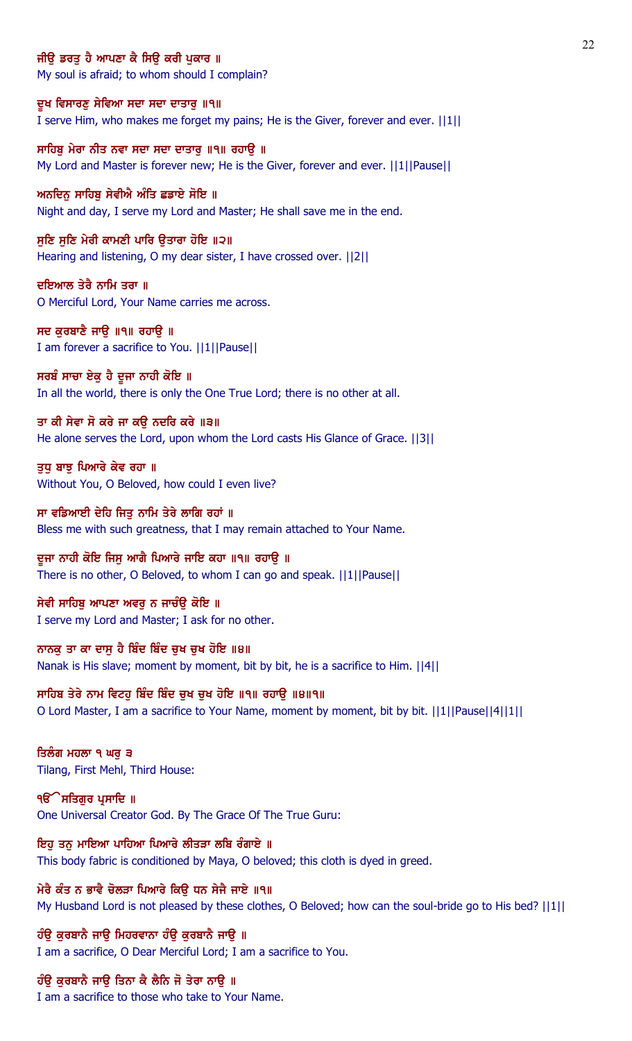ਜੀਉ ਡਰਤੁ ਹੈ ਆਪਣਾ ਕੈ ਸਿਉ ਕਰੀ ਪੁਕਾਰ ॥
My soul is afraid; to whom should I complain?

ਦੂਖ ਵਿਸਾਰਣੁ ਸੇਵਿਆ ਸਦਾ ਸਦਾ ਦਾਤਾਰੁ ॥੧॥
I serve Him, who makes me forget my pains; He is the Giver, forever and ever. ||1||

ਸਾਹਿਬੁ ਮੇਰਾ ਨੀਤ ਨਵਾ ਸਦਾ ਸਦਾ ਦਾਤਾਰੁ ॥੧॥ ਰਹਾਉ ॥
My Lord and Master is forever new; He is the Giver, forever and ever. ||1||Pause||

ਅਨਦਿਨੁ ਸਾਹਿਬੁ ਸੇਵੀਐ ਅੰਤਿ ਛਡਾਏ ਸੋਇ ॥
Night and day, I serve my Lord and Master; He shall save me in the end.

ਸੁਣਿ ਸੁਣਿ ਮੇਰੀ ਕਾਮਣੀ ਪਾਰਿ ਉਤਾਰਾ ਹੋਇ ॥੨॥
Hearing and listening, O my dear sister, I have crossed over. ||2||

ਦਇਆਲ ਤੇਰੈ ਨਾਮਿ ਤਰਾ ॥
O Merciful Lord, Your Name carries me across.

ਸਦ ਕੁਰਬਾਣੈ ਜਾਉ ॥੧॥ ਰਹਾਉ ॥
I am forever a sacrifice to You. ||1||Pause||

ਸਰਬੰ ਸਾਚਾ ਏਕੁ ਹੈ ਦੂਜਾ ਨਾਹੀ ਕੋਇ ॥
In all the world, there is only the One True Lord; there is no other at all.

ਤਾ ਕੀ ਸੇਵਾ ਸੋ ਕਰੇ ਜਾ ਕਉ ਨਦਰਿ ਕਰੇ ॥੩॥
He alone serves the Lord, upon whom the Lord casts His Glance of Grace. ||3||

ਤੁਧੁ ਬਾਝੁ ਪਿਆਰੇ ਕੇਵ ਰਹਾ ॥
Without You, O Beloved, how could I even live?

ਸਾ ਵਡਿਆਈ ਦੇਹਿ ਜਿਤੁ ਨਾਮਿ ਤੇਰੇ ਲਾਗਿ ਰਹਾਂ ॥
Bless me with such greatness, that I may remain attached to Your Name.

ਦੂਜਾ ਨਾਹੀ ਕੋਇ ਜਿਸੁ ਆਗੈ ਪਿਆਰੇ ਜਾਇ ਕਹਾ ॥੧॥ ਰਹਾਉ ॥
There is no other, O Beloved, to whom I can go and speak. ||1||Pause||

ਸੇਵੀ ਸਾਹਿਬੁ ਆਪਣਾ ਅਵਰੁ ਨ ਜਾਚੰਉ ਕੋਇ ॥
I serve my Lord and Master; I ask for no other.

ਨਾਨਕੁ ਤਾ ਕਾ ਦਾਸੁ ਹੈ ਬਿੰਦ ਬਿੰਦ ਚੁਖ ਚੁਖ ਹੋਇ ॥੪॥
Nanak is His slave; moment by moment, bit by bit, he is a sacrifice to Him. ||4||

ਸਾਹਿਬ ਤੇਰੇ ਨਾਮ ਵਿਟਹੁ ਬਿੰਦ ਬਿੰਦ ਚੁਖ ਚੁਖ ਹੋਇ ॥੧॥ ਰਹਾਉ ॥੪॥੧॥
O Lord Master, I am a sacrifice to Your Name, moment by moment, bit by bit. ||1||Pause||4||1||

ਤਿਲੰਗ ਮਹਲਾ ੧ ਘਰੁ ੩
Tilang, First Mehl, Third House:

ੴ ਸਤਿਗੁਰ ਪ੍ਰਸਾਦਿ ॥
One Universal Creator God. By The Grace Of The True Guru:

ਇਹੁ ਤਨੁ ਮਾਇਆ ਪਾਹਿਆ ਪਿਆਰੇ ਲੀਤੜਾ ਲਬਿ ਰੰਗਾਏ ॥
This body fabric is conditioned by Maya, O beloved; this cloth is dyed in greed.

ਮੇਰੈ ਕੰਤ ਨ ਭਾਵੈ ਚੋਲੜਾ ਪਿਆਰੇ ਕਿਉ ਧਨ ਸੇਜੈ ਜਾਏ ॥੧॥
My Husband Lord is not pleased by these clothes, O Beloved; how can the soul-bride go to His bed? ||1||

ਹੰਉ ਕੁਰਬਾਨੈ ਜਾਉ ਮਿਹਰਵਾਨਾ ਹੰਉ ਕੁਰਬਾਨੈ ਜਾਉ ॥
I am a sacrifice, O Dear Merciful Lord; I am a sacrifice to You.

ਹੰਉ ਕੁਰਬਾਨੈ ਜਾਉ ਤਿਨਾ ਕੈ ਲੈਨਿ ਜੋ ਤੇਰਾ ਨਾਉ ॥
I am a sacrifice to those who take to Your Name.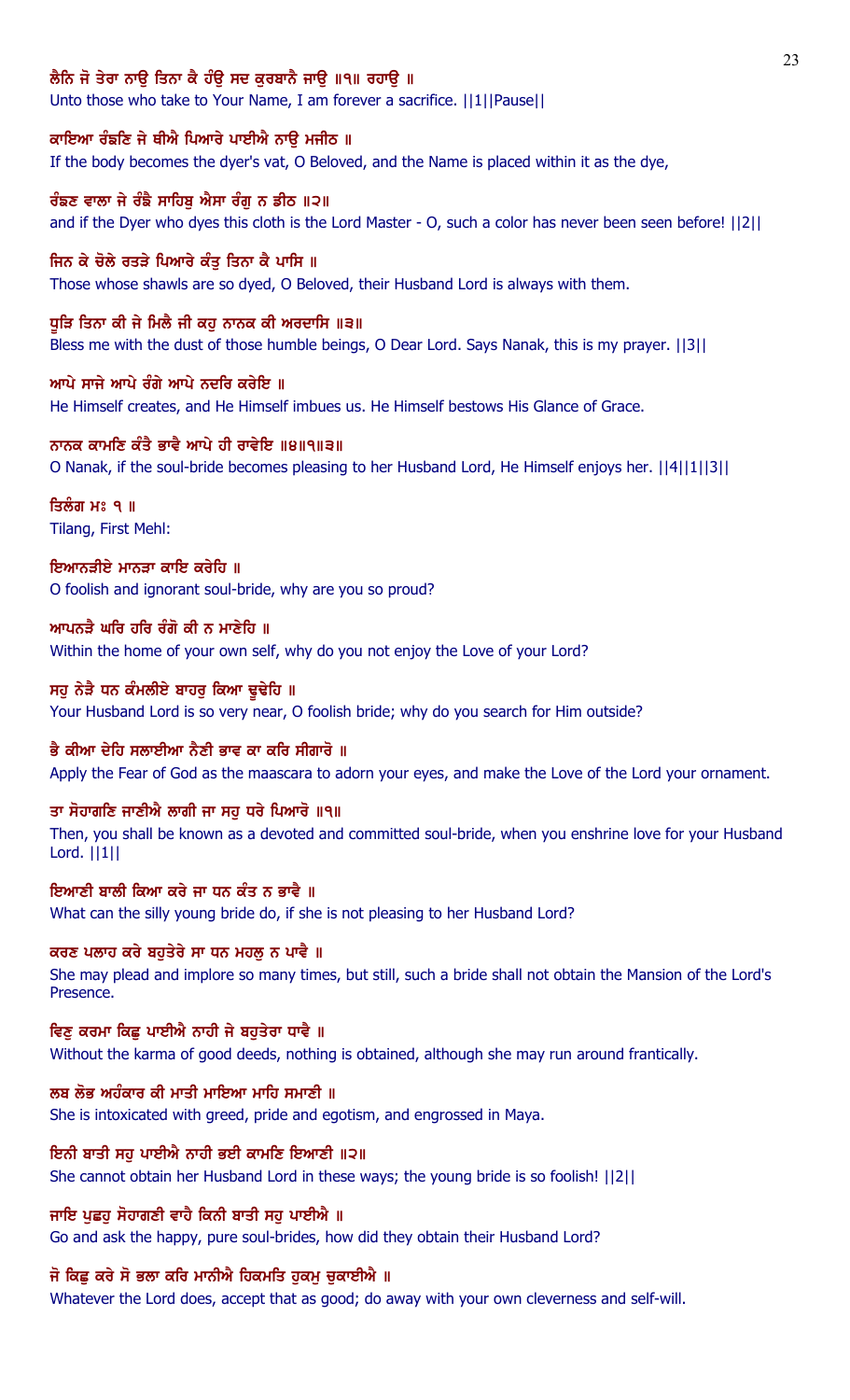**ਲੈਨਿ ਜੋ ਤੇਰਾ ਨਾਉ ਤਿਨਾ ਕੈ ਹੰਉ ਸਦ ਕੁਰਬਾਨੈ ਜਾਉ ॥੧॥ ਰਹਾਉ ॥**

Unto those who take to Your Name, I am forever a sacrifice. ||1||Pause||

**ਕਾਇਆ ਰੰਙਣਿ ਜੇ ਥੀਐ ਪਿਆਰੇ ਪਾਈਐ ਨਾਉ ਮਜੀਠ ॥**

If the body becomes the dyer's vat, O Beloved, and the Name is placed within it as the dye,

**ਰੰਙਣ ਵਾਲਾ ਜੇ ਰੰਙੈ ਸਾਹਿਬੁ ਐਸਾ ਰੰਗੁ ਨ ਡੀਠ ॥੨॥**

and if the Dyer who dyes this cloth is the Lord Master - O, such a color has never been seen before! ||2||

**ਜਿਨ ਕੇ ਚੋਲੇ ਰਤੜੇ ਪਿਆਰੇ ਕੰਤੁ ਤਿਨਾ ਕੈ ਪਾਸਿ ॥**

Those whose shawls are so dyed, O Beloved, their Husband Lord is always with them.

**ਧੂੜਿ ਤਿਨਾ ਕੀ ਜੇ ਮਿਲੈ ਜੀ ਕਹੁ ਨਾਨਕ ਕੀ ਅਰਦਾਸਿ ॥੩॥**

Bless me with the dust of those humble beings, O Dear Lord. Says Nanak, this is my prayer. ||3||

**ਆਪੇ ਸਾਜੇ ਆਪੇ ਰੰਗੇ ਆਪੇ ਨਦਰਿ ਕਰੇਇ ॥**

He Himself creates, and He Himself imbues us. He Himself bestows His Glance of Grace.

**ਨਾਨਕ ਕਾਮਣਿ ਕੰਤੈ ਭਾਵੈ ਆਪੇ ਹੀ ਰਾਵੇਇ ॥੪॥੧॥੩॥**

O Nanak, if the soul-bride becomes pleasing to her Husband Lord, He Himself enjoys her. ||4||1||3||

**ਤਿਲੰਗ ਮਃ ੧ ॥**

Tilang, First Mehl:

**ਇਆਨੜੀਏ ਮਾਨੜਾ ਕਾਇ ਕਰੇਹਿ ॥**

O foolish and ignorant soul-bride, why are you so proud?

**ਆਪਨੜੈ ਘਰਿ ਹਰਿ ਰੰਗੋ ਕੀ ਨ ਮਾਣੇਹਿ ॥**

Within the home of your own self, why do you not enjoy the Love of your Lord?

**ਸਹੁ ਨੇੜੈ ਧਨ ਕੰਮਲੀਏ ਬਾਹਰੁ ਕਿਆ ਢੂਢੇਹਿ ॥**

Your Husband Lord is so very near, O foolish bride; why do you search for Him outside?

**ਭੈ ਕੀਆ ਦੇਹਿ ਸਲਾਈਆ ਨੈਣੀ ਭਾਵ ਕਾ ਕਰਿ ਸੀਗਾਰੋ ॥**

Apply the Fear of God as the maascara to adorn your eyes, and make the Love of the Lord your ornament.

**ਤਾ ਸੋਹਾਗਣਿ ਜਾਣੀਐ ਲਾਗੀ ਜਾ ਸਹੁ ਧਰੇ ਪਿਆਰੋ ॥੧॥**

Then, you shall be known as a devoted and committed soul-bride, when you enshrine love for your Husband Lord. ||1||

**ਇਆਣੀ ਬਾਲੀ ਕਿਆ ਕਰੇ ਜਾ ਧਨ ਕੰਤ ਨ ਭਾਵੈ ॥**

What can the silly young bride do, if she is not pleasing to her Husband Lord?

**ਕਰਣ ਪਲਾਹ ਕਰੇ ਬਹੁਤੇਰੇ ਸਾ ਧਨ ਮਹਲੁ ਨ ਪਾਵੈ ॥**

She may plead and implore so many times, but still, such a bride shall not obtain the Mansion of the Lord's Presence.

**ਵਿਣੁ ਕਰਮਾ ਕਿਛੁ ਪਾਈਐ ਨਾਹੀ ਜੇ ਬਹੁਤੇਰਾ ਧਾਵੈ ॥**

Without the karma of good deeds, nothing is obtained, although she may run around frantically.

**ਲਬ ਲੋਭ ਅਹੰਕਾਰ ਕੀ ਮਾਤੀ ਮਾਇਆ ਮਾਹਿ ਸਮਾਣੀ ॥**

She is intoxicated with greed, pride and egotism, and engrossed in Maya.

**ਇਨੀ ਬਾਤੀ ਸਹੁ ਪਾਈਐ ਨਾਹੀ ਭਈ ਕਾਮਣਿ ਇਆਣੀ ॥੨॥**

She cannot obtain her Husband Lord in these ways; the young bride is so foolish! ||2||

**ਜਾਇ ਪੁਛਹੁ ਸੋਹਾਗਣੀ ਵਾਹੈ ਕਿਨੀ ਬਾਤੀ ਸਹੁ ਪਾਈਐ ॥**

Go and ask the happy, pure soul-brides, how did they obtain their Husband Lord?

**ਜੋ ਕਿਛੁ ਕਰੇ ਸੋ ਭਲਾ ਕਰਿ ਮਾਨੀਐ ਹਿਕਮਤਿ ਹੁਕਮੁ ਚੁਕਾਈਐ ॥**

Whatever the Lord does, accept that as good; do away with your own cleverness and self-will.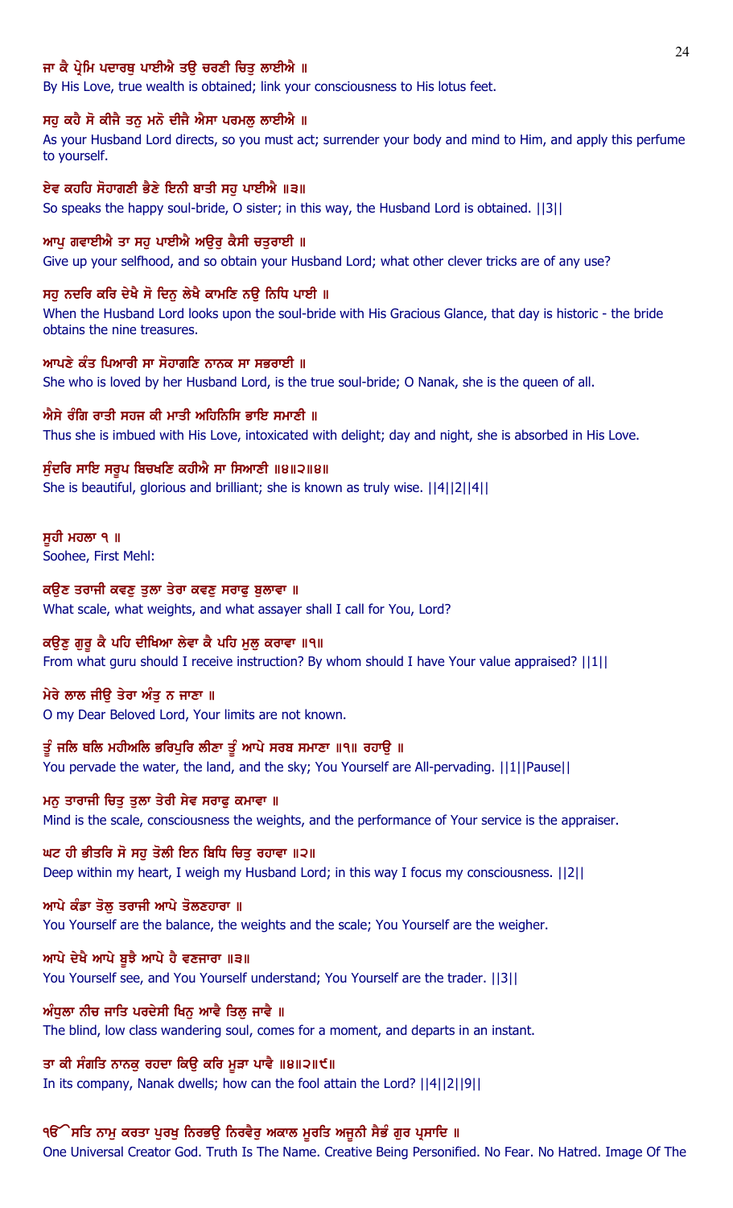ਜਾ ਕੈ ਪ੍ਰੇਮਿ ਪਦਾਰਥੁ ਪਾਈਐ ਤਉ ਚਰਣੀ ਚਿਤੁ ਲਾਈਐ ॥
By His Love, true wealth is obtained; link your consciousness to His lotus feet.

ਸਹੁ ਕਹੈ ਸੋ ਕੀਜੈ ਤਨੁ ਮਨੋ ਦੀਜੈ ਐਸਾ ਪਰਮਲੁ ਲਾਈਐ ॥
As your Husband Lord directs, so you must act; surrender your body and mind to Him, and apply this perfume to yourself.

ਏਵ ਕਹਹਿ ਸੋਹਾਗਣੀ ਭੈਣੇ ਇਨੀ ਬਾਤੀ ਸਹੁ ਪਾਈਐ ॥੩॥
So speaks the happy soul-bride, O sister; in this way, the Husband Lord is obtained. ||3||

ਆਪੁ ਗਵਾਈਐ ਤਾ ਸਹੁ ਪਾਈਐ ਅਉਰੁ ਕੈਸੀ ਚਤੁਰਾਈ ॥
Give up your selfhood, and so obtain your Husband Lord; what other clever tricks are of any use?

ਸਹੁ ਨਦਰਿ ਕਰਿ ਦੇਖੈ ਸੋ ਦਿਨੁ ਲੇਖੈ ਕਾਮਣਿ ਨਉ ਨਿਧਿ ਪਾਈ ॥
When the Husband Lord looks upon the soul-bride with His Gracious Glance, that day is historic - the bride obtains the nine treasures.

ਆਪਣੇ ਕੰਤ ਪਿਆਰੀ ਸਾ ਸੋਹਾਗਣਿ ਨਾਨਕ ਸਾ ਸਭਰਾਈ ॥
She who is loved by her Husband Lord, is the true soul-bride; O Nanak, she is the queen of all.

ਐਸੇ ਰੰਗਿ ਰਾਤੀ ਸਹਜ ਕੀ ਮਾਤੀ ਅਹਿਨਿਸਿ ਭਾਇ ਸਮਾਣੀ ॥
Thus she is imbued with His Love, intoxicated with delight; day and night, she is absorbed in His Love.

ਸੁੰਦਰਿ ਸਾਇ ਸਰੂਪ ਬਿਚਖਣਿ ਕਹੀਐ ਸਾ ਸਿਆਣੀ ॥੪॥੨॥੪॥
She is beautiful, glorious and brilliant; she is known as truly wise. ||4||2||4||

ਸੂਹੀ ਮਹਲਾ ੧ ॥
Soohee, First Mehl:

ਕਉਣ ਤਰਾਜੀ ਕਵਣੁ ਤੁਲਾ ਤੇਰਾ ਕਵਣੁ ਸਰਾਫੁ ਬੁਲਾਵਾ ॥
What scale, what weights, and what assayer shall I call for You, Lord?

ਕਉਣੁ ਗੁਰੂ ਕੈ ਪਹਿ ਦੀਖਿਆ ਲੇਵਾ ਕੈ ਪਹਿ ਮੁਲੁ ਕਰਾਵਾ ॥੧॥
From what guru should I receive instruction? By whom should I have Your value appraised? ||1||

ਮੇਰੇ ਲਾਲ ਜੀਉ ਤੇਰਾ ਅੰਤੁ ਨ ਜਾਣਾ ॥
O my Dear Beloved Lord, Your limits are not known.

ਤੂੰ ਜਲਿ ਥਲਿ ਮਹੀਅਲਿ ਭਰਿਪੁਰਿ ਲੀਣਾ ਤੂੰ ਆਪੇ ਸਰਬ ਸਮਾਣਾ ॥੧॥ ਰਹਾਉ ॥
You pervade the water, the land, and the sky; You Yourself are All-pervading. ||1||Pause||

ਮਨੁ ਤਾਰਾਜੀ ਚਿਤੁ ਤੁਲਾ ਤੇਰੀ ਸੇਵ ਸਰਾਫੁ ਕਮਾਵਾ ॥
Mind is the scale, consciousness the weights, and the performance of Your service is the appraiser.

ਘਟ ਹੀ ਭੀਤਰਿ ਸੋ ਸਹੁ ਤੋਲੀ ਇਨ ਬਿਧਿ ਚਿਤੁ ਰਹਾਵਾ ॥੨॥
Deep within my heart, I weigh my Husband Lord; in this way I focus my consciousness. ||2||

ਆਪੇ ਕੰਡਾ ਤੋਲੁ ਤਰਾਜੀ ਆਪੇ ਤੋਲਣਹਾਰਾ ॥
You Yourself are the balance, the weights and the scale; You Yourself are the weigher.

ਆਪੇ ਦੇਖੈ ਆਪੇ ਬੂਝੈ ਆਪੇ ਹੈ ਵਣਜਾਰਾ ॥੩॥
You Yourself see, and You Yourself understand; You Yourself are the trader. ||3||

ਅੰਧੁਲਾ ਨੀਚ ਜਾਤਿ ਪਰਦੇਸੀ ਖਿਨੁ ਆਵੈ ਤਿਲੁ ਜਾਵੈ ॥
The blind, low class wandering soul, comes for a moment, and departs in an instant.

ਤਾ ਕੀ ਸੰਗਤਿ ਨਾਨਕੁ ਰਹਦਾ ਕਿਉ ਕਰਿ ਮੂੜਾ ਪਾਵੈ ॥੪॥੨॥੯॥
In its company, Nanak dwells; how can the fool attain the Lord? ||4||2||9||

ੴ ਸਤਿ ਨਾਮੁ ਕਰਤਾ ਪੁਰਖੁ ਨਿਰਭਉ ਨਿਰਵੈਰੁ ਅਕਾਲ ਮੂਰਤਿ ਅਜੂਨੀ ਸੈਭੰ ਗੁਰ ਪ੍ਰਸਾਦਿ ॥
One Universal Creator God. Truth Is The Name. Creative Being Personified. No Fear. No Hatred. Image Of The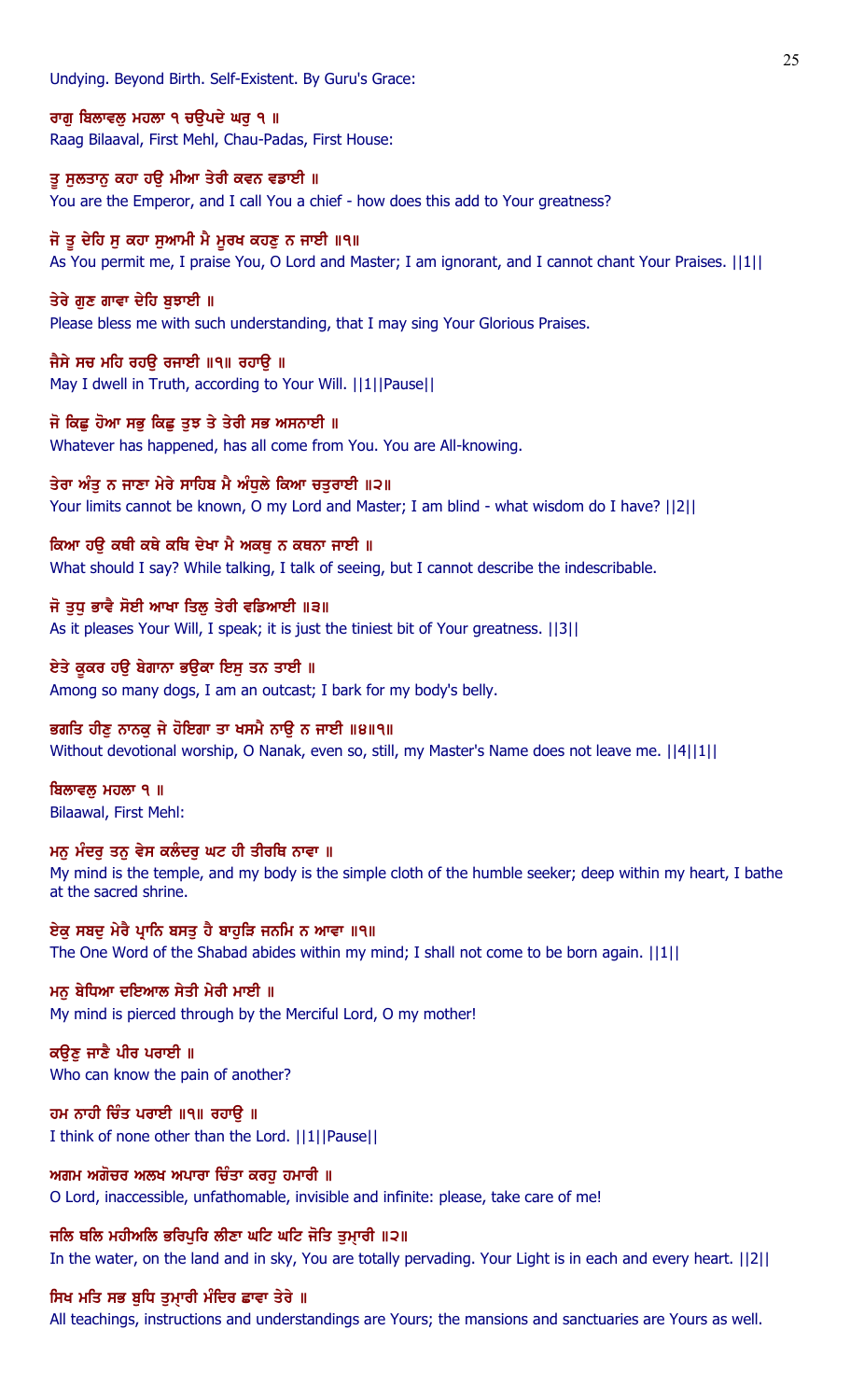Undying. Beyond Birth. Self-Existent. By Guru's Grace:

ਰਾਗੁ ਬਿਲਾਵਲੁ ਮਹਲਾ ੧ ਚਉਪਦੇ ਘਰੁ ੧ ॥
Raag Bilaaval, First Mehl, Chau-Padas, First House:

ਤੂ ਸੁਲਤਾਨੁ ਕਹਾ ਹਉ ਮੀਆ ਤੇਰੀ ਕਵਨ ਵਡਾਈ ॥
You are the Emperor, and I call You a chief - how does this add to Your greatness?

ਜੋ ਤੂ ਦੇਹਿ ਸੁ ਕਹਾ ਸੁਆਮੀ ਮੈ ਮੂਰਖ ਕਹਣੁ ਨ ਜਾਈ ॥੧॥
As You permit me, I praise You, O Lord and Master; I am ignorant, and I cannot chant Your Praises. ||1||

ਤੇਰੇ ਗੁਣ ਗਾਵਾ ਦੇਹਿ ਬੁਝਾਈ ॥
Please bless me with such understanding, that I may sing Your Glorious Praises.

ਜੈਸੇ ਸਚ ਮਹਿ ਰਹਉ ਰਜਾਈ ॥੧॥ ਰਹਾਉ ॥
May I dwell in Truth, according to Your Will. ||1||Pause||

ਜੋ ਕਿਛੁ ਹੋਆ ਸਭੁ ਕਿਛੁ ਤੁਝ ਤੇ ਤੇਰੀ ਸਭ ਅਸਨਾਈ ॥
Whatever has happened, has all come from You. You are All-knowing.

ਤੇਰਾ ਅੰਤੁ ਨ ਜਾਣਾ ਮੇਰੇ ਸਾਹਿਬ ਮੈ ਅੰਧੁਲੇ ਕਿਆ ਚਤੁਰਾਈ ॥੨॥
Your limits cannot be known, O my Lord and Master; I am blind - what wisdom do I have? ||2||

ਕਿਆ ਹਉ ਕਥੀ ਕਥੇ ਕਥਿ ਦੇਖਾ ਮੈ ਅਕਥੁ ਨ ਕਥਨਾ ਜਾਈ ॥
What should I say? While talking, I talk of seeing, but I cannot describe the indescribable.

ਜੋ ਤੁਧੁ ਭਾਵੈ ਸੋਈ ਆਖਾ ਤਿਲੁ ਤੇਰੀ ਵਡਿਆਈ ॥੩॥
As it pleases Your Will, I speak; it is just the tiniest bit of Your greatness. ||3||

ਏਤੇ ਕੂਕਰ ਹਉ ਬੇਗਾਨਾ ਭਉਕਾ ਇਸੁ ਤਨ ਤਾਈ ॥
Among so many dogs, I am an outcast; I bark for my body's belly.

ਭਗਤਿ ਹੀਣੁ ਨਾਨਕੁ ਜੇ ਹੋਇਗਾ ਤਾ ਖਸਮੈ ਨਾਉ ਨ ਜਾਈ ॥੪॥੧॥
Without devotional worship, O Nanak, even so, still, my Master's Name does not leave me. ||4||1||

ਬਿਲਾਵਲੁ ਮਹਲਾ ੧ ॥
Bilaawal, First Mehl:

ਮਨੁ ਮੰਦਰੁ ਤਨੁ ਵੇਸ ਕਲੰਦਰੁ ਘਟ ਹੀ ਤੀਰਥਿ ਨਾਵਾ ॥
My mind is the temple, and my body is the simple cloth of the humble seeker; deep within my heart, I bathe at the sacred shrine.

ਏਕੁ ਸਬਦੁ ਮੇਰੈ ਪ੍ਰਾਨਿ ਬਸਤੁ ਹੈ ਬਾਹੁੜਿ ਜਨਮਿ ਨ ਆਵਾ ॥੧॥
The One Word of the Shabad abides within my mind; I shall not come to be born again. ||1||

ਮਨੁ ਬੇਧਿਆ ਦਇਆਲ ਸੇਤੀ ਮੇਰੀ ਮਾਈ ॥
My mind is pierced through by the Merciful Lord, O my mother!

ਕਉਣੁ ਜਾਣੈ ਪੀਰ ਪਰਾਈ ॥
Who can know the pain of another?

ਹਮ ਨਾਹੀ ਚਿੰਤ ਪਰਾਈ ॥੧॥ ਰਹਾਉ ॥
I think of none other than the Lord. ||1||Pause||

ਅਗਮ ਅਗੋਚਰ ਅਲਖ ਅਪਾਰਾ ਚਿੰਤਾ ਕਰਹੁ ਹਮਾਰੀ ॥
O Lord, inaccessible, unfathomable, invisible and infinite: please, take care of me!

ਜਲਿ ਥਲਿ ਮਹੀਅਲਿ ਭਰਿਪੁਰਿ ਲੀਣਾ ਘਟਿ ਘਟਿ ਜੋਤਿ ਤੁਮ੍ਾਰੀ ॥੨॥
In the water, on the land and in sky, You are totally pervading. Your Light is in each and every heart. ||2||

ਸਿਖ ਮਤਿ ਸਭ ਬੁਧਿ ਤੁਮ੍ਾਰੀ ਮੰਦਿਰ ਛਾਵਾ ਤੇਰੇ ॥
All teachings, instructions and understandings are Yours; the mansions and sanctuaries are Yours as well.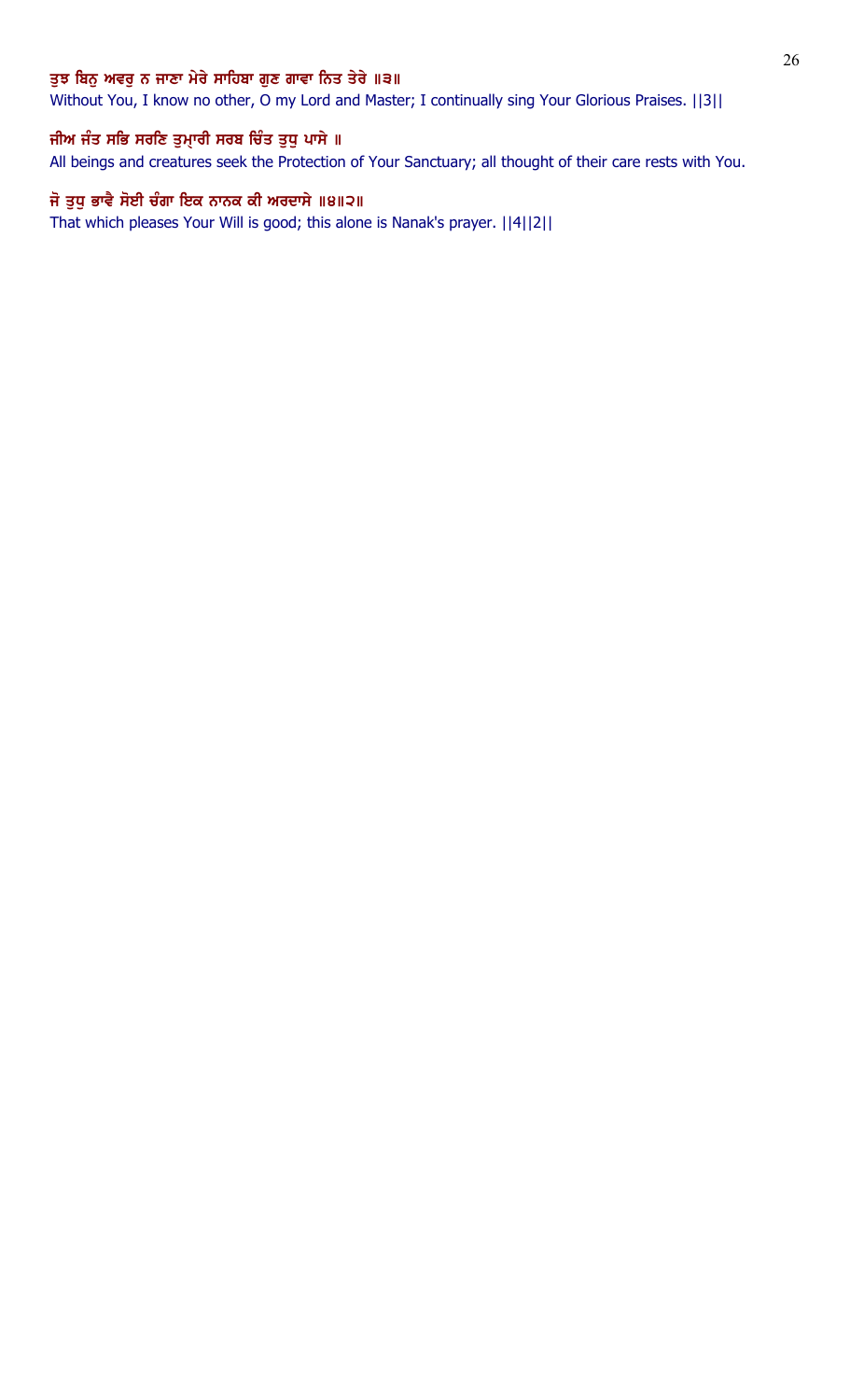**ਤੁਝ ਬਿਨੁ ਅਵਰੁ ਨ ਜਾਣਾ ਮੇਰੇ ਸਾਹਿਬਾ ਗੁਣ ਗਾਵਾ ਨਿਤ ਤੇਰੇ ॥੩॥**

Without You, I know no other, O my Lord and Master; I continually sing Your Glorious Praises. ||3||

**ਜੀਅ ਜੰਤ ਸਭਿ ਸਰਣਿ ਤੁਮ੍ਹਾਰੀ ਸਰਬ ਚਿੰਤ ਤੁਧੁ ਪਾਸੇ ॥**

All beings and creatures seek the Protection of Your Sanctuary; all thought of their care rests with You.

**ਜੋ ਤੁਧੁ ਭਾਵੈ ਸੋਈ ਚੰਗਾ ਇਕ ਨਾਨਕ ਕੀ ਅਰਦਾਸੇ ॥੪॥੨॥**

That which pleases Your Will is good; this alone is Nanak's prayer. ||4||2||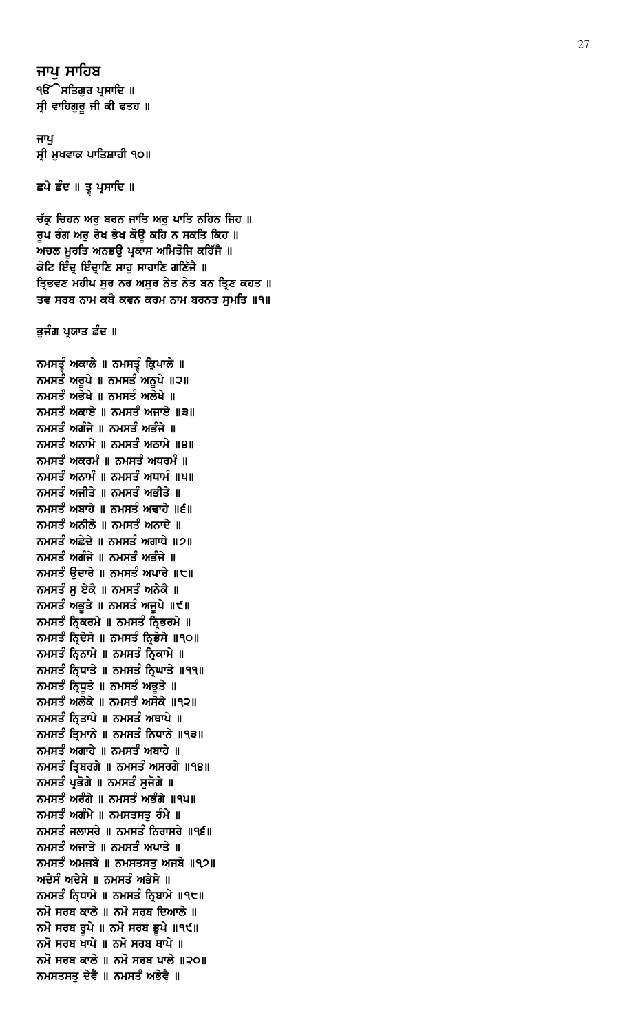## ਜਾਪੁ ਸਾਹਿਬ

ੴ ਸਤਿਗੁਰ ਪ੍ਰਸਾਦਿ ॥
ਸ੍ਰੀ ਵਾਹਿਗੁਰੂ ਜੀ ਕੀ ਫਤਹ ॥

ਜਾਪੁ
ਸ੍ਰੀ ਮੁਖਵਾਕ ਪਾਤਿਸ਼ਾਹੀ ੧੦॥

ਛਪੈ ਛੰਦ ॥ ਤ੍ਵ ਪ੍ਰਸਾਦਿ ॥

ਚੱਕ੍ਰ ਚਿਹਨ ਅਰੁ ਬਰਨ ਜਾਤਿ ਅਰੁ ਪਾਤਿ ਨਹਿਨ ਜਿਹ ॥
ਰੂਪ ਰੰਗ ਅਰੁ ਰੇਖ ਭੇਖ ਕੋਊ ਕਹਿ ਨ ਸਕਤਿ ਕਿਹ ॥
ਅਚਲ ਮੂਰਤਿ ਅਨਭਉ ਪ੍ਰਕਾਸ ਅਮਿਤੋਜਿ ਕਹਿੱਜੈ ॥
ਕੋਟਿ ਇੰਦ੍ਰ ਇੰਦ੍ਰਾਣਿ ਸਾਹੁ ਸਾਹਾਣਿ ਗਣਿੱਜੈ ॥
ਤ੍ਰਿਭਵਣ ਮਹੀਪ ਸੁਰ ਨਰ ਅਸੁਰ ਨੇਤ ਨੇਤ ਬਨ ਤ੍ਰਿਣ ਕਹਤ ॥
ਤਵ ਸਰਬ ਨਾਮ ਕਥੈ ਕਵਨ ਕਰਮ ਨਾਮ ਬਰਨਤ ਸੁਮਤਿ ॥੧॥

ਭੁਜੰਗ ਪ੍ਰਯਾਤ ਛੰਦ ॥

ਨਮਸਤ੍ਵੰ ਅਕਾਲੇ ॥ ਨਮਸਤ੍ਵੰ ਕ੍ਰਿਪਾਲੇ ॥
ਨਮਸਤੰ ਅਰੂਪੇ ॥ ਨਮਸਤੰ ਅਨੂਪੇ ॥੨॥
ਨਮਸਤੰ ਅਭੇਖੇ ॥ ਨਮਸਤੰ ਅਲੇਖੇ ॥
ਨਮਸਤੰ ਅਕਾਏ ॥ ਨਮਸਤੰ ਅਜਾਏ ॥੩॥
ਨਮਸਤੰ ਅਗੰਜੇ ॥ ਨਮਸਤੰ ਅਭੰਜੇ ॥
ਨਮਸਤੰ ਅਨਾਮੇ ॥ ਨਮਸਤੰ ਅਠਾਮੇ ॥੪॥
ਨਮਸਤੰ ਅਕਰਮੰ ॥ ਨਮਸਤੰ ਅਧਰਮੰ ॥
ਨਮਸਤੰ ਅਨਾਮੰ ॥ ਨਮਸਤੰ ਅਧਾਮੰ ॥੫॥
ਨਮਸਤੰ ਅਜੀਤੇ ॥ ਨਮਸਤੰ ਅਭੀਤੇ ॥
ਨਮਸਤੰ ਅਬਾਹੇ ॥ ਨਮਸਤੰ ਅਢਾਹੇ ॥੬॥
ਨਮਸਤੰ ਅਨੀਲੇ ॥ ਨਮਸਤੰ ਅਨਾਦੇ ॥
ਨਮਸਤੰ ਅਛੇਦੇ ॥ ਨਮਸਤੰ ਅਗਾਧੇ ॥੭॥
ਨਮਸਤੰ ਅਗੰਜੇ ॥ ਨਮਸਤੰ ਅਭੰਜੇ ॥
ਨਮਸਤੰ ਉਦਾਰੇ ॥ ਨਮਸਤੰ ਅਪਾਰੇ ॥੮॥
ਨਮਸਤੰ ਸੁ ਏਕੈ ॥ ਨਮਸਤੰ ਅਨੇਕੈ ॥
ਨਮਸਤੰ ਅਭੂਤੇ ॥ ਨਮਸਤੰ ਅਜੂਪੇ ॥੯॥
ਨਮਸਤੰ ਨ੍ਰਿਕਰਮੇ ॥ ਨਮਸਤੰ ਨ੍ਰਿਭਰਮੇ ॥
ਨਮਸਤੰ ਨ੍ਰਿਦੇਸੇ ॥ ਨਮਸਤੰ ਨ੍ਰਿਭੇਸੇ ॥੧੦॥
ਨਮਸਤੰ ਨ੍ਰਿਨਾਮੇ ॥ ਨਮਸਤੰ ਨ੍ਰਿਕਾਮੇ ॥
ਨਮਸਤੰ ਨ੍ਰਿਧਾਤੇ ॥ ਨਮਸਤੰ ਨ੍ਰਿਘਾਤੇ ॥੧੧॥
ਨਮਸਤੰ ਨ੍ਰਿਧੂਤੇ ॥ ਨਮਸਤੰ ਅਭੂਤੇ ॥
ਨਮਸਤੰ ਅਲੋਕੇ ॥ ਨਮਸਤੰ ਅਸੋਕੇ ॥੧੨॥
ਨਮਸਤੰ ਨ੍ਰਿਤਾਪੇ ॥ ਨਮਸਤੰ ਅਥਾਪੇ ॥
ਨਮਸਤੰ ਤ੍ਰਿਮਾਨੇ ॥ ਨਮਸਤੰ ਨਿਧਾਨੇ ॥੧੩॥
ਨਮਸਤੰ ਅਗਾਹੇ ॥ ਨਮਸਤੰ ਅਬਾਹੇ ॥
ਨਮਸਤੰ ਤ੍ਰਿਬਰਗੇ ॥ ਨਮਸਤੰ ਅਸਰਗੇ ॥੧੪॥
ਨਮਸਤੰ ਪ੍ਰਭੋਗੇ ॥ ਨਮਸਤੰ ਸੁਜੋਗੇ ॥
ਨਮਸਤੰ ਅਰੰਗੇ ॥ ਨਮਸਤੰ ਅਭੰਗੇ ॥੧੫॥
ਨਮਸਤੰ ਅਗੰਮੇ ॥ ਨਮਸਤਸਤੁ ਰੰਮੇ ॥
ਨਮਸਤੰ ਜਲਾਸਰੇ ॥ ਨਮਸਤੰ ਨਿਰਾਸਰੇ ॥੧੬॥
ਨਮਸਤੰ ਅਜਾਤੇ ॥ ਨਮਸਤੰ ਅਪਾਤੇ ॥
ਨਮਸਤੰ ਅਮਜਬੇ ॥ ਨਮਸਤਸਤੁ ਅਜਬੇ ॥੧੭॥
ਅਦੇਸੰ ਅਦੇਸੇ ॥ ਨਮਸਤੰ ਅਭੇਸੇ ॥
ਨਮਸਤੰ ਨ੍ਰਿਧਾਮੇ ॥ ਨਮਸਤੰ ਨ੍ਰਿਬਾਮੇ ॥੧੮॥
ਨਮੋ ਸਰਬ ਕਾਲੇ ॥ ਨਮੋ ਸਰਬ ਦਿਆਲੇ ॥
ਨਮੋ ਸਰਬ ਰੂਪੇ ॥ ਨਮੋ ਸਰਬ ਭੂਪੇ ॥੧੯॥
ਨਮੋ ਸਰਬ ਖਾਪੇ ॥ ਨਮੋ ਸਰਬ ਥਾਪੇ ॥
ਨਮੋ ਸਰਬ ਕਾਲੇ ॥ ਨਮੋ ਸਰਬ ਪਾਲੇ ॥੨੦॥
ਨਮਸਤਸਤੁ ਦੇਵੈ ॥ ਨਮਸਤੰ ਅਭੇਵੈ ॥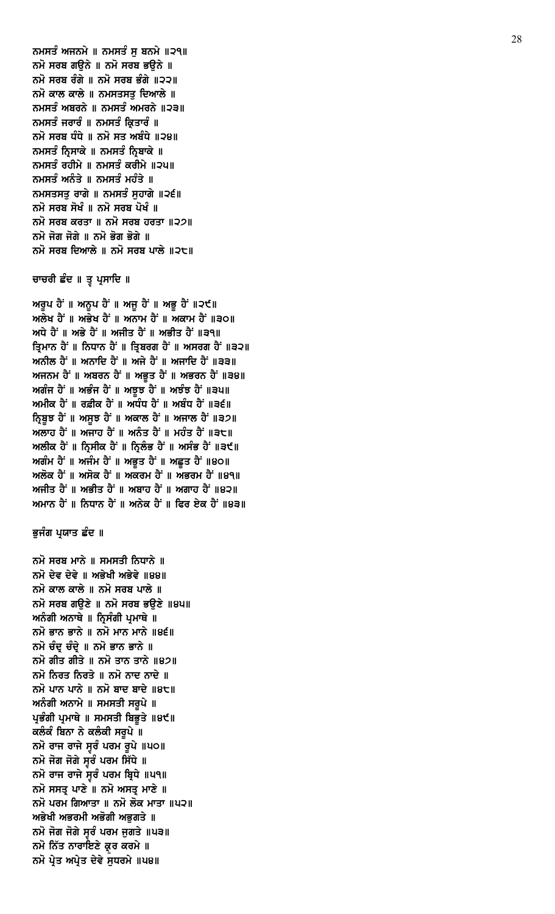ਨਮਸਤੰ ਅਜਨਮੇ ॥ ਨਮਸਤੰ ਸੁ ਬਨਮੇ ॥੨੧॥
ਨਮੋ ਸਰਬ ਗਉਨੇ ॥ ਨਮੋ ਸਰਬ ਭਉਨੇ ॥
ਨਮੋ ਸਰਬ ਰੰਗੇ ॥ ਨਮੋ ਸਰਬ ਭੰਗੇ ॥੨੨॥
ਨਮੋ ਕਾਲ ਕਾਲੇ ॥ ਨਮਸਤਸਤੁ ਦਿਆਲੇ ॥
ਨਮਸਤੰ ਅਬਰਨੇ ॥ ਨਮਸਤੰ ਅਮਰਨੇ ॥੨੩॥
ਨਮਸਤੰ ਜਰਾਰੰ ॥ ਨਮਸਤੰ ਕ੍ਰਿਤਾਰੰ ॥
ਨਮੋ ਸਰਬ ਧੰਧੇ ॥ ਨਮੋ ਸਤ ਅਬੰਧੇ ॥੨੪॥
ਨਮਸਤੰ ਨ੍ਰਿਸਾਕੇ ॥ ਨਮਸਤੰ ਨ੍ਰਿਬਾਕੇ ॥
ਨਮਸਤੰ ਰਹੀਮੇ ॥ ਨਮਸਤੰ ਕਰੀਮੇ ॥੨੫॥
ਨਮਸਤੰ ਅਨੰਤੇ ॥ ਨਮਸਤੰ ਮਹੰਤੇ ॥
ਨਮਸਤਸਤੁ ਰਾਗੇ ॥ ਨਮਸਤੰ ਸੁਹਾਗੇ ॥੨੬॥
ਨਮੋ ਸਰਬ ਸੋਖੰ ॥ ਨਮੋ ਸਰਬ ਪੋਖੰ ॥
ਨਮੋ ਸਰਬ ਕਰਤਾ ॥ ਨਮੋ ਸਰਬ ਹਰਤਾ ॥੨੭॥
ਨਮੋ ਜੋਗ ਜੋਗੇ ॥ ਨਮੋ ਭੋਗ ਭੋਗੇ ॥
ਨਮੋ ਸਰਬ ਦਿਆਲੇ ॥ ਨਮੋ ਸਰਬ ਪਾਲੇ ॥੨੮॥

ਚਾਚਰੀ ਛੰਦ ॥ ਤ੍ਵ ਪ੍ਰਸਾਦਿ ॥

ਅਰੂਪ ਹੈਂ ॥ ਅਨੂਪ ਹੈਂ ॥ ਅਜੂ ਹੈਂ ॥ ਅਭੂ ਹੈਂ ॥੨੯॥
ਅਲੇਖ ਹੈਂ ॥ ਅਭੇਖ ਹੈਂ ॥ ਅਨਾਮ ਹੈਂ ॥ ਅਕਾਮ ਹੈਂ ॥੩੦॥
ਅਧੇ ਹੈਂ ॥ ਅਭੇ ਹੈਂ ॥ ਅਜੀਤ ਹੈਂ ॥ ਅਭੀਤ ਹੈਂ ॥੩੧॥
ਤ੍ਰਿਮਾਨ ਹੈਂ ॥ ਨਿਧਾਨ ਹੈਂ ॥ ਤ੍ਰਿਬਰਗ ਹੈਂ ॥ ਅਸਰਗ ਹੈਂ ॥੩੨॥
ਅਨੀਲ ਹੈਂ ॥ ਅਨਾਦਿ ਹੈਂ ॥ ਅਜੇ ਹੈਂ ॥ ਅਜਾਦਿ ਹੈਂ ॥੩੩॥
ਅਜਨਮ ਹੈਂ ॥ ਅਬਰਨ ਹੈਂ ॥ ਅਭੂਤ ਹੈਂ ॥ ਅਭਰਨ ਹੈਂ ॥੩੪॥
ਅਗੰਜ ਹੈਂ ॥ ਅਭੰਜ ਹੈਂ ॥ ਅਝੂਝ ਹੈਂ ॥ ਅਝੰਝ ਹੈਂ ॥੩੫॥
ਅਮੀਕ ਹੈਂ ॥ ਰਫ਼ੀਕ ਹੈਂ ॥ ਅਧੰਧ ਹੈਂ ॥ ਅਬੰਧ ਹੈਂ ॥੩੬॥
ਨ੍ਰਿਬੂਝ ਹੈਂ ॥ ਅਸੂਝ ਹੈਂ ॥ ਅਕਾਲ ਹੈਂ ॥ ਅਜਾਲ ਹੈਂ ॥੩੭॥
ਅਲਾਹ ਹੈਂ ॥ ਅਜਾਹ ਹੈਂ ॥ ਅਨੰਤ ਹੈਂ ॥ ਮਹੰਤ ਹੈਂ ॥੩੮॥
ਅਲੀਕ ਹੈਂ ॥ ਨ੍ਰਿਸੀਕ ਹੈਂ ॥ ਨ੍ਰਿਲੰਭ ਹੈਂ ॥ ਅਸੰਭ ਹੈਂ ॥੩੯॥
ਅਗੰਮ ਹੈਂ ॥ ਅਜੰਮ ਹੈਂ ॥ ਅਭੂਤ ਹੈਂ ॥ ਅਛੂਤ ਹੈਂ ॥੪੦॥
ਅਲੋਕ ਹੈਂ ॥ ਅਸੋਕ ਹੈਂ ॥ ਅਕਰਮ ਹੈਂ ॥ ਅਭਰਮ ਹੈਂ ॥੪੧॥
ਅਜੀਤ ਹੈਂ ॥ ਅਭੀਤ ਹੈਂ ॥ ਅਬਾਹ ਹੈਂ ॥ ਅਗਾਹ ਹੈਂ ॥੪੨॥
ਅਮਾਨ ਹੈਂ ॥ ਨਿਧਾਨ ਹੈਂ ॥ ਅਨੇਕ ਹੈਂ ॥ ਫਿਰ ਏਕ ਹੈਂ ॥੪੩॥

ਭੁਜੰਗ ਪ੍ਰਯਾਤ ਛੰਦ ॥

ਨਮੋ ਸਰਬ ਮਾਨੇ ॥ ਸਮਸਤੀ ਨਿਧਾਨੇ ॥
ਨਮੋ ਦੇਵ ਦੇਵੇ ॥ ਅਭੇਖੀ ਅਭੇਵੇ ॥੪੪॥
ਨਮੋ ਕਾਲ ਕਾਲੇ ॥ ਨਮੋ ਸਰਬ ਪਾਲੇ ॥
ਨਮੋ ਸਰਬ ਗਉਣੇ ॥ ਨਮੋ ਸਰਬ ਭਉਣੇ ॥੪੫॥
ਅਨੰਗੀ ਅਨਾਥੇ ॥ ਨ੍ਰਿਸੰਗੀ ਪ੍ਰਮਾਥੇ ॥
ਨਮੋ ਭਾਨ ਭਾਨੇ ॥ ਨਮੋ ਮਾਨ ਮਾਨੇ ॥੪੬॥
ਨਮੋ ਚੰਦ੍ਰ ਚੰਦ੍ਰੇ ॥ ਨਮੋ ਭਾਨ ਭਾਨੇ ॥
ਨਮੋ ਗੀਤ ਗੀਤੇ ॥ ਨਮੋ ਤਾਨ ਤਾਨੇ ॥੪੭॥
ਨਮੋ ਨਿਰਤ ਨਿਰਤੇ ॥ ਨਮੋ ਨਾਦ ਨਾਦੇ ॥
ਨਮੋ ਪਾਨ ਪਾਨੇ ॥ ਨਮੋ ਬਾਦ ਬਾਦੇ ॥੪੮॥
ਅਨੰਗੀ ਅਨਾਮੇ ॥ ਸਮਸਤੀ ਸਰੂਪੇ ॥
ਪ੍ਰਭੰਗੀ ਪ੍ਰਮਾਥੇ ॥ ਸਮਸਤੀ ਬਿਭੂਤੇ ॥੪੯॥
ਕਲੰਕੰ ਬਿਨਾ ਨੇ ਕਲੰਕੀ ਸਰੂਪੇ ॥
ਨਮੋ ਰਾਜ ਰਾਜੇ ਸ੍ਵਰੰ ਪਰਮ ਰੂਪੇ ॥੫੦॥
ਨਮੋ ਜੋਗ ਜੋਗੇ ਸ੍ਵਰੰ ਪਰਮ ਸਿੱਧੇ ॥
ਨਮੋ ਰਾਜ ਰਾਜੇ ਸ੍ਵਰੰ ਪਰਮ ਬ੍ਰਿਧੇ ॥੫੧॥
ਨਮੋ ਸਸਤ੍ਰ ਪਾਣੇ ॥ ਨਮੋ ਅਸਤ੍ਰ ਮਾਣੇ ॥
ਨਮੋ ਪਰਮ ਗਿਆਤਾ ॥ ਨਮੋ ਲੋਕ ਮਾਤਾ ॥੫੨॥
ਅਭੇਖੀ ਅਭਰਮੀ ਅਭੋਗੀ ਅਭੁਗਤੇ ॥
ਨਮੋ ਜੋਗ ਜੋਗੇ ਸ੍ਵਰੰ ਪਰਮ ਜੁਗਤੇ ॥੫੩॥
ਨਮੋ ਨਿੱਤ ਨਾਰਾਇਣੇ ਕ੍ਰੂਰ ਕਰਮੇ ॥
ਨਮੋ ਪ੍ਰੇਤ ਅਪ੍ਰੇਤ ਦੇਵੇ ਸੁਧਰਮੇ ॥੫੪॥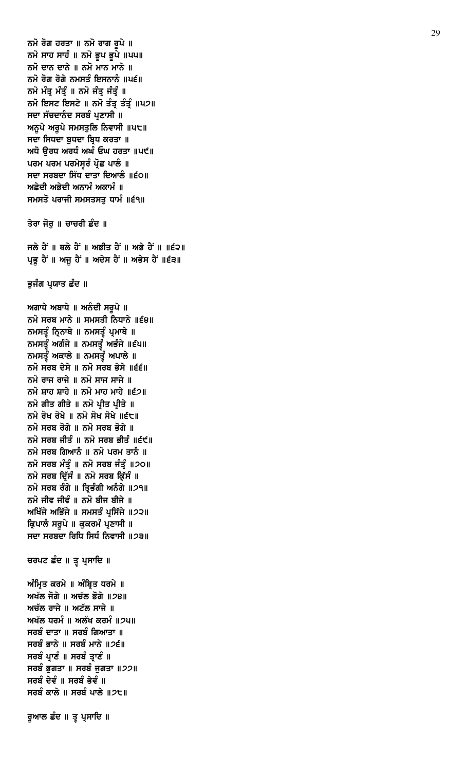ਨਮੋ ਰੋਗ ਹਰਤਾ ॥ ਨਮੋ ਰਾਗ ਰੂਪੇ ॥
ਨਮੋ ਸਾਹ ਸਾਹੰ ॥ ਨਮੋ ਭੂਪ ਭੂਪੇ ॥੫੫॥
ਨਮੋ ਦਾਨ ਦਾਨੇ ॥ ਨਮੋ ਮਾਨ ਮਾਨੇ ॥
ਨਮੋ ਰੋਗ ਰੋਗੇ ਨਮਸਤੰ ਇਸਨਾਨੰ ॥੫੬॥
ਨਮੋ ਮੰਤ੍ਰ ਮੰਤ੍ਰੰ ॥ ਨਮੋ ਜੰਤ੍ਰ ਜੰਤ੍ਰੰ ॥
ਨਮੋ ਇਸਟ ਇਸਟੇ ॥ ਨਮੋ ਤੰਤ੍ਰ ਤੰਤ੍ਰੰ ॥੫੭॥
ਸਦਾ ਸੱਚਦਾਨੰਦ ਸਰਬੰ ਪ੍ਰਣਾਸੀ ॥
ਅਨੂਪੇ ਅਰੂਪੇ ਸਮਸਤੁਲਿ ਨਿਵਾਸੀ ॥੫੮॥
ਸਦਾ ਸਿਧਦਾ ਬੁਧਦਾ ਬ੍ਰਿਧ ਕਰਤਾ ॥
ਅਧੋ ਉਰਧ ਅਰਧੰ ਅਘੰ ਓਘ ਹਰਤਾ ॥੫੯॥
ਪਰਮ ਪਰਮ ਪਰਮੇਸ੍ਵਰੰ ਪ੍ਰੋਛ ਪਾਲੰ ॥
ਸਦਾ ਸਰਬਦਾ ਸਿੱਧ ਦਾਤਾ ਦਿਆਲੰ ॥੬੦॥
ਅਛੇਦੀ ਅਭੇਦੀ ਅਨਾਮੰ ਅਕਾਮੰ ॥
ਸਮਸਤੋ ਪਰਾਜੀ ਸਮਸਤਸਤੁ ਧਾਮੰ ॥੬੧॥

ਤੇਰਾ ਜੋਰੁ ॥ ਚਾਚਰੀ ਛੰਦ ॥

ਜਲੇ ਹੈਂ ॥ ਥਲੇ ਹੈਂ ॥ ਅਭੀਤ ਹੈਂ ॥ ਅਭੇ ਹੈਂ ॥ ॥੬੨॥
ਪ੍ਰਭੂ ਹੈਂ ॥ ਅਜੂ ਹੈਂ ॥ ਅਦੇਸ ਹੈਂ ॥ ਅਭੇਸ ਹੈਂ ॥੬੩॥

ਭੁਜੰਗ ਪ੍ਰਯਾਤ ਛੰਦ ॥

ਅਗਾਧੇ ਅਬਾਧੇ ॥ ਅਨੰਦੀ ਸਰੂਪੇ ॥
ਨਮੋ ਸਰਬ ਮਾਨੇ ॥ ਸਮਸਤੀ ਨਿਧਾਨੇ ॥੬੪॥
ਨਮਸਤ੍ਵੰ ਨ੍ਰਿਨਾਥੇ ॥ ਨਮਸਤ੍ਵੰ ਪ੍ਰਮਾਥੇ ॥
ਨਮਸਤ੍ਵੰ ਅਗੰਜੇ ॥ ਨਮਸਤ੍ਵੰ ਅਭੰਜੇ ॥੬੫॥
ਨਮਸਤ੍ਵੰ ਅਕਾਲੇ ॥ ਨਮਸਤ੍ਵੰ ਅਪਾਲੇ ॥
ਨਮੋ ਸਰਬ ਦੇਸੇ ॥ ਨਮੋ ਸਰਬ ਭੇਸੇ ॥੬੬॥
ਨਮੋ ਰਾਜ ਰਾਜੇ ॥ ਨਮੋ ਸਾਜ ਸਾਜੇ ॥
ਨਮੋ ਸ਼ਾਹ ਸ਼ਾਹੇ ॥ ਨਮੋ ਮਾਹ ਮਾਹੇ ॥੬੭॥
ਨਮੋ ਗੀਤ ਗੀਤੇ ॥ ਨਮੋ ਪ੍ਰੀਤ ਪ੍ਰੀਤੇ ॥
ਨਮੋ ਰੋਖ ਰੋਖੇ ॥ ਨਮੋ ਸੋਖ ਸੋਖੇ ॥੬੮॥
ਨਮੋ ਸਰਬ ਰੋਗੇ ॥ ਨਮੋ ਸਰਬ ਭੋਗੇ ॥
ਨਮੋ ਸਰਬ ਜੀਤੰ ॥ ਨਮੋ ਸਰਬ ਭੀਤੰ ॥੬੯॥
ਨਮੋ ਸਰਬ ਗਿਆਨੰ ॥ ਨਮੋ ਪਰਮ ਤਾਨੰ ॥
ਨਮੋ ਸਰਬ ਮੰਤ੍ਰੰ ॥ ਨਮੋ ਸਰਬ ਜੰਤ੍ਰੰ ॥੭੦॥
ਨਮੋ ਸਰਬ ਦ੍ਰਿੱਸੰ ॥ ਨਮੋ ਸਰਬ ਕ੍ਰਿੱਸੰ ॥
ਨਮੋ ਸਰਬ ਰੰਗੇ ॥ ਤ੍ਰਿਭੰਗੀ ਅਨੰਗੇ ॥੭੧॥
ਨਮੋ ਜੀਵ ਜੀਵੰ ॥ ਨਮੋ ਬੀਜ ਬੀਜੇ ॥
ਅਖਿੱਜੇ ਅਭਿੱਜੇ ॥ ਸਮਸਤੰ ਪ੍ਰਸਿੱਜੇ ॥੭੨॥
ਕ੍ਰਿਪਾਲੰ ਸਰੂਪੇ ॥ ਕੁਕਰਮੰ ਪ੍ਰਣਾਸੀ ॥
ਸਦਾ ਸਰਬਦਾ ਰਿਧਿ ਸਿਧੰ ਨਿਵਾਸੀ ॥੭੩॥

ਚਰਪਟ ਛੰਦ ॥ ਤ੍ਵ ਪ੍ਰਸਾਦਿ ॥

ਅੰਮ੍ਰਿਤ ਕਰਮੇ ॥ ਅੰਬ੍ਰਿਤ ਧਰਮੇ ॥
ਅਖੱਲ ਜੋਗੇ ॥ ਅਚੱਲ ਭੋਗੇ ॥੭੪॥
ਅਚੱਲ ਰਾਜੇ ॥ ਅਟੱਲ ਸਾਜੇ ॥
ਅਖੱਲ ਧਰਮੰ ॥ ਅਲੱਖ ਕਰਮੰ ॥੭੫॥
ਸਰਬੰ ਦਾਤਾ ॥ ਸਰਬੰ ਗਿਆਤਾ ॥
ਸਰਬੰ ਭਾਨੇ ॥ ਸਰਬੰ ਮਾਨੇ ॥੭੬॥
ਸਰਬੰ ਪ੍ਰਾਣੰ ॥ ਸਰਬੰ ਤ੍ਰਾਣੰ ॥
ਸਰਬੰ ਭੁਗਤਾ ॥ ਸਰਬੰ ਜੁਗਤਾ ॥੭੭॥
ਸਰਬੰ ਦੇਵੰ ॥ ਸਰਬੰ ਭੇਵੰ ॥
ਸਰਬੰ ਕਾਲੇ ॥ ਸਰਬੰ ਪਾਲੇ ॥੭੮॥

ਰੂਆਲ ਛੰਦ ॥ ਤ੍ਵ ਪ੍ਰਸਾਦਿ ॥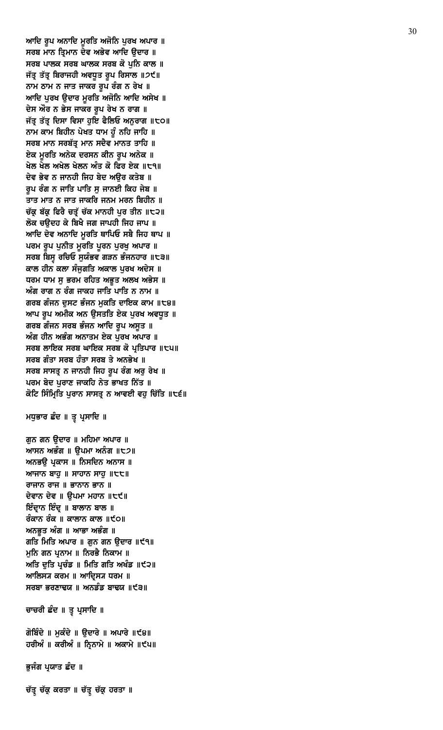ਆਦਿ ਰੂਪ ਅਨਾਦਿ ਮੂਰਤਿ ਅਜੋਨਿ ਪੁਰਖ ਅਪਾਰ ॥
ਸਰਬ ਮਾਨ ਤ੍ਰਿਮਾਨ ਦੇਵ ਅਭੇਵ ਆਦਿ ਉਦਾਰ ॥
ਸਰਬ ਪਾਲਕ ਸਰਬ ਘਾਲਕ ਸਰਬ ਕੋ ਪੁਨਿ ਕਾਲ ॥
ਜੱਤ੍ਰ ਤੱਤ੍ਰ ਬਿਰਾਜਹੀ ਅਵਧੂਤ ਰੂਪ ਰਿਸਾਲ ॥੭੯॥
ਨਾਮ ਠਾਮ ਨ ਜਾਤ ਜਾਕਰ ਰੂਪ ਰੰਗ ਨ ਰੇਖ ॥
ਆਦਿ ਪੁਰਖ ਉਦਾਰ ਮੂਰਤਿ ਅਜੋਨਿ ਆਦਿ ਅਸੇਖ ॥
ਦੇਸ ਔਰ ਨ ਭੇਸ ਜਾਕਰ ਰੂਪ ਰੇਖ ਨ ਰਾਗ ॥
ਜੱਤ੍ਰ ਤੱਤ੍ਰ ਦਿਸਾ ਵਿਸਾ ਹੁਇ ਫੈਲਿਓ ਅਨੁਰਾਗ ॥੮੦॥
ਨਾਮ ਕਾਮ ਬਿਹੀਨ ਪੇਖਤ ਧਾਮ ਹੂੰ ਨਹਿ ਜਾਹਿ ॥
ਸਰਬ ਮਾਨ ਸਰਬੱਤ੍ਰ ਮਾਨ ਸਦੈਵ ਮਾਨਤ ਤਾਹਿ ॥
ਏਕ ਮੂਰਤਿ ਅਨੇਕ ਦਰਸਨ ਕੀਨ ਰੂਪ ਅਨੇਕ ॥
ਖੇਲ ਖੇਲ ਅਖੇਲ ਖੇਲਨ ਅੰਤ ਕੋ ਫਿਰ ਏਕ ॥੮੧॥
ਦੇਵ ਭੇਵ ਨ ਜਾਨਹੀ ਜਿਹ ਬੇਦ ਅਉਰ ਕਤੇਬ ॥
ਰੂਪ ਰੰਗ ਨ ਜਾਤਿ ਪਾਤਿ ਸੁ ਜਾਨਈ ਕਿਹ ਜੇਬ ॥
ਤਾਤ ਮਾਤ ਨ ਜਾਤ ਜਾਕਰਿ ਜਨਮ ਮਰਨ ਬਿਹੀਨ ॥
ਚੱਕ੍ਰ ਬੱਕ੍ਰ ਫਿਰੈ ਚਤ੍ਰੱ ਚੱਕ ਮਾਨਹੀ ਪੁਰ ਤੀਨ ॥੮੨॥
ਲੋਕ ਚਉਦਹ ਕੇ ਬਿਖੈ ਜਗ ਜਾਪਹੀ ਜਿਹ ਜਾਪ ॥
ਆਦਿ ਦੇਵ ਅਨਾਦਿ ਮੂਰਤਿ ਥਾਪਿਓ ਸਬੈ ਜਿਹ ਥਾਪ ॥
ਪਰਮ ਰੂਪ ਪੁਨੀਤ ਮੂਰਤਿ ਪੂਰਨ ਪੁਰਖੁ ਅਪਾਰ ॥
ਸਰਬ ਬਿਸ੍ਵ ਰਚਿਓ ਸੁਯੰਭਵ ਗੜਨ ਭੰਜਨਹਾਰ ॥੮੩॥
ਕਾਲ ਹੀਨ ਕਲਾ ਸੰਜੁਗਤਿ ਅਕਾਲ ਪੁਰਖ ਅਦੇਸ ॥
ਧਰਮ ਧਾਮ ਸੁ ਭਰਮ ਰਹਿਤ ਅਭੂਤ ਅਲਖ ਅਭੇਸ ॥
ਅੰਗ ਰਾਗ ਨ ਰੰਗ ਜਾਕਹ ਜਾਤਿ ਪਾਤਿ ਨ ਨਾਮ ॥
ਗਰਬ ਗੰਜਨ ਦੁਸਟ ਭੰਜਨ ਮੁਕਤਿ ਦਾਇਕ ਕਾਮ ॥੮੪॥
ਆਪ ਰੂਪ ਅਮੀਕ ਅਨ ਉਸਤਤਿ ਏਕ ਪੁਰਖ ਅਵਧੂਤ ॥
ਗਰਬ ਗੰਜਨ ਸਰਬ ਭੰਜਨ ਆਦਿ ਰੂਪ ਅਸੂਤ ॥
ਅੰਗ ਹੀਨ ਅਭੰਗ ਅਨਾਤਮ ਏਕ ਪੁਰਖ ਅਪਾਰ ॥
ਸਰਬ ਲਾਇਕ ਸਰਬ ਘਾਇਕ ਸਰਬ ਕੋ ਪ੍ਰਤਿਪਾਰ ॥੮੫॥
ਸਰਬ ਗੰਤਾ ਸਰਬ ਹੰਤਾ ਸਰਬ ਤੇ ਅਨਭੇਖ ॥
ਸਰਬ ਸਾਸਤ੍ਰ ਨ ਜਾਨਹੀ ਜਿਹ ਰੂਪ ਰੰਗ ਅਰੁ ਰੇਖ ॥
ਪਰਮ ਬੇਦ ਪੁਰਾਣ ਜਾਕਹਿ ਨੇਤ ਭਾਖਤ ਨਿੱਤ ॥
ਕੋਟਿ ਸਿੰਮ੍ਰਿਤਿ ਪੁਰਾਨ ਸਾਸਤ੍ਰ ਨ ਆਵਈ ਵਹੁ ਚਿੱਤਿ ॥੮੬॥

ਮਧੁਭਾਰ ਛੰਦ ॥ ਤ੍ਵ ਪ੍ਰਸਾਦਿ ॥

ਗੁਨ ਗਨ ਉਦਾਰ ॥ ਮਹਿਮਾ ਅਪਾਰ ॥
ਆਸਨ ਅਭੰਗ ॥ ਉਪਮਾ ਅਨੰਗ ॥੮੭॥
ਅਨਭਉ ਪ੍ਰਕਾਸ ॥ ਨਿਸਦਿਨ ਅਨਾਸ ॥
ਆਜਾਨ ਬਾਹੁ ॥ ਸਾਹਾਨ ਸਾਹੁ ॥੮੮॥
ਰਾਜਾਨ ਰਾਜ ॥ ਭਾਨਾਨ ਭਾਨ ॥
ਦੇਵਾਨ ਦੇਵ ॥ ਉਪਮਾ ਮਹਾਨ ॥੮੯॥
ਇੰਦ੍ਰਾਨ ਇੰਦ੍ਰ ॥ ਬਾਲਾਨ ਬਾਲ ॥
ਰੰਕਾਨ ਰੰਕ ॥ ਕਾਲਾਨ ਕਾਲ ॥੯੦॥
ਅਨਭੂਤ ਅੰਗ ॥ ਆਭਾ ਅਭੰਗ ॥
ਗਤਿ ਮਿਤਿ ਅਪਾਰ ॥ ਗੁਨ ਗਨ ਉਦਾਰ ॥੯੧॥
ਮੁਨਿ ਗਨ ਪ੍ਰਨਾਮ ॥ ਨਿਰਭੈ ਨਿਕਾਮ ॥
ਅਤਿ ਦੁਤਿ ਪ੍ਰਚੰਡ ॥ ਮਿਤਿ ਗਤਿ ਅਖੰਡ ॥੯੨॥
ਆਲਿਸ੍ਯ ਕਰਮ ॥ ਆਦ੍ਰਿਸ੍ਯ ਧਰਮ ॥
ਸਰਬਾ ਭਰਣਾਢਯ ॥ ਅਨਡੰਡ ਬਾਢਯ ॥੯੩॥

ਚਾਚਰੀ ਛੰਦ ॥ ਤ੍ਵ ਪ੍ਰਸਾਦਿ ॥

ਗੋਬਿੰਦੇ ॥ ਮੁਕੰਦੇ ॥ ਉਦਾਰੇ ॥ ਅਪਾਰੇ ॥੯੪॥
ਹਰੀਅੰ ॥ ਕਰੀਅੰ ॥ ਨ੍ਰਿਨਾਮੇ ॥ ਅਕਾਮੇ ॥੯੫॥

ਭੁਜੰਗ ਪ੍ਰਯਾਤ ਛੰਦ ॥

ਚੱਤ੍ਰ ਚੱਕ੍ਰ ਕਰਤਾ ॥ ਚੱਤ੍ਰ ਚੱਕ੍ਰ ਹਰਤਾ ॥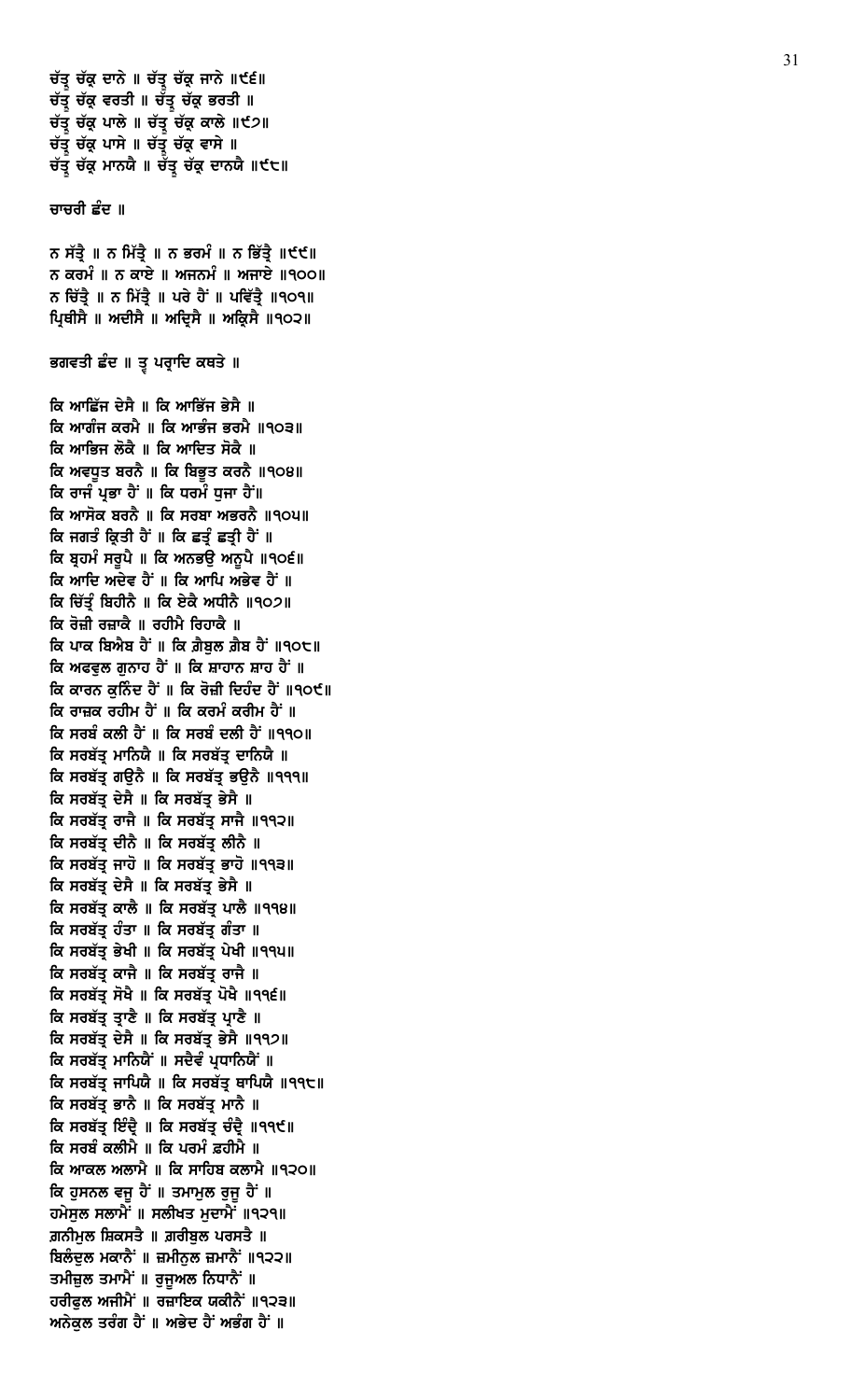ਚੱਤ੍ਰ ਚੱਕ੍ਰ ਦਾਨੇ ॥ ਚੱਤ੍ਰ ਚੱਕ੍ਰ ਜਾਨੇ ॥੯੬॥
ਚੱਤ੍ਰ ਚੱਕ੍ਰ ਵਰਤੀ ॥ ਚੱਤ੍ਰ ਚੱਕ੍ਰ ਭਰਤੀ ॥
ਚੱਤ੍ਰ ਚੱਕ੍ਰ ਪਾਲੇ ॥ ਚੱਤ੍ਰ ਚੱਕ੍ਰ ਕਾਲੇ ॥੯੭॥
ਚੱਤ੍ਰ ਚੱਕ੍ਰ ਪਾਸੇ ॥ ਚੱਤ੍ਰ ਚੱਕ੍ਰ ਵਾਸੇ ॥
ਚੱਤ੍ਰ ਚੱਕ੍ਰ ਮਾਨਯੈ ॥ ਚੱਤ੍ਰ ਚੱਕ੍ਰ ਦਾਨਯੈ ॥੯੮॥

ਚਾਚਰੀ ਛੰਦ ॥

ਨ ਸੱਤ੍ਰੈ ॥ ਨ ਮਿੱਤ੍ਰੈ ॥ ਨ ਭਰਮੰ ॥ ਨ ਭਿੱਤ੍ਰੈ ॥੯੯॥
ਨ ਕਰਮੰ ॥ ਨ ਕਾਏ ॥ ਅਜਨਮੰ ॥ ਅਜਾਏ ॥੧੦੦॥
ਨ ਚਿੱਤ੍ਰੈ ॥ ਨ ਮਿੱਤ੍ਰੈ ॥ ਪਰੇ ਹੈਂ ॥ ਪਵਿੱਤ੍ਰੈ ॥੧੦੧॥
ਪ੍ਰਿਥੀਸੈ ॥ ਅਦੀਸੈ ॥ ਅਦ੍ਰਿਸੈ ॥ ਅਕ੍ਰਿਸੈ ॥੧੦੨॥

ਭਗਵਤੀ ਛੰਦ ॥ ਤ੍ਵ ਪਰ੍ਸਾਦਿ ਕਥਤੇ ॥

ਕਿ ਆਛਿੱਜ ਦੇਸੈ ॥ ਕਿ ਆਭਿੱਜ ਭੇਸੈ ॥
ਕਿ ਆਗੰਜ ਕਰਮੈ ॥ ਕਿ ਆਭੰਜ ਭਰਮੈ ॥੧੦੩॥
ਕਿ ਆਭਿਜ ਲੋਕੈ ॥ ਕਿ ਆਦਿਤ ਸੋਕੈ ॥
ਕਿ ਅਵਧੂਤ ਬਰਨੈ ॥ ਕਿ ਬਿਭੂਤ ਕਰਨੈ ॥੧੦੪॥
ਕਿ ਰਾਜੰ ਪ੍ਰਭਾ ਹੈਂ ॥ ਕਿ ਧਰਮੰ ਧੁਜਾ ਹੈਂ॥
ਕਿ ਆਸੋਕ ਬਰਨੈ ॥ ਕਿ ਸਰਬਾ ਅਭਰਨੈ ॥੧੦੫॥
ਕਿ ਜਗਤੰ ਕ੍ਰਿਤੀ ਹੈਂ ॥ ਕਿ ਛਤ੍ਰੰ ਛਤ੍ਰੀ ਹੈਂ ॥
ਕਿ ਬ੍ਰਹਮੰ ਸਰੂਪੈ ॥ ਕਿ ਅਨਭਉ ਅਨੂਪੈ ॥੧੦੬॥
ਕਿ ਆਦਿ ਅਦੇਵ ਹੈਂ ॥ ਕਿ ਆਪਿ ਅਭੇਵ ਹੈਂ ॥
ਕਿ ਚਿੱਤ੍ਰੰ ਬਿਹੀਨੈ ॥ ਕਿ ਏਕੈ ਅਧੀਨੈ ॥੧੦੭॥
ਕਿ ਰੋਜ਼ੀ ਰਜ਼ਾਕੈ ॥ ਰਹੀਮੈ ਰਿਹਾਕੈ ॥
ਕਿ ਪਾਕ ਬਿਐਬ ਹੈਂ ॥ ਕਿ ਗ਼ੈਬੁਲ ਗ਼ੈਬ ਹੈਂ ॥੧੦੮॥
ਕਿ ਅਫਵੁਲ ਗੁਨਾਹ ਹੈਂ ॥ ਕਿ ਸ਼ਾਹਾਨ ਸ਼ਾਹ ਹੈਂ ॥
ਕਿ ਕਾਰਨ ਕੁਨਿੰਦ ਹੈਂ ॥ ਕਿ ਰੋਜ਼ੀ ਦਿਹੰਦ ਹੈਂ ॥੧੦੯॥
ਕਿ ਰਾਜ਼ਕ ਰਹੀਮ ਹੈਂ ॥ ਕਿ ਕਰਮੰ ਕਰੀਮ ਹੈਂ ॥
ਕਿ ਸਰਬੰ ਕਲੀ ਹੈਂ ॥ ਕਿ ਸਰਬੰ ਦਲੀ ਹੈਂ ॥੧੧੦॥
ਕਿ ਸਰਬੱਤ੍ਰ ਮਾਨਿਯੈ ॥ ਕਿ ਸਰਬੱਤ੍ਰ ਦਾਨਿਯੈ ॥
ਕਿ ਸਰਬੱਤ੍ਰ ਗਉਨੈ ॥ ਕਿ ਸਰਬੱਤ੍ਰ ਭਉਨੈ ॥੧੧੧॥
ਕਿ ਸਰਬੱਤ੍ਰ ਦੇਸੈ ॥ ਕਿ ਸਰਬੱਤ੍ਰ ਭੇਸੈ ॥
ਕਿ ਸਰਬੱਤ੍ਰ ਰਾਜੈ ॥ ਕਿ ਸਰਬੱਤ੍ਰ ਸਾਜੈ ॥੧੧੨॥
ਕਿ ਸਰਬੱਤ੍ਰ ਦੀਨੈ ॥ ਕਿ ਸਰਬੱਤ੍ਰ ਲੀਨੈ ॥
ਕਿ ਸਰਬੱਤ੍ਰ ਜਾਹੋ ॥ ਕਿ ਸਰਬੱਤ੍ਰ ਭਾਹੋ ॥੧੧੩॥
ਕਿ ਸਰਬੱਤ੍ਰ ਦੇਸੈ ॥ ਕਿ ਸਰਬੱਤ੍ਰ ਭੇਸੈ ॥
ਕਿ ਸਰਬੱਤ੍ਰ ਕਾਲੈ ॥ ਕਿ ਸਰਬੱਤ੍ਰ ਪਾਲੈ ॥੧੧੪॥
ਕਿ ਸਰਬੱਤ੍ਰ ਹੰਤਾ ॥ ਕਿ ਸਰਬੱਤ੍ਰ ਗੰਤਾ ॥
ਕਿ ਸਰਬੱਤ੍ਰ ਭੇਖੀ ॥ ਕਿ ਸਰਬੱਤ੍ਰ ਪੇਖੀ ॥੧੧੫॥
ਕਿ ਸਰਬੱਤ੍ਰ ਕਾਜੈ ॥ ਕਿ ਸਰਬੱਤ੍ਰ ਰਾਜੈ ॥
ਕਿ ਸਰਬੱਤ੍ਰ ਸੋਖੈ ॥ ਕਿ ਸਰਬੱਤ੍ਰ ਪੋਖੈ ॥੧੧੬॥
ਕਿ ਸਰਬੱਤ੍ਰ ਤ੍ਰਾਣੈ ॥ ਕਿ ਸਰਬੱਤ੍ਰ ਪ੍ਰਾਣੈ ॥
ਕਿ ਸਰਬੱਤ੍ਰ ਦੇਸੈ ॥ ਕਿ ਸਰਬੱਤ੍ਰ ਭੇਸੈ ॥੧੧੭॥
ਕਿ ਸਰਬੱਤ੍ਰ ਮਾਨਿਯੈਂ ॥ ਸਦੈਵੰ ਪ੍ਰਧਾਨਿਯੈਂ ॥
ਕਿ ਸਰਬੱਤ੍ਰ ਜਾਪਿਯੈ ॥ ਕਿ ਸਰਬੱਤ੍ਰ ਥਾਪਿਯੈ ॥੧੧੮॥
ਕਿ ਸਰਬੱਤ੍ਰ ਭਾਨੈ ॥ ਕਿ ਸਰਬੱਤ੍ਰ ਮਾਨੈ ॥
ਕਿ ਸਰਬੱਤ੍ਰ ਇੰਦ੍ਰੈ ॥ ਕਿ ਸਰਬੱਤ੍ਰ ਚੰਦ੍ਰੈ ॥੧੧੯॥
ਕਿ ਸਰਬੰ ਕਲੀਮੈ ॥ ਕਿ ਪਰਮੰ ਫ਼ਹੀਮੈ ॥
ਕਿ ਆਕਲ ਅਲਾਮੈ ॥ ਕਿ ਸਾਹਿਬ ਕਲਾਮੈ ॥੧੨੦॥
ਕਿ ਹੁਸਨਲ ਵਜੂ ਹੈਂ ॥ ਤਮਾਮੁਲ ਰੁਜੂ ਹੈਂ ॥
ਹਮੇਸੁਲ ਸਲਾਮੈਂ ॥ ਸਲੀਖਤ ਮੁਦਾਮੈਂ ॥੧੨੧॥
ਗ਼ਨੀਮੁਲ ਸ਼ਿਕਸਤੈ ॥ ਗ਼ਰੀਬੁਲ ਪਰਸਤੈ ॥
ਬਿਲੰਦੁਲ ਮਕਾਨੈਂ ॥ ਜ਼ਮੀਨੁਲ ਜ਼ਮਾਨੈਂ ॥੧੨੨॥
ਤਮੀਜ਼ੁਲ ਤਮਾਮੈਂ ॥ ਰੁਜੂਅਲ ਨਿਧਾਨੈਂ ॥
ਹਰੀਫੁਲ ਅਜੀਮੈਂ ॥ ਰਜ਼ਾਇਕ ਯਕੀਨੈਂ ॥੧੨੩॥
ਅਨੇਕੁਲ ਤਰੰਗ ਹੈਂ ॥ ਅਭੇਦ ਹੈਂ ਅਭੰਗ ਹੈਂ ॥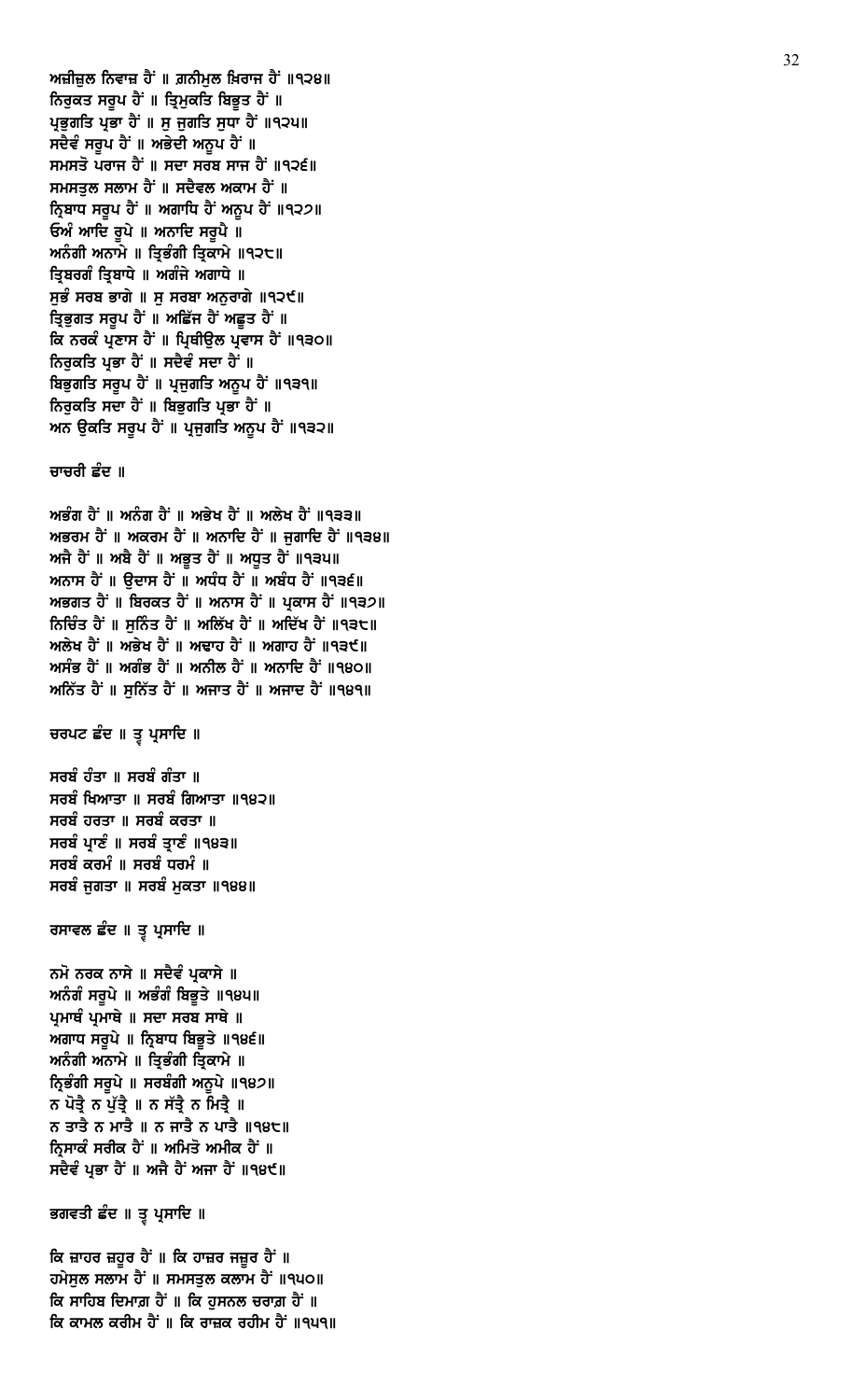ਅਜ਼ੀਜ਼ੁਲ ਨਿਵਾਜ਼ ਹੈਂ ॥ ਗ਼ਨੀਮੁਲ ਖ਼ਿਰਾਜ ਹੈਂ ॥੧੨੪॥
ਨਿਰੁਕਤ ਸਰੂਪ ਹੈਂ ॥ ਤ੍ਰਿਮੁਕਤਿ ਬਿਭੂਤ ਹੈਂ ॥
ਪ੍ਰਭੁਗਤਿ ਪ੍ਰਭਾ ਹੈਂ ॥ ਸੁ ਜੁਗਤਿ ਸੁਧਾ ਹੈਂ ॥੧੨੫॥
ਸਦੈਵੰ ਸਰੂਪ ਹੈਂ ॥ ਅਭੇਦੀ ਅਨੂਪ ਹੈਂ ॥
ਸਮਸਤੋ ਪਰਾਜ ਹੈਂ ॥ ਸਦਾ ਸਰਬ ਸਾਜ ਹੈਂ ॥੧੨੬॥
ਸਮਸਤੁਲ ਸਲਾਮ ਹੈਂ ॥ ਸਦੈਵਲ ਅਕਾਮ ਹੈਂ ॥
ਨ੍ਰਿਬਾਧ ਸਰੂਪ ਹੈਂ ॥ ਅਗਾਧਿ ਹੈਂ ਅਨੂਪ ਹੈਂ ॥੧੨੭॥
ਓਅੰ ਆਦਿ ਰੂਪੇ ॥ ਅਨਾਦਿ ਸਰੂਪੈ ॥
ਅਨੰਗੀ ਅਨਾਮੇ ॥ ਤ੍ਰਿਭੰਗੀ ਤ੍ਰਿਕਾਮੇ ॥੧੨੮॥
ਤ੍ਰਿਬਰਗੰ ਤ੍ਰਿਬਾਧੇ ॥ ਅਗੰਜੇ ਅਗਾਧੇ ॥
ਸੁਭੰ ਸਰਬ ਭਾਗੇ ॥ ਸੁ ਸਰਬਾ ਅਨੁਰਾਗੇ ॥੧੨੯॥
ਤ੍ਰਿਭੁਗਤ ਸਰੂਪ ਹੈਂ ॥ ਅਛਿੱਜ ਹੈਂ ਅਛੂਤ ਹੈਂ ॥
ਕਿ ਨਰਕੰ ਪ੍ਰਣਾਸ ਹੈਂ ॥ ਪ੍ਰਿਥੀਉਲ ਪ੍ਰਵਾਸ ਹੈਂ ॥੧੩੦॥
ਨਿਰੁਕਤਿ ਪ੍ਰਭਾ ਹੈਂ ॥ ਸਦੈਵੰ ਸਦਾ ਹੈਂ ॥
ਬਿਭੁਗਤਿ ਸਰੂਪ ਹੈਂ ॥ ਪ੍ਰਜੁਗਤਿ ਅਨੂਪ ਹੈਂ ॥੧੩੧॥
ਨਿਰੁਕਤਿ ਸਦਾ ਹੈਂ ॥ ਬਿਭੁਗਤਿ ਪ੍ਰਭਾ ਹੈਂ ॥
ਅਨ ਉਕਤਿ ਸਰੂਪ ਹੈਂ ॥ ਪ੍ਰਜੁਗਤਿ ਅਨੂਪ ਹੈਂ ॥੧੩੨॥

ਚਾਚਰੀ ਛੰਦ ॥

ਅਭੰਗ ਹੈਂ ॥ ਅਨੰਗ ਹੈਂ ॥ ਅਭੇਖ ਹੈਂ ॥ ਅਲੇਖ ਹੈਂ ॥੧੩੩॥
ਅਭਰਮ ਹੈਂ ॥ ਅਕਰਮ ਹੈਂ ॥ ਅਨਾਦਿ ਹੈਂ ॥ ਜੁਗਾਦਿ ਹੈਂ ॥੧੩੪॥
ਅਜੈ ਹੈਂ ॥ ਅਬੈ ਹੈਂ ॥ ਅਭੂਤ ਹੈਂ ॥ ਅਧੂਤ ਹੈਂ ॥੧੩੫॥
ਅਨਾਸ ਹੈਂ ॥ ਉਦਾਸ ਹੈਂ ॥ ਅਧੰਧ ਹੈਂ ॥ ਅਬੰਧ ਹੈਂ ॥੧੩੬॥
ਅਭਗਤ ਹੈਂ ॥ ਬਿਰਕਤ ਹੈਂ ॥ ਅਨਾਸ ਹੈਂ ॥ ਪ੍ਰਕਾਸ ਹੈਂ ॥੧੩੭॥
ਨਿਚਿੰਤ ਹੈਂ ॥ ਸੁਨਿੰਤ ਹੈਂ ॥ ਅਲਿੱਖ ਹੈਂ ॥ ਅਦਿੱਖ ਹੈਂ ॥੧੩੮॥
ਅਲੇਖ ਹੈਂ ॥ ਅਭੇਖ ਹੈਂ ॥ ਅਢਾਹ ਹੈਂ ॥ ਅਗਾਹ ਹੈਂ ॥੧੩੯॥
ਅਸੰਭ ਹੈਂ ॥ ਅਗੰਭ ਹੈਂ ॥ ਅਨੀਲ ਹੈਂ ॥ ਅਨਾਦਿ ਹੈਂ ॥੧੪੦॥
ਅਨਿੱਤ ਹੈਂ ॥ ਸੁਨਿੱਤ ਹੈਂ ॥ ਅਜਾਤ ਹੈਂ ॥ ਅਜਾਦ ਹੈਂ ॥੧੪੧॥

ਚਰਪਟ ਛੰਦ ॥ ਤ੍ਵ ਪ੍ਰਸਾਦਿ ॥

ਸਰਬੰ ਹੰਤਾ ॥ ਸਰਬੰ ਗੰਤਾ ॥
ਸਰਬੰ ਖਿਆਤਾ ॥ ਸਰਬੰ ਗਿਆਤਾ ॥੧੪੨॥
ਸਰਬੰ ਹਰਤਾ ॥ ਸਰਬੰ ਕਰਤਾ ॥
ਸਰਬੰ ਪ੍ਰਾਣੰ ॥ ਸਰਬੰ ਤ੍ਰਾਣੰ ॥੧੪੩॥
ਸਰਬੰ ਕਰਮੰ ॥ ਸਰਬੰ ਧਰਮੰ ॥
ਸਰਬੰ ਜੁਗਤਾ ॥ ਸਰਬੰ ਮੁਕਤਾ ॥੧੪੪॥

ਰਸਾਵਲ ਛੰਦ ॥ ਤ੍ਵ ਪ੍ਰਸਾਦਿ ॥

ਨਮੋ ਨਰਕ ਨਾਸੇ ॥ ਸਦੈਵੰ ਪ੍ਰਕਾਸੇ ॥
ਅਨੰਗੰ ਸਰੂਪੇ ॥ ਅਭੰਗੰ ਬਿਭੂਤੇ ॥੧੪੫॥
ਪ੍ਰਮਾਥੰ ਪ੍ਰਮਾਥੇ ॥ ਸਦਾ ਸਰਬ ਸਾਥੇ ॥
ਅਗਾਧ ਸਰੂਪੇ ॥ ਨ੍ਰਿਬਾਧ ਬਿਭੂਤੇ ॥੧੪੬॥
ਅਨੰਗੀ ਅਨਾਮੇ ॥ ਤ੍ਰਿਭੰਗੀ ਤ੍ਰਿਕਾਮੇ ॥
ਨ੍ਰਿਭੰਗੀ ਸਰੂਪੇ ॥ ਸਰਬੰਗੀ ਅਨੂਪੇ ॥੧੪੭॥
ਨ ਪੋਤ੍ਰੈ ਨ ਪੁੱਤ੍ਰੈ ॥ ਨ ਸੱਤ੍ਰੈ ਨ ਮਿਤ੍ਰੈ ॥
ਨ ਤਾਤੈ ਨ ਮਾਤੈ ॥ ਨ ਜਾਤੈ ਨ ਪਾਤੈ ॥੧੪੮॥
ਨ੍ਰਿਸਾਕੰ ਸਰੀਕ ਹੈਂ ॥ ਅਮਿਤੋ ਅਮੀਕ ਹੈਂ ॥
ਸਦੈਵੰ ਪ੍ਰਭਾ ਹੈਂ ॥ ਅਜੈ ਹੈਂ ਅਜਾ ਹੈਂ ॥੧੪੯॥

ਭਗਵਤੀ ਛੰਦ ॥ ਤ੍ਵ ਪ੍ਰਸਾਦਿ ॥

ਕਿ ਜ਼ਾਹਰ ਜ਼ਹੂਰ ਹੈਂ ॥ ਕਿ ਹਾਜ਼ਰ ਜਜ਼ੂਰ ਹੈਂ ॥
ਹਮੇਸੁਲ ਸਲਾਮ ਹੈਂ ॥ ਸਮਸਤੁਲ ਕਲਾਮ ਹੈਂ ॥੧੫੦॥
ਕਿ ਸਾਹਿਬ ਦਿਮਾਗ਼ ਹੈਂ ॥ ਕਿ ਹੁਸਨਲ ਚਰਾਗ਼ ਹੈਂ ॥
ਕਿ ਕਾਮਲ ਕਰੀਮ ਹੈਂ ॥ ਕਿ ਰਾਜ਼ਕ ਰਹੀਮ ਹੈਂ ॥੧੫੧॥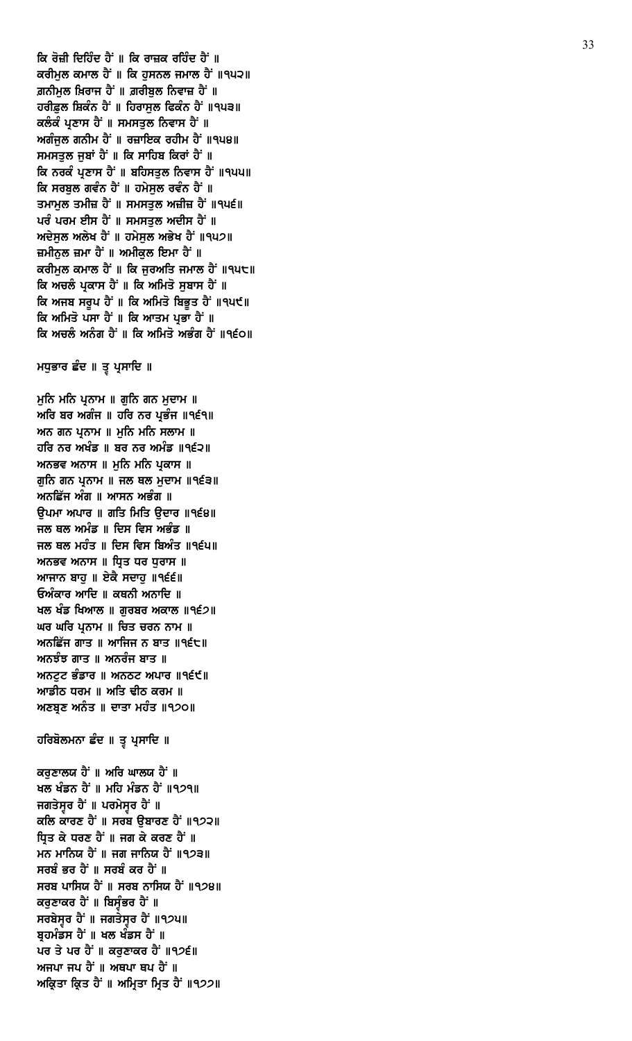ਕਿ ਰੋਜ਼ੀ ਦਿਹਿੰਦ ਹੈਂ ॥ ਕਿ ਰਾਜ਼ਕ ਰਹਿੰਦ ਹੈਂ ॥
ਕਰੀਮੁਲ ਕਮਾਲ ਹੈਂ ॥ ਕਿ ਹੁਸਨਲ ਜਮਾਲ ਹੈਂ ॥੧੫੨॥
ਗ਼ਨੀਮੁਲ ਖ਼ਿਰਾਜ ਹੈਂ ॥ ਗ਼ਰੀਬੁਲ ਨਿਵਾਜ਼ ਹੈਂ ॥
ਹਰੀਫ਼ੁਲ ਸ਼ਿਕੰਨ ਹੈਂ ॥ ਹਿਰਾਸੁਲ ਫਿਕੰਨ ਹੈਂ ॥੧੫੩॥
ਕਲੰਕੰ ਪ੍ਰਣਾਸ ਹੈਂ ॥ ਸਮਸਤੁਲ ਨਿਵਾਸ ਹੈਂ ॥
ਅਗੰਜੁਲ ਗਨੀਮ ਹੈਂ ॥ ਰਜ਼ਾਇਕ ਰਹੀਮ ਹੈਂ ॥੧੫੪॥
ਸਮਸਤੁਲ ਜੁਬਾਂ ਹੈਂ ॥ ਕਿ ਸਾਹਿਬ ਕਿਰਾਂ ਹੈਂ ॥
ਕਿ ਨਰਕੰ ਪ੍ਰਣਾਸ ਹੈਂ ॥ ਬਹਿਸਤੁਲ ਨਿਵਾਸ ਹੈਂ ॥੧੫੫॥
ਕਿ ਸਰਬੁਲ ਗਵੰਨ ਹੈਂ ॥ ਹਮੇਸੁਲ ਰਵੰਨ ਹੈਂ ॥
ਤਮਾਮੁਲ ਤਮੀਜ਼ ਹੈਂ ॥ ਸਮਸਤੁਲ ਅਜ਼ੀਜ਼ ਹੈਂ ॥੧੫੬॥
ਪਰੰ ਪਰਮ ਈਸ ਹੈਂ ॥ ਸਮਸਤੁਲ ਅਦੀਸ ਹੈਂ ॥
ਅਦੇਸੁਲ ਅਲੇਖ ਹੈਂ ॥ ਹਮੇਸੁਲ ਅਭੇਖ ਹੈਂ ॥੧੫੭॥
ਜ਼ਮੀਨੁਲ ਜ਼ਮਾ ਹੈਂ ॥ ਅਮੀਕੁਲ ਇਮਾ ਹੈਂ ॥
ਕਰੀਮੁਲ ਕਮਾਲ ਹੈਂ ॥ ਕਿ ਜੁਰਅਤਿ ਜਮਾਲ ਹੈਂ ॥੧੫੮॥
ਕਿ ਅਚਲੰ ਪ੍ਰਕਾਸ ਹੈਂ ॥ ਕਿ ਅਮਿਤੋ ਸੁਬਾਸ ਹੈਂ ॥
ਕਿ ਅਜਬ ਸਰੂਪ ਹੈਂ ॥ ਕਿ ਅਮਿਤੋ ਬਿਭੂਤ ਹੈਂ ॥੧੫੯॥
ਕਿ ਅਮਿਤੋ ਪਸਾ ਹੈਂ ॥ ਕਿ ਆਤਮ ਪ੍ਰਭਾ ਹੈਂ ॥
ਕਿ ਅਚਲੰ ਅਨੰਗ ਹੈਂ ॥ ਕਿ ਅਮਿਤੋ ਅਭੰਗ ਹੈਂ ॥੧੬੦॥

ਮਧੁਭਾਰ ਛੰਦ ॥ ਤ੍ਵ ਪ੍ਰਸਾਦਿ ॥

ਮੁਨਿ ਮਨਿ ਪ੍ਰਨਾਮ ॥ ਗੁਨਿ ਗਨ ਮੁਦਾਮ ॥
ਅਰਿ ਬਰ ਅਗੰਜ ॥ ਹਰਿ ਨਰ ਪ੍ਰਭੰਜ ॥੧੬੧॥
ਅਨ ਗਨ ਪ੍ਰਨਾਮ ॥ ਮੁਨਿ ਮਨਿ ਸਲਾਮ ॥
ਹਰਿ ਨਰ ਅਖੰਡ ॥ ਬਰ ਨਰ ਅਮੰਡ ॥੧੬੨॥
ਅਨਭਵ ਅਨਾਸ ॥ ਮੁਨਿ ਮਨਿ ਪ੍ਰਕਾਸ ॥
ਗੁਨਿ ਗਨ ਪ੍ਰਨਾਮ ॥ ਜਲ ਥਲ ਮੁਦਾਮ ॥੧੬੩॥
ਅਨਛਿੱਜ ਅੰਗ ॥ ਆਸਨ ਅਭੰਗ ॥
ਉਪਮਾ ਅਪਾਰ ॥ ਗਤਿ ਮਿਤਿ ਉਦਾਰ ॥੧੬੪॥
ਜਲ ਥਲ ਅਮੰਡ ॥ ਦਿਸ ਵਿਸ ਅਭੰਡ ॥
ਜਲ ਥਲ ਮਹੰਤ ॥ ਦਿਸ ਵਿਸ ਬਿਅੰਤ ॥੧੬੫॥
ਅਨਭਵ ਅਨਾਸ ॥ ਧ੍ਰਿਤ ਧਰ ਧੁਰਾਸ ॥
ਆਜਾਨ ਬਾਹੁ ॥ ਏਕੈ ਸਦਾਹੁ ॥੧੬੬॥
ਓਅੰਕਾਰ ਆਦਿ ॥ ਕਥਨੀ ਅਨਾਦਿ ॥
ਖਲ ਖੰਡ ਖਿਆਲ ॥ ਗੁਰਬਰ ਅਕਾਲ ॥੧੬੭॥
ਘਰ ਘਰਿ ਪ੍ਰਨਾਮ ॥ ਚਿਤ ਚਰਨ ਨਾਮ ॥
ਅਨਛਿੱਜ ਗਾਤ ॥ ਆਜਿਜ ਨ ਬਾਤ ॥੧੬੮॥
ਅਨਝੰਝ ਗਾਤ ॥ ਅਨਰੰਜ ਬਾਤ ॥
ਅਨਟੁਟ ਭੰਡਾਰ ॥ ਅਨਠਟ ਅਪਾਰ ॥੧੬੯॥
ਆਡੀਠ ਧਰਮ ॥ ਅਤਿ ਢੀਠ ਕਰਮ ॥
ਅਣਬ੍ਰਣ ਅਨੰਤ ॥ ਦਾਤਾ ਮਹੰਤ ॥੧੭੦॥

ਹਰਿਬੋਲਮਨਾ ਛੰਦ ॥ ਤ੍ਵ ਪ੍ਰਸਾਦਿ ॥

ਕਰੁਣਾਲਯ ਹੈਂ ॥ ਅਰਿ ਘਾਲਯ ਹੈਂ ॥
ਖਲ ਖੰਡਨ ਹੈਂ ॥ ਮਹਿ ਮੰਡਨ ਹੈਂ ॥੧੭੧॥
ਜਗਤੇਸ੍ਵਰ ਹੈਂ ॥ ਪਰਮੇਸ੍ਵਰ ਹੈਂ ॥
ਕਲਿ ਕਾਰਣ ਹੈਂ ॥ ਸਰਬ ਉਬਾਰਣ ਹੈਂ ॥੧੭੨॥
ਧ੍ਰਿਤ ਕੇ ਧਰਣ ਹੈਂ ॥ ਜਗ ਕੇ ਕਰਣ ਹੈਂ ॥
ਮਨ ਮਾਨਿਯ ਹੈਂ ॥ ਜਗ ਜਾਨਿਯ ਹੈਂ ॥੧੭੩॥
ਸਰਬੰ ਭਰ ਹੈਂ ॥ ਸਰਬੰ ਕਰ ਹੈਂ ॥
ਸਰਬ ਪਾਸਿਯ ਹੈਂ ॥ ਸਰਬ ਨਾਸਿਯ ਹੈਂ ॥੧੭੪॥
ਕਰੁਣਾਕਰ ਹੈਂ ॥ ਬਿਸ੍ਵੰਭਰ ਹੈਂ ॥
ਸਰਬੇਸ੍ਵਰ ਹੈਂ ॥ ਜਗਤੇਸ੍ਵਰ ਹੈਂ ॥੧੭੫॥
ਬ੍ਰਹਮੰਡਸ ਹੈਂ ॥ ਖਲ ਖੰਡਸ ਹੈਂ ॥
ਪਰ ਤੇ ਪਰ ਹੈਂ ॥ ਕਰੁਣਾਕਰ ਹੈਂ ॥੧੭੬॥
ਅਜਪਾ ਜਪ ਹੈਂ ॥ ਅਥਪਾ ਥਪ ਹੈਂ ॥
ਅਕ੍ਰਿਤਾ ਕ੍ਰਿਤ ਹੈਂ ॥ ਅਮ੍ਰਿਤਾ ਮ੍ਰਿਤ ਹੈਂ ॥੧੭੭॥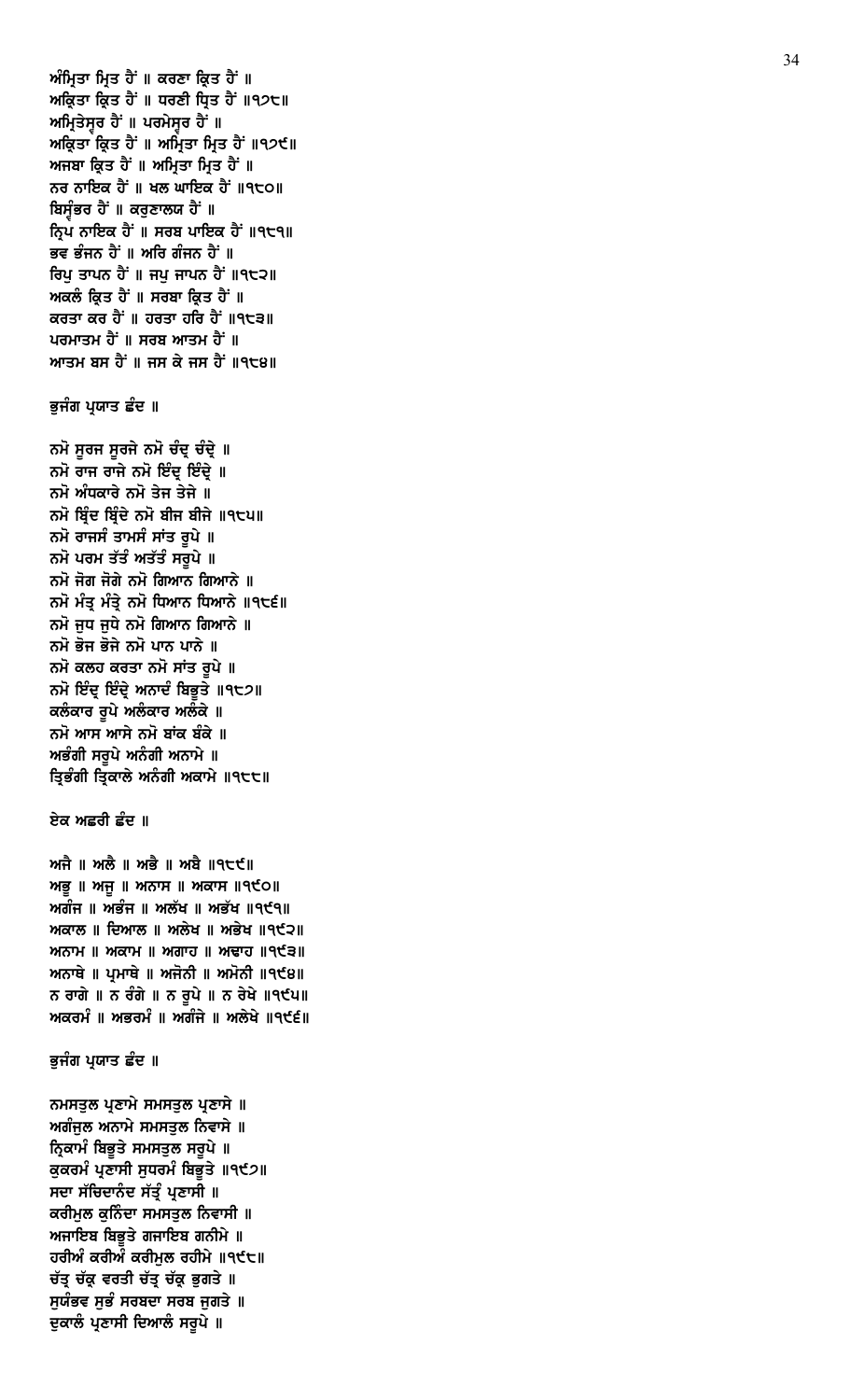ਅੰਮ੍ਰਿਤਾ ਮ੍ਰਿਤ ਹੈਂ ॥ ਕਰਣਾ ਕ੍ਰਿਤ ਹੈਂ ॥
ਅਕ੍ਰਿਤਾ ਕ੍ਰਿਤ ਹੈਂ ॥ ਧਰਣੀ ਧ੍ਰਿਤ ਹੈਂ ॥੧੭੮॥
ਅਮ੍ਰਿਤੇਸ੍ਵਰ ਹੈਂ ॥ ਪਰਮੇਸ੍ਵਰ ਹੈਂ ॥
ਅਕ੍ਰਿਤਾ ਕ੍ਰਿਤ ਹੈਂ ॥ ਅਮ੍ਰਿਤਾ ਮ੍ਰਿਤ ਹੈਂ ॥੧੭੯॥
ਅਜਬਾ ਕ੍ਰਿਤ ਹੈਂ ॥ ਅਮ੍ਰਿਤਾ ਮ੍ਰਿਤ ਹੈਂ ॥
ਨਰ ਨਾਇਕ ਹੈਂ ॥ ਖਲ ਘਾਇਕ ਹੈਂ ॥੧੮੦॥
ਬਿਸ੍ਵੰਭਰ ਹੈਂ ॥ ਕਰੁਣਾਲਯ ਹੈਂ ॥
ਨ੍ਰਿਪ ਨਾਇਕ ਹੈਂ ॥ ਸਰਬ ਪਾਇਕ ਹੈਂ ॥੧੮੧॥
ਭਵ ਭੰਜਨ ਹੈਂ ॥ ਅਰਿ ਗੰਜਨ ਹੈਂ ॥
ਰਿਪੁ ਤਾਪਨ ਹੈਂ ॥ ਜਪੁ ਜਾਪਨ ਹੈਂ ॥੧੮੨॥
ਅਕਲੰ ਕ੍ਰਿਤ ਹੈਂ ॥ ਸਰਬਾ ਕ੍ਰਿਤ ਹੈਂ ॥
ਕਰਤਾ ਕਰ ਹੈਂ ॥ ਹਰਤਾ ਹਰਿ ਹੈਂ ॥੧੮੩॥
ਪਰਮਾਤਮ ਹੈਂ ॥ ਸਰਬ ਆਤਮ ਹੈਂ ॥
ਆਤਮ ਬਸ ਹੈਂ ॥ ਜਸ ਕੇ ਜਸ ਹੈਂ ॥੧੮੪॥

ਭੁਜੰਗ ਪ੍ਰਯਾਤ ਛੰਦ ॥

ਨਮੋ ਸੂਰਜ ਸੂਰਜੇ ਨਮੋ ਚੰਦ੍ਰ ਚੰਦ੍ਰੇ ॥
ਨਮੋ ਰਾਜ ਰਾਜੇ ਨਮੋ ਇੰਦ੍ਰ ਇੰਦ੍ਰੇ ॥
ਨਮੋ ਅੰਧਕਾਰੇ ਨਮੋ ਤੇਜ ਤੇਜੇ ॥
ਨਮੋ ਬ੍ਰਿੰਦ ਬ੍ਰਿੰਦੇ ਨਮੋ ਬੀਜ ਬੀਜੇ ॥੧੮੫॥
ਨਮੋ ਰਾਜਸੰ ਤਾਮਸੰ ਸਾਂਤ ਰੂਪੇ ॥
ਨਮੋ ਪਰਮ ਤੱਤੰ ਅਤੱਤੰ ਸਰੂਪੇ ॥
ਨਮੋ ਜੋਗ ਜੋਗੇ ਨਮੋ ਗਿਆਨ ਗਿਆਨੇ ॥
ਨਮੋ ਮੰਤ੍ਰ ਮੰਤ੍ਰੇ ਨਮੋ ਧਿਆਨ ਧਿਆਨੇ ॥੧੮੬॥
ਨਮੋ ਜੁਧ ਜੁਧੇ ਨਮੋ ਗਿਆਨ ਗਿਆਨੇ ॥
ਨਮੋ ਭੋਜ ਭੋਜੇ ਨਮੋ ਪਾਨ ਪਾਨੇ ॥
ਨਮੋ ਕਲਹ ਕਰਤਾ ਨਮੋ ਸਾਂਤ ਰੂਪੇ ॥
ਨਮੋ ਇੰਦ੍ਰ ਇੰਦ੍ਰੇ ਅਨਾਦੰ ਬਿਭੂਤੇ ॥੧੮੭॥
ਕਲੰਕਾਰ ਰੂਪੇ ਅਲੰਕਾਰ ਅਲੰਕੇ ॥
ਨਮੋ ਆਸ ਆਸੇ ਨਮੋ ਬਾਂਕ ਬੰਕੇ ॥
ਅਭੰਗੀ ਸਰੂਪੇ ਅਨੰਗੀ ਅਨਾਮੇ ॥
ਤ੍ਰਿਭੰਗੀ ਤ੍ਰਿਕਾਲੇ ਅਨੰਗੀ ਅਕਾਮੇ ॥੧੮੮॥

ਏਕ ਅਛਰੀ ਛੰਦ ॥

ਅਜੈ ॥ ਅਲੈ ॥ ਅਭੈ ॥ ਅਬੈ ॥੧੮੯॥
ਅਭੂ ॥ ਅਜੂ ॥ ਅਨਾਸ ॥ ਅਕਾਸ ॥੧੯੦॥
ਅਗੰਜ ॥ ਅਭੰਜ ॥ ਅਲੱਖ ॥ ਅਭੱਖ ॥੧੯੧॥
ਅਕਾਲ ॥ ਦਿਆਲ ॥ ਅਲੇਖ ॥ ਅਭੇਖ ॥੧੯੨॥
ਅਨਾਮ ॥ ਅਕਾਮ ॥ ਅਗਾਹ ॥ ਅਢਾਹ ॥੧੯੩॥
ਅਨਾਥੇ ॥ ਪ੍ਰਮਾਥੇ ॥ ਅਜੋਨੀ ॥ ਅਮੋਨੀ ॥੧੯੪॥
ਨ ਰਾਗੇ ॥ ਨ ਰੰਗੇ ॥ ਨ ਰੂਪੇ ॥ ਨ ਰੇਖੇ ॥੧੯੫॥
ਅਕਰਮੰ ॥ ਅਭਰਮੰ ॥ ਅਗੰਜੇ ॥ ਅਲੇਖੇ ॥੧੯੬॥

ਭੁਜੰਗ ਪ੍ਰਯਾਤ ਛੰਦ ॥

ਨਮਸਤੁਲ ਪ੍ਰਣਾਮੇ ਸਮਸਤੁਲ ਪ੍ਰਣਾਸੇ ॥
ਅਗੰਜੁਲ ਅਨਾਮੇ ਸਮਸਤੁਲ ਨਿਵਾਸੇ ॥
ਨ੍ਰਿਕਾਮੰ ਬਿਭੂਤੇ ਸਮਸਤੁਲ ਸਰੂਪੇ ॥
ਕੁਕਰਮੰ ਪ੍ਰਣਾਸੀ ਸੁਧਰਮੰ ਬਿਭੂਤੇ ॥੧੯੭॥
ਸਦਾ ਸੱਚਿਦਾਨੰਦ ਸੱਤ੍ਰੰ ਪ੍ਰਣਾਸੀ ॥
ਕਰੀਮੁਲ ਕੁਨਿੰਦਾ ਸਮਸਤੁਲ ਨਿਵਾਸੀ ॥
ਅਜਾਇਬ ਬਿਭੂਤੇ ਗਜਾਇਬ ਗਨੀਮੇ ॥
ਹਰੀਅੰ ਕਰੀਅੰ ਕਰੀਮੁਲ ਰਹੀਮੇ ॥੧੯੮॥
ਚੱਤ੍ਰ ਚੱਕ੍ਰ ਵਰਤੀ ਚੱਤ੍ਰ ਚੱਕ੍ਰ ਭੁਗਤੇ ॥
ਸੁਯੰਭਵ ਸੁਭੰ ਸਰਬਦਾ ਸਰਬ ਜੁਗਤੇ ॥
ਦੁਕਾਲੰ ਪ੍ਰਣਾਸੀ ਦਿਆਲੰ ਸਰੂਪੇ ॥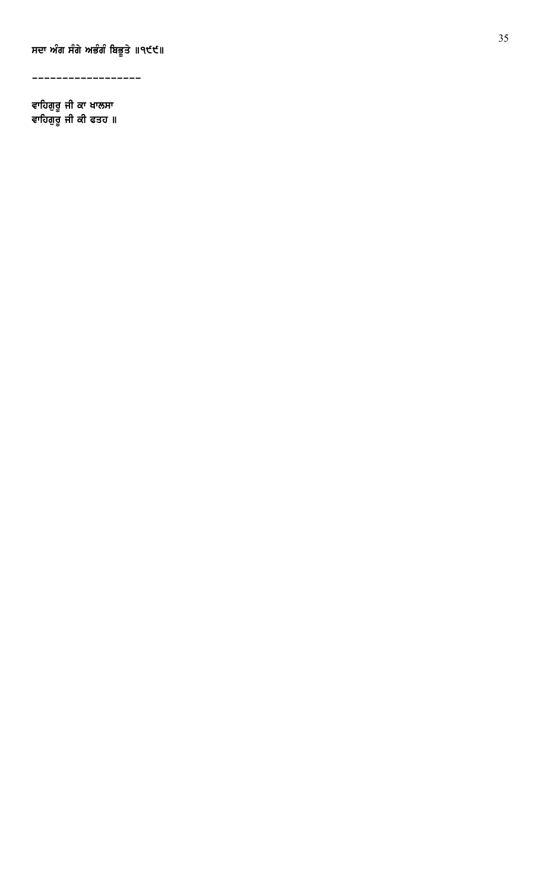ਸਦਾ ਅੰਗ ਸੰਗੇ ਅਭੰਗੰ ਬਿਭੂਤੇ ॥੧੯੯॥

------------------

ਵਾਹਿਗੁਰੂ ਜੀ ਕਾ ਖਾਲਸਾ
ਵਾਹਿਗੁਰੂ ਜੀ ਕੀ ਫਤਹ ॥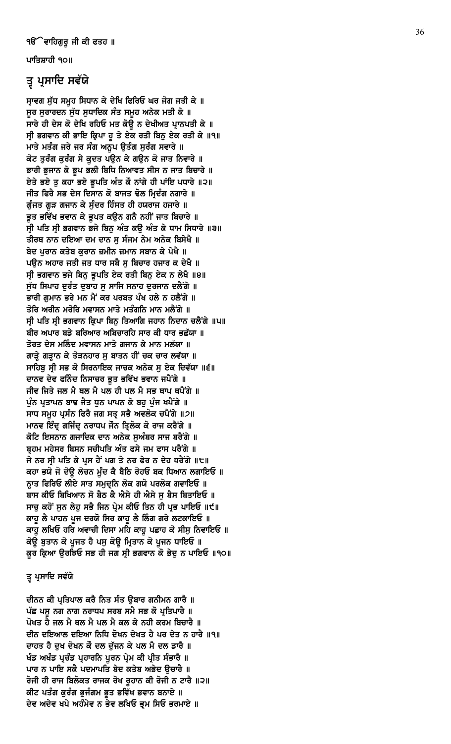ੴ ਵਾਹਿਗੁਰੂ ਜੀ ਕੀ ਫਤਹ ॥

ਪਾਤਿਸ਼ਾਹੀ ੧੦॥

## ਤ੍ਵ ਪ੍ਰਸਾਦਿ ਸਵੱਯੇ

ਸ੍ਰਾਵਗ ਸੁੱਧ ਸਮੂਹ ਸਿਧਾਨ ਕੇ ਦੇਖਿ ਫਿਰਿਓ ਘਰ ਜੋਗ ਜਤੀ ਕੇ ॥
ਸੂਰ ਸੁਰਾਰਦਨ ਸੁੱਧ ਸੁਧਾਦਿਕ ਸੰਤ ਸਮੂਹ ਅਨੇਕ ਮਤੀ ਕੇ ॥
ਸਾਰੇ ਹੀ ਦੇਸ ਕੋ ਦੇਖਿ ਰਹਿਓ ਮਤ ਕੋਊ ਨ ਦੇਖੀਅਤ ਪ੍ਰਾਨਪਤੀ ਕੇ ॥
ਸ੍ਰੀ ਭਗਵਾਨ ਕੀ ਭਾਇ ਕ੍ਰਿਪਾ ਹੂ ਤੇ ਏਕ ਰਤੀ ਬਿਨੁ ਏਕ ਰਤੀ ਕੇ ॥੧॥
ਮਾਤੇ ਮਤੰਗ ਜਰੇ ਜਰ ਸੰਗ ਅਨੂਪ ਉਤੰਗ ਸੁਰੰਗ ਸਵਾਰੇ ॥
ਕੋਟ ਤੁਰੰਗ ਕੁਰੰਗ ਸੇ ਕੂਦਤ ਪਉਨ ਕੇ ਗਉਨ ਕੋ ਜਾਤ ਨਿਵਾਰੇ ॥
ਭਾਰੀ ਭੁਜਾਨ ਕੇ ਭੂਪ ਭਲੀ ਬਿਧਿ ਨਿਆਵਤ ਸੀਸ ਨ ਜਾਤ ਬਿਚਾਰੇ ॥
ਏਤੇ ਭਏ ਤੁ ਕਹਾ ਭਏ ਭੂਪਤਿ ਅੰਤ ਕੌ ਨਾਂਗੇ ਹੀ ਪਾਂਇ ਪਧਾਰੇ ॥੨॥
ਜੀਤ ਫਿਰੈ ਸਭ ਦੇਸ ਦਿਸਾਨ ਕੋ ਬਾਜਤ ਢੋਲ ਮ੍ਰਿਦੰਗ ਨਗਾਰੇ ॥
ਗੁੰਜਤ ਗੂੜ ਗਜਾਨ ਕੇ ਸੁੰਦਰ ਹਿੰਸਤ ਹੀ ਹਯਰਾਜ ਹਜਾਰੇ ॥
ਭੂਤ ਭਵਿੱਖ ਭਵਾਨ ਕੇ ਭੂਪਤ ਕਉਨ ਗਨੈ ਨਹੀਂ ਜਾਤ ਬਿਚਾਰੇ ॥
ਸ੍ਰੀ ਪਤਿ ਸ੍ਰੀ ਭਗਵਾਨ ਭਜੇ ਬਿਨੁ ਅੰਤ ਕਉ ਅੰਤ ਕੇ ਧਾਮ ਸਿਧਾਰੇ ॥੩॥
ਤੀਰਥ ਨਾਨ ਦਇਆ ਦਮ ਦਾਨ ਸੁ ਸੰਜਮ ਨੇਮ ਅਨੇਕ ਬਿਸੇਖੈ ॥
ਬੇਦ ਪੁਰਾਨ ਕਤੇਬ ਕੁਰਾਨ ਜ਼ਮੀਨ ਜ਼ਮਾਨ ਸਬਾਨ ਕੇ ਪੇਖੈ ॥
ਪਉਨ ਅਹਾਰ ਜਤੀ ਜਤ ਧਾਰ ਸਬੈ ਸੁ ਬਿਚਾਰ ਹਜਾਰ ਕ ਦੇਖੈ ॥
ਸ੍ਰੀ ਭਗਵਾਨ ਭਜੇ ਬਿਨੁ ਭੂਪਤਿ ਏਕ ਰਤੀ ਬਿਨੁ ਏਕ ਨ ਲੇਖੈ ॥੪॥
ਸੁੱਧ ਸਿਪਾਹ ਦੁਰੰਤ ਦੁਬਾਹ ਸੁ ਸਾਜਿ ਸਨਾਹ ਦੁਰਜਾਨ ਦਲੈਂਗੇ ॥
ਭਾਰੀ ਗੁਮਾਨ ਭਰੇ ਮਨ ਮੈਂ ਕਰ ਪਰਬਤ ਪੰਖ ਹਲੇ ਨ ਹਲੈਂਗੇ ॥
ਤੋਰਿ ਅਰੀਨ ਮਰੋਰਿ ਮਵਾਸਨ ਮਾਤੇ ਮਤੰਗਨਿ ਮਾਨ ਮਲੈਂਗੇ ॥
ਸ੍ਰੀ ਪਤਿ ਸ੍ਰੀ ਭਗਵਾਨ ਕ੍ਰਿਪਾ ਬਿਨੁ ਤਿਆਗਿ ਜਹਾਨ ਨਿਦਾਨ ਚਲੈਂਗੇ ॥੫॥
ਬੀਰ ਅਪਾਰ ਬਡੇ ਬਰਿਆਰ ਅਬਿਚਾਰਹਿ ਸਾਰ ਕੀ ਧਾਰ ਭਛੱਯਾ ॥
ਤੋਰਤ ਦੇਸ ਮਲਿੰਦ ਮਵਾਸਨ ਮਾਤੇ ਗਜਾਨ ਕੇ ਮਾਨ ਮਲੱਯਾ ॥
ਗਾੜ੍ਹੇ ਗੜ੍ਹਾਨ ਕੇ ਤੋੜਨਹਾਰ ਸੁ ਬਾਤਨ ਹੀਂ ਚਕ ਚਾਰ ਲਵੱਯਾ ॥
ਸਾਹਿਬੁ ਸ੍ਰੀ ਸਭ ਕੋ ਸਿਰਨਾਇਕ ਜਾਚਕ ਅਨੇਕ ਸੁ ਏਕ ਦਿਵੱਯਾ ॥੬॥
ਦਾਨਵ ਦੇਵ ਫਨਿੰਦ ਨਿਸਾਚਰ ਭੂਤ ਭਵਿੱਖ ਭਵਾਨ ਜਪੈਂਗੇ ॥
ਜੀਵ ਜਿਤੇ ਜਲ ਮੈ ਥਲ ਮੈ ਪਲ ਹੀ ਪਲ ਮੈ ਸਭ ਥਾਪ ਥਪੈਂਗੇ ॥
ਪੁੰਨ ਪ੍ਰਤਾਪਨ ਬਾਢ ਜੈਤ ਧੁਨ ਪਾਪਨ ਕੇ ਬਹੁ ਪੁੰਜ ਖਪੈਂਗੇ ॥
ਸਾਧ ਸਮੂਹ ਪ੍ਰਸੰਨ ਫਿਰੈ ਜਗ ਸਤ੍ਰ ਸਭੈ ਅਵਲੋਕ ਚਪੈਂਗੇ ॥੭॥
ਮਾਨਵ ਇੰਦ੍ਰ ਗਜਿੰਦ੍ਰ ਨਰਾਧਪ ਜੌਨ ਤ੍ਰਿਲੋਕ ਕੋ ਰਾਜ ਕਰੈਂਗੇ ॥
ਕੋਟਿ ਇਸਨਾਨ ਗਜਾਦਿਕ ਦਾਨ ਅਨੇਕ ਸੁਅੰਬਰ ਸਾਜ ਬਰੈਂਗੇ ॥
ਬ੍ਰਹਮ ਮਹੇਸਰ ਬਿਸਨ ਸਚੀਪਤਿ ਅੰਤ ਫਸੇ ਜਮ ਫਾਸ ਪਰੈਂਗੇ ॥
ਜੇ ਨਰ ਸ੍ਰੀ ਪਤਿ ਕੇ ਪ੍ਰਸ ਹੈਂ ਪਗ ਤੇ ਨਰ ਫੇਰ ਨ ਦੇਹ ਧਰੈਂਗੇ ॥੮॥
ਕਹਾ ਭਯੋ ਜੋ ਦੋਊ ਲੋਚਨ ਮੂੰਦ ਕੈ ਬੈਠਿ ਰੋਹਓ ਬਕ ਧਿਆਨ ਲਗਾਇਓ ॥
ਨ੍ਹਾਤ ਫਿਰਿਓ ਲੀਏ ਸਾਤ ਸਮੁਦ੍ਰਨਿ ਲੋਕ ਗਯੋ ਪਰਲੋਕ ਗਵਾਇਓ ॥
ਬਾਸ ਕੀਓ ਬਿਖਿਆਨ ਸੋ ਬੈਠ ਕੈ ਐਸੇ ਹੀ ਐਸੇ ਸੁ ਬੈਸ ਬਿਤਾਇਓ ॥
ਸਾਚੁ ਕਹੋਂ ਸੁਨ ਲੇਹੁ ਸਭੈ ਜਿਨ ਪ੍ਰੇਮ ਕੀਓ ਤਿਨ ਹੀ ਪ੍ਰਭ ਪਾਇਓ ॥੯॥
ਕਾਹੂ ਲੈ ਪਾਹਨ ਪੂਜ ਧਰਯੋ ਸਿਰ ਕਾਹੂ ਲੈ ਲਿੰਗ ਗਰੇ ਲਟਕਾਇਓ ॥
ਕਾਹੂ ਲਖਿਓ ਹਰਿ ਅਵਾਚੀ ਦਿਸਾ ਮਹਿ ਕਾਹੂ ਪਛਾਹ ਕੋ ਸੀਸੁ ਨਿਵਾਇਓ ॥
ਕੋਊ ਬੁਤਾਨ ਕੋ ਪੂਜਤ ਹੈ ਪਸੁ ਕੋਊ ਮ੍ਰਿਤਾਨ ਕੋ ਪੂਜਨ ਧਾਇਓ ॥
ਕੂਰ ਕ੍ਰਿਆ ਉਰਝਿਓ ਸਭ ਹੀ ਜਗ ਸ੍ਰੀ ਭਗਵਾਨ ਕੋ ਭੇਦੁ ਨ ਪਾਇਓ ॥੧੦॥

## ਤ੍ਵ ਪ੍ਰਸਾਦਿ ਸਵੱਯੇ

ਦੀਨਨ ਕੀ ਪ੍ਰਤਿਪਾਲ ਕਰੈ ਨਿਤ ਸੰਤ ਉਬਾਰ ਗਨੀਮਨ ਗਾਰੈ ॥
ਪੱਛ ਪਸੂ ਨਗ ਨਾਗ ਨਰਾਧਪ ਸਰਬ ਸਮੈ ਸਭ ਕੋ ਪ੍ਰਤਿਪਾਰੈ ॥
ਪੋਖਤ ਹੈ ਜਲ ਮੈ ਥਲ ਮੈ ਪਲ ਮੈ ਕਲ ਕੇ ਨਹੀ ਕਰਮ ਬਿਚਾਰੈ ॥
ਦੀਨ ਦਇਆਲ ਦਇਆ ਨਿਧਿ ਦੋਖਨ ਦੇਖਤ ਹੈ ਪਰ ਦੇਤ ਨ ਹਾਰੈ ॥੧॥
ਦਾਹਤ ਹੈ ਦੁਖ ਦੋਖਨ ਕੌ ਦਲ ਦੁੱਜਨ ਕੇ ਪਲ ਮੈ ਦਲ ਡਾਰੈ ॥
ਖੰਡ ਅਖੰਡ ਪ੍ਰਚੰਡ ਪ੍ਰਹਾਰਨਿ ਪੂਰਨ ਪ੍ਰੇਮ ਕੀ ਪ੍ਰੀਤ ਸੰਭਾਰੈ ॥
ਪਾਰ ਨ ਪਾਇ ਸਕੈ ਪਦਮਾਪਤਿ ਬੇਦ ਕਤੇਬ ਅਭੇਦ ਉਚਾਰੈ ॥
ਰੋਜੀ ਹੀ ਰਾਜ ਬਿਲੋਕਤ ਰਾਜਕ ਰੋਖ ਰੂਹਾਨ ਕੀ ਰੋਜੀ ਨ ਟਾਰੈ ॥੨॥
ਕੀਟ ਪਤੰਗ ਕੁਰੰਗ ਭੁਜੰਗਮ ਭੂਤ ਭਵਿੱਖ ਭਵਾਨ ਬਨਾਏ ॥
ਦੇਵ ਅਦੇਵ ਖਪੇ ਅਹੰਮੇਵ ਨ ਭੇਵ ਲਖਿਓ ਭ੍ਰਮ ਸਿਓ ਭਰਮਾਏ ॥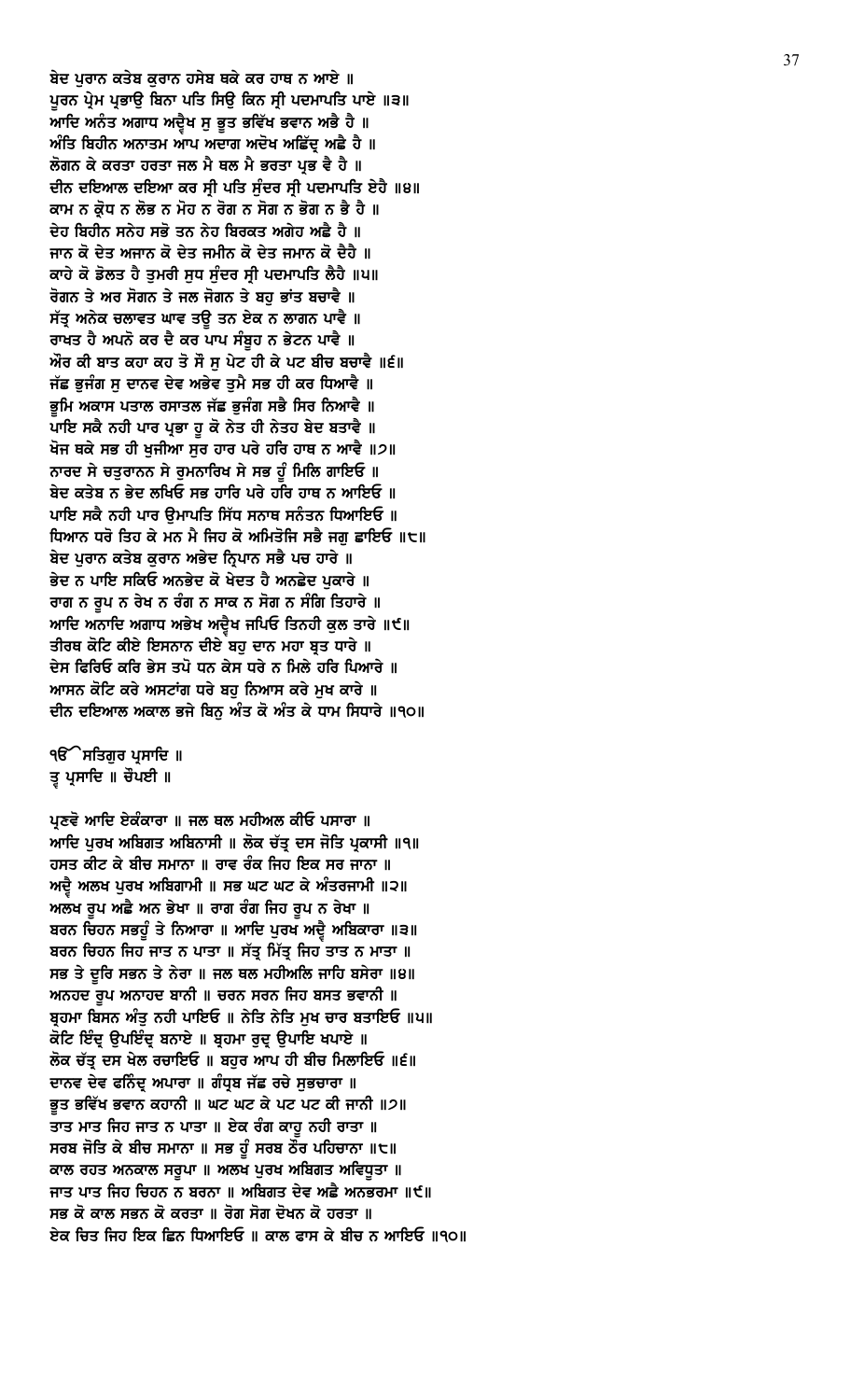ਬੇਦ ਪੁਰਾਨ ਕਤੇਬ ਕੁਰਾਨ ਹਸੇਬ ਥਕੇ ਕਰ ਹਾਥ ਨ ਆਏ ॥
ਪੂਰਨ ਪ੍ਰੇਮ ਪ੍ਰਭਾਉ ਬਿਨਾ ਪਤਿ ਸਿਉ ਕਿਨ ਸ੍ਰੀ ਪਦਮਾਪਤਿ ਪਾਏ ॥੩॥
ਆਦਿ ਅਨੰਤ ਅਗਾਧ ਅਦ੍ਵੈਖ ਸੁ ਭੂਤ ਭਵਿੱਖ ਭਵਾਨ ਅਭੈ ਹੈ ॥
ਅੰਤਿ ਬਿਹੀਨ ਅਨਾਤਮ ਆਪ ਅਦਾਗ ਅਦੋਖ ਅਛਿੱਦ੍ਰ ਅਛੈ ਹੈ ॥
ਲੋਗਨ ਕੇ ਕਰਤਾ ਹਰਤਾ ਜਲ ਮੈ ਥਲ ਮੈ ਭਰਤਾ ਪ੍ਰਭ ਵੈ ਹੈ ॥
ਦੀਨ ਦਇਆਲ ਦਇਆ ਕਰ ਸ੍ਰੀ ਪਤਿ ਸੁੰਦਰ ਸ੍ਰੀ ਪਦਮਾਪਤਿ ਏਹੈ ॥੪॥
ਕਾਮ ਨ ਕ੍ਰੋਧ ਨ ਲੋਭ ਨ ਮੋਹ ਨ ਰੋਗ ਨ ਸੋਗ ਨ ਭੋਗ ਨ ਭੈ ਹੈ ॥
ਦੇਹ ਬਿਹੀਨ ਸਨੇਹ ਸਭੋ ਤਨ ਨੇਹ ਬਿਰਕਤ ਅਗੇਹ ਅਛੈ ਹੈ ॥
ਜਾਨ ਕੋ ਦੇਤ ਅਜਾਨ ਕੋ ਦੇਤ ਜਮੀਨ ਕੋ ਦੇਤ ਜਮਾਨ ਕੋ ਦੈਹੈ ॥
ਕਾਹੇ ਕੋ ਡੋਲਤ ਹੈ ਤੁਮਰੀ ਸੁਧ ਸੁੰਦਰ ਸ੍ਰੀ ਪਦਮਾਪਤਿ ਲੈਹੈ ॥੫॥
ਰੋਗਨ ਤੇ ਅਰ ਸੋਗਨ ਤੇ ਜਲ ਜੋਗਨ ਤੇ ਬਹੁ ਭਾਂਤ ਬਚਾਵੈ ॥
ਸੱਤ੍ਰ ਅਨੇਕ ਚਲਾਵਤ ਘਾਵ ਤਊ ਤਨ ਏਕ ਨ ਲਾਗਨ ਪਾਵੈ ॥
ਰਾਖਤ ਹੈ ਅਪਨੋ ਕਰ ਦੈ ਕਰ ਪਾਪ ਸੰਬੂਹ ਨ ਭੇਟਨ ਪਾਵੈ ॥
ਔਰ ਕੀ ਬਾਤ ਕਹਾ ਕਹ ਤੋ ਸੌ ਸੁ ਪੇਟ ਹੀ ਕੇ ਪਟ ਬੀਚ ਬਚਾਵੈ ॥੬॥
ਜੱਛ ਭੁਜੰਗ ਸੁ ਦਾਨਵ ਦੇਵ ਅਭੇਵ ਤੁਮੈ ਸਭ ਹੀ ਕਰ ਧਿਆਵੈ ॥
ਭੂਮਿ ਅਕਾਸ ਪਤਾਲ ਰਸਾਤਲ ਜੱਛ ਭੁਜੰਗ ਸਭੈ ਸਿਰ ਨਿਆਵੈ ॥
ਪਾਇ ਸਕੈ ਨਹੀ ਪਾਰ ਪ੍ਰਭਾ ਹੂ ਕੋ ਨੇਤ ਹੀ ਨੇਤਹ ਬੇਦ ਬਤਾਵੈ ॥
ਖੋਜ ਥਕੇ ਸਭ ਹੀ ਖੁਜੀਆ ਸੁਰ ਹਾਰ ਪਰੇ ਹਰਿ ਹਾਥ ਨ ਆਵੈ ॥੭॥
ਨਾਰਦ ਸੇ ਚਤੁਰਾਨਨ ਸੇ ਰੁਮਨਾਰਿਖ ਸੇ ਸਭ ਹੂੰ ਮਿਲਿ ਗਾਇਓ ॥
ਬੇਦ ਕਤੇਬ ਨ ਭੇਦ ਲਖਿਓ ਸਭ ਹਾਰਿ ਪਰੇ ਹਰਿ ਹਾਥ ਨ ਆਇਓ ॥
ਪਾਇ ਸਕੈ ਨਹੀ ਪਾਰ ਉਮਾਪਤਿ ਸਿੱਧ ਸਨਾਥ ਸਨੰਤਨ ਧਿਆਇਓ ॥
ਧਿਆਨ ਧਰੋ ਤਿਹ ਕੇ ਮਨ ਮੈ ਜਿਹ ਕੋ ਅਮਿਤੋਜਿ ਸਭੈ ਜਗੁ ਛਾਇਓ ॥੮॥
ਬੇਦ ਪੁਰਾਨ ਕਤੇਬ ਕੁਰਾਨ ਅਭੇਦ ਨ੍ਰਿਪਾਨ ਸਭੈ ਪਚ ਹਾਰੇ ॥
ਭੇਦ ਨ ਪਾਇ ਸਕਿਓ ਅਨਭੇਦ ਕੋ ਖੇਦਤ ਹੈ ਅਨਛੇਦ ਪੁਕਾਰੇ ॥
ਰਾਗ ਨ ਰੂਪ ਨ ਰੇਖ ਨ ਰੰਗ ਨ ਸਾਕ ਨ ਸੋਗ ਨ ਸੰਗਿ ਤਿਹਾਰੇ ॥
ਆਦਿ ਅਨਾਦਿ ਅਗਾਧ ਅਭੇਖ ਅਦ੍ਵੈਖ ਜਪਿਓ ਤਿਨਹੀ ਕੁਲ ਤਾਰੇ ॥੯॥
ਤੀਰਥ ਕੋਟਿ ਕੀਏ ਇਸਨਾਨ ਦੀਏ ਬਹੁ ਦਾਨ ਮਹਾ ਬ੍ਰਤ ਧਾਰੇ ॥
ਦੇਸ ਫਿਰਿਓ ਕਰਿ ਭੇਸ ਤਪੋ ਧਨ ਕੇਸ ਧਰੇ ਨ ਮਿਲੇ ਹਰਿ ਪਿਆਰੇ ॥
ਆਸਨ ਕੋਟਿ ਕਰੇ ਅਸਟਾਂਗ ਧਰੇ ਬਹੁ ਨਿਆਸ ਕਰੇ ਮੁਖ ਕਾਰੇ ॥
ਦੀਨ ਦਇਆਲ ਅਕਾਲ ਭਜੇ ਬਿਨੁ ਅੰਤ ਕੋ ਅੰਤ ਕੇ ਧਾਮ ਸਿਧਾਰੇ ॥੧੦॥

ੴ ਸਤਿਗੁਰ ਪ੍ਰਸਾਦਿ ॥
ਤ੍ਵ ਪ੍ਰਸਾਦਿ ॥ ਚੌਪਈ ॥

ਪ੍ਰਣਵੋ ਆਦਿ ਏਕੰਕਾਰਾ ॥ ਜਲ ਥਲ ਮਹੀਅਲ ਕੀਓ ਪਸਾਰਾ ॥
ਆਦਿ ਪੁਰਖ ਅਬਿਗਤ ਅਬਿਨਾਸੀ ॥ ਲੋਕ ਚੱਤ੍ਰ ਦਸ ਜੋਤਿ ਪ੍ਰਕਾਸੀ ॥੧॥
ਹਸਤ ਕੀਟ ਕੇ ਬੀਚ ਸਮਾਨਾ ॥ ਰਾਵ ਰੰਕ ਜਿਹ ਇਕ ਸਰ ਜਾਨਾ ॥
ਅਦ੍ਵੈ ਅਲਖ ਪੁਰਖ ਅਬਿਗਾਮੀ ॥ ਸਭ ਘਟ ਘਟ ਕੇ ਅੰਤਰਜਾਮੀ ॥੨॥
ਅਲਖ ਰੂਪ ਅਛੈ ਅਨ ਭੇਖਾ ॥ ਰਾਗ ਰੰਗ ਜਿਹ ਰੂਪ ਨ ਰੇਖਾ ॥
ਬਰਨ ਚਿਹਨ ਸਭਹੂੰ ਤੇ ਨਿਆਰਾ ॥ ਆਦਿ ਪੁਰਖ ਅਦ੍ਵੈ ਅਬਿਕਾਰਾ ॥੩॥
ਬਰਨ ਚਿਹਨ ਜਿਹ ਜਾਤ ਨ ਪਾਤਾ ॥ ਸੱਤ੍ਰ ਮਿੱਤ੍ਰ ਜਿਹ ਤਾਤ ਨ ਮਾਤਾ ॥
ਸਭ ਤੇ ਦੂਰਿ ਸਭਨ ਤੇ ਨੇਰਾ ॥ ਜਲ ਥਲ ਮਹੀਅਲਿ ਜਾਹਿ ਬਸੇਰਾ ॥੪॥
ਅਨਹਦ ਰੂਪ ਅਨਾਹਦ ਬਾਨੀ ॥ ਚਰਨ ਸਰਨ ਜਿਹ ਬਸਤ ਭਵਾਨੀ ॥
ਬ੍ਰਹਮਾ ਬਿਸਨ ਅੰਤੁ ਨਹੀ ਪਾਇਓ ॥ ਨੇਤਿ ਨੇਤਿ ਮੁਖ ਚਾਰ ਬਤਾਇਓ ॥੫॥
ਕੋਟਿ ਇੰਦ੍ਰ ਉਪਇੰਦ੍ਰ ਬਨਾਏ ॥ ਬ੍ਰਹਮਾ ਰੁਦ੍ਰ ਉਪਾਇ ਖਪਾਏ ॥
ਲੋਕ ਚੱਤ੍ਰ ਦਸ ਖੇਲ ਰਚਾਇਓ ॥ ਬਹੁਰ ਆਪ ਹੀ ਬੀਚ ਮਿਲਾਇਓ ॥੬॥
ਦਾਨਵ ਦੇਵ ਫਨਿੰਦ੍ਰ ਅਪਾਰਾ ॥ ਗੰਧ੍ਰਬ ਜੱਛ ਰਚੇ ਸੁਭਚਾਰਾ ॥
ਭੂਤ ਭਵਿੱਖ ਭਵਾਨ ਕਹਾਨੀ ॥ ਘਟ ਘਟ ਕੇ ਪਟ ਪਟ ਕੀ ਜਾਨੀ ॥੭॥
ਤਾਤ ਮਾਤ ਜਿਹ ਜਾਤ ਨ ਪਾਤਾ ॥ ਏਕ ਰੰਗ ਕਾਹੂ ਨਹੀ ਰਾਤਾ ॥
ਸਰਬ ਜੋਤਿ ਕੇ ਬੀਚ ਸਮਾਨਾ ॥ ਸਭ ਹੂੰ ਸਰਬ ਠੌਰ ਪਹਿਚਾਨਾ ॥੮॥
ਕਾਲ ਰਹਤ ਅਨਕਾਲ ਸਰੂਪਾ ॥ ਅਲਖ ਪੁਰਖ ਅਬਿਗਤ ਅਵਧੂਤਾ ॥
ਜਾਤ ਪਾਤ ਜਿਹ ਚਿਹਨ ਨ ਬਰਨਾ ॥ ਅਬਿਗਤ ਦੇਵ ਅਛੈ ਅਨਭਰਮਾ ॥੯॥
ਸਭ ਕੋ ਕਾਲ ਸਭਨ ਕੋ ਕਰਤਾ ॥ ਰੋਗ ਸੋਗ ਦੋਖਨ ਕੋ ਹਰਤਾ ॥
ਏਕ ਚਿਤ ਜਿਹ ਇਕ ਛਿਨ ਧਿਆਇਓ ॥ ਕਾਲ ਫਾਸ ਕੇ ਬੀਚ ਨ ਆਇਓ ॥੧੦॥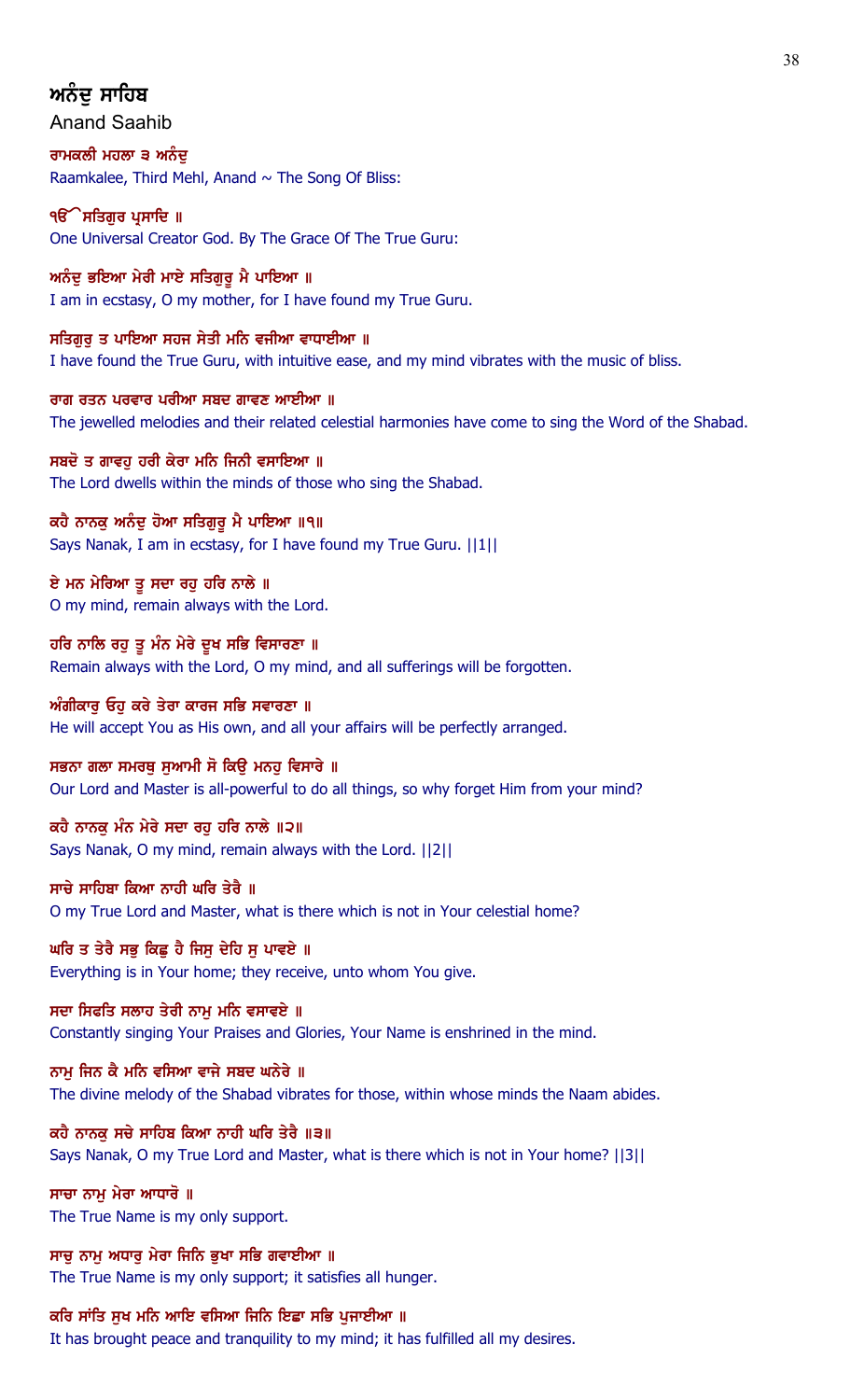## ਅਨੰਦੁ ਸਾਹਿਬ

Anand Saahib

ਰਾਮਕਲੀ ਮਹਲਾ ੩ ਅਨੰਦੁ
Raamkalee, Third Mehl, Anand ~ The Song Of Bliss:

ੴ ਸਤਿਗੁਰ ਪ੍ਰਸਾਦਿ ॥
One Universal Creator God. By The Grace Of The True Guru:

ਅਨੰਦੁ ਭਇਆ ਮੇਰੀ ਮਾਏ ਸਤਿਗੁਰੂ ਮੈ ਪਾਇਆ ॥
I am in ecstasy, O my mother, for I have found my True Guru.

ਸਤਿਗੁਰੁ ਤ ਪਾਇਆ ਸਹਜ ਸੇਤੀ ਮਨਿ ਵਜੀਆ ਵਾਧਾਈਆ ॥
I have found the True Guru, with intuitive ease, and my mind vibrates with the music of bliss.

ਰਾਗ ਰਤਨ ਪਰਵਾਰ ਪਰੀਆ ਸਬਦ ਗਾਵਣ ਆਈਆ ॥
The jewelled melodies and their related celestial harmonies have come to sing the Word of the Shabad.

ਸਬਦੋ ਤ ਗਾਵਹੁ ਹਰੀ ਕੇਰਾ ਮਨਿ ਜਿਨੀ ਵਸਾਇਆ ॥
The Lord dwells within the minds of those who sing the Shabad.

ਕਹੈ ਨਾਨਕੁ ਅਨੰਦੁ ਹੋਆ ਸਤਿਗੁਰੂ ਮੈ ਪਾਇਆ ॥੧॥
Says Nanak, I am in ecstasy, for I have found my True Guru. ||1||

ਏ ਮਨ ਮੇਰਿਆ ਤੂ ਸਦਾ ਰਹੁ ਹਰਿ ਨਾਲੇ ॥
O my mind, remain always with the Lord.

ਹਰਿ ਨਾਲਿ ਰਹੁ ਤੂ ਮੰਨ ਮੇਰੇ ਦੂਖ ਸਭਿ ਵਿਸਾਰਣਾ ॥
Remain always with the Lord, O my mind, and all sufferings will be forgotten.

ਅੰਗੀਕਾਰੁ ਓਹੁ ਕਰੇ ਤੇਰਾ ਕਾਰਜ ਸਭਿ ਸਵਾਰਣਾ ॥
He will accept You as His own, and all your affairs will be perfectly arranged.

ਸਭਨਾ ਗਲਾ ਸਮਰਥੁ ਸੁਆਮੀ ਸੋ ਕਿਉ ਮਨਹੁ ਵਿਸਾਰੇ ॥
Our Lord and Master is all-powerful to do all things, so why forget Him from your mind?

ਕਹੈ ਨਾਨਕੁ ਮੰਨ ਮੇਰੇ ਸਦਾ ਰਹੁ ਹਰਿ ਨਾਲੇ ॥੨॥
Says Nanak, O my mind, remain always with the Lord. ||2||

ਸਾਚੇ ਸਾਹਿਬਾ ਕਿਆ ਨਾਹੀ ਘਰਿ ਤੇਰੈ ॥
O my True Lord and Master, what is there which is not in Your celestial home?

ਘਰਿ ਤ ਤੇਰੈ ਸਭੁ ਕਿਛੁ ਹੈ ਜਿਸੁ ਦੇਹਿ ਸੁ ਪਾਵਏ ॥
Everything is in Your home; they receive, unto whom You give.

ਸਦਾ ਸਿਫਤਿ ਸਲਾਹ ਤੇਰੀ ਨਾਮੁ ਮਨਿ ਵਸਾਵਏ ॥
Constantly singing Your Praises and Glories, Your Name is enshrined in the mind.

ਨਾਮੁ ਜਿਨ ਕੈ ਮਨਿ ਵਸਿਆ ਵਾਜੇ ਸਬਦ ਘਨੇਰੇ ॥
The divine melody of the Shabad vibrates for those, within whose minds the Naam abides.

ਕਹੈ ਨਾਨਕੁ ਸਚੇ ਸਾਹਿਬ ਕਿਆ ਨਾਹੀ ਘਰਿ ਤੇਰੈ ॥੩॥
Says Nanak, O my True Lord and Master, what is there which is not in Your home? ||3||

ਸਾਚਾ ਨਾਮੁ ਮੇਰਾ ਆਧਾਰੋ ॥
The True Name is my only support.

ਸਾਚੁ ਨਾਮੁ ਅਧਾਰੁ ਮੇਰਾ ਜਿਨਿ ਭੁਖਾ ਸਭਿ ਗਵਾਈਆ ॥
The True Name is my only support; it satisfies all hunger.

ਕਰਿ ਸਾਂਤਿ ਸੁਖ ਮਨਿ ਆਇ ਵਸਿਆ ਜਿਨਿ ਇਛਾ ਸਭਿ ਪੁਜਾਈਆ ॥
It has brought peace and tranquility to my mind; it has fulfilled all my desires.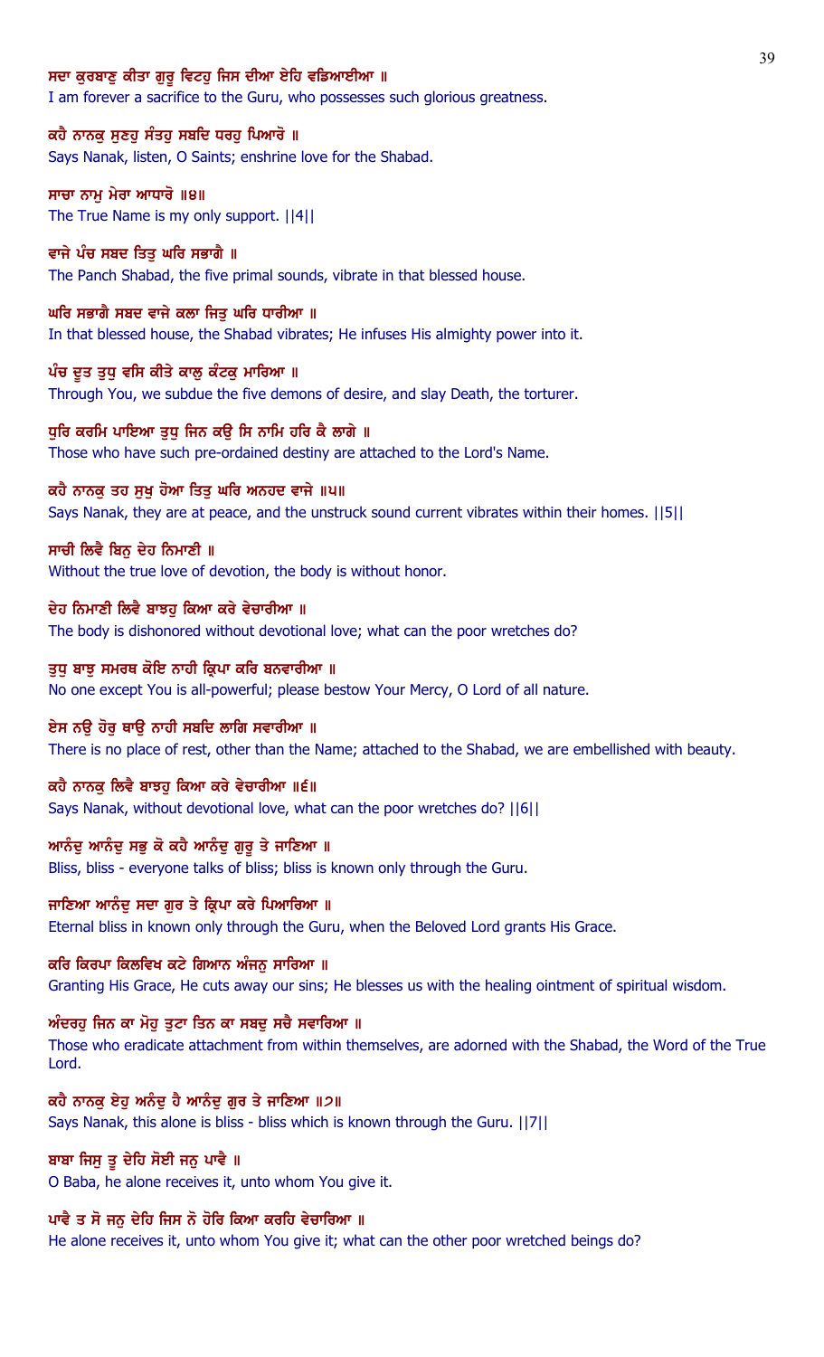ਸਦਾ ਕੁਰਬਾਣੁ ਕੀਤਾ ਗੁਰੂ ਵਿਟਹੁ ਜਿਸ ਦੀਆ ਏਹਿ ਵਡਿਆਈਆ ॥

I am forever a sacrifice to the Guru, who possesses such glorious greatness.

ਕਹੈ ਨਾਨਕੁ ਸੁਣਹੁ ਸੰਤਹੁ ਸਬਦਿ ਧਰਹੁ ਪਿਆਰੋ ॥

Says Nanak, listen, O Saints; enshrine love for the Shabad.

ਸਾਚਾ ਨਾਮੁ ਮੇਰਾ ਆਧਾਰੋ ॥੪॥

The True Name is my only support. ||4||

ਵਾਜੇ ਪੰਚ ਸਬਦ ਤਿਤੁ ਘਰਿ ਸਭਾਗੈ ॥

The Panch Shabad, the five primal sounds, vibrate in that blessed house.

ਘਰਿ ਸਭਾਗੈ ਸਬਦ ਵਾਜੇ ਕਲਾ ਜਿਤੁ ਘਰਿ ਧਾਰੀਆ ॥

In that blessed house, the Shabad vibrates; He infuses His almighty power into it.

ਪੰਚ ਦੂਤ ਤੁਧੁ ਵਸਿ ਕੀਤੇ ਕਾਲੁ ਕੰਟਕੁ ਮਾਰਿਆ ॥

Through You, we subdue the five demons of desire, and slay Death, the torturer.

ਧੁਰਿ ਕਰਮਿ ਪਾਇਆ ਤੁਧੁ ਜਿਨ ਕਉ ਸਿ ਨਾਮਿ ਹਰਿ ਕੈ ਲਾਗੇ ॥

Those who have such pre-ordained destiny are attached to the Lord's Name.

ਕਹੈ ਨਾਨਕੁ ਤਹ ਸੁਖੁ ਹੋਆ ਤਿਤੁ ਘਰਿ ਅਨਹਦ ਵਾਜੇ ॥੫॥

Says Nanak, they are at peace, and the unstruck sound current vibrates within their homes. ||5||

ਸਾਚੀ ਲਿਵੈ ਬਿਨੁ ਦੇਹ ਨਿਮਾਣੀ ॥

Without the true love of devotion, the body is without honor.

ਦੇਹ ਨਿਮਾਣੀ ਲਿਵੈ ਬਾਝਹੁ ਕਿਆ ਕਰੇ ਵੇਚਾਰੀਆ ॥

The body is dishonored without devotional love; what can the poor wretches do?

ਤੁਧੁ ਬਾਝੁ ਸਮਰਥ ਕੋਇ ਨਾਹੀ ਕ੍ਰਿਪਾ ਕਰਿ ਬਨਵਾਰੀਆ ॥

No one except You is all-powerful; please bestow Your Mercy, O Lord of all nature.

ਏਸ ਨਉ ਹੋਰੁ ਥਾਉ ਨਾਹੀ ਸਬਦਿ ਲਾਗਿ ਸਵਾਰੀਆ ॥

There is no place of rest, other than the Name; attached to the Shabad, we are embellished with beauty.

ਕਹੈ ਨਾਨਕੁ ਲਿਵੈ ਬਾਝਹੁ ਕਿਆ ਕਰੇ ਵੇਚਾਰੀਆ ॥੬॥

Says Nanak, without devotional love, what can the poor wretches do? ||6||

ਆਨੰਦੁ ਆਨੰਦੁ ਸਭੁ ਕੋ ਕਹੈ ਆਨੰਦੁ ਗੁਰੂ ਤੇ ਜਾਣਿਆ ॥

Bliss, bliss - everyone talks of bliss; bliss is known only through the Guru.

ਜਾਣਿਆ ਆਨੰਦੁ ਸਦਾ ਗੁਰ ਤੇ ਕ੍ਰਿਪਾ ਕਰੇ ਪਿਆਰਿਆ ॥

Eternal bliss in known only through the Guru, when the Beloved Lord grants His Grace.

ਕਰਿ ਕਿਰਪਾ ਕਿਲਵਿਖ ਕਟੇ ਗਿਆਨ ਅੰਜਨੁ ਸਾਰਿਆ ॥

Granting His Grace, He cuts away our sins; He blesses us with the healing ointment of spiritual wisdom.

ਅੰਦਰਹੁ ਜਿਨ ਕਾ ਮੋਹੁ ਤੁਟਾ ਤਿਨ ਕਾ ਸਬਦੁ ਸਚੈ ਸਵਾਰਿਆ ॥

Those who eradicate attachment from within themselves, are adorned with the Shabad, the Word of the True Lord.

ਕਹੈ ਨਾਨਕੁ ਏਹੁ ਅਨੰਦੁ ਹੈ ਆਨੰਦੁ ਗੁਰ ਤੇ ਜਾਣਿਆ ॥੭॥

Says Nanak, this alone is bliss - bliss which is known through the Guru. ||7||

ਬਾਬਾ ਜਿਸੁ ਤੂ ਦੇਹਿ ਸੋਈ ਜਨੁ ਪਾਵੈ ॥

O Baba, he alone receives it, unto whom You give it.

ਪਾਵੈ ਤ ਸੋ ਜਨੁ ਦੇਹਿ ਜਿਸ ਨੋ ਹੋਰਿ ਕਿਆ ਕਰਹਿ ਵੇਚਾਰਿਆ ॥

He alone receives it, unto whom You give it; what can the other poor wretched beings do?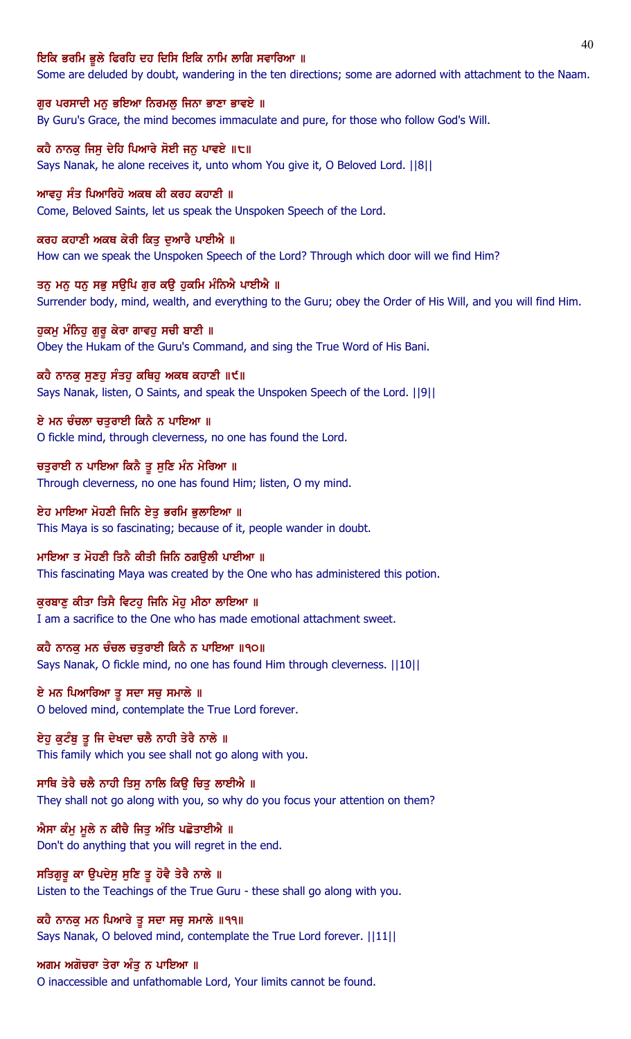ਇਕਿ ਭਰਮਿ ਭੂਲੇ ਫਿਰਹਿ ਦਹ ਦਿਸਿ ਇਕਿ ਨਾਮਿ ਲਾਗਿ ਸਵਾਰਿਆ ॥
Some are deluded by doubt, wandering in the ten directions; some are adorned with attachment to the Naam.

ਗੁਰ ਪਰਸਾਦੀ ਮਨੁ ਭਇਆ ਨਿਰਮਲੁ ਜਿਨਾ ਭਾਣਾ ਭਾਵਏ ॥
By Guru's Grace, the mind becomes immaculate and pure, for those who follow God's Will.

ਕਹੈ ਨਾਨਕੁ ਜਿਸੁ ਦੇਹਿ ਪਿਆਰੇ ਸੋਈ ਜਨੁ ਪਾਵਏ ॥੮॥
Says Nanak, he alone receives it, unto whom You give it, O Beloved Lord. ||8||

ਆਵਹੁ ਸੰਤ ਪਿਆਰਿਹੋ ਅਕਥ ਕੀ ਕਰਹ ਕਹਾਣੀ ॥
Come, Beloved Saints, let us speak the Unspoken Speech of the Lord.

ਕਰਹ ਕਹਾਣੀ ਅਕਥ ਕੇਰੀ ਕਿਤੁ ਦੁਆਰੈ ਪਾਈਐ ॥
How can we speak the Unspoken Speech of the Lord? Through which door will we find Him?

ਤਨੁ ਮਨੁ ਧਨੁ ਸਭੁ ਸਉਪਿ ਗੁਰ ਕਉ ਹੁਕਮਿ ਮੰਨਿਐ ਪਾਈਐ ॥
Surrender body, mind, wealth, and everything to the Guru; obey the Order of His Will, and you will find Him.

ਹੁਕਮੁ ਮੰਨਿਹੁ ਗੁਰੂ ਕੇਰਾ ਗਾਵਹੁ ਸਚੀ ਬਾਣੀ ॥
Obey the Hukam of the Guru's Command, and sing the True Word of His Bani.

ਕਹੈ ਨਾਨਕੁ ਸੁਣਹੁ ਸੰਤਹੁ ਕਥਿਹੁ ਅਕਥ ਕਹਾਣੀ ॥੯॥
Says Nanak, listen, O Saints, and speak the Unspoken Speech of the Lord. ||9||

ਏ ਮਨ ਚੰਚਲਾ ਚਤੁਰਾਈ ਕਿਨੈ ਨ ਪਾਇਆ ॥
O fickle mind, through cleverness, no one has found the Lord.

ਚਤੁਰਾਈ ਨ ਪਾਇਆ ਕਿਨੈ ਤੂ ਸੁਣਿ ਮੰਨ ਮੇਰਿਆ ॥
Through cleverness, no one has found Him; listen, O my mind.

ਏਹ ਮਾਇਆ ਮੋਹਣੀ ਜਿਨਿ ਏਤੁ ਭਰਮਿ ਭੁਲਾਇਆ ॥
This Maya is so fascinating; because of it, people wander in doubt.

ਮਾਇਆ ਤ ਮੋਹਣੀ ਤਿਨੈ ਕੀਤੀ ਜਿਨਿ ਠਗਉਲੀ ਪਾਈਆ ॥
This fascinating Maya was created by the One who has administered this potion.

ਕੁਰਬਾਣੁ ਕੀਤਾ ਤਿਸੈ ਵਿਟਹੁ ਜਿਨਿ ਮੋਹੁ ਮੀਠਾ ਲਾਇਆ ॥
I am a sacrifice to the One who has made emotional attachment sweet.

ਕਹੈ ਨਾਨਕੁ ਮਨ ਚੰਚਲ ਚਤੁਰਾਈ ਕਿਨੈ ਨ ਪਾਇਆ ॥੧੦॥
Says Nanak, O fickle mind, no one has found Him through cleverness. ||10||

ਏ ਮਨ ਪਿਆਰਿਆ ਤੂ ਸਦਾ ਸਚੁ ਸਮਾਲੇ ॥
O beloved mind, contemplate the True Lord forever.

ਏਹੁ ਕੁਟੰਬੁ ਤੂ ਜਿ ਦੇਖਦਾ ਚਲੈ ਨਾਹੀ ਤੇਰੈ ਨਾਲੇ ॥
This family which you see shall not go along with you.

ਸਾਥਿ ਤੇਰੈ ਚਲੈ ਨਾਹੀ ਤਿਸੁ ਨਾਲਿ ਕਿਉ ਚਿਤੁ ਲਾਈਐ ॥
They shall not go along with you, so why do you focus your attention on them?

ਐਸਾ ਕੰਮੁ ਮੂਲੇ ਨ ਕੀਚੈ ਜਿਤੁ ਅੰਤਿ ਪਛੋਤਾਈਐ ॥
Don't do anything that you will regret in the end.

ਸਤਿਗੁਰੂ ਕਾ ਉਪਦੇਸੁ ਸੁਣਿ ਤੂ ਹੋਵੈ ਤੇਰੈ ਨਾਲੇ ॥
Listen to the Teachings of the True Guru - these shall go along with you.

ਕਹੈ ਨਾਨਕੁ ਮਨ ਪਿਆਰੇ ਤੂ ਸਦਾ ਸਚੁ ਸਮਾਲੇ ॥੧੧॥
Says Nanak, O beloved mind, contemplate the True Lord forever. ||11||

ਅਗਮ ਅਗੋਚਰਾ ਤੇਰਾ ਅੰਤੁ ਨ ਪਾਇਆ ॥
O inaccessible and unfathomable Lord, Your limits cannot be found.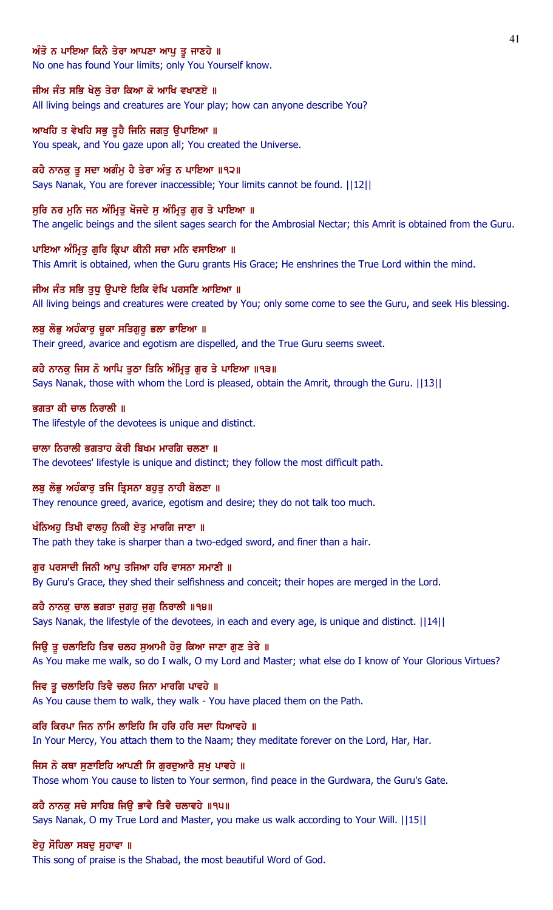**ਅੰਤੋ ਨ ਪਾਇਆ ਕਿਨੈ ਤੇਰਾ ਆਪਣਾ ਆਪੁ ਤੂ ਜਾਣਹੇ ॥**
No one has found Your limits; only You Yourself know.

**ਜੀਅ ਜੰਤ ਸਭਿ ਖੇਲੁ ਤੇਰਾ ਕਿਆ ਕੋ ਆਖਿ ਵਖਾਣਏ ॥**
All living beings and creatures are Your play; how can anyone describe You?

**ਆਖਹਿ ਤ ਵੇਖਹਿ ਸਭੁ ਤੂਹੈ ਜਿਨਿ ਜਗਤੁ ਉਪਾਇਆ ॥**
You speak, and You gaze upon all; You created the Universe.

**ਕਹੈ ਨਾਨਕੁ ਤੂ ਸਦਾ ਅਗੰਮੁ ਹੈ ਤੇਰਾ ਅੰਤੁ ਨ ਪਾਇਆ ॥੧੨॥**
Says Nanak, You are forever inaccessible; Your limits cannot be found. ||12||

**ਸੁਰਿ ਨਰ ਮੁਨਿ ਜਨ ਅੰਮ੍ਰਿਤੁ ਖੋਜਦੇ ਸੁ ਅੰਮ੍ਰਿਤੁ ਗੁਰ ਤੇ ਪਾਇਆ ॥**
The angelic beings and the silent sages search for the Ambrosial Nectar; this Amrit is obtained from the Guru.

**ਪਾਇਆ ਅੰਮ੍ਰਿਤੁ ਗੁਰਿ ਕ੍ਰਿਪਾ ਕੀਨੀ ਸਚਾ ਮਨਿ ਵਸਾਇਆ ॥**
This Amrit is obtained, when the Guru grants His Grace; He enshrines the True Lord within the mind.

**ਜੀਅ ਜੰਤ ਸਭਿ ਤੁਧੁ ਉਪਾਏ ਇਕਿ ਵੇਖਿ ਪਰਸਣਿ ਆਇਆ ॥**
All living beings and creatures were created by You; only some come to see the Guru, and seek His blessing.

**ਲਬੁ ਲੋਭੁ ਅਹੰਕਾਰੁ ਚੂਕਾ ਸਤਿਗੁਰੂ ਭਲਾ ਭਾਇਆ ॥**
Their greed, avarice and egotism are dispelled, and the True Guru seems sweet.

**ਕਹੈ ਨਾਨਕੁ ਜਿਸ ਨੋ ਆਪਿ ਤੁਠਾ ਤਿਨਿ ਅੰਮ੍ਰਿਤੁ ਗੁਰ ਤੇ ਪਾਇਆ ॥੧੩॥**
Says Nanak, those with whom the Lord is pleased, obtain the Amrit, through the Guru. ||13||

**ਭਗਤਾ ਕੀ ਚਾਲ ਨਿਰਾਲੀ ॥**
The lifestyle of the devotees is unique and distinct.

**ਚਾਲਾ ਨਿਰਾਲੀ ਭਗਤਾਹ ਕੇਰੀ ਬਿਖਮ ਮਾਰਗਿ ਚਲਣਾ ॥**
The devotees' lifestyle is unique and distinct; they follow the most difficult path.

**ਲਬੁ ਲੋਭੁ ਅਹੰਕਾਰੁ ਤਜਿ ਤ੍ਰਿਸਨਾ ਬਹੁਤੁ ਨਾਹੀ ਬੋਲਣਾ ॥**
They renounce greed, avarice, egotism and desire; they do not talk too much.

**ਖੰਨਿਅਹੁ ਤਿਖੀ ਵਾਲਹੁ ਨਿਕੀ ਏਤੁ ਮਾਰਗਿ ਜਾਣਾ ॥**
The path they take is sharper than a two-edged sword, and finer than a hair.

**ਗੁਰ ਪਰਸਾਦੀ ਜਿਨੀ ਆਪੁ ਤਜਿਆ ਹਰਿ ਵਾਸਨਾ ਸਮਾਣੀ ॥**
By Guru's Grace, they shed their selfishness and conceit; their hopes are merged in the Lord.

**ਕਹੈ ਨਾਨਕੁ ਚਾਲ ਭਗਤਾ ਜੁਗਹੁ ਜੁਗੁ ਨਿਰਾਲੀ ॥੧੪॥**
Says Nanak, the lifestyle of the devotees, in each and every age, is unique and distinct. ||14||

**ਜਿਉ ਤੂ ਚਲਾਇਹਿ ਤਿਵ ਚਲਹ ਸੁਆਮੀ ਹੋਰੁ ਕਿਆ ਜਾਣਾ ਗੁਣ ਤੇਰੇ ॥**
As You make me walk, so do I walk, O my Lord and Master; what else do I know of Your Glorious Virtues?

**ਜਿਵ ਤੂ ਚਲਾਇਹਿ ਤਿਵੈ ਚਲਹ ਜਿਨਾ ਮਾਰਗਿ ਪਾਵਹੇ ॥**
As You cause them to walk, they walk - You have placed them on the Path.

**ਕਰਿ ਕਿਰਪਾ ਜਿਨ ਨਾਮਿ ਲਾਇਹਿ ਸਿ ਹਰਿ ਹਰਿ ਸਦਾ ਧਿਆਵਹੇ ॥**
In Your Mercy, You attach them to the Naam; they meditate forever on the Lord, Har, Har.

**ਜਿਸ ਨੋ ਕਥਾ ਸੁਣਾਇਹਿ ਆਪਣੀ ਸਿ ਗੁਰਦੁਆਰੈ ਸੁਖੁ ਪਾਵਹੇ ॥**
Those whom You cause to listen to Your sermon, find peace in the Gurdwara, the Guru's Gate.

**ਕਹੈ ਨਾਨਕੁ ਸਚੇ ਸਾਹਿਬ ਜਿਉ ਭਾਵੈ ਤਿਵੈ ਚਲਾਵਹੇ ॥੧੫॥**
Says Nanak, O my True Lord and Master, you make us walk according to Your Will. ||15||

**ਏਹੁ ਸੋਹਿਲਾ ਸਬਦੁ ਸੁਹਾਵਾ ॥**
This song of praise is the Shabad, the most beautiful Word of God.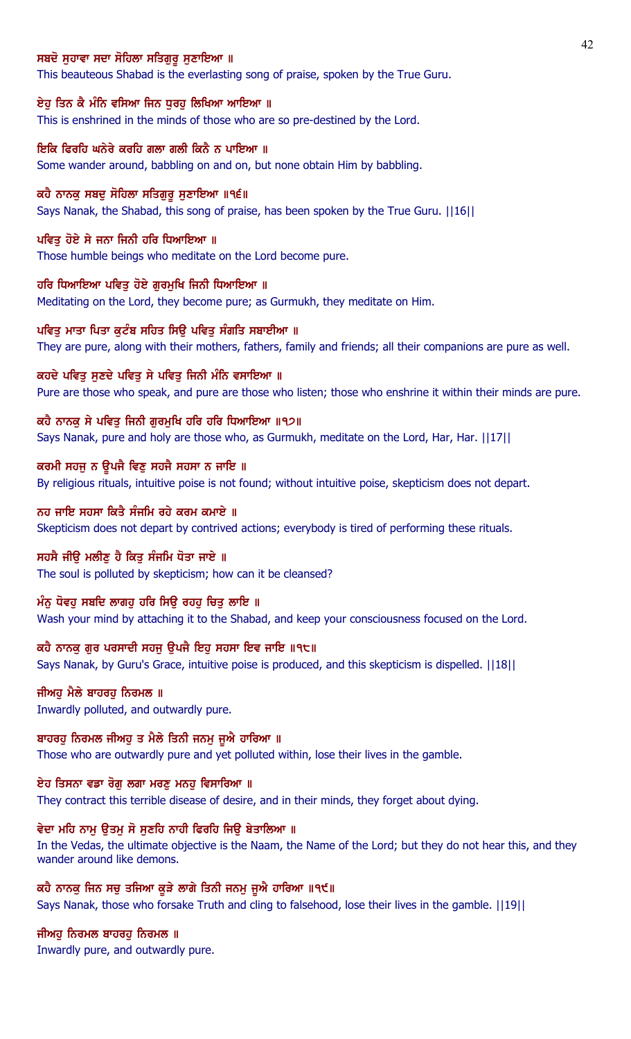ਸਬਦੋ ਸੁਹਾਵਾ ਸਦਾ ਸੋਹਿਲਾ ਸਤਿਗੁਰੂ ਸੁਣਾਇਆ ॥
This beauteous Shabad is the everlasting song of praise, spoken by the True Guru.

ਏਹੁ ਤਿਨ ਕੈ ਮੰਨਿ ਵਸਿਆ ਜਿਨ ਧੁਰਹੁ ਲਿਖਿਆ ਆਇਆ ॥
This is enshrined in the minds of those who are so pre-destined by the Lord.

ਇਕਿ ਫਿਰਹਿ ਘਨੇਰੇ ਕਰਹਿ ਗਲਾ ਗਲੀ ਕਿਨੈ ਨ ਪਾਇਆ ॥
Some wander around, babbling on and on, but none obtain Him by babbling.

ਕਹੈ ਨਾਨਕੁ ਸਬਦੁ ਸੋਹਿਲਾ ਸਤਿਗੁਰੂ ਸੁਣਾਇਆ ॥੧੬॥
Says Nanak, the Shabad, this song of praise, has been spoken by the True Guru. ||16||

ਪਵਿਤੁ ਹੋਏ ਸੇ ਜਨਾ ਜਿਨੀ ਹਰਿ ਧਿਆਇਆ ॥
Those humble beings who meditate on the Lord become pure.

ਹਰਿ ਧਿਆਇਆ ਪਵਿਤੁ ਹੋਏ ਗੁਰਮੁਖਿ ਜਿਨੀ ਧਿਆਇਆ ॥
Meditating on the Lord, they become pure; as Gurmukh, they meditate on Him.

ਪਵਿਤੁ ਮਾਤਾ ਪਿਤਾ ਕੁਟੰਬ ਸਹਿਤ ਸਿਉ ਪਵਿਤੁ ਸੰਗਤਿ ਸਬਾਈਆ ॥
They are pure, along with their mothers, fathers, family and friends; all their companions are pure as well.

ਕਹਦੇ ਪਵਿਤੁ ਸੁਣਦੇ ਪਵਿਤੁ ਸੇ ਪਵਿਤੁ ਜਿਨੀ ਮੰਨਿ ਵਸਾਇਆ ॥
Pure are those who speak, and pure are those who listen; those who enshrine it within their minds are pure.

ਕਹੈ ਨਾਨਕੁ ਸੇ ਪਵਿਤੁ ਜਿਨੀ ਗੁਰਮੁਖਿ ਹਰਿ ਹਰਿ ਧਿਆਇਆ ॥੧੭॥
Says Nanak, pure and holy are those who, as Gurmukh, meditate on the Lord, Har, Har. ||17||

ਕਰਮੀ ਸਹਜੁ ਨ ਊਪਜੈ ਵਿਣੁ ਸਹਜੈ ਸਹਸਾ ਨ ਜਾਇ ॥
By religious rituals, intuitive poise is not found; without intuitive poise, skepticism does not depart.

ਨਹ ਜਾਇ ਸਹਸਾ ਕਿਤੈ ਸੰਜਮਿ ਰਹੇ ਕਰਮ ਕਮਾਏ ॥
Skepticism does not depart by contrived actions; everybody is tired of performing these rituals.

ਸਹਸੈ ਜੀਉ ਮਲੀਣੁ ਹੈ ਕਿਤੁ ਸੰਜਮਿ ਧੋਤਾ ਜਾਏ ॥
The soul is polluted by skepticism; how can it be cleansed?

ਮੰਨੁ ਧੋਵਹੁ ਸਬਦਿ ਲਾਗਹੁ ਹਰਿ ਸਿਉ ਰਹਹੁ ਚਿਤੁ ਲਾਇ ॥
Wash your mind by attaching it to the Shabad, and keep your consciousness focused on the Lord.

ਕਹੈ ਨਾਨਕੁ ਗੁਰ ਪਰਸਾਦੀ ਸਹਜੁ ਉਪਜੈ ਇਹੁ ਸਹਸਾ ਇਵ ਜਾਇ ॥੧੮॥
Says Nanak, by Guru's Grace, intuitive poise is produced, and this skepticism is dispelled. ||18||

ਜੀਅਹੁ ਮੈਲੇ ਬਾਹਰਹੁ ਨਿਰਮਲ ॥
Inwardly polluted, and outwardly pure.

ਬਾਹਰਹੁ ਨਿਰਮਲ ਜੀਅਹੁ ਤ ਮੈਲੇ ਤਿਨੀ ਜਨਮੁ ਜੂਐ ਹਾਰਿਆ ॥
Those who are outwardly pure and yet polluted within, lose their lives in the gamble.

ਏਹ ਤਿਸਨਾ ਵਡਾ ਰੋਗੁ ਲਗਾ ਮਰਣੁ ਮਨਹੁ ਵਿਸਾਰਿਆ ॥
They contract this terrible disease of desire, and in their minds, they forget about dying.

ਵੇਦਾ ਮਹਿ ਨਾਮੁ ਉਤਮੁ ਸੋ ਸੁਣਹਿ ਨਾਹੀ ਫਿਰਹਿ ਜਿਉ ਬੇਤਾਲਿਆ ॥
In the Vedas, the ultimate objective is the Naam, the Name of the Lord; but they do not hear this, and they wander around like demons.

ਕਹੈ ਨਾਨਕੁ ਜਿਨ ਸਚੁ ਤਜਿਆ ਕੂੜੇ ਲਾਗੇ ਤਿਨੀ ਜਨਮੁ ਜੂਐ ਹਾਰਿਆ ॥੧੯॥
Says Nanak, those who forsake Truth and cling to falsehood, lose their lives in the gamble. ||19||

ਜੀਅਹੁ ਨਿਰਮਲ ਬਾਹਰਹੁ ਨਿਰਮਲ ॥
Inwardly pure, and outwardly pure.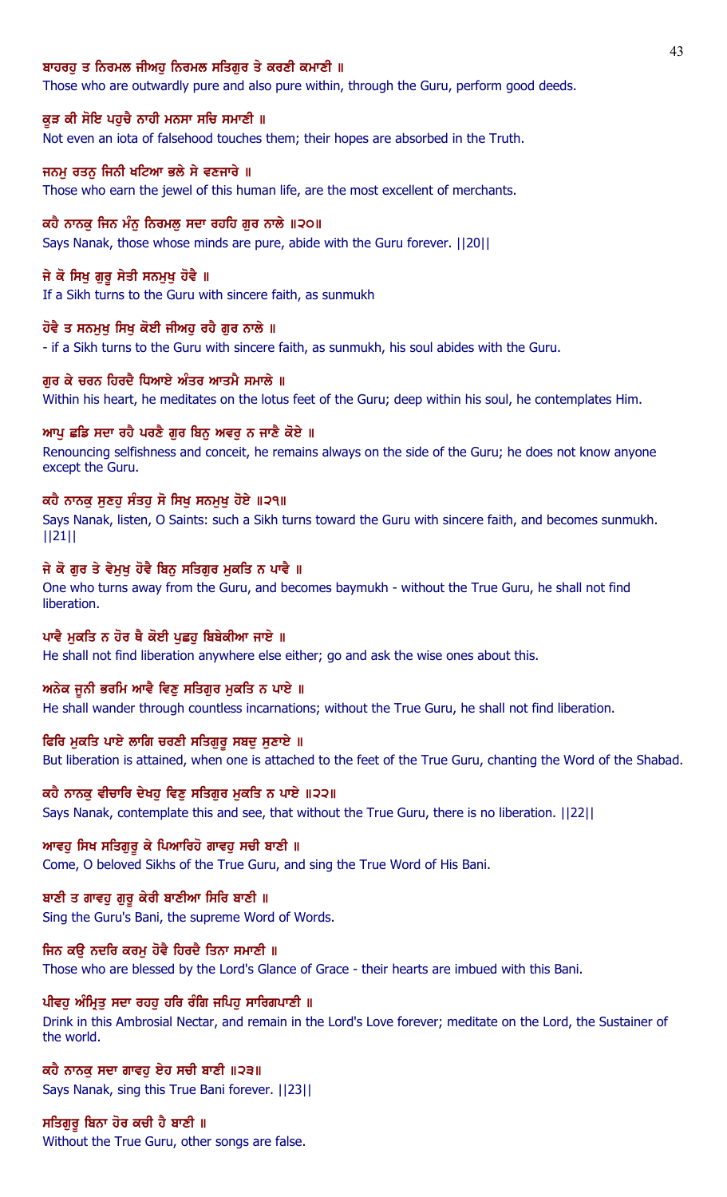**ਬਾਹਰਹੁ ਤ ਨਿਰਮਲ ਜੀਅਹੁ ਨਿਰਮਲ ਸਤਿਗੁਰ ਤੇ ਕਰਣੀ ਕਮਾਣੀ ॥**

Those who are outwardly pure and also pure within, through the Guru, perform good deeds.

**ਕੂੜ ਕੀ ਸੋਇ ਪਹੁਚੈ ਨਾਹੀ ਮਨਸਾ ਸਚਿ ਸਮਾਣੀ ॥**

Not even an iota of falsehood touches them; their hopes are absorbed in the Truth.

**ਜਨਮੁ ਰਤਨੁ ਜਿਨੀ ਖਟਿਆ ਭਲੇ ਸੇ ਵਣਜਾਰੇ ॥**

Those who earn the jewel of this human life, are the most excellent of merchants.

**ਕਹੈ ਨਾਨਕੁ ਜਿਨ ਮੰਨੁ ਨਿਰਮਲੁ ਸਦਾ ਰਹਹਿ ਗੁਰ ਨਾਲੇ ॥੨੦॥**

Says Nanak, those whose minds are pure, abide with the Guru forever. ||20||

**ਜੇ ਕੋ ਸਿਖੁ ਗੁਰੂ ਸੇਤੀ ਸਨਮੁਖੁ ਹੋਵੈ ॥**

If a Sikh turns to the Guru with sincere faith, as sunmukh

**ਹੋਵੈ ਤ ਸਨਮੁਖੁ ਸਿਖੁ ਕੋਈ ਜੀਅਹੁ ਰਹੈ ਗੁਰ ਨਾਲੇ ॥**

- if a Sikh turns to the Guru with sincere faith, as sunmukh, his soul abides with the Guru.

**ਗੁਰ ਕੇ ਚਰਨ ਹਿਰਦੈ ਧਿਆਏ ਅੰਤਰ ਆਤਮੈ ਸਮਾਲੇ ॥**

Within his heart, he meditates on the lotus feet of the Guru; deep within his soul, he contemplates Him.

**ਆਪੁ ਛਡਿ ਸਦਾ ਰਹੈ ਪਰਣੈ ਗੁਰ ਬਿਨੁ ਅਵਰੁ ਨ ਜਾਣੈ ਕੋਏ ॥**

Renouncing selfishness and conceit, he remains always on the side of the Guru; he does not know anyone except the Guru.

**ਕਹੈ ਨਾਨਕੁ ਸੁਣਹੁ ਸੰਤਹੁ ਸੋ ਸਿਖੁ ਸਨਮੁਖੁ ਹੋਏ ॥੨੧॥**

Says Nanak, listen, O Saints: such a Sikh turns toward the Guru with sincere faith, and becomes sunmukh. ||21||

**ਜੇ ਕੋ ਗੁਰ ਤੇ ਵੇਮੁਖੁ ਹੋਵੈ ਬਿਨੁ ਸਤਿਗੁਰ ਮੁਕਤਿ ਨ ਪਾਵੈ ॥**

One who turns away from the Guru, and becomes baymukh - without the True Guru, he shall not find liberation.

**ਪਾਵੈ ਮੁਕਤਿ ਨ ਹੋਰ ਥੈ ਕੋਈ ਪੁਛਹੁ ਬਿਬੇਕੀਆ ਜਾਏ ॥**

He shall not find liberation anywhere else either; go and ask the wise ones about this.

**ਅਨੇਕ ਜੂਨੀ ਭਰਮਿ ਆਵੈ ਵਿਣੁ ਸਤਿਗੁਰ ਮੁਕਤਿ ਨ ਪਾਏ ॥**

He shall wander through countless incarnations; without the True Guru, he shall not find liberation.

**ਫਿਰਿ ਮੁਕਤਿ ਪਾਏ ਲਾਗਿ ਚਰਣੀ ਸਤਿਗੁਰੂ ਸਬਦੁ ਸੁਣਾਏ ॥**

But liberation is attained, when one is attached to the feet of the True Guru, chanting the Word of the Shabad.

**ਕਹੈ ਨਾਨਕੁ ਵੀਚਾਰਿ ਦੇਖਹੁ ਵਿਣੁ ਸਤਿਗੁਰ ਮੁਕਤਿ ਨ ਪਾਏ ॥੨੨॥**

Says Nanak, contemplate this and see, that without the True Guru, there is no liberation. ||22||

**ਆਵਹੁ ਸਿਖ ਸਤਿਗੁਰੂ ਕੇ ਪਿਆਰਿਹੋ ਗਾਵਹੁ ਸਚੀ ਬਾਣੀ ॥**

Come, O beloved Sikhs of the True Guru, and sing the True Word of His Bani.

**ਬਾਣੀ ਤ ਗਾਵਹੁ ਗੁਰੂ ਕੇਰੀ ਬਾਣੀਆ ਸਿਰਿ ਬਾਣੀ ॥**

Sing the Guru's Bani, the supreme Word of Words.

**ਜਿਨ ਕਉ ਨਦਰਿ ਕਰਮੁ ਹੋਵੈ ਹਿਰਦੈ ਤਿਨਾ ਸਮਾਣੀ ॥**

Those who are blessed by the Lord's Glance of Grace - their hearts are imbued with this Bani.

**ਪੀਵਹੁ ਅੰਮ੍ਰਿਤੁ ਸਦਾ ਰਹਹੁ ਹਰਿ ਰੰਗਿ ਜਪਿਹੁ ਸਾਰਿਗਪਾਣੀ ॥**

Drink in this Ambrosial Nectar, and remain in the Lord's Love forever; meditate on the Lord, the Sustainer of the world.

**ਕਹੈ ਨਾਨਕੁ ਸਦਾ ਗਾਵਹੁ ਏਹ ਸਚੀ ਬਾਣੀ ॥੨੩॥**

Says Nanak, sing this True Bani forever. ||23||

**ਸਤਿਗੁਰੂ ਬਿਨਾ ਹੋਰ ਕਚੀ ਹੈ ਬਾਣੀ ॥**

Without the True Guru, other songs are false.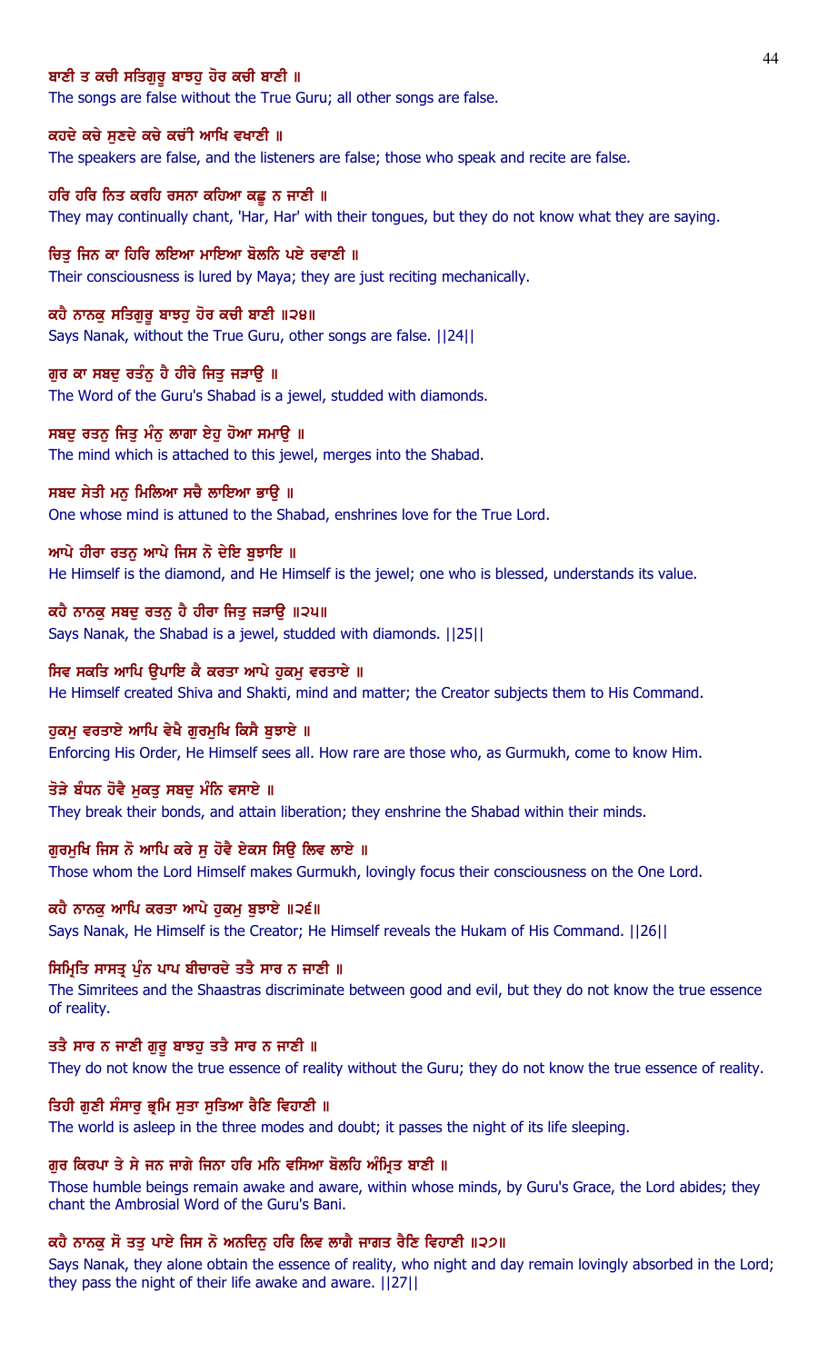ਬਾਣੀ ਤ ਕਚੀ ਸਤਿਗੁਰੂ ਬਾਝਹੁ ਹੋਰ ਕਚੀ ਬਾਣੀ ॥

The songs are false without the True Guru; all other songs are false.

ਕਹਦੇ ਕਚੇ ਸੁਣਦੇ ਕਚੇ ਕਚੀਂ ਆਖਿ ਵਖਾਣੀ ॥

The speakers are false, and the listeners are false; those who speak and recite are false.

ਹਰਿ ਹਰਿ ਨਿਤ ਕਰਹਿ ਰਸਨਾ ਕਹਿਆ ਕਛੂ ਨ ਜਾਣੀ ॥

They may continually chant, 'Har, Har' with their tongues, but they do not know what they are saying.

ਚਿਤੁ ਜਿਨ ਕਾ ਹਿਰਿ ਲਇਆ ਮਾਇਆ ਬੋਲਨਿ ਪਏ ਰਵਾਣੀ ॥

Their consciousness is lured by Maya; they are just reciting mechanically.

ਕਹੈ ਨਾਨਕੁ ਸਤਿਗੁਰੂ ਬਾਝਹੁ ਹੋਰ ਕਚੀ ਬਾਣੀ ॥੨੪॥

Says Nanak, without the True Guru, other songs are false. ||24||

ਗੁਰ ਕਾ ਸਬਦੁ ਰਤੰਨੁ ਹੈ ਹੀਰੇ ਜਿਤੁ ਜੜਾਉ ॥

The Word of the Guru's Shabad is a jewel, studded with diamonds.

ਸਬਦੁ ਰਤਨੁ ਜਿਤੁ ਮੰਨੁ ਲਾਗਾ ਏਹੁ ਹੋਆ ਸਮਾਉ ॥

The mind which is attached to this jewel, merges into the Shabad.

ਸਬਦ ਸੇਤੀ ਮਨੁ ਮਿਲਿਆ ਸਚੈ ਲਾਇਆ ਭਾਉ ॥

One whose mind is attuned to the Shabad, enshrines love for the True Lord.

ਆਪੇ ਹੀਰਾ ਰਤਨੁ ਆਪੇ ਜਿਸ ਨੋ ਦੇਇ ਬੁਝਾਇ ॥

He Himself is the diamond, and He Himself is the jewel; one who is blessed, understands its value.

ਕਹੈ ਨਾਨਕੁ ਸਬਦੁ ਰਤਨੁ ਹੈ ਹੀਰਾ ਜਿਤੁ ਜੜਾਉ ॥੨੫॥

Says Nanak, the Shabad is a jewel, studded with diamonds. ||25||

ਸਿਵ ਸਕਤਿ ਆਪਿ ਉਪਾਇ ਕੈ ਕਰਤਾ ਆਪੇ ਹੁਕਮੁ ਵਰਤਾਏ ॥

He Himself created Shiva and Shakti, mind and matter; the Creator subjects them to His Command.

ਹੁਕਮੁ ਵਰਤਾਏ ਆਪਿ ਵੇਖੈ ਗੁਰਮੁਖਿ ਕਿਸੈ ਬੁਝਾਏ ॥

Enforcing His Order, He Himself sees all. How rare are those who, as Gurmukh, come to know Him.

ਤੋੜੇ ਬੰਧਨ ਹੋਵੈ ਮੁਕਤੁ ਸਬਦੁ ਮੰਨਿ ਵਸਾਏ ॥

They break their bonds, and attain liberation; they enshrine the Shabad within their minds.

ਗੁਰਮੁਖਿ ਜਿਸ ਨੋ ਆਪਿ ਕਰੇ ਸੁ ਹੋਵੈ ਏਕਸ ਸਿਉ ਲਿਵ ਲਾਏ ॥

Those whom the Lord Himself makes Gurmukh, lovingly focus their consciousness on the One Lord.

ਕਹੈ ਨਾਨਕੁ ਆਪਿ ਕਰਤਾ ਆਪੇ ਹੁਕਮੁ ਬੁਝਾਏ ॥੨੬॥

Says Nanak, He Himself is the Creator; He Himself reveals the Hukam of His Command. ||26||

ਸਿਮ੍ਰਿਤਿ ਸਾਸਤ੍ਰ ਪੁੰਨ ਪਾਪ ਬੀਚਾਰਦੇ ਤਤੈ ਸਾਰ ਨ ਜਾਣੀ ॥

The Simritees and the Shaastras discriminate between good and evil, but they do not know the true essence of reality.

ਤਤੈ ਸਾਰ ਨ ਜਾਣੀ ਗੁਰੂ ਬਾਝਹੁ ਤਤੈ ਸਾਰ ਨ ਜਾਣੀ ॥

They do not know the true essence of reality without the Guru; they do not know the true essence of reality.

ਤਿਹੀ ਗੁਣੀ ਸੰਸਾਰੁ ਭ੍ਰਮਿ ਸੁਤਾ ਸੁਤਿਆ ਰੈਣਿ ਵਿਹਾਣੀ ॥

The world is asleep in the three modes and doubt; it passes the night of its life sleeping.

ਗੁਰ ਕਿਰਪਾ ਤੇ ਸੇ ਜਨ ਜਾਗੇ ਜਿਨਾ ਹਰਿ ਮਨਿ ਵਸਿਆ ਬੋਲਹਿ ਅੰਮ੍ਰਿਤ ਬਾਣੀ ॥

Those humble beings remain awake and aware, within whose minds, by Guru's Grace, the Lord abides; they chant the Ambrosial Word of the Guru's Bani.

ਕਹੈ ਨਾਨਕੁ ਸੋ ਤਤੁ ਪਾਏ ਜਿਸ ਨੋ ਅਨਦਿਨੁ ਹਰਿ ਲਿਵ ਲਾਗੈ ਜਾਗਤ ਰੈਣਿ ਵਿਹਾਣੀ ॥੨੭॥

Says Nanak, they alone obtain the essence of reality, who night and day remain lovingly absorbed in the Lord; they pass the night of their life awake and aware. ||27||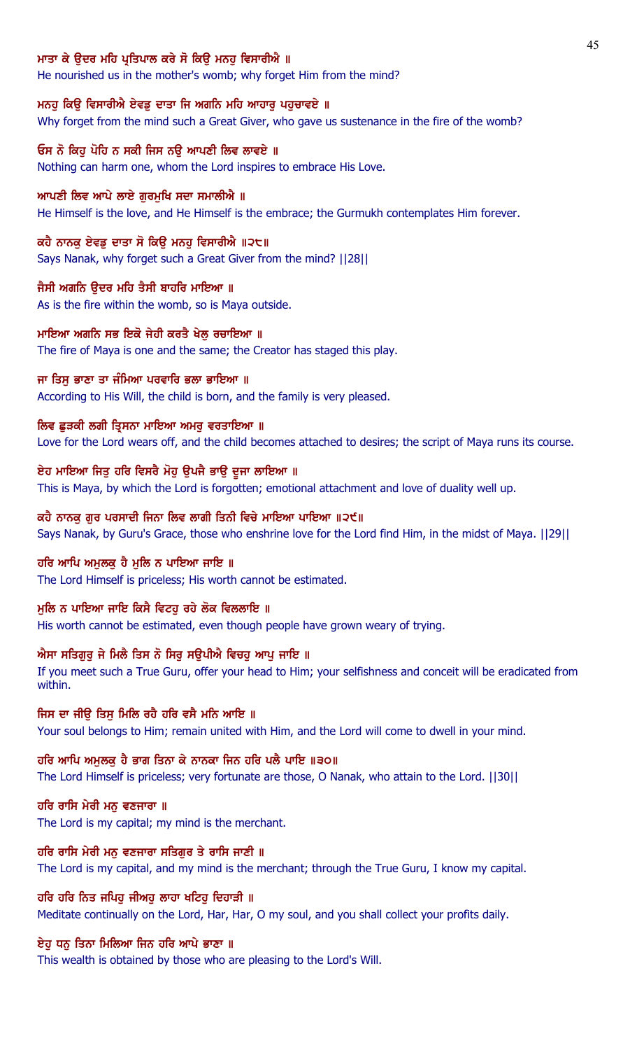**ਮਾਤਾ ਕੇ ਉਦਰ ਮਹਿ ਪ੍ਰਤਿਪਾਲ ਕਰੇ ਸੋ ਕਿਉ ਮਨਹੁ ਵਿਸਾਰੀਐ ॥**

He nourished us in the mother's womb; why forget Him from the mind?

**ਮਨਹੁ ਕਿਉ ਵਿਸਾਰੀਐ ਏਵਡੁ ਦਾਤਾ ਜਿ ਅਗਨਿ ਮਹਿ ਆਹਾਰੁ ਪਹੁਚਾਵਏ ॥**

Why forget from the mind such a Great Giver, who gave us sustenance in the fire of the womb?

**ਓਸ ਨੋ ਕਿਹੁ ਪੋਹਿ ਨ ਸਕੀ ਜਿਸ ਨਉ ਆਪਣੀ ਲਿਵ ਲਾਵਏ ॥**

Nothing can harm one, whom the Lord inspires to embrace His Love.

**ਆਪਣੀ ਲਿਵ ਆਪੇ ਲਾਏ ਗੁਰਮੁਖਿ ਸਦਾ ਸਮਾਲੀਐ ॥**

He Himself is the love, and He Himself is the embrace; the Gurmukh contemplates Him forever.

**ਕਹੈ ਨਾਨਕੁ ਏਵਡੁ ਦਾਤਾ ਸੋ ਕਿਉ ਮਨਹੁ ਵਿਸਾਰੀਐ ॥੨੮॥**

Says Nanak, why forget such a Great Giver from the mind? ||28||

**ਜੈਸੀ ਅਗਨਿ ਉਦਰ ਮਹਿ ਤੈਸੀ ਬਾਹਰਿ ਮਾਇਆ ॥**

As is the fire within the womb, so is Maya outside.

**ਮਾਇਆ ਅਗਨਿ ਸਭ ਇਕੋ ਜੇਹੀ ਕਰਤੈ ਖੇਲੁ ਰਚਾਇਆ ॥**

The fire of Maya is one and the same; the Creator has staged this play.

**ਜਾ ਤਿਸੁ ਭਾਣਾ ਤਾ ਜੰਮਿਆ ਪਰਵਾਰਿ ਭਲਾ ਭਾਇਆ ॥**

According to His Will, the child is born, and the family is very pleased.

**ਲਿਵ ਛੁੜਕੀ ਲਗੀ ਤ੍ਰਿਸਨਾ ਮਾਇਆ ਅਮਰੁ ਵਰਤਾਇਆ ॥**

Love for the Lord wears off, and the child becomes attached to desires; the script of Maya runs its course.

**ਏਹ ਮਾਇਆ ਜਿਤੁ ਹਰਿ ਵਿਸਰੈ ਮੋਹੁ ਉਪਜੈ ਭਾਉ ਦੂਜਾ ਲਾਇਆ ॥**

This is Maya, by which the Lord is forgotten; emotional attachment and love of duality well up.

**ਕਹੈ ਨਾਨਕੁ ਗੁਰ ਪਰਸਾਦੀ ਜਿਨਾ ਲਿਵ ਲਾਗੀ ਤਿਨੀ ਵਿਚੇ ਮਾਇਆ ਪਾਇਆ ॥੨੯॥**

Says Nanak, by Guru's Grace, those who enshrine love for the Lord find Him, in the midst of Maya. ||29||

**ਹਰਿ ਆਪਿ ਅਮੁਲਕੁ ਹੈ ਮੁਲਿ ਨ ਪਾਇਆ ਜਾਇ ॥**

The Lord Himself is priceless; His worth cannot be estimated.

**ਮੁਲਿ ਨ ਪਾਇਆ ਜਾਇ ਕਿਸੈ ਵਿਟਹੁ ਰਹੇ ਲੋਕ ਵਿਲਲਾਇ ॥**

His worth cannot be estimated, even though people have grown weary of trying.

**ਐਸਾ ਸਤਿਗੁਰੁ ਜੇ ਮਿਲੈ ਤਿਸ ਨੋ ਸਿਰੁ ਸਉਪੀਐ ਵਿਚਹੁ ਆਪੁ ਜਾਇ ॥**

If you meet such a True Guru, offer your head to Him; your selfishness and conceit will be eradicated from within.

**ਜਿਸ ਦਾ ਜੀਉ ਤਿਸੁ ਮਿਲਿ ਰਹੈ ਹਰਿ ਵਸੈ ਮਨਿ ਆਇ ॥**

Your soul belongs to Him; remain united with Him, and the Lord will come to dwell in your mind.

**ਹਰਿ ਆਪਿ ਅਮੁਲਕੁ ਹੈ ਭਾਗ ਤਿਨਾ ਕੇ ਨਾਨਕਾ ਜਿਨ ਹਰਿ ਪਲੈ ਪਾਇ ॥੩੦॥**

The Lord Himself is priceless; very fortunate are those, O Nanak, who attain to the Lord. ||30||

**ਹਰਿ ਰਾਸਿ ਮੇਰੀ ਮਨੁ ਵਣਜਾਰਾ ॥**

The Lord is my capital; my mind is the merchant.

**ਹਰਿ ਰਾਸਿ ਮੇਰੀ ਮਨੁ ਵਣਜਾਰਾ ਸਤਿਗੁਰ ਤੇ ਰਾਸਿ ਜਾਣੀ ॥**

The Lord is my capital, and my mind is the merchant; through the True Guru, I know my capital.

**ਹਰਿ ਹਰਿ ਨਿਤ ਜਪਿਹੁ ਜੀਅਹੁ ਲਾਹਾ ਖਟਿਹੁ ਦਿਹਾੜੀ ॥**

Meditate continually on the Lord, Har, Har, O my soul, and you shall collect your profits daily.

**ਏਹੁ ਧਨੁ ਤਿਨਾ ਮਿਲਿਆ ਜਿਨ ਹਰਿ ਆਪੇ ਭਾਣਾ ॥**

This wealth is obtained by those who are pleasing to the Lord's Will.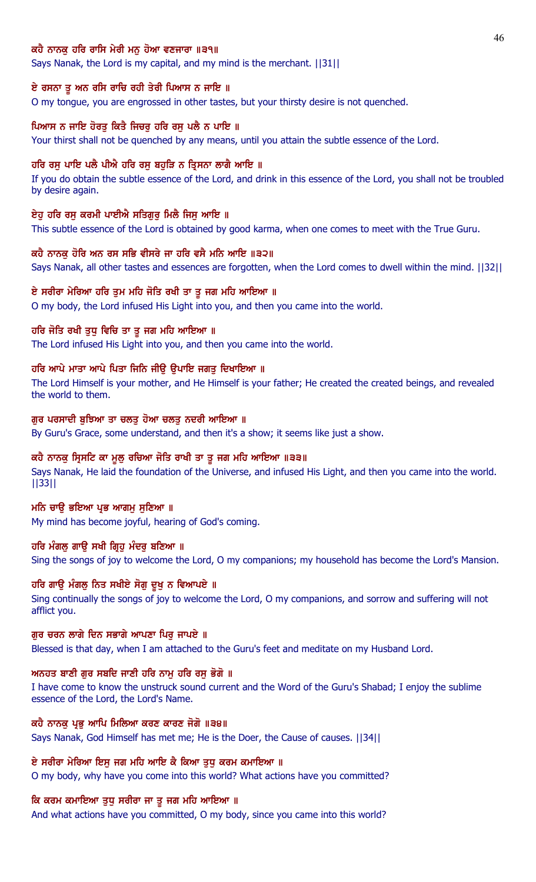**ਕਹੈ ਨਾਨਕੁ ਹਰਿ ਰਾਸਿ ਮੇਰੀ ਮਨੁ ਹੋਆ ਵਣਜਾਰਾ ॥੩੧॥**

Says Nanak, the Lord is my capital, and my mind is the merchant. ||31||

**ਏ ਰਸਨਾ ਤੂ ਅਨ ਰਸਿ ਰਾਚਿ ਰਹੀ ਤੇਰੀ ਪਿਆਸ ਨ ਜਾਇ ॥**

O my tongue, you are engrossed in other tastes, but your thirsty desire is not quenched.

**ਪਿਆਸ ਨ ਜਾਇ ਹੋਰਤੁ ਕਿਤੈ ਜਿਚਰੁ ਹਰਿ ਰਸੁ ਪਲੈ ਨ ਪਾਇ ॥**

Your thirst shall not be quenched by any means, until you attain the subtle essence of the Lord.

**ਹਰਿ ਰਸੁ ਪਾਇ ਪਲੈ ਪੀਐ ਹਰਿ ਰਸੁ ਬਹੁੜਿ ਨ ਤ੍ਰਿਸਨਾ ਲਾਗੈ ਆਇ ॥**

If you do obtain the subtle essence of the Lord, and drink in this essence of the Lord, you shall not be troubled by desire again.

**ਏਹੁ ਹਰਿ ਰਸੁ ਕਰਮੀ ਪਾਈਐ ਸਤਿਗੁਰੁ ਮਿਲੈ ਜਿਸੁ ਆਇ ॥**

This subtle essence of the Lord is obtained by good karma, when one comes to meet with the True Guru.

**ਕਹੈ ਨਾਨਕੁ ਹੋਰਿ ਅਨ ਰਸ ਸਭਿ ਵੀਸਰੇ ਜਾ ਹਰਿ ਵਸੈ ਮਨਿ ਆਇ ॥੩੨॥**

Says Nanak, all other tastes and essences are forgotten, when the Lord comes to dwell within the mind. ||32||

**ਏ ਸਰੀਰਾ ਮੇਰਿਆ ਹਰਿ ਤੁਮ ਮਹਿ ਜੋਤਿ ਰਖੀ ਤਾ ਤੂ ਜਗ ਮਹਿ ਆਇਆ ॥**

O my body, the Lord infused His Light into you, and then you came into the world.

**ਹਰਿ ਜੋਤਿ ਰਖੀ ਤੁਧੁ ਵਿਚਿ ਤਾ ਤੂ ਜਗ ਮਹਿ ਆਇਆ ॥**

The Lord infused His Light into you, and then you came into the world.

**ਹਰਿ ਆਪੇ ਮਾਤਾ ਆਪੇ ਪਿਤਾ ਜਿਨਿ ਜੀਉ ਉਪਾਇ ਜਗਤੁ ਦਿਖਾਇਆ ॥**

The Lord Himself is your mother, and He Himself is your father; He created the created beings, and revealed the world to them.

**ਗੁਰ ਪਰਸਾਦੀ ਬੁਝਿਆ ਤਾ ਚਲਤੁ ਹੋਆ ਚਲਤੁ ਨਦਰੀ ਆਇਆ ॥**

By Guru's Grace, some understand, and then it's a show; it seems like just a show.

**ਕਹੈ ਨਾਨਕੁ ਸ੍ਰਿਸਟਿ ਕਾ ਮੂਲੁ ਰਚਿਆ ਜੋਤਿ ਰਾਖੀ ਤਾ ਤੂ ਜਗ ਮਹਿ ਆਇਆ ॥੩੩॥**

Says Nanak, He laid the foundation of the Universe, and infused His Light, and then you came into the world. ||33||

**ਮਨਿ ਚਾਉ ਭਇਆ ਪ੍ਰਭ ਆਗਮੁ ਸੁਣਿਆ ॥**

My mind has become joyful, hearing of God's coming.

**ਹਰਿ ਮੰਗਲੁ ਗਾਉ ਸਖੀ ਗ੍ਰਿਹੁ ਮੰਦਰੁ ਬਣਿਆ ॥**

Sing the songs of joy to welcome the Lord, O my companions; my household has become the Lord's Mansion.

**ਹਰਿ ਗਾਉ ਮੰਗਲੁ ਨਿਤ ਸਖੀਏ ਸੋਗੁ ਦੂਖੁ ਨ ਵਿਆਪਏ ॥**

Sing continually the songs of joy to welcome the Lord, O my companions, and sorrow and suffering will not afflict you.

**ਗੁਰ ਚਰਨ ਲਾਗੇ ਦਿਨ ਸਭਾਗੇ ਆਪਣਾ ਪਿਰੁ ਜਾਪਏ ॥**

Blessed is that day, when I am attached to the Guru's feet and meditate on my Husband Lord.

**ਅਨਹਤ ਬਾਣੀ ਗੁਰ ਸਬਦਿ ਜਾਣੀ ਹਰਿ ਨਾਮੁ ਹਰਿ ਰਸੁ ਭੋਗੋ ॥**

I have come to know the unstruck sound current and the Word of the Guru's Shabad; I enjoy the sublime essence of the Lord, the Lord's Name.

**ਕਹੈ ਨਾਨਕੁ ਪ੍ਰਭੁ ਆਪਿ ਮਿਲਿਆ ਕਰਣ ਕਾਰਣ ਜੋਗੋ ॥੩੪॥**

Says Nanak, God Himself has met me; He is the Doer, the Cause of causes. ||34||

**ਏ ਸਰੀਰਾ ਮੇਰਿਆ ਇਸੁ ਜਗ ਮਹਿ ਆਇ ਕੈ ਕਿਆ ਤੁਧੁ ਕਰਮ ਕਮਾਇਆ ॥**

O my body, why have you come into this world? What actions have you committed?

**ਕਿ ਕਰਮ ਕਮਾਇਆ ਤੁਧੁ ਸਰੀਰਾ ਜਾ ਤੂ ਜਗ ਮਹਿ ਆਇਆ ॥**

And what actions have you committed, O my body, since you came into this world?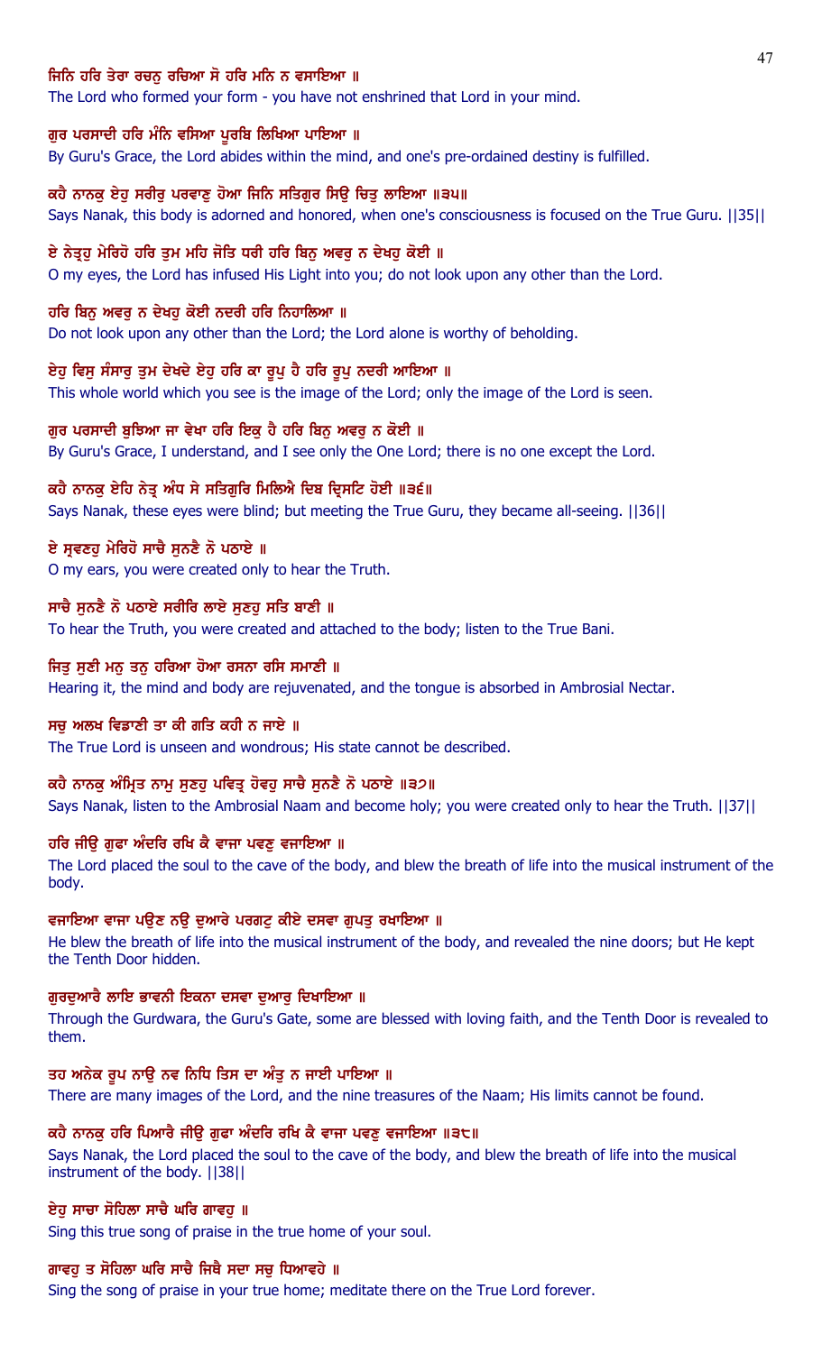**ਜਿਨਿ ਹਰਿ ਤੇਰਾ ਰਚਨੁ ਰਚਿਆ ਸੋ ਹਰਿ ਮਨਿ ਨ ਵਸਾਇਆ ॥**

The Lord who formed your form - you have not enshrined that Lord in your mind.

**ਗੁਰ ਪਰਸਾਦੀ ਹਰਿ ਮੰਨਿ ਵਸਿਆ ਪੂਰਬਿ ਲਿਖਿਆ ਪਾਇਆ ॥**

By Guru's Grace, the Lord abides within the mind, and one's pre-ordained destiny is fulfilled.

**ਕਹੈ ਨਾਨਕੁ ਏਹੁ ਸਰੀਰੁ ਪਰਵਾਣੁ ਹੋਆ ਜਿਨਿ ਸਤਿਗੁਰ ਸਿਉ ਚਿਤੁ ਲਾਇਆ ॥੩੫॥**

Says Nanak, this body is adorned and honored, when one's consciousness is focused on the True Guru. ||35||

**ਏ ਨੇਤ੍ਰਹੁ ਮੇਰਿਹੋ ਹਰਿ ਤੁਮ ਮਹਿ ਜੋਤਿ ਧਰੀ ਹਰਿ ਬਿਨੁ ਅਵਰੁ ਨ ਦੇਖਹੁ ਕੋਈ ॥**

O my eyes, the Lord has infused His Light into you; do not look upon any other than the Lord.

**ਹਰਿ ਬਿਨੁ ਅਵਰੁ ਨ ਦੇਖਹੁ ਕੋਈ ਨਦਰੀ ਹਰਿ ਨਿਹਾਲਿਆ ॥**

Do not look upon any other than the Lord; the Lord alone is worthy of beholding.

**ਏਹੁ ਵਿਸੁ ਸੰਸਾਰੁ ਤੁਮ ਦੇਖਦੇ ਏਹੁ ਹਰਿ ਕਾ ਰੂਪੁ ਹੈ ਹਰਿ ਰੂਪੁ ਨਦਰੀ ਆਇਆ ॥**

This whole world which you see is the image of the Lord; only the image of the Lord is seen.

**ਗੁਰ ਪਰਸਾਦੀ ਬੁਝਿਆ ਜਾ ਵੇਖਾ ਹਰਿ ਇਕੁ ਹੈ ਹਰਿ ਬਿਨੁ ਅਵਰੁ ਨ ਕੋਈ ॥**

By Guru's Grace, I understand, and I see only the One Lord; there is no one except the Lord.

**ਕਹੈ ਨਾਨਕੁ ਏਹਿ ਨੇਤ੍ਰ ਅੰਧ ਸੇ ਸਤਿਗੁਰਿ ਮਿਲਿਐ ਦਿਬ ਦ੍ਰਿਸਟਿ ਹੋਈ ॥੩੬॥**

Says Nanak, these eyes were blind; but meeting the True Guru, they became all-seeing. ||36||

**ਏ ਸ੍ਰਵਣਹੁ ਮੇਰਿਹੋ ਸਾਚੈ ਸੁਨਣੈ ਨੋ ਪਠਾਏ ॥**

O my ears, you were created only to hear the Truth.

**ਸਾਚੈ ਸੁਨਣੈ ਨੋ ਪਠਾਏ ਸਰੀਰਿ ਲਾਏ ਸੁਣਹੁ ਸਤਿ ਬਾਣੀ ॥**

To hear the Truth, you were created and attached to the body; listen to the True Bani.

**ਜਿਤੁ ਸੁਣੀ ਮਨੁ ਤਨੁ ਹਰਿਆ ਹੋਆ ਰਸਨਾ ਰਸਿ ਸਮਾਣੀ ॥**

Hearing it, the mind and body are rejuvenated, and the tongue is absorbed in Ambrosial Nectar.

**ਸਚੁ ਅਲਖ ਵਿਡਾਣੀ ਤਾ ਕੀ ਗਤਿ ਕਹੀ ਨ ਜਾਏ ॥**

The True Lord is unseen and wondrous; His state cannot be described.

**ਕਹੈ ਨਾਨਕੁ ਅੰਮ੍ਰਿਤ ਨਾਮੁ ਸੁਣਹੁ ਪਵਿਤ੍ਰ ਹੋਵਹੁ ਸਾਚੈ ਸੁਨਣੈ ਨੋ ਪਠਾਏ ॥੩੭॥**

Says Nanak, listen to the Ambrosial Naam and become holy; you were created only to hear the Truth. ||37||

**ਹਰਿ ਜੀਉ ਗੁਫਾ ਅੰਦਰਿ ਰਖਿ ਕੈ ਵਾਜਾ ਪਵਣੁ ਵਜਾਇਆ ॥**

The Lord placed the soul to the cave of the body, and blew the breath of life into the musical instrument of the body.

**ਵਜਾਇਆ ਵਾਜਾ ਪਉਣ ਨਉ ਦੁਆਰੇ ਪਰਗਟੁ ਕੀਏ ਦਸਵਾ ਗੁਪਤੁ ਰਖਾਇਆ ॥**

He blew the breath of life into the musical instrument of the body, and revealed the nine doors; but He kept the Tenth Door hidden.

**ਗੁਰਦੁਆਰੈ ਲਾਇ ਭਾਵਨੀ ਇਕਨਾ ਦਸਵਾ ਦੁਆਰੁ ਦਿਖਾਇਆ ॥**

Through the Gurdwara, the Guru's Gate, some are blessed with loving faith, and the Tenth Door is revealed to them.

**ਤਹ ਅਨੇਕ ਰੂਪ ਨਾਉ ਨਵ ਨਿਧਿ ਤਿਸ ਦਾ ਅੰਤੁ ਨ ਜਾਈ ਪਾਇਆ ॥**

There are many images of the Lord, and the nine treasures of the Naam; His limits cannot be found.

**ਕਹੈ ਨਾਨਕੁ ਹਰਿ ਪਿਆਰੈ ਜੀਉ ਗੁਫਾ ਅੰਦਰਿ ਰਖਿ ਕੈ ਵਾਜਾ ਪਵਣੁ ਵਜਾਇਆ ॥੩੮॥**

Says Nanak, the Lord placed the soul to the cave of the body, and blew the breath of life into the musical instrument of the body. ||38||

**ਏਹੁ ਸਾਚਾ ਸੋਹਿਲਾ ਸਾਚੈ ਘਰਿ ਗਾਵਹੁ ॥**

Sing this true song of praise in the true home of your soul.

**ਗਾਵਹੁ ਤ ਸੋਹਿਲਾ ਘਰਿ ਸਾਚੈ ਜਿਥੈ ਸਦਾ ਸਚੁ ਧਿਆਵਹੇ ॥**

Sing the song of praise in your true home; meditate there on the True Lord forever.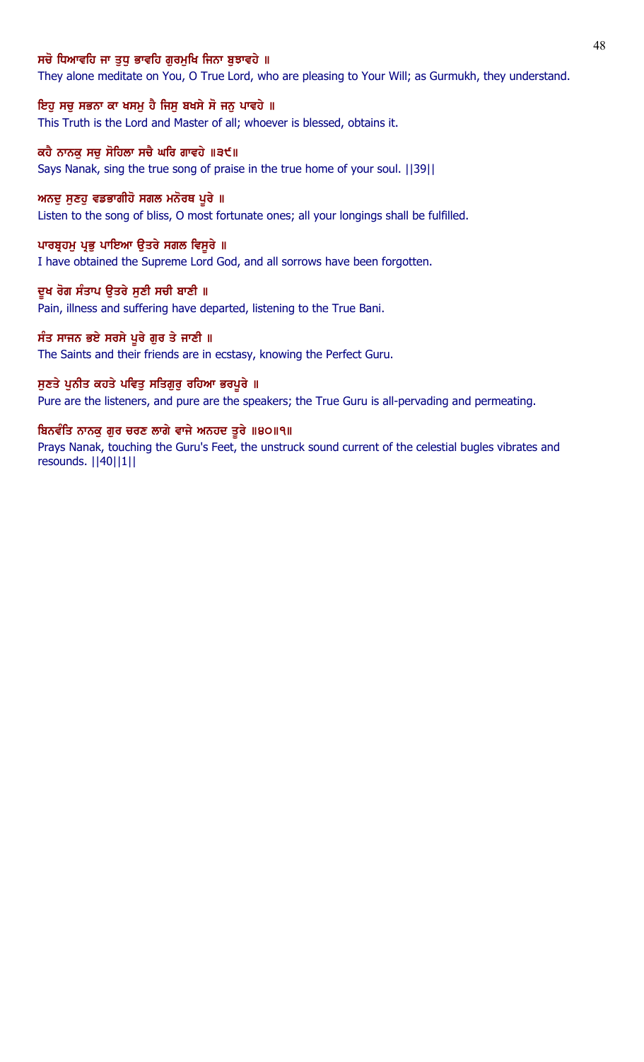**ਸਚੋ ਧਿਆਵਹਿ ਜਾ ਤੁਧੁ ਭਾਵਹਿ ਗੁਰਮੁਖਿ ਜਿਨਾ ਬੁਝਾਵਹੇ ॥**

They alone meditate on You, O True Lord, who are pleasing to Your Will; as Gurmukh, they understand.

**ਇਹੁ ਸਚੁ ਸਭਨਾ ਕਾ ਖਸਮੁ ਹੈ ਜਿਸੁ ਬਖਸੇ ਸੋ ਜਨੁ ਪਾਵਹੇ ॥**

This Truth is the Lord and Master of all; whoever is blessed, obtains it.

**ਕਹੈ ਨਾਨਕੁ ਸਚੁ ਸੋਹਿਲਾ ਸਚੈ ਘਰਿ ਗਾਵਹੇ ॥੩੯॥**

Says Nanak, sing the true song of praise in the true home of your soul. ||39||

**ਅਨਦੁ ਸੁਣਹੁ ਵਡਭਾਗੀਹੋ ਸਗਲ ਮਨੋਰਥ ਪੂਰੇ ॥**

Listen to the song of bliss, O most fortunate ones; all your longings shall be fulfilled.

**ਪਾਰਬ੍ਰਹਮੁ ਪ੍ਰਭੁ ਪਾਇਆ ਉਤਰੇ ਸਗਲ ਵਿਸੂਰੇ ॥**

I have obtained the Supreme Lord God, and all sorrows have been forgotten.

**ਦੂਖ ਰੋਗ ਸੰਤਾਪ ਉਤਰੇ ਸੁਣੀ ਸਚੀ ਬਾਣੀ ॥**

Pain, illness and suffering have departed, listening to the True Bani.

**ਸੰਤ ਸਾਜਨ ਭਏ ਸਰਸੇ ਪੂਰੇ ਗੁਰ ਤੇ ਜਾਣੀ ॥**

The Saints and their friends are in ecstasy, knowing the Perfect Guru.

**ਸੁਣਤੇ ਪੁਨੀਤ ਕਹਤੇ ਪਵਿਤੁ ਸਤਿਗੁਰੁ ਰਹਿਆ ਭਰਪੂਰੇ ॥**

Pure are the listeners, and pure are the speakers; the True Guru is all-pervading and permeating.

**ਬਿਨਵੰਤਿ ਨਾਨਕੁ ਗੁਰ ਚਰਣ ਲਾਗੇ ਵਾਜੇ ਅਨਹਦ ਤੂਰੇ ॥੪੦॥੧॥**

Prays Nanak, touching the Guru's Feet, the unstruck sound current of the celestial bugles vibrates and resounds. ||40||1||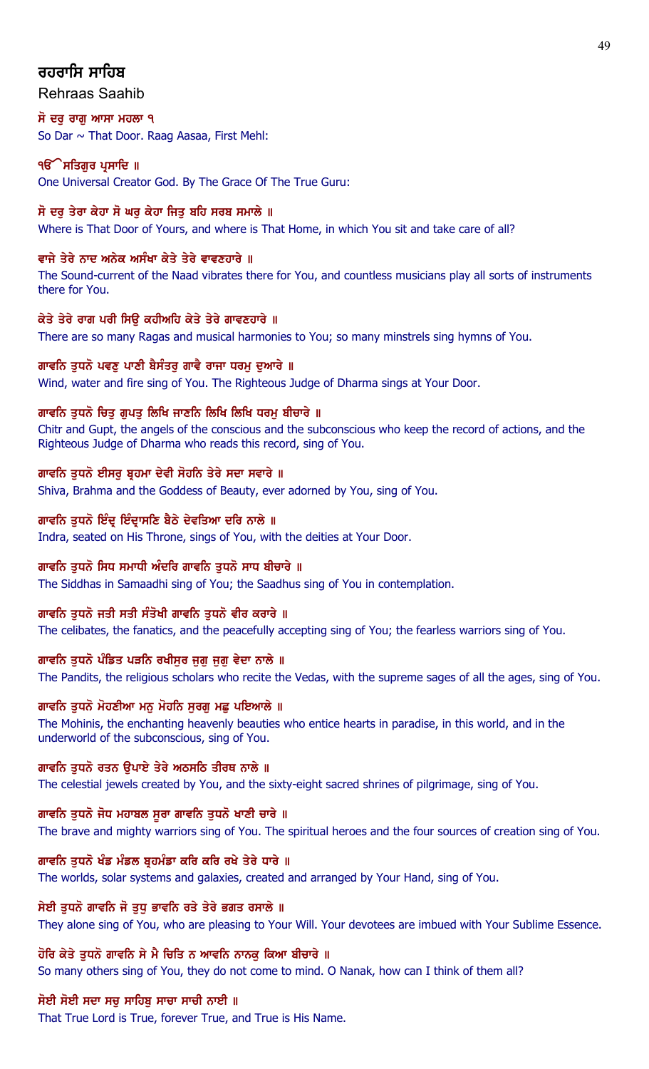## ਰਹਰਾਸਿ ਸਾਹਿਬ

Rehraas Saahib

**ਸੋ ਦਰੁ ਰਾਗੁ ਆਸਾ ਮਹਲਾ ੧**

So Dar ~ That Door. Raag Aasaa, First Mehl:

**ੴ ਸਤਿਗੁਰ ਪ੍ਰਸਾਦਿ ॥**

One Universal Creator God. By The Grace Of The True Guru:

**ਸੋ ਦਰੁ ਤੇਰਾ ਕੇਹਾ ਸੋ ਘਰੁ ਕੇਹਾ ਜਿਤੁ ਬਹਿ ਸਰਬ ਸਮਾਲੇ ॥**

Where is That Door of Yours, and where is That Home, in which You sit and take care of all?

**ਵਾਜੇ ਤੇਰੇ ਨਾਦ ਅਨੇਕ ਅਸੰਖਾ ਕੇਤੇ ਤੇਰੇ ਵਾਵਣਹਾਰੇ ॥**

The Sound-current of the Naad vibrates there for You, and countless musicians play all sorts of instruments there for You.

**ਕੇਤੇ ਤੇਰੇ ਰਾਗ ਪਰੀ ਸਿਉ ਕਹੀਅਹਿ ਕੇਤੇ ਤੇਰੇ ਗਾਵਣਹਾਰੇ ॥**

There are so many Ragas and musical harmonies to You; so many minstrels sing hymns of You.

**ਗਾਵਨਿ ਤੁਧਨੋ ਪਵਣੁ ਪਾਣੀ ਬੈਸੰਤਰੁ ਗਾਵੈ ਰਾਜਾ ਧਰਮੁ ਦੁਆਰੇ ॥**

Wind, water and fire sing of You. The Righteous Judge of Dharma sings at Your Door.

**ਗਾਵਨਿ ਤੁਧਨੋ ਚਿਤੁ ਗੁਪਤੁ ਲਿਖਿ ਜਾਣਨਿ ਲਿਖਿ ਲਿਖਿ ਧਰਮੁ ਬੀਚਾਰੇ ॥**

Chitr and Gupt, the angels of the conscious and the subconscious who keep the record of actions, and the Righteous Judge of Dharma who reads this record, sing of You.

**ਗਾਵਨਿ ਤੁਧਨੋ ਈਸਰੁ ਬ੍ਰਹਮਾ ਦੇਵੀ ਸੋਹਨਿ ਤੇਰੇ ਸਦਾ ਸਵਾਰੇ ॥**

Shiva, Brahma and the Goddess of Beauty, ever adorned by You, sing of You.

**ਗਾਵਨਿ ਤੁਧਨੋ ਇੰਦ੍ਰ ਇੰਦ੍ਰਾਸਣਿ ਬੈਠੇ ਦੇਵਤਿਆ ਦਰਿ ਨਾਲੇ ॥**

Indra, seated on His Throne, sings of You, with the deities at Your Door.

**ਗਾਵਨਿ ਤੁਧਨੋ ਸਿਧ ਸਮਾਧੀ ਅੰਦਰਿ ਗਾਵਨਿ ਤੁਧਨੋ ਸਾਧ ਬੀਚਾਰੇ ॥**

The Siddhas in Samaadhi sing of You; the Saadhus sing of You in contemplation.

**ਗਾਵਨਿ ਤੁਧਨੋ ਜਤੀ ਸਤੀ ਸੰਤੋਖੀ ਗਾਵਨਿ ਤੁਧਨੋ ਵੀਰ ਕਰਾਰੇ ॥**

The celibates, the fanatics, and the peacefully accepting sing of You; the fearless warriors sing of You.

**ਗਾਵਨਿ ਤੁਧਨੋ ਪੰਡਿਤ ਪੜਨਿ ਰਖੀਸੁਰ ਜੁਗੁ ਜੁਗੁ ਵੇਦਾ ਨਾਲੇ ॥**

The Pandits, the religious scholars who recite the Vedas, with the supreme sages of all the ages, sing of You.

**ਗਾਵਨਿ ਤੁਧਨੋ ਮੋਹਣੀਆ ਮਨੁ ਮੋਹਨਿ ਸੁਰਗੁ ਮਛੁ ਪਇਆਲੇ ॥**

The Mohinis, the enchanting heavenly beauties who entice hearts in paradise, in this world, and in the underworld of the subconscious, sing of You.

**ਗਾਵਨਿ ਤੁਧਨੋ ਰਤਨ ਉਪਾਏ ਤੇਰੇ ਅਠਸਠਿ ਤੀਰਥ ਨਾਲੇ ॥**

The celestial jewels created by You, and the sixty-eight sacred shrines of pilgrimage, sing of You.

**ਗਾਵਨਿ ਤੁਧਨੋ ਜੋਧ ਮਹਾਬਲ ਸੂਰਾ ਗਾਵਨਿ ਤੁਧਨੋ ਖਾਣੀ ਚਾਰੇ ॥**

The brave and mighty warriors sing of You. The spiritual heroes and the four sources of creation sing of You.

**ਗਾਵਨਿ ਤੁਧਨੋ ਖੰਡ ਮੰਡਲ ਬ੍ਰਹਮੰਡਾ ਕਰਿ ਕਰਿ ਰਖੇ ਤੇਰੇ ਧਾਰੇ ॥**

The worlds, solar systems and galaxies, created and arranged by Your Hand, sing of You.

**ਸੇਈ ਤੁਧਨੋ ਗਾਵਨਿ ਜੋ ਤੁਧੁ ਭਾਵਨਿ ਰਤੇ ਤੇਰੇ ਭਗਤ ਰਸਾਲੇ ॥**

They alone sing of You, who are pleasing to Your Will. Your devotees are imbued with Your Sublime Essence.

**ਹੋਰਿ ਕੇਤੇ ਤੁਧਨੋ ਗਾਵਨਿ ਸੇ ਮੈ ਚਿਤਿ ਨ ਆਵਨਿ ਨਾਨਕੁ ਕਿਆ ਬੀਚਾਰੇ ॥**

So many others sing of You, they do not come to mind. O Nanak, how can I think of them all?

**ਸੋਈ ਸੋਈ ਸਦਾ ਸਚੁ ਸਾਹਿਬੁ ਸਾਚਾ ਸਾਚੀ ਨਾਈ ॥**

That True Lord is True, forever True, and True is His Name.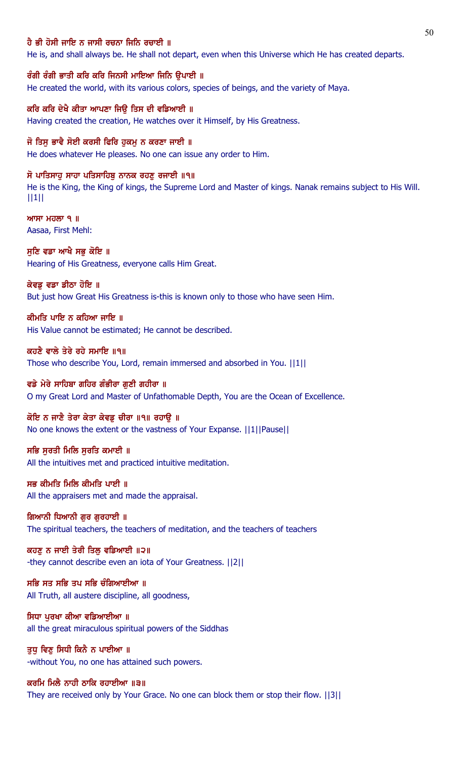**ਹੈ ਭੀ ਹੋਸੀ ਜਾਇ ਨ ਜਾਸੀ ਰਚਨਾ ਜਿਨਿ ਰਚਾਈ ॥**

He is, and shall always be. He shall not depart, even when this Universe which He has created departs.

**ਰੰਗੀ ਰੰਗੀ ਭਾਤੀ ਕਰਿ ਕਰਿ ਜਿਨਸੀ ਮਾਇਆ ਜਿਨਿ ਉਪਾਈ ॥**

He created the world, with its various colors, species of beings, and the variety of Maya.

**ਕਰਿ ਕਰਿ ਦੇਖੈ ਕੀਤਾ ਆਪਣਾ ਜਿਉ ਤਿਸ ਦੀ ਵਡਿਆਈ ॥**

Having created the creation, He watches over it Himself, by His Greatness.

**ਜੋ ਤਿਸੁ ਭਾਵੈ ਸੋਈ ਕਰਸੀ ਫਿਰਿ ਹੁਕਮੁ ਨ ਕਰਣਾ ਜਾਈ ॥**

He does whatever He pleases. No one can issue any order to Him.

**ਸੋ ਪਾਤਿਸਾਹੁ ਸਾਹਾ ਪਤਿਸਾਹਿਬੁ ਨਾਨਕ ਰਹਣੁ ਰਜਾਈ ॥੧॥**

He is the King, the King of kings, the Supreme Lord and Master of kings. Nanak remains subject to His Will. ||1||

**ਆਸਾ ਮਹਲਾ ੧ ॥**

Aasaa, First Mehl:

**ਸੁਣਿ ਵਡਾ ਆਖੈ ਸਭੁ ਕੋਇ ॥**

Hearing of His Greatness, everyone calls Him Great.

**ਕੇਵਡੁ ਵਡਾ ਡੀਠਾ ਹੋਇ ॥**

But just how Great His Greatness is-this is known only to those who have seen Him.

**ਕੀਮਤਿ ਪਾਇ ਨ ਕਹਿਆ ਜਾਇ ॥**

His Value cannot be estimated; He cannot be described.

**ਕਹਣੈ ਵਾਲੇ ਤੇਰੇ ਰਹੇ ਸਮਾਇ ॥੧॥**

Those who describe You, Lord, remain immersed and absorbed in You. ||1||

**ਵਡੇ ਮੇਰੇ ਸਾਹਿਬਾ ਗਹਿਰ ਗੰਭੀਰਾ ਗੁਣੀ ਗਹੀਰਾ ॥**

O my Great Lord and Master of Unfathomable Depth, You are the Ocean of Excellence.

**ਕੋਇ ਨ ਜਾਣੈ ਤੇਰਾ ਕੇਤਾ ਕੇਵਡੁ ਚੀਰਾ ॥੧॥ ਰਹਾਉ ॥**

No one knows the extent or the vastness of Your Expanse. ||1||Pause||

**ਸਭਿ ਸੁਰਤੀ ਮਿਲਿ ਸੁਰਤਿ ਕਮਾਈ ॥**

All the intuitives met and practiced intuitive meditation.

**ਸਭ ਕੀਮਤਿ ਮਿਲਿ ਕੀਮਤਿ ਪਾਈ ॥**

All the appraisers met and made the appraisal.

**ਗਿਆਨੀ ਧਿਆਨੀ ਗੁਰ ਗੁਰਹਾਈ ॥**

The spiritual teachers, the teachers of meditation, and the teachers of teachers

**ਕਹਣੁ ਨ ਜਾਈ ਤੇਰੀ ਤਿਲੁ ਵਡਿਆਈ ॥੨॥**

-they cannot describe even an iota of Your Greatness. ||2||

**ਸਭਿ ਸਤ ਸਭਿ ਤਪ ਸਭਿ ਚੰਗਿਆਈਆ ॥**

All Truth, all austere discipline, all goodness,

**ਸਿਧਾ ਪੁਰਖਾ ਕੀਆ ਵਡਿਆਈਆ ॥**

all the great miraculous spiritual powers of the Siddhas

**ਤੁਧੁ ਵਿਣੁ ਸਿਧੀ ਕਿਨੈ ਨ ਪਾਈਆ ॥**

-without You, no one has attained such powers.

**ਕਰਮਿ ਮਿਲੈ ਨਾਹੀ ਠਾਕਿ ਰਹਾਈਆ ॥੩॥**

They are received only by Your Grace. No one can block them or stop their flow. ||3||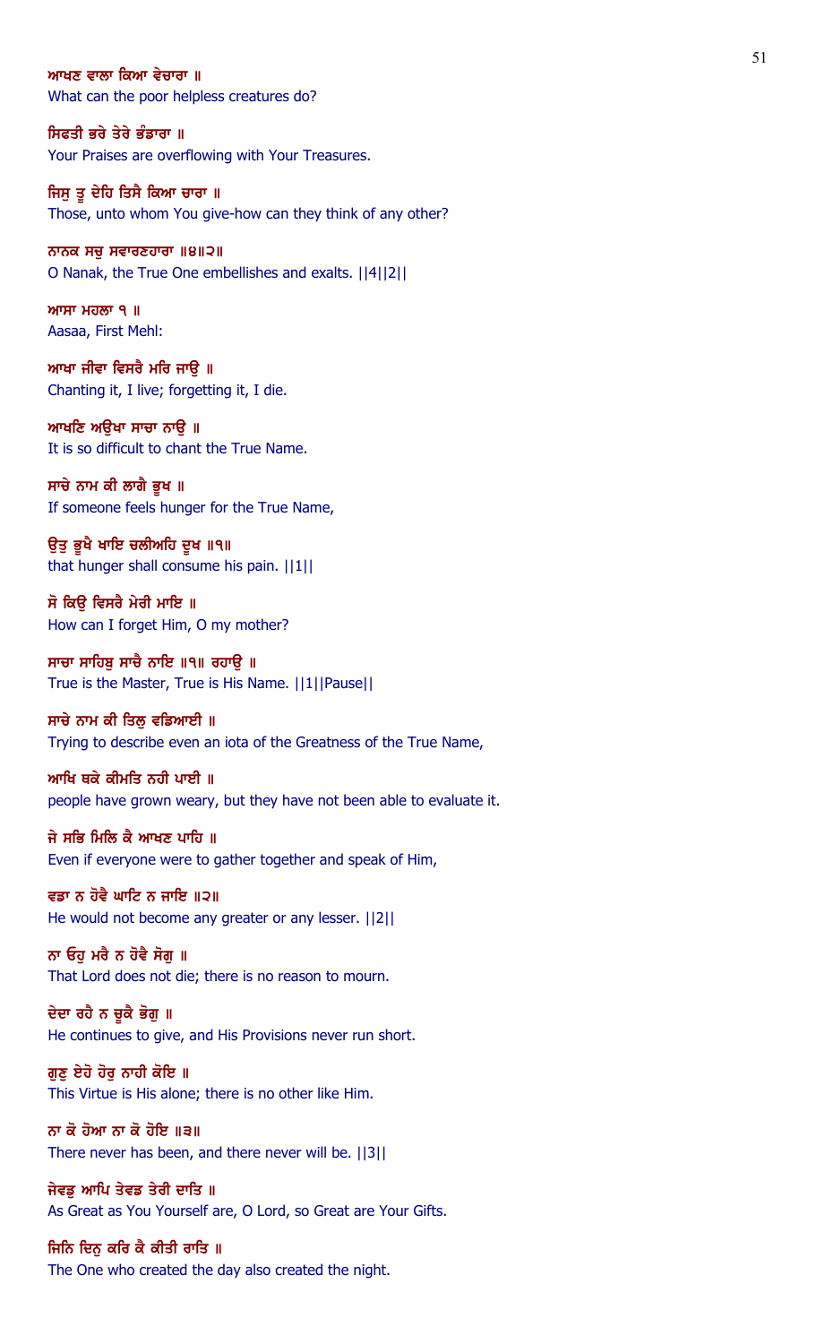ਆਖਣ ਵਾਲਾ ਕਿਆ ਵੇਚਾਰਾ ॥
What can the poor helpless creatures do?

ਸਿਫਤੀ ਭਰੇ ਤੇਰੇ ਭੰਡਾਰਾ ॥
Your Praises are overflowing with Your Treasures.

ਜਿਸੁ ਤੂ ਦੇਹਿ ਤਿਸੈ ਕਿਆ ਚਾਰਾ ॥
Those, unto whom You give-how can they think of any other?

ਨਾਨਕ ਸਚੁ ਸਵਾਰਣਹਾਰਾ ॥੪॥੨॥
O Nanak, the True One embellishes and exalts. ||4||2||

ਆਸਾ ਮਹਲਾ ੧ ॥
Aasaa, First Mehl:

ਆਖਾ ਜੀਵਾ ਵਿਸਰੈ ਮਰਿ ਜਾਉ ॥
Chanting it, I live; forgetting it, I die.

ਆਖਣਿ ਅਉਖਾ ਸਾਚਾ ਨਾਉ ॥
It is so difficult to chant the True Name.

ਸਾਚੇ ਨਾਮ ਕੀ ਲਾਗੈ ਭੂਖ ॥
If someone feels hunger for the True Name,

ਉਤੁ ਭੂਖੈ ਖਾਇ ਚਲੀਅਹਿ ਦੂਖ ॥੧॥
that hunger shall consume his pain. ||1||

ਸੋ ਕਿਉ ਵਿਸਰੈ ਮੇਰੀ ਮਾਇ ॥
How can I forget Him, O my mother?

ਸਾਚਾ ਸਾਹਿਬੁ ਸਾਚੈ ਨਾਇ ॥੧॥ ਰਹਾਉ ॥
True is the Master, True is His Name. ||1||Pause||

ਸਾਚੇ ਨਾਮ ਕੀ ਤਿਲੁ ਵਡਿਆਈ ॥
Trying to describe even an iota of the Greatness of the True Name,

ਆਖਿ ਥਕੇ ਕੀਮਤਿ ਨਹੀ ਪਾਈ ॥
people have grown weary, but they have not been able to evaluate it.

ਜੇ ਸਭਿ ਮਿਲਿ ਕੈ ਆਖਣ ਪਾਹਿ ॥
Even if everyone were to gather together and speak of Him,

ਵਡਾ ਨ ਹੋਵੈ ਘਾਟਿ ਨ ਜਾਇ ॥੨॥
He would not become any greater or any lesser. ||2||

ਨਾ ਓਹੁ ਮਰੈ ਨ ਹੋਵੈ ਸੋਗੁ ॥
That Lord does not die; there is no reason to mourn.

ਦੇਦਾ ਰਹੈ ਨ ਚੂਕੈ ਭੋਗੁ ॥
He continues to give, and His Provisions never run short.

ਗੁਣੁ ਏਹੋ ਹੋਰੁ ਨਾਹੀ ਕੋਇ ॥
This Virtue is His alone; there is no other like Him.

ਨਾ ਕੋ ਹੋਆ ਨਾ ਕੋ ਹੋਇ ॥੩॥
There never has been, and there never will be. ||3||

ਜੇਵਡੁ ਆਪਿ ਤੇਵਡ ਤੇਰੀ ਦਾਤਿ ॥
As Great as You Yourself are, O Lord, so Great are Your Gifts.

ਜਿਨਿ ਦਿਨੁ ਕਰਿ ਕੈ ਕੀਤੀ ਰਾਤਿ ॥
The One who created the day also created the night.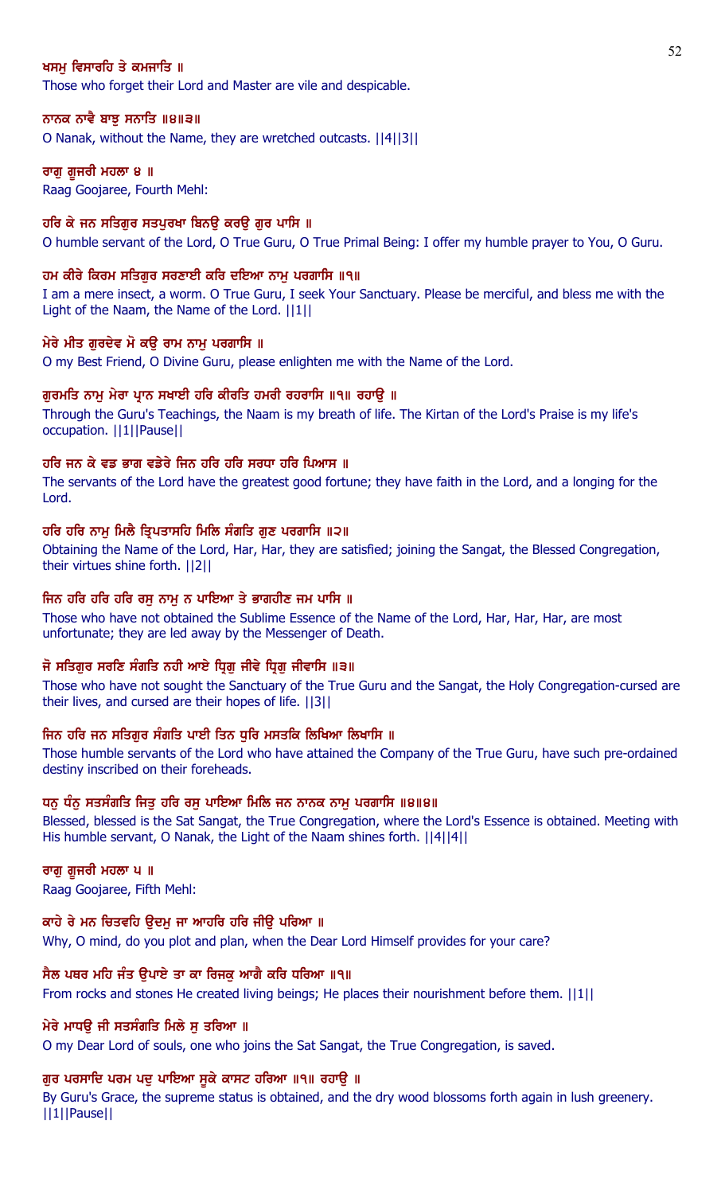**ਖਸਮੁ ਵਿਸਾਰਹਿ ਤੇ ਕਮਜਾਤਿ ॥**

Those who forget their Lord and Master are vile and despicable.

**ਨਾਨਕ ਨਾਵੈ ਬਾਝੁ ਸਨਾਤਿ ॥੪॥੩॥**

O Nanak, without the Name, they are wretched outcasts. ||4||3||

**ਰਾਗੁ ਗੂਜਰੀ ਮਹਲਾ ੪ ॥**

Raag Goojaree, Fourth Mehl:

**ਹਰਿ ਕੇ ਜਨ ਸਤਿਗੁਰ ਸਤਪੁਰਖਾ ਬਿਨਉ ਕਰਉ ਗੁਰ ਪਾਸਿ ॥**

O humble servant of the Lord, O True Guru, O True Primal Being: I offer my humble prayer to You, O Guru.

**ਹਮ ਕੀਰੇ ਕਿਰਮ ਸਤਿਗੁਰ ਸਰਣਾਈ ਕਰਿ ਦਇਆ ਨਾਮੁ ਪਰਗਾਸਿ ॥੧॥**

I am a mere insect, a worm. O True Guru, I seek Your Sanctuary. Please be merciful, and bless me with the Light of the Naam, the Name of the Lord. ||1||

**ਮੇਰੇ ਮੀਤ ਗੁਰਦੇਵ ਮੋ ਕਉ ਰਾਮ ਨਾਮੁ ਪਰਗਾਸਿ ॥**

O my Best Friend, O Divine Guru, please enlighten me with the Name of the Lord.

**ਗੁਰਮਤਿ ਨਾਮੁ ਮੇਰਾ ਪ੍ਰਾਨ ਸਖਾਈ ਹਰਿ ਕੀਰਤਿ ਹਮਰੀ ਰਹਰਾਸਿ ॥੧॥ ਰਹਾਉ ॥**

Through the Guru's Teachings, the Naam is my breath of life. The Kirtan of the Lord's Praise is my life's occupation. ||1||Pause||

**ਹਰਿ ਜਨ ਕੇ ਵਡ ਭਾਗ ਵਡੇਰੇ ਜਿਨ ਹਰਿ ਹਰਿ ਸਰਧਾ ਹਰਿ ਪਿਆਸ ॥**

The servants of the Lord have the greatest good fortune; they have faith in the Lord, and a longing for the Lord.

**ਹਰਿ ਹਰਿ ਨਾਮੁ ਮਿਲੈ ਤ੍ਰਿਪਤਾਸਹਿ ਮਿਲਿ ਸੰਗਤਿ ਗੁਣ ਪਰਗਾਸਿ ॥੨॥**

Obtaining the Name of the Lord, Har, Har, they are satisfied; joining the Sangat, the Blessed Congregation, their virtues shine forth. ||2||

**ਜਿਨ ਹਰਿ ਹਰਿ ਹਰਿ ਰਸੁ ਨਾਮੁ ਨ ਪਾਇਆ ਤੇ ਭਾਗਹੀਣ ਜਮ ਪਾਸਿ ॥**

Those who have not obtained the Sublime Essence of the Name of the Lord, Har, Har, Har, are most unfortunate; they are led away by the Messenger of Death.

**ਜੋ ਸਤਿਗੁਰ ਸਰਣਿ ਸੰਗਤਿ ਨਹੀ ਆਏ ਧ੍ਰਿਗੁ ਜੀਵੇ ਧ੍ਰਿਗੁ ਜੀਵਾਸਿ ॥੩॥**

Those who have not sought the Sanctuary of the True Guru and the Sangat, the Holy Congregation-cursed are their lives, and cursed are their hopes of life. ||3||

**ਜਿਨ ਹਰਿ ਜਨ ਸਤਿਗੁਰ ਸੰਗਤਿ ਪਾਈ ਤਿਨ ਧੁਰਿ ਮਸਤਕਿ ਲਿਖਿਆ ਲਿਖਾਸਿ ॥**

Those humble servants of the Lord who have attained the Company of the True Guru, have such pre-ordained destiny inscribed on their foreheads.

**ਧਨੁ ਧੰਨੁ ਸਤਸੰਗਤਿ ਜਿਤੁ ਹਰਿ ਰਸੁ ਪਾਇਆ ਮਿਲਿ ਜਨ ਨਾਨਕ ਨਾਮੁ ਪਰਗਾਸਿ ॥੪॥੪॥**

Blessed, blessed is the Sat Sangat, the True Congregation, where the Lord's Essence is obtained. Meeting with His humble servant, O Nanak, the Light of the Naam shines forth. ||4||4||

**ਰਾਗੁ ਗੂਜਰੀ ਮਹਲਾ ੫ ॥**

Raag Goojaree, Fifth Mehl:

**ਕਾਹੇ ਰੇ ਮਨ ਚਿਤਵਹਿ ਉਦਮੁ ਜਾ ਆਹਰਿ ਹਰਿ ਜੀਉ ਪਰਿਆ ॥**

Why, O mind, do you plot and plan, when the Dear Lord Himself provides for your care?

**ਸੈਲ ਪਥਰ ਮਹਿ ਜੰਤ ਉਪਾਏ ਤਾ ਕਾ ਰਿਜਕੁ ਆਗੈ ਕਰਿ ਧਰਿਆ ॥੧॥**

From rocks and stones He created living beings; He places their nourishment before them. ||1||

**ਮੇਰੇ ਮਾਧਉ ਜੀ ਸਤਸੰਗਤਿ ਮਿਲੇ ਸੁ ਤਰਿਆ ॥**

O my Dear Lord of souls, one who joins the Sat Sangat, the True Congregation, is saved.

**ਗੁਰ ਪਰਸਾਦਿ ਪਰਮ ਪਦੁ ਪਾਇਆ ਸੂਕੇ ਕਾਸਟ ਹਰਿਆ ॥੧॥ ਰਹਾਉ ॥**

By Guru's Grace, the supreme status is obtained, and the dry wood blossoms forth again in lush greenery. ||1||Pause||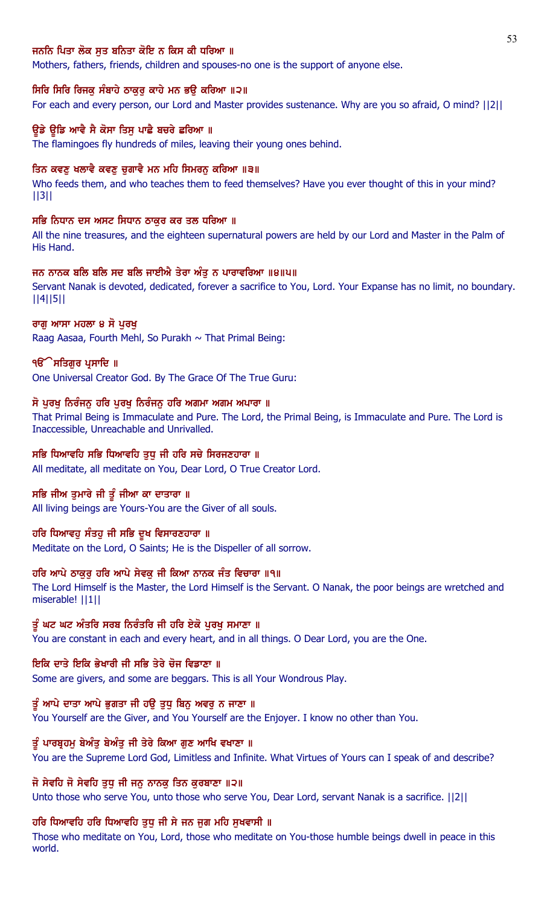**ਜਨਨਿ ਪਿਤਾ ਲੋਕ ਸੁਤ ਬਨਿਤਾ ਕੋਇ ਨ ਕਿਸ ਕੀ ਧਰਿਆ ॥**
Mothers, fathers, friends, children and spouses-no one is the support of anyone else.

**ਸਿਰਿ ਸਿਰਿ ਰਿਜਕੁ ਸੰਬਾਹੇ ਠਾਕੁਰੁ ਕਾਹੇ ਮਨ ਭਉ ਕਰਿਆ ॥੨॥**
For each and every person, our Lord and Master provides sustenance. Why are you so afraid, O mind? ||2||

**ਊਡੇ ਊਡਿ ਆਵੈ ਸੈ ਕੋਸਾ ਤਿਸੁ ਪਾਛੈ ਬਚਰੇ ਛਰਿਆ ॥**
The flamingoes fly hundreds of miles, leaving their young ones behind.

**ਤਿਨ ਕਵਣੁ ਖਲਾਵੈ ਕਵਣੁ ਚੁਗਾਵੈ ਮਨ ਮਹਿ ਸਿਮਰਨੁ ਕਰਿਆ ॥੩॥**
Who feeds them, and who teaches them to feed themselves? Have you ever thought of this in your mind? ||3||

**ਸਭਿ ਨਿਧਾਨ ਦਸ ਅਸਟ ਸਿਧਾਨ ਠਾਕੁਰ ਕਰ ਤਲ ਧਰਿਆ ॥**
All the nine treasures, and the eighteen supernatural powers are held by our Lord and Master in the Palm of His Hand.

**ਜਨ ਨਾਨਕ ਬਲਿ ਬਲਿ ਸਦ ਬਲਿ ਜਾਈਐ ਤੇਰਾ ਅੰਤੁ ਨ ਪਾਰਾਵਰਿਆ ॥੪॥੫॥**
Servant Nanak is devoted, dedicated, forever a sacrifice to You, Lord. Your Expanse has no limit, no boundary. ||4||5||

**ਰਾਗੁ ਆਸਾ ਮਹਲਾ ੪ ਸੋ ਪੁਰਖੁ**
Raag Aasaa, Fourth Mehl, So Purakh ~ That Primal Being:

**ੴ ਸਤਿਗੁਰ ਪ੍ਰਸਾਦਿ ॥**
One Universal Creator God. By The Grace Of The True Guru:

**ਸੋ ਪੁਰਖੁ ਨਿਰੰਜਨੁ ਹਰਿ ਪੁਰਖੁ ਨਿਰੰਜਨੁ ਹਰਿ ਅਗਮਾ ਅਗਮ ਅਪਾਰਾ ॥**
That Primal Being is Immaculate and Pure. The Lord, the Primal Being, is Immaculate and Pure. The Lord is Inaccessible, Unreachable and Unrivalled.

**ਸਭਿ ਧਿਆਵਹਿ ਸਭਿ ਧਿਆਵਹਿ ਤੁਧੁ ਜੀ ਹਰਿ ਸਚੇ ਸਿਰਜਣਹਾਰਾ ॥**
All meditate, all meditate on You, Dear Lord, O True Creator Lord.

**ਸਭਿ ਜੀਅ ਤੁਮਾਰੇ ਜੀ ਤੂੰ ਜੀਆ ਕਾ ਦਾਤਾਰਾ ॥**
All living beings are Yours-You are the Giver of all souls.

**ਹਰਿ ਧਿਆਵਹੁ ਸੰਤਹੁ ਜੀ ਸਭਿ ਦੂਖ ਵਿਸਾਰਣਹਾਰਾ ॥**
Meditate on the Lord, O Saints; He is the Dispeller of all sorrow.

**ਹਰਿ ਆਪੇ ਠਾਕੁਰੁ ਹਰਿ ਆਪੇ ਸੇਵਕੁ ਜੀ ਕਿਆ ਨਾਨਕ ਜੰਤ ਵਿਚਾਰਾ ॥੧॥**
The Lord Himself is the Master, the Lord Himself is the Servant. O Nanak, the poor beings are wretched and miserable! ||1||

**ਤੂੰ ਘਟ ਘਟ ਅੰਤਰਿ ਸਰਬ ਨਿਰੰਤਰਿ ਜੀ ਹਰਿ ਏਕੋ ਪੁਰਖੁ ਸਮਾਣਾ ॥**
You are constant in each and every heart, and in all things. O Dear Lord, you are the One.

**ਇਕਿ ਦਾਤੇ ਇਕਿ ਭੇਖਾਰੀ ਜੀ ਸਭਿ ਤੇਰੇ ਚੋਜ ਵਿਡਾਣਾ ॥**
Some are givers, and some are beggars. This is all Your Wondrous Play.

**ਤੂੰ ਆਪੇ ਦਾਤਾ ਆਪੇ ਭੁਗਤਾ ਜੀ ਹਉ ਤੁਧੁ ਬਿਨੁ ਅਵਰੁ ਨ ਜਾਣਾ ॥**
You Yourself are the Giver, and You Yourself are the Enjoyer. I know no other than You.

**ਤੂੰ ਪਾਰਬ੍ਰਹਮੁ ਬੇਅੰਤੁ ਬੇਅੰਤੁ ਜੀ ਤੇਰੇ ਕਿਆ ਗੁਣ ਆਖਿ ਵਖਾਣਾ ॥**
You are the Supreme Lord God, Limitless and Infinite. What Virtues of Yours can I speak of and describe?

**ਜੋ ਸੇਵਹਿ ਜੋ ਸੇਵਹਿ ਤੁਧੁ ਜੀ ਜਨੁ ਨਾਨਕੁ ਤਿਨ ਕੁਰਬਾਣਾ ॥੨॥**
Unto those who serve You, unto those who serve You, Dear Lord, servant Nanak is a sacrifice. ||2||

**ਹਰਿ ਧਿਆਵਹਿ ਹਰਿ ਧਿਆਵਹਿ ਤੁਧੁ ਜੀ ਸੇ ਜਨ ਜੁਗ ਮਹਿ ਸੁਖਵਾਸੀ ॥**
Those who meditate on You, Lord, those who meditate on You-those humble beings dwell in peace in this world.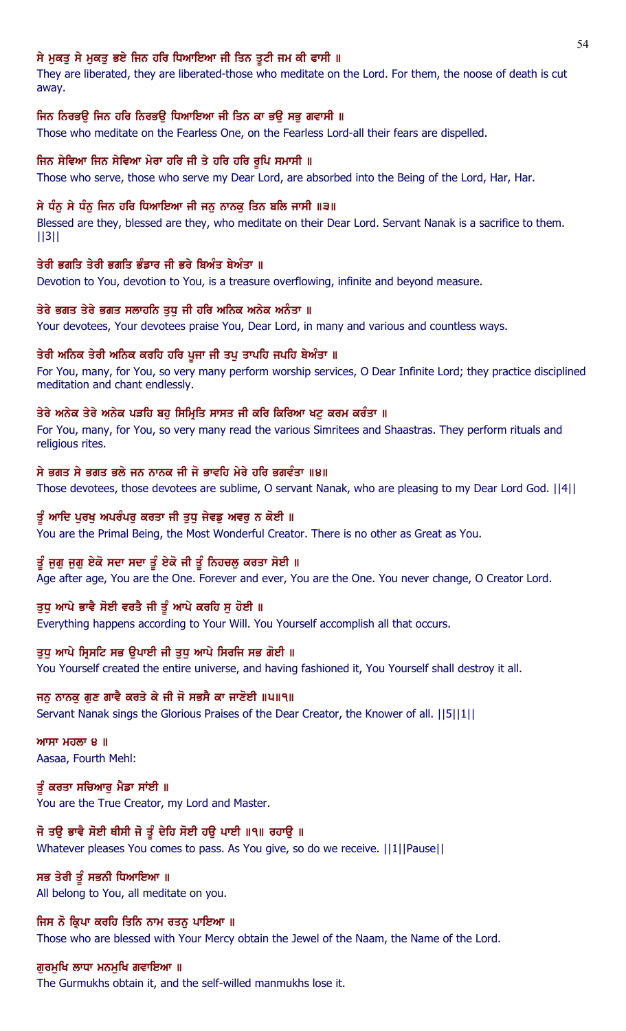ਸੇ ਮੁਕਤੁ ਸੇ ਮੁਕਤੁ ਭਏ ਜਿਨ ਹਰਿ ਧਿਆਇਆ ਜੀ ਤਿਨ ਤੂਟੀ ਜਮ ਕੀ ਫਾਸੀ ॥

They are liberated, they are liberated-those who meditate on the Lord. For them, the noose of death is cut away.

ਜਿਨ ਨਿਰਭਉ ਜਿਨ ਹਰਿ ਨਿਰਭਉ ਧਿਆਇਆ ਜੀ ਤਿਨ ਕਾ ਭਉ ਸਭੁ ਗਵਾਸੀ ॥

Those who meditate on the Fearless One, on the Fearless Lord-all their fears are dispelled.

ਜਿਨ ਸੇਵਿਆ ਜਿਨ ਸੇਵਿਆ ਮੇਰਾ ਹਰਿ ਜੀ ਤੇ ਹਰਿ ਹਰਿ ਰੂਪਿ ਸਮਾਸੀ ॥

Those who serve, those who serve my Dear Lord, are absorbed into the Being of the Lord, Har, Har.

ਸੇ ਧੰਨੁ ਸੇ ਧੰਨੁ ਜਿਨ ਹਰਿ ਧਿਆਇਆ ਜੀ ਜਨੁ ਨਾਨਕੁ ਤਿਨ ਬਲਿ ਜਾਸੀ ॥੩॥

Blessed are they, blessed are they, who meditate on their Dear Lord. Servant Nanak is a sacrifice to them. ||3||

ਤੇਰੀ ਭਗਤਿ ਤੇਰੀ ਭਗਤਿ ਭੰਡਾਰ ਜੀ ਭਰੇ ਬਿਅੰਤ ਬੇਅੰਤਾ ॥

Devotion to You, devotion to You, is a treasure overflowing, infinite and beyond measure.

ਤੇਰੇ ਭਗਤ ਤੇਰੇ ਭਗਤ ਸਲਾਹਨਿ ਤੁਧੁ ਜੀ ਹਰਿ ਅਨਿਕ ਅਨੇਕ ਅਨੰਤਾ ॥

Your devotees, Your devotees praise You, Dear Lord, in many and various and countless ways.

ਤੇਰੀ ਅਨਿਕ ਤੇਰੀ ਅਨਿਕ ਕਰਹਿ ਹਰਿ ਪੂਜਾ ਜੀ ਤਪੁ ਤਾਪਹਿ ਜਪਹਿ ਬੇਅੰਤਾ ॥

For You, many, for You, so very many perform worship services, O Dear Infinite Lord; they practice disciplined meditation and chant endlessly.

ਤੇਰੇ ਅਨੇਕ ਤੇਰੇ ਅਨੇਕ ਪੜਹਿ ਬਹੁ ਸਿਮ੍ਰਿਤਿ ਸਾਸਤ ਜੀ ਕਰਿ ਕਿਰਿਆ ਖਟੁ ਕਰਮ ਕਰੰਤਾ ॥

For You, many, for You, so very many read the various Simritees and Shaastras. They perform rituals and religious rites.

ਸੇ ਭਗਤ ਸੇ ਭਗਤ ਭਲੇ ਜਨ ਨਾਨਕ ਜੀ ਜੋ ਭਾਵਹਿ ਮੇਰੇ ਹਰਿ ਭਗਵੰਤਾ ॥੪॥

Those devotees, those devotees are sublime, O servant Nanak, who are pleasing to my Dear Lord God. ||4||

ਤੂੰ ਆਦਿ ਪੁਰਖੁ ਅਪਰੰਪਰੁ ਕਰਤਾ ਜੀ ਤੁਧੁ ਜੇਵਡੁ ਅਵਰੁ ਨ ਕੋਈ ॥

You are the Primal Being, the Most Wonderful Creator. There is no other as Great as You.

ਤੂੰ ਜੁਗੁ ਜੁਗੁ ਏਕੋ ਸਦਾ ਸਦਾ ਤੂੰ ਏਕੋ ਜੀ ਤੂੰ ਨਿਹਚਲੁ ਕਰਤਾ ਸੋਈ ॥

Age after age, You are the One. Forever and ever, You are the One. You never change, O Creator Lord.

ਤੁਧੁ ਆਪੇ ਭਾਵੈ ਸੋਈ ਵਰਤੈ ਜੀ ਤੂੰ ਆਪੇ ਕਰਹਿ ਸੁ ਹੋਈ ॥

Everything happens according to Your Will. You Yourself accomplish all that occurs.

ਤੁਧੁ ਆਪੇ ਸ੍ਰਿਸਟਿ ਸਭ ਉਪਾਈ ਜੀ ਤੁਧੁ ਆਪੇ ਸਿਰਜਿ ਸਭ ਗੋਈ ॥

You Yourself created the entire universe, and having fashioned it, You Yourself shall destroy it all.

ਜਨੁ ਨਾਨਕੁ ਗੁਣ ਗਾਵੈ ਕਰਤੇ ਕੇ ਜੀ ਜੋ ਸਭਸੈ ਕਾ ਜਾਣੋਈ ॥੫॥੧॥

Servant Nanak sings the Glorious Praises of the Dear Creator, the Knower of all. ||5||1||

ਆਸਾ ਮਹਲਾ ੪ ॥

Aasaa, Fourth Mehl:

ਤੂੰ ਕਰਤਾ ਸਚਿਆਰੁ ਮੈਡਾ ਸਾਂਈ ॥

You are the True Creator, my Lord and Master.

ਜੋ ਤਉ ਭਾਵੈ ਸੋਈ ਥੀਸੀ ਜੋ ਤੂੰ ਦੇਹਿ ਸੋਈ ਹਉ ਪਾਈ ॥੧॥ ਰਹਾਉ ॥

Whatever pleases You comes to pass. As You give, so do we receive. ||1||Pause||

ਸਭ ਤੇਰੀ ਤੂੰ ਸਭਨੀ ਧਿਆਇਆ ॥

All belong to You, all meditate on you.

ਜਿਸ ਨੋ ਕ੍ਰਿਪਾ ਕਰਹਿ ਤਿਨਿ ਨਾਮ ਰਤਨੁ ਪਾਇਆ ॥

Those who are blessed with Your Mercy obtain the Jewel of the Naam, the Name of the Lord.

ਗੁਰਮੁਖਿ ਲਾਧਾ ਮਨਮੁਖਿ ਗਵਾਇਆ ॥

The Gurmukhs obtain it, and the self-willed manmukhs lose it.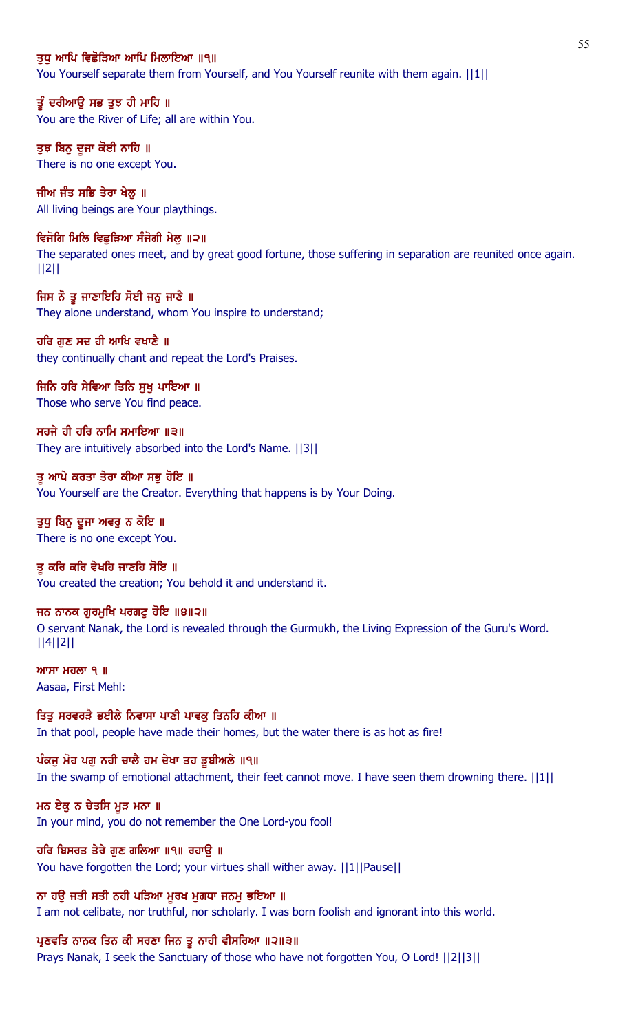ਤੁਧੁ ਆਪਿ ਵਿਛੋੜਿਆ ਆਪਿ ਮਿਲਾਇਆ ॥੧॥
You Yourself separate them from Yourself, and You Yourself reunite with them again. ||1||

ਤੂੰ ਦਰੀਆਉ ਸਭ ਤੁਝ ਹੀ ਮਾਹਿ ॥
You are the River of Life; all are within You.

ਤੁਝ ਬਿਨੁ ਦੂਜਾ ਕੋਈ ਨਾਹਿ ॥
There is no one except You.

ਜੀਅ ਜੰਤ ਸਭਿ ਤੇਰਾ ਖੇਲੁ ॥
All living beings are Your playthings.

ਵਿਜੋਗਿ ਮਿਲਿ ਵਿਛੁੜਿਆ ਸੰਜੋਗੀ ਮੇਲੁ ॥੨॥
The separated ones meet, and by great good fortune, those suffering in separation are reunited once again. ||2||

ਜਿਸ ਨੋ ਤੂ ਜਾਣਾਇਹਿ ਸੋਈ ਜਨੁ ਜਾਣੈ ॥
They alone understand, whom You inspire to understand;

ਹਰਿ ਗੁਣ ਸਦ ਹੀ ਆਖਿ ਵਖਾਣੈ ॥
they continually chant and repeat the Lord's Praises.

ਜਿਨਿ ਹਰਿ ਸੇਵਿਆ ਤਿਨਿ ਸੁਖੁ ਪਾਇਆ ॥
Those who serve You find peace.

ਸਹਜੇ ਹੀ ਹਰਿ ਨਾਮਿ ਸਮਾਇਆ ॥੩॥
They are intuitively absorbed into the Lord's Name. ||3||

ਤੂ ਆਪੇ ਕਰਤਾ ਤੇਰਾ ਕੀਆ ਸਭੁ ਹੋਇ ॥
You Yourself are the Creator. Everything that happens is by Your Doing.

ਤੁਧੁ ਬਿਨੁ ਦੂਜਾ ਅਵਰੁ ਨ ਕੋਇ ॥
There is no one except You.

ਤੂ ਕਰਿ ਕਰਿ ਵੇਖਹਿ ਜਾਣਹਿ ਸੋਇ ॥
You created the creation; You behold it and understand it.

ਜਨ ਨਾਨਕ ਗੁਰਮੁਖਿ ਪਰਗਟੁ ਹੋਇ ॥੪॥੨॥
O servant Nanak, the Lord is revealed through the Gurmukh, the Living Expression of the Guru's Word. ||4||2||

ਆਸਾ ਮਹਲਾ ੧ ॥
Aasaa, First Mehl:

ਤਿਤੁ ਸਰਵਰੜੈ ਭਈਲੇ ਨਿਵਾਸਾ ਪਾਣੀ ਪਾਵਕੁ ਤਿਨਹਿ ਕੀਆ ॥
In that pool, people have made their homes, but the water there is as hot as fire!

ਪੰਕਜੁ ਮੋਹ ਪਗੁ ਨਹੀ ਚਾਲੈ ਹਮ ਦੇਖਾ ਤਹ ਡੂਬੀਅਲੇ ॥੧॥
In the swamp of emotional attachment, their feet cannot move. I have seen them drowning there. ||1||

ਮਨ ਏਕੁ ਨ ਚੇਤਸਿ ਮੂੜ ਮਨਾ ॥
In your mind, you do not remember the One Lord-you fool!

ਹਰਿ ਬਿਸਰਤ ਤੇਰੇ ਗੁਣ ਗਲਿਆ ॥੧॥ ਰਹਾਉ ॥
You have forgotten the Lord; your virtues shall wither away. ||1||Pause||

ਨਾ ਹਉ ਜਤੀ ਸਤੀ ਨਹੀ ਪੜਿਆ ਮੂਰਖ ਮੁਗਧਾ ਜਨਮੁ ਭਇਆ ॥
I am not celibate, nor truthful, nor scholarly. I was born foolish and ignorant into this world.

ਪ੍ਰਣਵਤਿ ਨਾਨਕ ਤਿਨ ਕੀ ਸਰਣਾ ਜਿਨ ਤੂ ਨਾਹੀ ਵੀਸਰਿਆ ॥੨॥੩॥
Prays Nanak, I seek the Sanctuary of those who have not forgotten You, O Lord! ||2||3||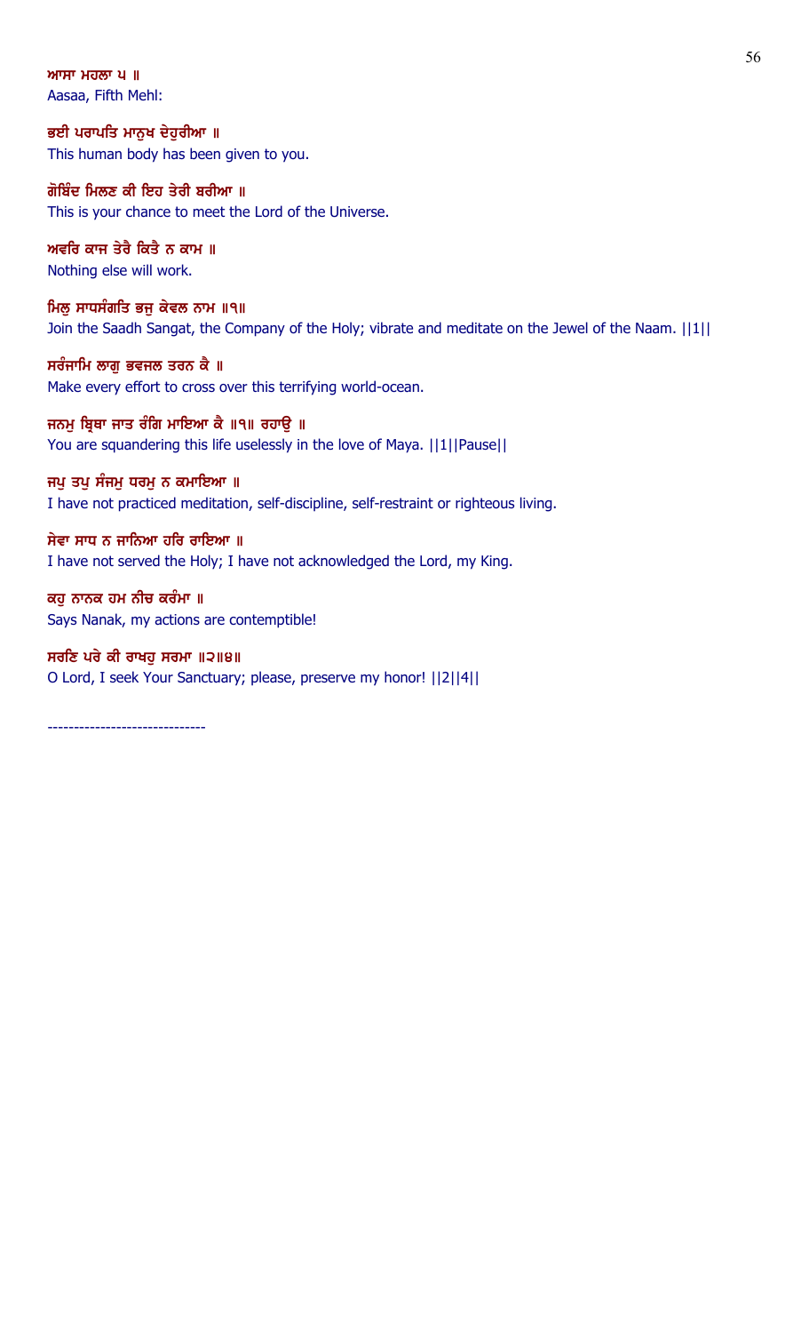ਆਸਾ ਮਹਲਾ ੫ ॥
Aasaa, Fifth Mehl:

ਭਈ ਪਰਾਪਤਿ ਮਾਨੁਖ ਦੇਹੁਰੀਆ ॥
This human body has been given to you.

ਗੋਬਿੰਦ ਮਿਲਣ ਕੀ ਇਹ ਤੇਰੀ ਬਰੀਆ ॥
This is your chance to meet the Lord of the Universe.

ਅਵਰਿ ਕਾਜ ਤੇਰੈ ਕਿਤੈ ਨ ਕਾਮ ॥
Nothing else will work.

ਮਿਲੁ ਸਾਧਸੰਗਤਿ ਭਜੁ ਕੇਵਲ ਨਾਮ ॥੧॥
Join the Saadh Sangat, the Company of the Holy; vibrate and meditate on the Jewel of the Naam. ||1||

ਸਰੰਜਾਮਿ ਲਾਗੁ ਭਵਜਲ ਤਰਨ ਕੈ ॥
Make every effort to cross over this terrifying world-ocean.

ਜਨਮੁ ਬ੍ਰਿਥਾ ਜਾਤ ਰੰਗਿ ਮਾਇਆ ਕੈ ॥੧॥ ਰਹਾਉ ॥
You are squandering this life uselessly in the love of Maya. ||1||Pause||

ਜਪੁ ਤਪੁ ਸੰਜਮੁ ਧਰਮੁ ਨ ਕਮਾਇਆ ॥
I have not practiced meditation, self-discipline, self-restraint or righteous living.

ਸੇਵਾ ਸਾਧ ਨ ਜਾਨਿਆ ਹਰਿ ਰਾਇਆ ॥
I have not served the Holy; I have not acknowledged the Lord, my King.

ਕਹੁ ਨਾਨਕ ਹਮ ਨੀਚ ਕਰੰਮਾ ॥
Says Nanak, my actions are contemptible!

ਸਰਣਿ ਪਰੇ ਕੀ ਰਾਖਹੁ ਸਰਮਾ ॥੨॥੪॥
O Lord, I seek Your Sanctuary; please, preserve my honor! ||2||4||

------------------------------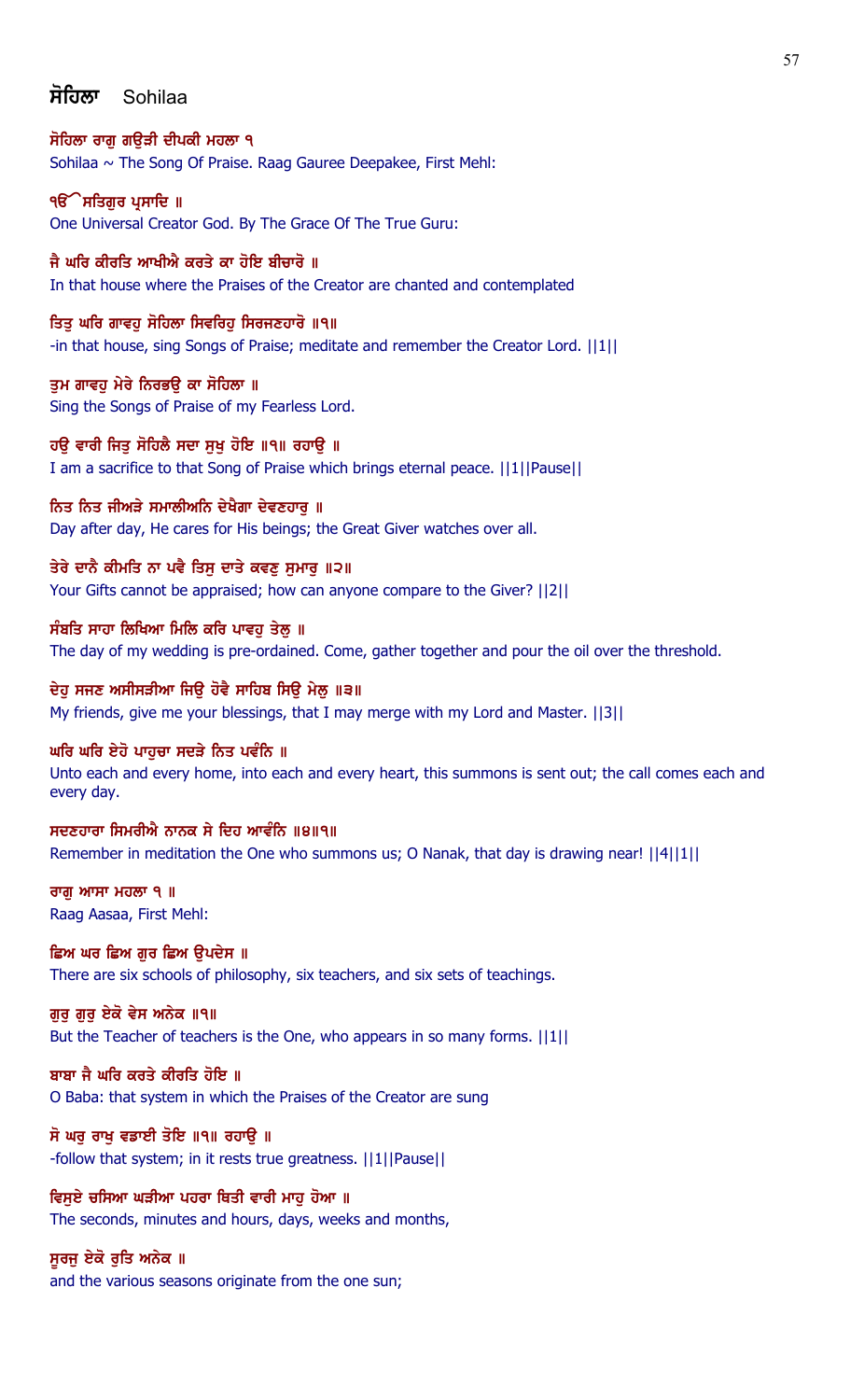## ਸੋਹਿਲਾ Sohilaa

**ਸੋਹਿਲਾ ਰਾਗੁ ਗਉੜੀ ਦੀਪਕੀ ਮਹਲਾ ੧**
Sohilaa ~ The Song Of Praise. Raag Gauree Deepakee, First Mehl:

**ੴ ਸਤਿਗੁਰ ਪ੍ਰਸਾਦਿ ॥**
One Universal Creator God. By The Grace Of The True Guru:

**ਜੈ ਘਰਿ ਕੀਰਤਿ ਆਖੀਐ ਕਰਤੇ ਕਾ ਹੋਇ ਬੀਚਾਰੋ ॥**
In that house where the Praises of the Creator are chanted and contemplated

**ਤਿਤੁ ਘਰਿ ਗਾਵਹੁ ਸੋਹਿਲਾ ਸਿਵਰਿਹੁ ਸਿਰਜਣਹਾਰੋ ॥੧॥**
-in that house, sing Songs of Praise; meditate and remember the Creator Lord. ||1||

**ਤੁਮ ਗਾਵਹੁ ਮੇਰੇ ਨਿਰਭਉ ਕਾ ਸੋਹਿਲਾ ॥**
Sing the Songs of Praise of my Fearless Lord.

**ਹਉ ਵਾਰੀ ਜਿਤੁ ਸੋਹਿਲੈ ਸਦਾ ਸੁਖੁ ਹੋਇ ॥੧॥ ਰਹਾਉ ॥**
I am a sacrifice to that Song of Praise which brings eternal peace. ||1||Pause||

**ਨਿਤ ਨਿਤ ਜੀਅੜੇ ਸਮਾਲੀਅਨਿ ਦੇਖੈਗਾ ਦੇਵਣਹਾਰੁ ॥**
Day after day, He cares for His beings; the Great Giver watches over all.

**ਤੇਰੇ ਦਾਨੈ ਕੀਮਤਿ ਨਾ ਪਵੈ ਤਿਸੁ ਦਾਤੇ ਕਵਣੁ ਸੁਮਾਰੁ ॥੨॥**
Your Gifts cannot be appraised; how can anyone compare to the Giver? ||2||

**ਸੰਬਤਿ ਸਾਹਾ ਲਿਖਿਆ ਮਿਲਿ ਕਰਿ ਪਾਵਹੁ ਤੇਲੁ ॥**
The day of my wedding is pre-ordained. Come, gather together and pour the oil over the threshold.

**ਦੇਹੁ ਸਜਣ ਅਸੀਸੜੀਆ ਜਿਉ ਹੋਵੈ ਸਾਹਿਬ ਸਿਉ ਮੇਲੁ ॥੩॥**
My friends, give me your blessings, that I may merge with my Lord and Master. ||3||

**ਘਰਿ ਘਰਿ ਏਹੋ ਪਾਹੁਚਾ ਸਦੜੇ ਨਿਤ ਪਵੰਨਿ ॥**
Unto each and every home, into each and every heart, this summons is sent out; the call comes each and every day.

**ਸਦਣਹਾਰਾ ਸਿਮਰੀਐ ਨਾਨਕ ਸੇ ਦਿਹ ਆਵੰਨਿ ॥੪॥੧॥**
Remember in meditation the One who summons us; O Nanak, that day is drawing near! ||4||1||

**ਰਾਗੁ ਆਸਾ ਮਹਲਾ ੧ ॥**
Raag Aasaa, First Mehl:

**ਛਿਅ ਘਰ ਛਿਅ ਗੁਰ ਛਿਅ ਉਪਦੇਸ ॥**
There are six schools of philosophy, six teachers, and six sets of teachings.

**ਗੁਰੁ ਗੁਰੁ ਏਕੋ ਵੇਸ ਅਨੇਕ ॥੧॥**
But the Teacher of teachers is the One, who appears in so many forms. ||1||

**ਬਾਬਾ ਜੈ ਘਰਿ ਕਰਤੇ ਕੀਰਤਿ ਹੋਇ ॥**
O Baba: that system in which the Praises of the Creator are sung

**ਸੋ ਘਰੁ ਰਾਖੁ ਵਡਾਈ ਤੋਇ ॥੧॥ ਰਹਾਉ ॥**
-follow that system; in it rests true greatness. ||1||Pause||

**ਵਿਸੁਏ ਚਸਿਆ ਘੜੀਆ ਪਹਰਾ ਥਿਤੀ ਵਾਰੀ ਮਾਹੁ ਹੋਆ ॥**
The seconds, minutes and hours, days, weeks and months,

**ਸੂਰਜੁ ਏਕੋ ਰੁਤਿ ਅਨੇਕ ॥**
and the various seasons originate from the one sun;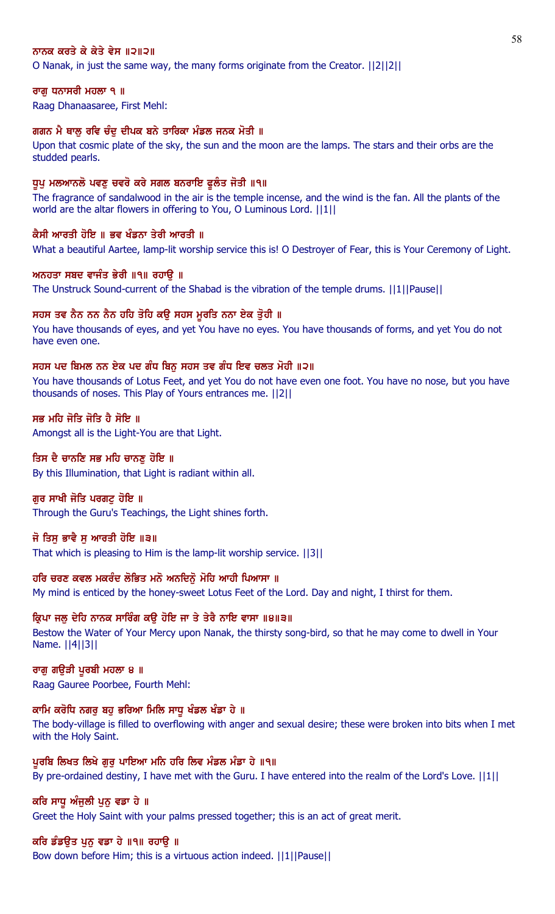**ਨਾਨਕ ਕਰਤੇ ਕੇ ਕੇਤੇ ਵੇਸ ॥੨॥੨॥**

O Nanak, in just the same way, the many forms originate from the Creator. ||2||2||

**ਰਾਗੁ ਧਨਾਸਰੀ ਮਹਲਾ ੧ ॥**

Raag Dhanaasaree, First Mehl:

**ਗਗਨ ਮੈ ਥਾਲੁ ਰਵਿ ਚੰਦੁ ਦੀਪਕ ਬਨੇ ਤਾਰਿਕਾ ਮੰਡਲ ਜਨਕ ਮੋਤੀ ॥**

Upon that cosmic plate of the sky, the sun and the moon are the lamps. The stars and their orbs are the studded pearls.

**ਧੂਪੁ ਮਲਆਨਲੋ ਪਵਣੁ ਚਵਰੋ ਕਰੇ ਸਗਲ ਬਨਰਾਇ ਫੂਲੰਤ ਜੋਤੀ ॥੧॥**

The fragrance of sandalwood in the air is the temple incense, and the wind is the fan. All the plants of the world are the altar flowers in offering to You, O Luminous Lord. ||1||

**ਕੈਸੀ ਆਰਤੀ ਹੋਇ ॥ ਭਵ ਖੰਡਨਾ ਤੇਰੀ ਆਰਤੀ ॥**

What a beautiful Aartee, lamp-lit worship service this is! O Destroyer of Fear, this is Your Ceremony of Light.

**ਅਨਹਤਾ ਸਬਦ ਵਾਜੰਤ ਭੇਰੀ ॥੧॥ ਰਹਾਉ ॥**

The Unstruck Sound-current of the Shabad is the vibration of the temple drums. ||1||Pause||

**ਸਹਸ ਤਵ ਨੈਨ ਨਨ ਨੈਨ ਹਹਿ ਤੋਹਿ ਕਉ ਸਹਸ ਮੂਰਤਿ ਨਨਾ ਏਕ ਤੁੋਹੀ ॥**

You have thousands of eyes, and yet You have no eyes. You have thousands of forms, and yet You do not have even one.

**ਸਹਸ ਪਦ ਬਿਮਲ ਨਨ ਏਕ ਪਦ ਗੰਧ ਬਿਨੁ ਸਹਸ ਤਵ ਗੰਧ ਇਵ ਚਲਤ ਮੋਹੀ ॥੨॥**

You have thousands of Lotus Feet, and yet You do not have even one foot. You have no nose, but you have thousands of noses. This Play of Yours entrances me. ||2||

**ਸਭ ਮਹਿ ਜੋਤਿ ਜੋਤਿ ਹੈ ਸੋਇ ॥**

Amongst all is the Light-You are that Light.

**ਤਿਸ ਦੈ ਚਾਨਣਿ ਸਭ ਮਹਿ ਚਾਨਣੁ ਹੋਇ ॥**

By this Illumination, that Light is radiant within all.

**ਗੁਰ ਸਾਖੀ ਜੋਤਿ ਪਰਗਟੁ ਹੋਇ ॥**

Through the Guru's Teachings, the Light shines forth.

**ਜੋ ਤਿਸੁ ਭਾਵੈ ਸੁ ਆਰਤੀ ਹੋਇ ॥੩॥**

That which is pleasing to Him is the lamp-lit worship service. ||3||

**ਹਰਿ ਚਰਣ ਕਵਲ ਮਕਰੰਦ ਲੋਭਿਤ ਮਨੋ ਅਨਦਿਨੋ ਮੋਹਿ ਆਹੀ ਪਿਆਸਾ ॥**

My mind is enticed by the honey-sweet Lotus Feet of the Lord. Day and night, I thirst for them.

**ਕ੍ਰਿਪਾ ਜਲੁ ਦੇਹਿ ਨਾਨਕ ਸਾਰਿੰਗ ਕਉ ਹੋਇ ਜਾ ਤੇ ਤੇਰੈ ਨਾਇ ਵਾਸਾ ॥੪॥੩॥**

Bestow the Water of Your Mercy upon Nanak, the thirsty song-bird, so that he may come to dwell in Your Name. ||4||3||

**ਰਾਗੁ ਗਉੜੀ ਪੂਰਬੀ ਮਹਲਾ ੪ ॥**

Raag Gauree Poorbee, Fourth Mehl:

**ਕਾਮਿ ਕਰੋਧਿ ਨਗਰੁ ਬਹੁ ਭਰਿਆ ਮਿਲਿ ਸਾਧੂ ਖੰਡਲ ਖੰਡਾ ਹੇ ॥**

The body-village is filled to overflowing with anger and sexual desire; these were broken into bits when I met with the Holy Saint.

**ਪੂਰਬਿ ਲਿਖਤ ਲਿਖੇ ਗੁਰੁ ਪਾਇਆ ਮਨਿ ਹਰਿ ਲਿਵ ਮੰਡਲ ਮੰਡਾ ਹੇ ॥੧॥**

By pre-ordained destiny, I have met with the Guru. I have entered into the realm of the Lord's Love. ||1||

**ਕਰਿ ਸਾਧੂ ਅੰਜੁਲੀ ਪੁਨੁ ਵਡਾ ਹੇ ॥**

Greet the Holy Saint with your palms pressed together; this is an act of great merit.

**ਕਰਿ ਡੰਡਉਤ ਪੁਨੁ ਵਡਾ ਹੇ ॥੧॥ ਰਹਾਉ ॥**

Bow down before Him; this is a virtuous action indeed. ||1||Pause||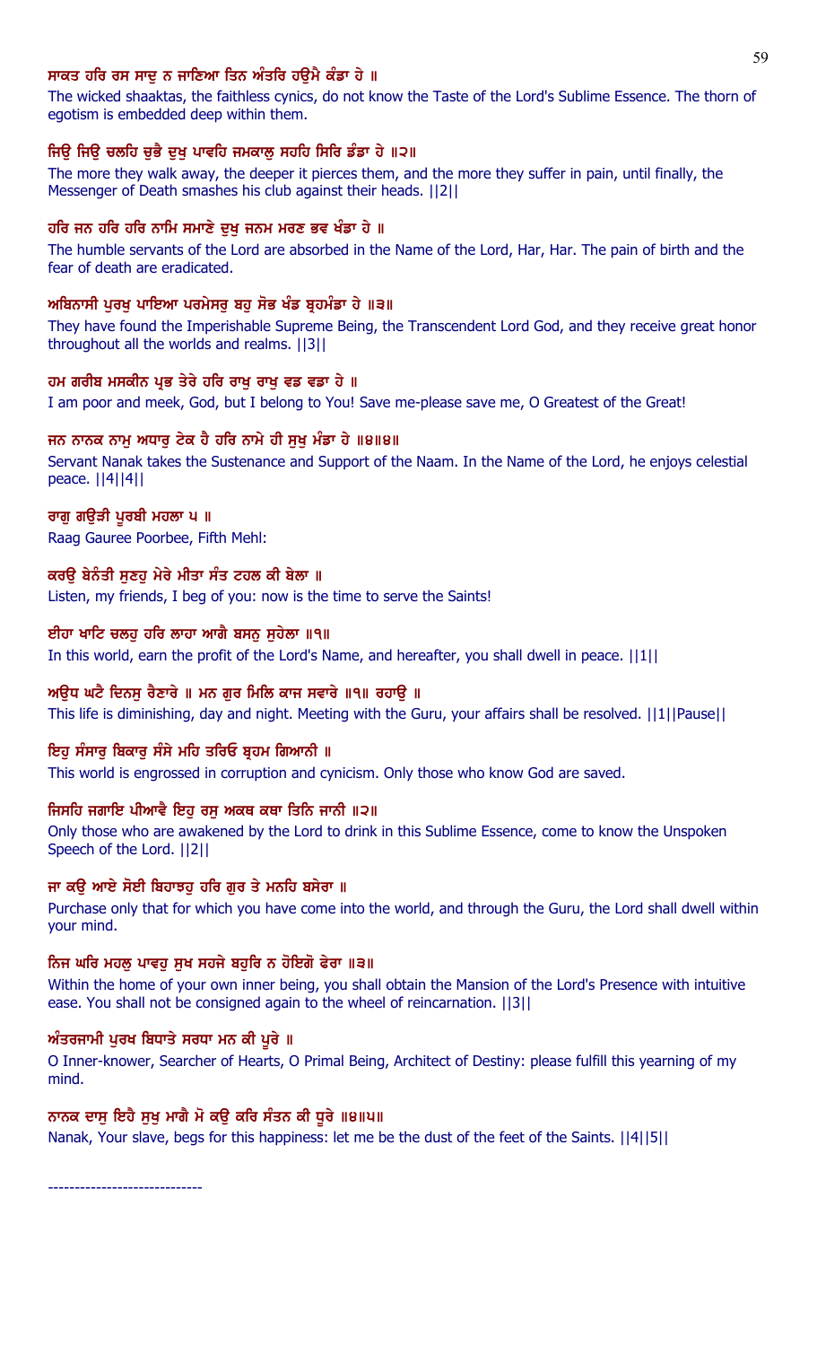**ਸਾਕਤ ਹਰਿ ਰਸ ਸਾਦੁ ਨ ਜਾਣਿਆ ਤਿਨ ਅੰਤਰਿ ਹਉਮੈ ਕੰਡਾ ਹੇ ॥**

The wicked shaaktas, the faithless cynics, do not know the Taste of the Lord's Sublime Essence. The thorn of egotism is embedded deep within them.

**ਜਿਉ ਜਿਉ ਚਲਹਿ ਚੁਭੈ ਦੁਖੁ ਪਾਵਹਿ ਜਮਕਾਲੁ ਸਹਹਿ ਸਿਰਿ ਡੰਡਾ ਹੇ ॥੨॥**

The more they walk away, the deeper it pierces them, and the more they suffer in pain, until finally, the Messenger of Death smashes his club against their heads. ||2||

**ਹਰਿ ਜਨ ਹਰਿ ਹਰਿ ਨਾਮਿ ਸਮਾਣੇ ਦੁਖੁ ਜਨਮ ਮਰਣ ਭਵ ਖੰਡਾ ਹੇ ॥**

The humble servants of the Lord are absorbed in the Name of the Lord, Har, Har. The pain of birth and the fear of death are eradicated.

**ਅਬਿਨਾਸੀ ਪੁਰਖੁ ਪਾਇਆ ਪਰਮੇਸਰੁ ਬਹੁ ਸੋਭ ਖੰਡ ਬ੍ਰਹਮੰਡਾ ਹੇ ॥੩॥**

They have found the Imperishable Supreme Being, the Transcendent Lord God, and they receive great honor throughout all the worlds and realms. ||3||

**ਹਮ ਗਰੀਬ ਮਸਕੀਨ ਪ੍ਰਭ ਤੇਰੇ ਹਰਿ ਰਾਖੁ ਰਾਖੁ ਵਡ ਵਡਾ ਹੇ ॥**

I am poor and meek, God, but I belong to You! Save me-please save me, O Greatest of the Great!

**ਜਨ ਨਾਨਕ ਨਾਮੁ ਅਧਾਰੁ ਟੇਕ ਹੈ ਹਰਿ ਨਾਮੇ ਹੀ ਸੁਖੁ ਮੰਡਾ ਹੇ ॥੪॥੪॥**

Servant Nanak takes the Sustenance and Support of the Naam. In the Name of the Lord, he enjoys celestial peace. ||4||4||

**ਰਾਗੁ ਗਉੜੀ ਪੂਰਬੀ ਮਹਲਾ ੫ ॥**

Raag Gauree Poorbee, Fifth Mehl:

**ਕਰਉ ਬੇਨੰਤੀ ਸੁਣਹੁ ਮੇਰੇ ਮੀਤਾ ਸੰਤ ਟਹਲ ਕੀ ਬੇਲਾ ॥**

Listen, my friends, I beg of you: now is the time to serve the Saints!

**ਈਹਾ ਖਾਟਿ ਚਲਹੁ ਹਰਿ ਲਾਹਾ ਆਗੈ ਬਸਨੁ ਸੁਹੇਲਾ ॥੧॥**

In this world, earn the profit of the Lord's Name, and hereafter, you shall dwell in peace. ||1||

**ਅਉਧ ਘਟੈ ਦਿਨਸੁ ਰੈਣਾਰੇ ॥ ਮਨ ਗੁਰ ਮਿਲਿ ਕਾਜ ਸਵਾਰੇ ॥੧॥ ਰਹਾਉ ॥**

This life is diminishing, day and night. Meeting with the Guru, your affairs shall be resolved. ||1||Pause||

**ਇਹੁ ਸੰਸਾਰੁ ਬਿਕਾਰੁ ਸੰਸੇ ਮਹਿ ਤਰਿਓ ਬ੍ਰਹਮ ਗਿਆਨੀ ॥**

This world is engrossed in corruption and cynicism. Only those who know God are saved.

**ਜਿਸਹਿ ਜਗਾਇ ਪੀਆਵੈ ਇਹੁ ਰਸੁ ਅਕਥ ਕਥਾ ਤਿਨਿ ਜਾਨੀ ॥੨॥**

Only those who are awakened by the Lord to drink in this Sublime Essence, come to know the Unspoken Speech of the Lord. ||2||

**ਜਾ ਕਉ ਆਏ ਸੋਈ ਬਿਹਾਝਹੁ ਹਰਿ ਗੁਰ ਤੇ ਮਨਹਿ ਬਸੇਰਾ ॥**

Purchase only that for which you have come into the world, and through the Guru, the Lord shall dwell within your mind.

**ਨਿਜ ਘਰਿ ਮਹਲੁ ਪਾਵਹੁ ਸੁਖ ਸਹਜੇ ਬਹੁਰਿ ਨ ਹੋਇਗੋ ਫੇਰਾ ॥੩॥**

Within the home of your own inner being, you shall obtain the Mansion of the Lord's Presence with intuitive ease. You shall not be consigned again to the wheel of reincarnation. ||3||

**ਅੰਤਰਜਾਮੀ ਪੁਰਖ ਬਿਧਾਤੇ ਸਰਧਾ ਮਨ ਕੀ ਪੂਰੇ ॥**

O Inner-knower, Searcher of Hearts, O Primal Being, Architect of Destiny: please fulfill this yearning of my mind.

**ਨਾਨਕ ਦਾਸੁ ਇਹੈ ਸੁਖੁ ਮਾਗੈ ਮੋ ਕਉ ਕਰਿ ਸੰਤਨ ਕੀ ਧੂਰੇ ॥੪॥੫॥**

Nanak, Your slave, begs for this happiness: let me be the dust of the feet of the Saints. ||4||5||

-----------------------------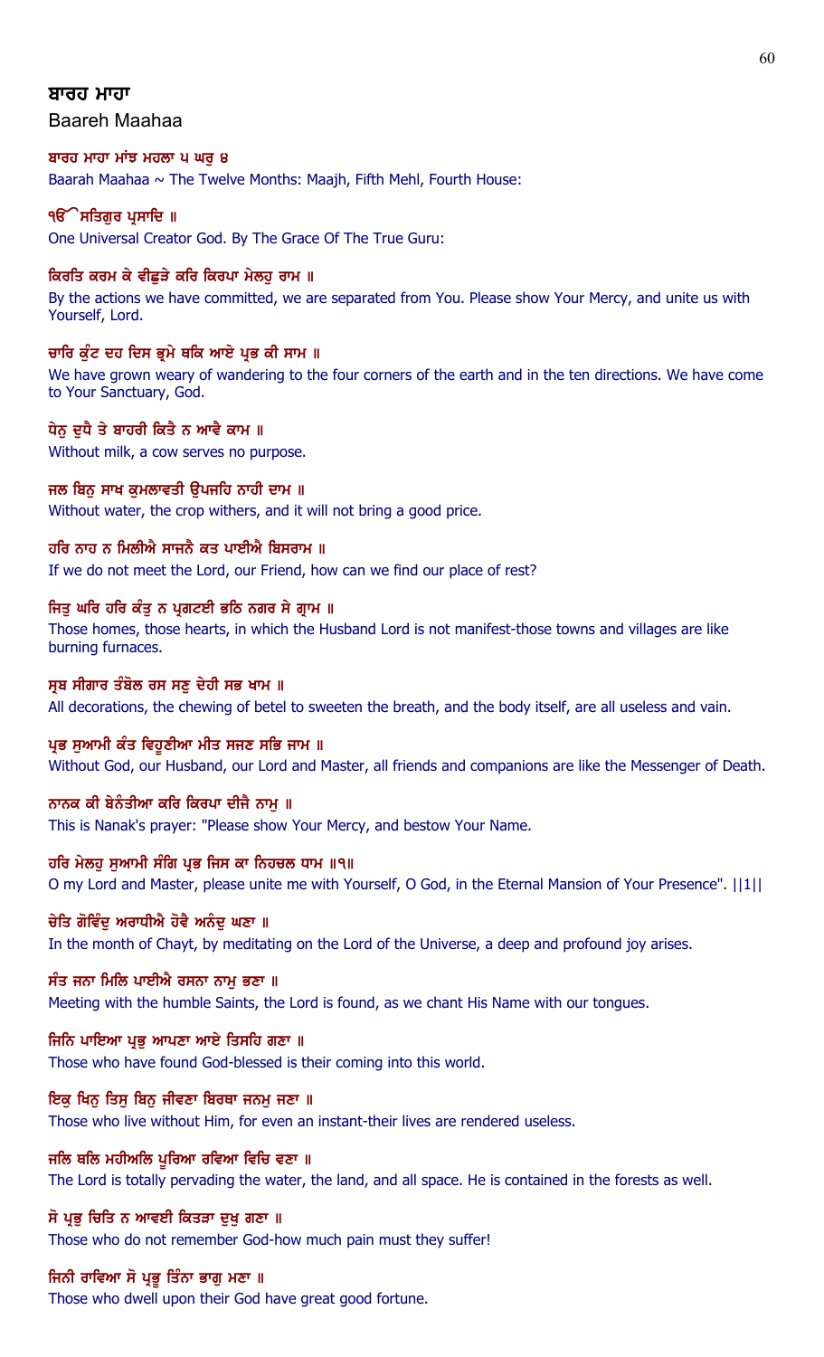## ਬਾਰਹ ਮਾਹਾ

Baareh Maahaa

**ਬਾਰਹ ਮਾਹਾ ਮਾਂਝ ਮਹਲਾ ੫ ਘਰੁ ੪**

Baarah Maahaa ~ The Twelve Months: Maajh, Fifth Mehl, Fourth House:

**ੴ ਸਤਿਗੁਰ ਪ੍ਰਸਾਦਿ ॥**

One Universal Creator God. By The Grace Of The True Guru:

**ਕਿਰਤਿ ਕਰਮ ਕੇ ਵੀਛੁੜੇ ਕਰਿ ਕਿਰਪਾ ਮੇਲਹੁ ਰਾਮ ॥**

By the actions we have committed, we are separated from You. Please show Your Mercy, and unite us with Yourself, Lord.

**ਚਾਰਿ ਕੁੰਟ ਦਹ ਦਿਸ ਭ੍ਰਮੇ ਥਕਿ ਆਏ ਪ੍ਰਭ ਕੀ ਸਾਮ ॥**

We have grown weary of wandering to the four corners of the earth and in the ten directions. We have come to Your Sanctuary, God.

**ਧੇਨੁ ਦੁਧੈ ਤੇ ਬਾਹਰੀ ਕਿਤੈ ਨ ਆਵੈ ਕਾਮ ॥**

Without milk, a cow serves no purpose.

**ਜਲ ਬਿਨੁ ਸਾਖ ਕੁਮਲਾਵਤੀ ਉਪਜਹਿ ਨਾਹੀ ਦਾਮ ॥**

Without water, the crop withers, and it will not bring a good price.

**ਹਰਿ ਨਾਹ ਨ ਮਿਲੀਐ ਸਾਜਨੈ ਕਤ ਪਾਈਐ ਬਿਸਰਾਮ ॥**

If we do not meet the Lord, our Friend, how can we find our place of rest?

**ਜਿਤੁ ਘਰਿ ਹਰਿ ਕੰਤੁ ਨ ਪ੍ਰਗਟਈ ਭਠਿ ਨਗਰ ਸੇ ਗ੍ਰਾਮ ॥**

Those homes, those hearts, in which the Husband Lord is not manifest-those towns and villages are like burning furnaces.

**ਸ੍ਰਬ ਸੀਗਾਰ ਤੰਬੋਲ ਰਸ ਸਣੁ ਦੇਹੀ ਸਭ ਖਾਮ ॥**

All decorations, the chewing of betel to sweeten the breath, and the body itself, are all useless and vain.

**ਪ੍ਰਭ ਸੁਆਮੀ ਕੰਤ ਵਿਹੂਣੀਆ ਮੀਤ ਸਜਣ ਸਭਿ ਜਾਮ ॥**

Without God, our Husband, our Lord and Master, all friends and companions are like the Messenger of Death.

**ਨਾਨਕ ਕੀ ਬੇਨੰਤੀਆ ਕਰਿ ਕਿਰਪਾ ਦੀਜੈ ਨਾਮੁ ॥**

This is Nanak's prayer: "Please show Your Mercy, and bestow Your Name.

**ਹਰਿ ਮੇਲਹੁ ਸੁਆਮੀ ਸੰਗਿ ਪ੍ਰਭ ਜਿਸ ਕਾ ਨਿਹਚਲ ਧਾਮ ॥੧॥**

O my Lord and Master, please unite me with Yourself, O God, in the Eternal Mansion of Your Presence". ||1||

**ਚੇਤਿ ਗੋਵਿੰਦੁ ਅਰਾਧੀਐ ਹੋਵੈ ਅਨੰਦੁ ਘਣਾ ॥**

In the month of Chayt, by meditating on the Lord of the Universe, a deep and profound joy arises.

**ਸੰਤ ਜਨਾ ਮਿਲਿ ਪਾਈਐ ਰਸਨਾ ਨਾਮੁ ਭਣਾ ॥**

Meeting with the humble Saints, the Lord is found, as we chant His Name with our tongues.

**ਜਿਨਿ ਪਾਇਆ ਪ੍ਰਭੁ ਆਪਣਾ ਆਏ ਤਿਸਹਿ ਗਣਾ ॥**

Those who have found God-blessed is their coming into this world.

**ਇਕੁ ਖਿਨੁ ਤਿਸੁ ਬਿਨੁ ਜੀਵਣਾ ਬਿਰਥਾ ਜਨਮੁ ਜਣਾ ॥**

Those who live without Him, for even an instant-their lives are rendered useless.

**ਜਲਿ ਥਲਿ ਮਹੀਅਲਿ ਪੂਰਿਆ ਰਵਿਆ ਵਿਚਿ ਵਣਾ ॥**

The Lord is totally pervading the water, the land, and all space. He is contained in the forests as well.

**ਸੋ ਪ੍ਰਭੁ ਚਿਤਿ ਨ ਆਵਈ ਕਿਤੜਾ ਦੁਖੁ ਗਣਾ ॥**

Those who do not remember God-how much pain must they suffer!

**ਜਿਨੀ ਰਾਵਿਆ ਸੋ ਪ੍ਰਭੂ ਤਿੰਨਾ ਭਾਗੁ ਮਣਾ ॥**

Those who dwell upon their God have great good fortune.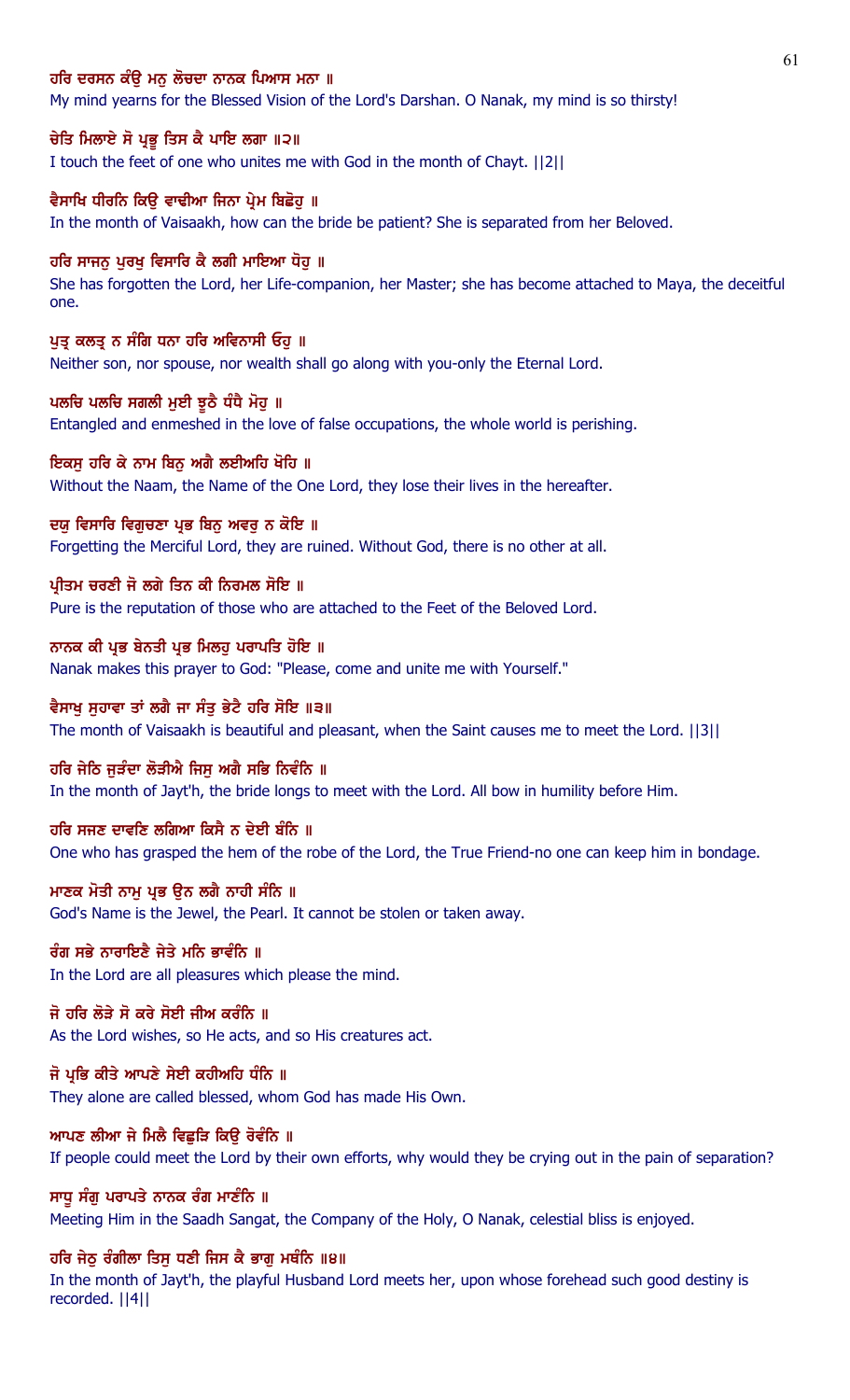ਹਰਿ ਦਰਸਨ ਕੰਉ ਮਨੁ ਲੋਚਦਾ ਨਾਨਕ ਪਿਆਸ ਮਨਾ ॥

My mind yearns for the Blessed Vision of the Lord's Darshan. O Nanak, my mind is so thirsty!

ਚੇਤਿ ਮਿਲਾਏ ਸੋ ਪ੍ਰਭੂ ਤਿਸ ਕੈ ਪਾਇ ਲਗਾ ॥੨॥

I touch the feet of one who unites me with God in the month of Chayt. ||2||

ਵੈਸਾਖਿ ਧੀਰਨਿ ਕਿਉ ਵਾਢੀਆ ਜਿਨਾ ਪ੍ਰੇਮ ਬਿਛੋਹੁ ॥

In the month of Vaisaakh, how can the bride be patient? She is separated from her Beloved.

ਹਰਿ ਸਾਜਨੁ ਪੁਰਖੁ ਵਿਸਾਰਿ ਕੈ ਲਗੀ ਮਾਇਆ ਧੋਹੁ ॥

She has forgotten the Lord, her Life-companion, her Master; she has become attached to Maya, the deceitful one.

ਪੁਤ੍ਰ ਕਲਤ੍ਰ ਨ ਸੰਗਿ ਧਨਾ ਹਰਿ ਅਵਿਨਾਸੀ ਓਹੁ ॥

Neither son, nor spouse, nor wealth shall go along with you-only the Eternal Lord.

ਪਲਚਿ ਪਲਚਿ ਸਗਲੀ ਮੁਈ ਝੂਠੈ ਧੰਧੈ ਮੋਹੁ ॥

Entangled and enmeshed in the love of false occupations, the whole world is perishing.

ਇਕਸੁ ਹਰਿ ਕੇ ਨਾਮ ਬਿਨੁ ਅਗੈ ਲਈਅਹਿ ਖੋਹਿ ॥

Without the Naam, the Name of the One Lord, they lose their lives in the hereafter.

ਦਯੁ ਵਿਸਾਰਿ ਵਿਗੁਚਣਾ ਪ੍ਰਭ ਬਿਨੁ ਅਵਰੁ ਨ ਕੋਇ ॥

Forgetting the Merciful Lord, they are ruined. Without God, there is no other at all.

ਪ੍ਰੀਤਮ ਚਰਣੀ ਜੋ ਲਗੇ ਤਿਨ ਕੀ ਨਿਰਮਲ ਸੋਇ ॥

Pure is the reputation of those who are attached to the Feet of the Beloved Lord.

ਨਾਨਕ ਕੀ ਪ੍ਰਭ ਬੇਨਤੀ ਪ੍ਰਭ ਮਿਲਹੁ ਪਰਾਪਤਿ ਹੋਇ ॥

Nanak makes this prayer to God: "Please, come and unite me with Yourself."

ਵੈਸਾਖੁ ਸੁਹਾਵਾ ਤਾਂ ਲਗੈ ਜਾ ਸੰਤੁ ਭੇਟੈ ਹਰਿ ਸੋਇ ॥੩॥

The month of Vaisaakh is beautiful and pleasant, when the Saint causes me to meet the Lord. ||3||

ਹਰਿ ਜੇਠਿ ਜੁੜੰਦਾ ਲੋੜੀਐ ਜਿਸੁ ਅਗੈ ਸਭਿ ਨਿਵੰਨਿ ॥

In the month of Jayt'h, the bride longs to meet with the Lord. All bow in humility before Him.

ਹਰਿ ਸਜਣ ਦਾਵਣਿ ਲਗਿਆ ਕਿਸੈ ਨ ਦੇਈ ਬੰਨਿ ॥

One who has grasped the hem of the robe of the Lord, the True Friend-no one can keep him in bondage.

ਮਾਣਕ ਮੋਤੀ ਨਾਮੁ ਪ੍ਰਭ ਉਨ ਲਗੈ ਨਾਹੀ ਸੰਨਿ ॥

God's Name is the Jewel, the Pearl. It cannot be stolen or taken away.

ਰੰਗ ਸਭੇ ਨਾਰਾਇਣੈ ਜੇਤੇ ਮਨਿ ਭਾਵੰਨਿ ॥

In the Lord are all pleasures which please the mind.

ਜੋ ਹਰਿ ਲੋੜੇ ਸੋ ਕਰੇ ਸੋਈ ਜੀਅ ਕਰੰਨਿ ॥

As the Lord wishes, so He acts, and so His creatures act.

ਜੋ ਪ੍ਰਭਿ ਕੀਤੇ ਆਪਣੇ ਸੇਈ ਕਹੀਅਹਿ ਧੰਨਿ ॥

They alone are called blessed, whom God has made His Own.

ਆਪਣ ਲੀਆ ਜੇ ਮਿਲੈ ਵਿਛੁੜਿ ਕਿਉ ਰੋਵੰਨਿ ॥

If people could meet the Lord by their own efforts, why would they be crying out in the pain of separation?

ਸਾਧੂ ਸੰਗੁ ਪਰਾਪਤੇ ਨਾਨਕ ਰੰਗ ਮਾਣੰਨਿ ॥

Meeting Him in the Saadh Sangat, the Company of the Holy, O Nanak, celestial bliss is enjoyed.

ਹਰਿ ਜੇਠੁ ਰੰਗੀਲਾ ਤਿਸੁ ਧਣੀ ਜਿਸ ਕੈ ਭਾਗੁ ਮਥੰਨਿ ॥੪॥

In the month of Jayt'h, the playful Husband Lord meets her, upon whose forehead such good destiny is recorded. ||4||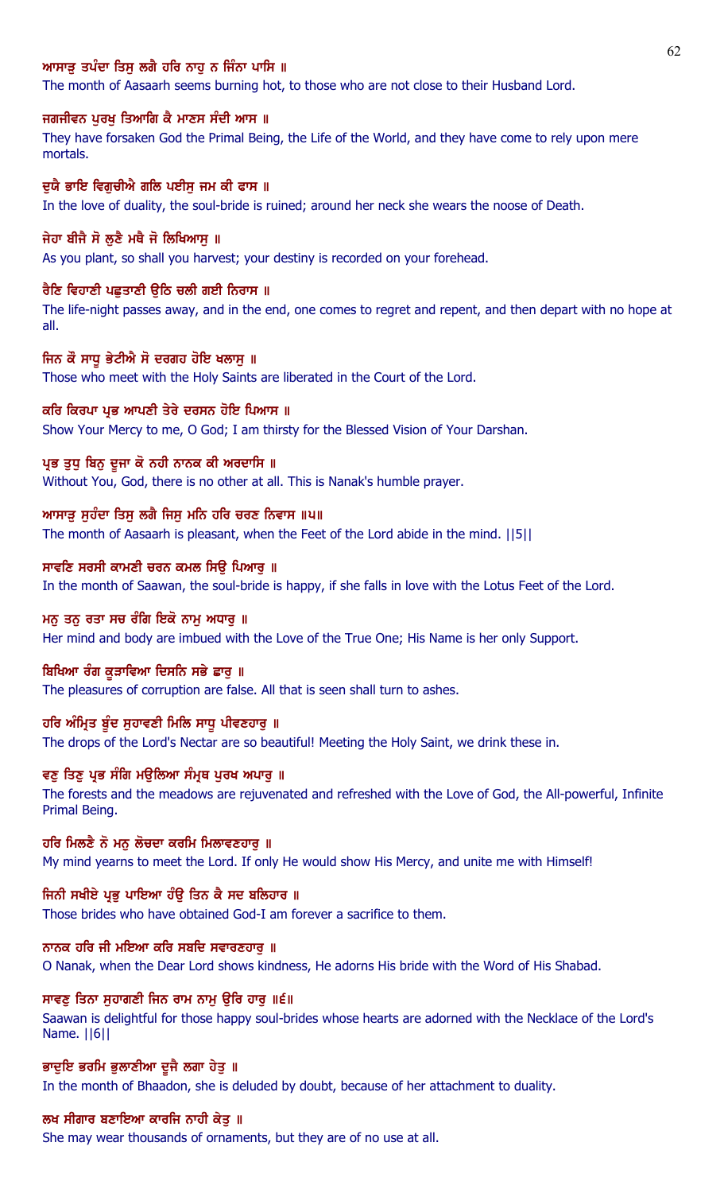ਆਸਾੜੁ ਤਪੰਦਾ ਤਿਸੁ ਲਗੈ ਹਰਿ ਨਾਹੁ ਨ ਜਿੰਨਾ ਪਾਸਿ ॥

The month of Aasaarh seems burning hot, to those who are not close to their Husband Lord.

ਜਗਜੀਵਨ ਪੁਰਖੁ ਤਿਆਗਿ ਕੈ ਮਾਣਸ ਸੰਦੀ ਆਸ ॥

They have forsaken God the Primal Being, the Life of the World, and they have come to rely upon mere mortals.

ਦੁਯੈ ਭਾਇ ਵਿਗੁਚੀਐ ਗਲਿ ਪਈਸੁ ਜਮ ਕੀ ਫਾਸ ॥

In the love of duality, the soul-bride is ruined; around her neck she wears the noose of Death.

ਜੇਹਾ ਬੀਜੈ ਸੋ ਲੁਣੈ ਮਥੈ ਜੋ ਲਿਖਿਆਸੁ ॥

As you plant, so shall you harvest; your destiny is recorded on your forehead.

ਰੈਣਿ ਵਿਹਾਣੀ ਪਛੁਤਾਣੀ ਉਠਿ ਚਲੀ ਗਈ ਨਿਰਾਸ ॥

The life-night passes away, and in the end, one comes to regret and repent, and then depart with no hope at all.

ਜਿਨ ਕੌ ਸਾਧੂ ਭੇਟੀਐ ਸੋ ਦਰਗਹ ਹੋਇ ਖਲਾਸੁ ॥

Those who meet with the Holy Saints are liberated in the Court of the Lord.

ਕਰਿ ਕਿਰਪਾ ਪ੍ਰਭ ਆਪਣੀ ਤੇਰੇ ਦਰਸਨ ਹੋਇ ਪਿਆਸ ॥

Show Your Mercy to me, O God; I am thirsty for the Blessed Vision of Your Darshan.

ਪ੍ਰਭ ਤੁਧੁ ਬਿਨੁ ਦੂਜਾ ਕੋ ਨਹੀ ਨਾਨਕ ਕੀ ਅਰਦਾਸਿ ॥

Without You, God, there is no other at all. This is Nanak's humble prayer.

ਆਸਾੜੁ ਸੁਹੰਦਾ ਤਿਸੁ ਲਗੈ ਜਿਸੁ ਮਨਿ ਹਰਿ ਚਰਣ ਨਿਵਾਸ ॥੫॥

The month of Aasaarh is pleasant, when the Feet of the Lord abide in the mind. ||5||

ਸਾਵਣਿ ਸਰਸੀ ਕਾਮਣੀ ਚਰਨ ਕਮਲ ਸਿਉ ਪਿਆਰੁ ॥

In the month of Saawan, the soul-bride is happy, if she falls in love with the Lotus Feet of the Lord.

ਮਨੁ ਤਨੁ ਰਤਾ ਸਚ ਰੰਗਿ ਇਕੋ ਨਾਮੁ ਅਧਾਰੁ ॥

Her mind and body are imbued with the Love of the True One; His Name is her only Support.

ਬਿਖਿਆ ਰੰਗ ਕੂੜਾਵਿਆ ਦਿਸਨਿ ਸਭੇ ਛਾਰੁ ॥

The pleasures of corruption are false. All that is seen shall turn to ashes.

ਹਰਿ ਅੰਮ੍ਰਿਤ ਬੂੰਦ ਸੁਹਾਵਣੀ ਮਿਲਿ ਸਾਧੂ ਪੀਵਣਹਾਰੁ ॥

The drops of the Lord's Nectar are so beautiful! Meeting the Holy Saint, we drink these in.

ਵਣੁ ਤਿਣੁ ਪ੍ਰਭ ਸੰਗਿ ਮਉਲਿਆ ਸੰਮ੍ਰਥ ਪੁਰਖ ਅਪਾਰੁ ॥

The forests and the meadows are rejuvenated and refreshed with the Love of God, the All-powerful, Infinite Primal Being.

ਹਰਿ ਮਿਲਣੈ ਨੋ ਮਨੁ ਲੋਚਦਾ ਕਰਮਿ ਮਿਲਾਵਣਹਾਰੁ ॥

My mind yearns to meet the Lord. If only He would show His Mercy, and unite me with Himself!

ਜਿਨੀ ਸਖੀਏ ਪ੍ਰਭੁ ਪਾਇਆ ਹੰਉ ਤਿਨ ਕੈ ਸਦ ਬਲਿਹਾਰ ॥

Those brides who have obtained God-I am forever a sacrifice to them.

ਨਾਨਕ ਹਰਿ ਜੀ ਮਇਆ ਕਰਿ ਸਬਦਿ ਸਵਾਰਣਹਾਰੁ ॥

O Nanak, when the Dear Lord shows kindness, He adorns His bride with the Word of His Shabad.

ਸਾਵਣੁ ਤਿਨਾ ਸੁਹਾਗਣੀ ਜਿਨ ਰਾਮ ਨਾਮੁ ਉਰਿ ਹਾਰੁ ॥੬॥

Saawan is delightful for those happy soul-brides whose hearts are adorned with the Necklace of the Lord's Name. ||6||

ਭਾਦੁਇ ਭਰਮਿ ਭੁਲਾਣੀਆ ਦੂਜੈ ਲਗਾ ਹੇਤੁ ॥

In the month of Bhaadon, she is deluded by doubt, because of her attachment to duality.

ਲਖ ਸੀਗਾਰ ਬਣਾਇਆ ਕਾਰਜਿ ਨਾਹੀ ਕੇਤੁ ॥

She may wear thousands of ornaments, but they are of no use at all.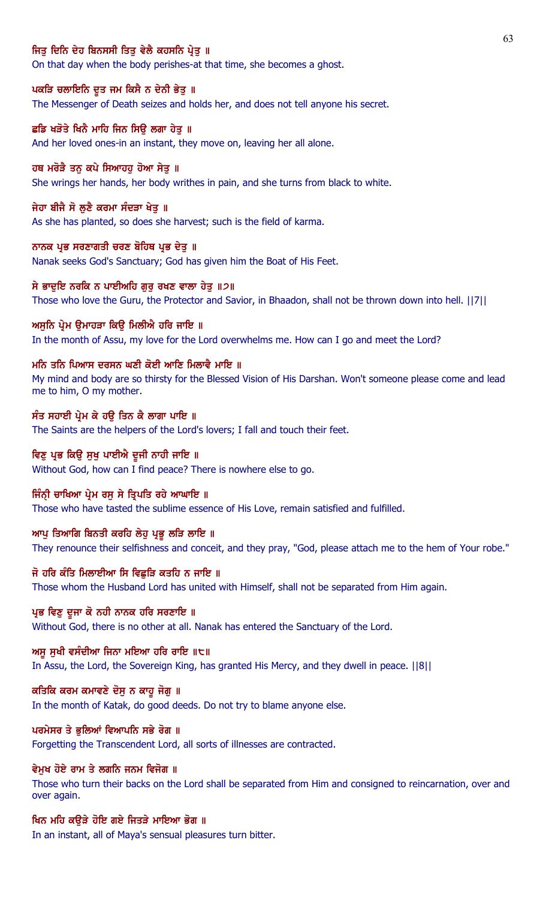ਜਿਤੁ ਦਿਨਿ ਦੇਹ ਬਿਨਸਸੀ ਤਿਤੁ ਵੇਲੈ ਕਹਸਨਿ ਪ੍ਰੇਤੁ ॥
On that day when the body perishes-at that time, she becomes a ghost.

ਪਕੜਿ ਚਲਾਇਨਿ ਦੂਤ ਜਮ ਕਿਸੈ ਨ ਦੇਨੀ ਭੇਤੁ ॥
The Messenger of Death seizes and holds her, and does not tell anyone his secret.

ਛਡਿ ਖੜੋਤੇ ਖਿਨੈ ਮਾਹਿ ਜਿਨ ਸਿਉ ਲਗਾ ਹੇਤੁ ॥
And her loved ones-in an instant, they move on, leaving her all alone.

ਹਥ ਮਰੋੜੈ ਤਨੁ ਕਪੇ ਸਿਆਹਹੁ ਹੋਆ ਸੇਤੁ ॥
She wrings her hands, her body writhes in pain, and she turns from black to white.

ਜੇਹਾ ਬੀਜੈ ਸੋ ਲੁਣੈ ਕਰਮਾ ਸੰਦੜਾ ਖੇਤੁ ॥
As she has planted, so does she harvest; such is the field of karma.

ਨਾਨਕ ਪ੍ਰਭ ਸਰਣਾਗਤੀ ਚਰਣ ਬੋਹਿਥ ਪ੍ਰਭ ਦੇਤੁ ॥
Nanak seeks God's Sanctuary; God has given him the Boat of His Feet.

ਸੇ ਭਾਦੁਇ ਨਰਕਿ ਨ ਪਾਈਅਹਿ ਗੁਰੁ ਰਖਣ ਵਾਲਾ ਹੇਤੁ ॥੭॥
Those who love the Guru, the Protector and Savior, in Bhaadon, shall not be thrown down into hell. ||7||

ਅਸੁਨਿ ਪ੍ਰੇਮ ਉਮਾਹੜਾ ਕਿਉ ਮਿਲੀਐ ਹਰਿ ਜਾਇ ॥
In the month of Assu, my love for the Lord overwhelms me. How can I go and meet the Lord?

ਮਨਿ ਤਨਿ ਪਿਆਸ ਦਰਸਨ ਘਣੀ ਕੋਈ ਆਣਿ ਮਿਲਾਵੈ ਮਾਇ ॥
My mind and body are so thirsty for the Blessed Vision of His Darshan. Won't someone please come and lead me to him, O my mother.

ਸੰਤ ਸਹਾਈ ਪ੍ਰੇਮ ਕੇ ਹਉ ਤਿਨ ਕੈ ਲਾਗਾ ਪਾਇ ॥
The Saints are the helpers of the Lord's lovers; I fall and touch their feet.

ਵਿਣੁ ਪ੍ਰਭ ਕਿਉ ਸੁਖੁ ਪਾਈਐ ਦੂਜੀ ਨਾਹੀ ਜਾਇ ॥
Without God, how can I find peace? There is nowhere else to go.

ਜਿੰਨ੍ਹੀ ਚਾਖਿਆ ਪ੍ਰੇਮ ਰਸੁ ਸੇ ਤ੍ਰਿਪਤਿ ਰਹੇ ਆਘਾਇ ॥
Those who have tasted the sublime essence of His Love, remain satisfied and fulfilled.

ਆਪੁ ਤਿਆਗਿ ਬਿਨਤੀ ਕਰਹਿ ਲੇਹੁ ਪ੍ਰਭੂ ਲੜਿ ਲਾਇ ॥
They renounce their selfishness and conceit, and they pray, "God, please attach me to the hem of Your robe."

ਜੋ ਹਰਿ ਕੰਤਿ ਮਿਲਾਈਆ ਸਿ ਵਿਛੁੜਿ ਕਤਹਿ ਨ ਜਾਇ ॥
Those whom the Husband Lord has united with Himself, shall not be separated from Him again.

ਪ੍ਰਭ ਵਿਣੁ ਦੂਜਾ ਕੋ ਨਹੀ ਨਾਨਕ ਹਰਿ ਸਰਣਾਇ ॥
Without God, there is no other at all. Nanak has entered the Sanctuary of the Lord.

ਅਸੂ ਸੁਖੀ ਵਸੰਦੀਆ ਜਿਨਾ ਮਇਆ ਹਰਿ ਰਾਇ ॥੮॥
In Assu, the Lord, the Sovereign King, has granted His Mercy, and they dwell in peace. ||8||

ਕਤਿਕਿ ਕਰਮ ਕਮਾਵਣੇ ਦੋਸੁ ਨ ਕਾਹੂ ਜੋਗੁ ॥
In the month of Katak, do good deeds. Do not try to blame anyone else.

ਪਰਮੇਸਰ ਤੇ ਭੁਲਿਆਂ ਵਿਆਪਨਿ ਸਭੇ ਰੋਗ ॥
Forgetting the Transcendent Lord, all sorts of illnesses are contracted.

ਵੇਮੁਖ ਹੋਏ ਰਾਮ ਤੇ ਲਗਨਿ ਜਨਮ ਵਿਜੋਗ ॥
Those who turn their backs on the Lord shall be separated from Him and consigned to reincarnation, over and over again.

ਖਿਨ ਮਹਿ ਕਉੜੇ ਹੋਇ ਗਏ ਜਿਤੜੇ ਮਾਇਆ ਭੋਗ ॥
In an instant, all of Maya's sensual pleasures turn bitter.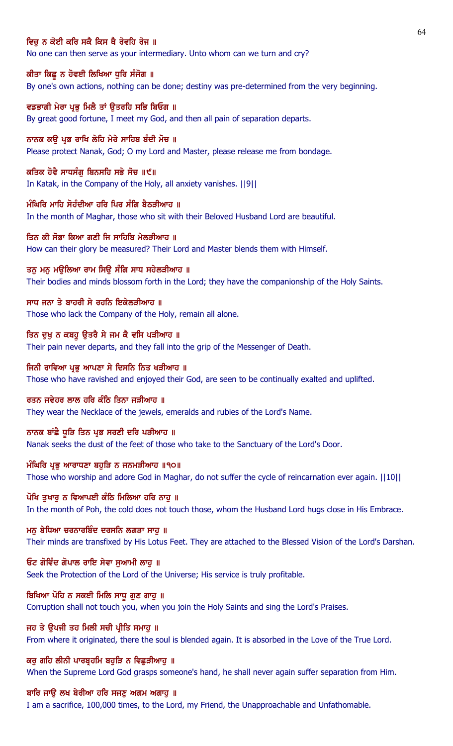ਵਿਚੁ ਨ ਕੋਈ ਕਰਿ ਸਕੈ ਕਿਸ ਥੈ ਰੋਵਹਿ ਰੋਜ ॥
No one can then serve as your intermediary. Unto whom can we turn and cry?

ਕੀਤਾ ਕਿਛੂ ਨ ਹੋਵਈ ਲਿਖਿਆ ਧੁਰਿ ਸੰਜੋਗ ॥
By one's own actions, nothing can be done; destiny was pre-determined from the very beginning.

ਵਡਭਾਗੀ ਮੇਰਾ ਪ੍ਰਭੁ ਮਿਲੈ ਤਾਂ ਉਤਰਹਿ ਸਭਿ ਬਿਓਗ ॥
By great good fortune, I meet my God, and then all pain of separation departs.

ਨਾਨਕ ਕਉ ਪ੍ਰਭ ਰਾਖਿ ਲੇਹਿ ਮੇਰੇ ਸਾਹਿਬ ਬੰਦੀ ਮੋਚ ॥
Please protect Nanak, God; O my Lord and Master, please release me from bondage.

ਕਤਿਕ ਹੋਵੈ ਸਾਧਸੰਗੁ ਬਿਨਸਹਿ ਸਭੇ ਸੋਚ ॥੯॥
In Katak, in the Company of the Holy, all anxiety vanishes. ||9||

ਮੰਘਿਰਿ ਮਾਹਿ ਸੋਹੰਦੀਆ ਹਰਿ ਪਿਰ ਸੰਗਿ ਬੈਠੜੀਆਹ ॥
In the month of Maghar, those who sit with their Beloved Husband Lord are beautiful.

ਤਿਨ ਕੀ ਸੋਭਾ ਕਿਆ ਗਣੀ ਜਿ ਸਾਹਿਬਿ ਮੇਲੜੀਆਹ ॥
How can their glory be measured? Their Lord and Master blends them with Himself.

ਤਨੁ ਮਨੁ ਮਉਲਿਆ ਰਾਮ ਸਿਉ ਸੰਗਿ ਸਾਧ ਸਹੇਲੜੀਆਹ ॥
Their bodies and minds blossom forth in the Lord; they have the companionship of the Holy Saints.

ਸਾਧ ਜਨਾ ਤੇ ਬਾਹਰੀ ਸੇ ਰਹਨਿ ਇਕੇਲੜੀਆਹ ॥
Those who lack the Company of the Holy, remain all alone.

ਤਿਨ ਦੁਖੁ ਨ ਕਬਹੂ ਉਤਰੈ ਸੇ ਜਮ ਕੈ ਵਸਿ ਪੜੀਆਹ ॥
Their pain never departs, and they fall into the grip of the Messenger of Death.

ਜਿਨੀ ਰਾਵਿਆ ਪ੍ਰਭੁ ਆਪਣਾ ਸੇ ਦਿਸਨਿ ਨਿਤ ਖੜੀਆਹ ॥
Those who have ravished and enjoyed their God, are seen to be continually exalted and uplifted.

ਰਤਨ ਜਵੇਹਰ ਲਾਲ ਹਰਿ ਕੰਠਿ ਤਿਨਾ ਜੜੀਆਹ ॥
They wear the Necklace of the jewels, emeralds and rubies of the Lord's Name.

ਨਾਨਕ ਬਾਂਛੈ ਧੂੜਿ ਤਿਨ ਪ੍ਰਭ ਸਰਣੀ ਦਰਿ ਪੜੀਆਹ ॥
Nanak seeks the dust of the feet of those who take to the Sanctuary of the Lord's Door.

ਮੰਘਿਰਿ ਪ੍ਰਭੁ ਆਰਾਧਣਾ ਬਹੁੜਿ ਨ ਜਨਮੜੀਆਹ ॥੧੦॥
Those who worship and adore God in Maghar, do not suffer the cycle of reincarnation ever again. ||10||

ਪੋਖਿ ਤੁਖਾਰੁ ਨ ਵਿਆਪਈ ਕੰਠਿ ਮਿਲਿਆ ਹਰਿ ਨਾਹੁ ॥
In the month of Poh, the cold does not touch those, whom the Husband Lord hugs close in His Embrace.

ਮਨੁ ਬੇਧਿਆ ਚਰਨਾਰਬਿੰਦ ਦਰਸਨਿ ਲਗੜਾ ਸਾਹੁ ॥
Their minds are transfixed by His Lotus Feet. They are attached to the Blessed Vision of the Lord's Darshan.

ਓਟ ਗੋਵਿੰਦ ਗੋਪਾਲ ਰਾਇ ਸੇਵਾ ਸੁਆਮੀ ਲਾਹੁ ॥
Seek the Protection of the Lord of the Universe; His service is truly profitable.

ਬਿਖਿਆ ਪੋਹਿ ਨ ਸਕਈ ਮਿਲਿ ਸਾਧੂ ਗੁਣ ਗਾਹੁ ॥
Corruption shall not touch you, when you join the Holy Saints and sing the Lord's Praises.

ਜਹ ਤੇ ਉਪਜੀ ਤਹ ਮਿਲੀ ਸਚੀ ਪ੍ਰੀਤਿ ਸਮਾਹੁ ॥
From where it originated, there the soul is blended again. It is absorbed in the Love of the True Lord.

ਕਰੁ ਗਹਿ ਲੀਨੀ ਪਾਰਬ੍ਰਹਮਿ ਬਹੁੜਿ ਨ ਵਿਛੁੜੀਆਹੁ ॥
When the Supreme Lord God grasps someone's hand, he shall never again suffer separation from Him.

ਬਾਰਿ ਜਾਉ ਲਖ ਬੇਰੀਆ ਹਰਿ ਸਜਣੁ ਅਗਮ ਅਗਾਹੁ ॥
I am a sacrifice, 100,000 times, to the Lord, my Friend, the Unapproachable and Unfathomable.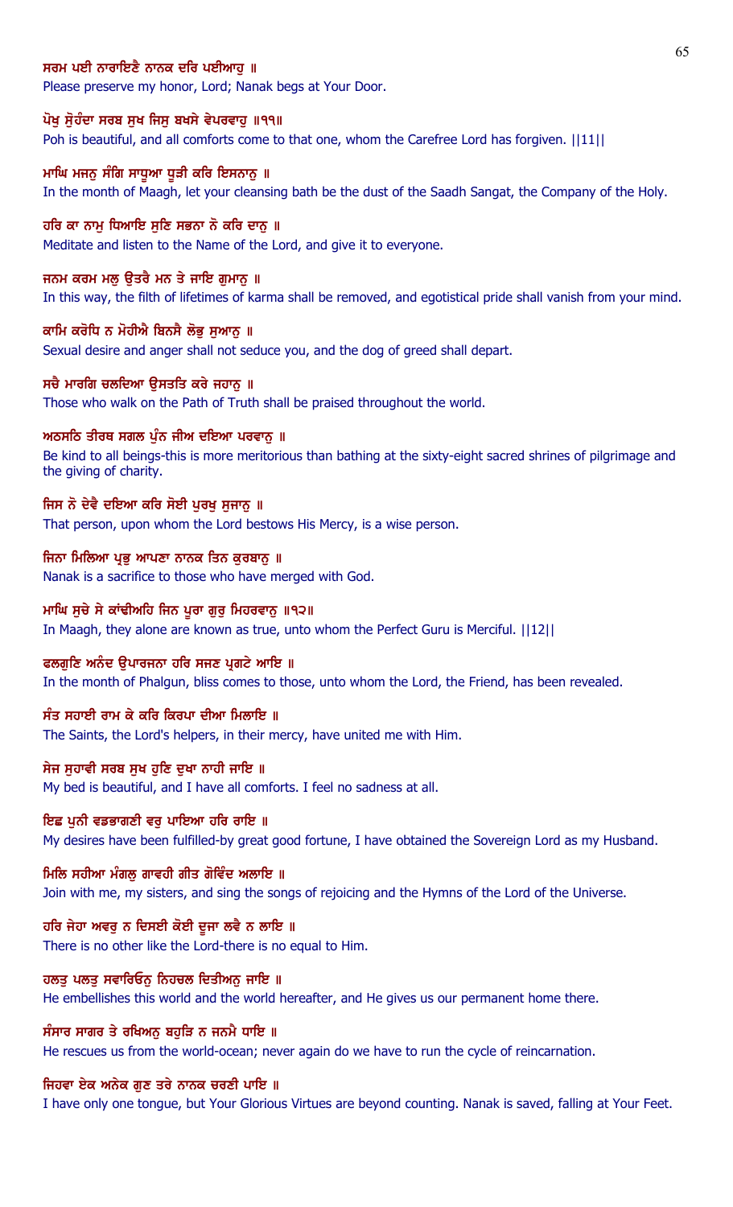**ਸਰਮ ਪਈ ਨਾਰਾਇਣੈ ਨਾਨਕ ਦਰਿ ਪਈਆਹੁ ॥**
Please preserve my honor, Lord; Nanak begs at Your Door.

**ਪੋਖੁ ਸੋੁਹੰਦਾ ਸਰਬ ਸੁਖ ਜਿਸੁ ਬਖਸੇ ਵੇਪਰਵਾਹੁ ॥੧੧॥**
Poh is beautiful, and all comforts come to that one, whom the Carefree Lord has forgiven. ||11||

**ਮਾਘਿ ਮਜਨੁ ਸੰਗਿ ਸਾਧੂਆ ਧੂੜੀ ਕਰਿ ਇਸਨਾਨੁ ॥**
In the month of Maagh, let your cleansing bath be the dust of the Saadh Sangat, the Company of the Holy.

**ਹਰਿ ਕਾ ਨਾਮੁ ਧਿਆਇ ਸੁਣਿ ਸਭਨਾ ਨੋ ਕਰਿ ਦਾਨੁ ॥**
Meditate and listen to the Name of the Lord, and give it to everyone.

**ਜਨਮ ਕਰਮ ਮਲੁ ਉਤਰੈ ਮਨ ਤੇ ਜਾਇ ਗੁਮਾਨੁ ॥**
In this way, the filth of lifetimes of karma shall be removed, and egotistical pride shall vanish from your mind.

**ਕਾਮਿ ਕਰੋਧਿ ਨ ਮੋਹੀਐ ਬਿਨਸੈ ਲੋਭੁ ਸੁਆਨੁ ॥**
Sexual desire and anger shall not seduce you, and the dog of greed shall depart.

**ਸਚੈ ਮਾਰਗਿ ਚਲਦਿਆ ਉਸਤਤਿ ਕਰੇ ਜਹਾਨੁ ॥**
Those who walk on the Path of Truth shall be praised throughout the world.

**ਅਠਸਠਿ ਤੀਰਥ ਸਗਲ ਪੁੰਨ ਜੀਅ ਦਇਆ ਪਰਵਾਨੁ ॥**
Be kind to all beings-this is more meritorious than bathing at the sixty-eight sacred shrines of pilgrimage and the giving of charity.

**ਜਿਸ ਨੋ ਦੇਵੈ ਦਇਆ ਕਰਿ ਸੋਈ ਪੁਰਖੁ ਸੁਜਾਨੁ ॥**
That person, upon whom the Lord bestows His Mercy, is a wise person.

**ਜਿਨਾ ਮਿਲਿਆ ਪ੍ਰਭੁ ਆਪਣਾ ਨਾਨਕ ਤਿਨ ਕੁਰਬਾਨੁ ॥**
Nanak is a sacrifice to those who have merged with God.

**ਮਾਘਿ ਸੁਚੇ ਸੇ ਕਾਂਢੀਅਹਿ ਜਿਨ ਪੂਰਾ ਗੁਰੁ ਮਿਹਰਵਾਨੁ ॥੧੨॥**
In Maagh, they alone are known as true, unto whom the Perfect Guru is Merciful. ||12||

**ਫਲਗੁਣਿ ਅਨੰਦ ਉਪਾਰਜਨਾ ਹਰਿ ਸਜਣ ਪ੍ਰਗਟੇ ਆਇ ॥**
In the month of Phalgun, bliss comes to those, unto whom the Lord, the Friend, has been revealed.

**ਸੰਤ ਸਹਾਈ ਰਾਮ ਕੇ ਕਰਿ ਕਿਰਪਾ ਦੀਆ ਮਿਲਾਇ ॥**
The Saints, the Lord's helpers, in their mercy, have united me with Him.

**ਸੇਜ ਸੁਹਾਵੀ ਸਰਬ ਸੁਖ ਹੁਣਿ ਦੁਖਾ ਨਾਹੀ ਜਾਇ ॥**
My bed is beautiful, and I have all comforts. I feel no sadness at all.

**ਇਛ ਪੁਨੀ ਵਡਭਾਗਣੀ ਵਰੁ ਪਾਇਆ ਹਰਿ ਰਾਇ ॥**
My desires have been fulfilled-by great good fortune, I have obtained the Sovereign Lord as my Husband.

**ਮਿਲਿ ਸਹੀਆ ਮੰਗਲੁ ਗਾਵਹੀ ਗੀਤ ਗੋਵਿੰਦ ਅਲਾਇ ॥**
Join with me, my sisters, and sing the songs of rejoicing and the Hymns of the Lord of the Universe.

**ਹਰਿ ਜੇਹਾ ਅਵਰੁ ਨ ਦਿਸਈ ਕੋਈ ਦੂਜਾ ਲਵੈ ਨ ਲਾਇ ॥**
There is no other like the Lord-there is no equal to Him.

**ਹਲਤੁ ਪਲਤੁ ਸਵਾਰਿਓਨੁ ਨਿਹਚਲ ਦਿਤੀਅਨੁ ਜਾਇ ॥**
He embellishes this world and the world hereafter, and He gives us our permanent home there.

**ਸੰਸਾਰ ਸਾਗਰ ਤੇ ਰਖਿਅਨੁ ਬਹੁੜਿ ਨ ਜਨਮੈ ਧਾਇ ॥**
He rescues us from the world-ocean; never again do we have to run the cycle of reincarnation.

**ਜਿਹਵਾ ਏਕ ਅਨੇਕ ਗੁਣ ਤਰੇ ਨਾਨਕ ਚਰਣੀ ਪਾਇ ॥**
I have only one tongue, but Your Glorious Virtues are beyond counting. Nanak is saved, falling at Your Feet.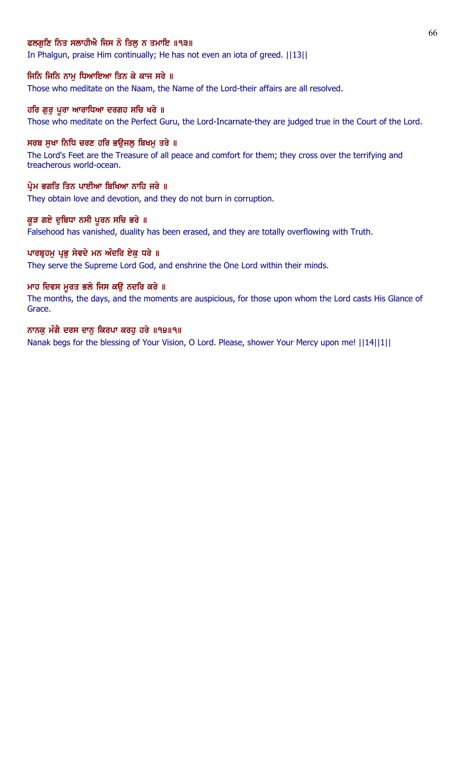ਫਲਗੁਣਿ ਨਿਤ ਸਲਾਹੀਐ ਜਿਸ ਨੋ ਤਿਲੁ ਨ ਤਮਾਇ ॥੧੩॥

In Phalgun, praise Him continually; He has not even an iota of greed. ||13||

ਜਿਨਿ ਜਿਨਿ ਨਾਮੁ ਧਿਆਇਆ ਤਿਨ ਕੇ ਕਾਜ ਸਰੇ ॥

Those who meditate on the Naam, the Name of the Lord-their affairs are all resolved.

ਹਰਿ ਗੁਰੁ ਪੂਰਾ ਆਰਾਧਿਆ ਦਰਗਹ ਸਚਿ ਖਰੇ ॥

Those who meditate on the Perfect Guru, the Lord-Incarnate-they are judged true in the Court of the Lord.

ਸਰਬ ਸੁਖਾ ਨਿਧਿ ਚਰਣ ਹਰਿ ਭਉਜਲੁ ਬਿਖਮੁ ਤਰੇ ॥

The Lord's Feet are the Treasure of all peace and comfort for them; they cross over the terrifying and treacherous world-ocean.

ਪ੍ਰੇਮ ਭਗਤਿ ਤਿਨ ਪਾਈਆ ਬਿਖਿਆ ਨਾਹਿ ਜਰੇ ॥

They obtain love and devotion, and they do not burn in corruption.

ਕੂੜ ਗਏ ਦੁਬਿਧਾ ਨਸੀ ਪੂਰਨ ਸਚਿ ਭਰੇ ॥

Falsehood has vanished, duality has been erased, and they are totally overflowing with Truth.

ਪਾਰਬ੍ਰਹਮੁ ਪ੍ਰਭੁ ਸੇਵਦੇ ਮਨ ਅੰਦਰਿ ਏਕੁ ਧਰੇ ॥

They serve the Supreme Lord God, and enshrine the One Lord within their minds.

ਮਾਹ ਦਿਵਸ ਮੂਰਤ ਭਲੇ ਜਿਸ ਕਉ ਨਦਰਿ ਕਰੇ ॥

The months, the days, and the moments are auspicious, for those upon whom the Lord casts His Glance of Grace.

ਨਾਨਕੁ ਮੰਗੈ ਦਰਸ ਦਾਨੁ ਕਿਰਪਾ ਕਰਹੁ ਹਰੇ ॥੧੪॥੧॥

Nanak begs for the blessing of Your Vision, O Lord. Please, shower Your Mercy upon me! ||14||1||